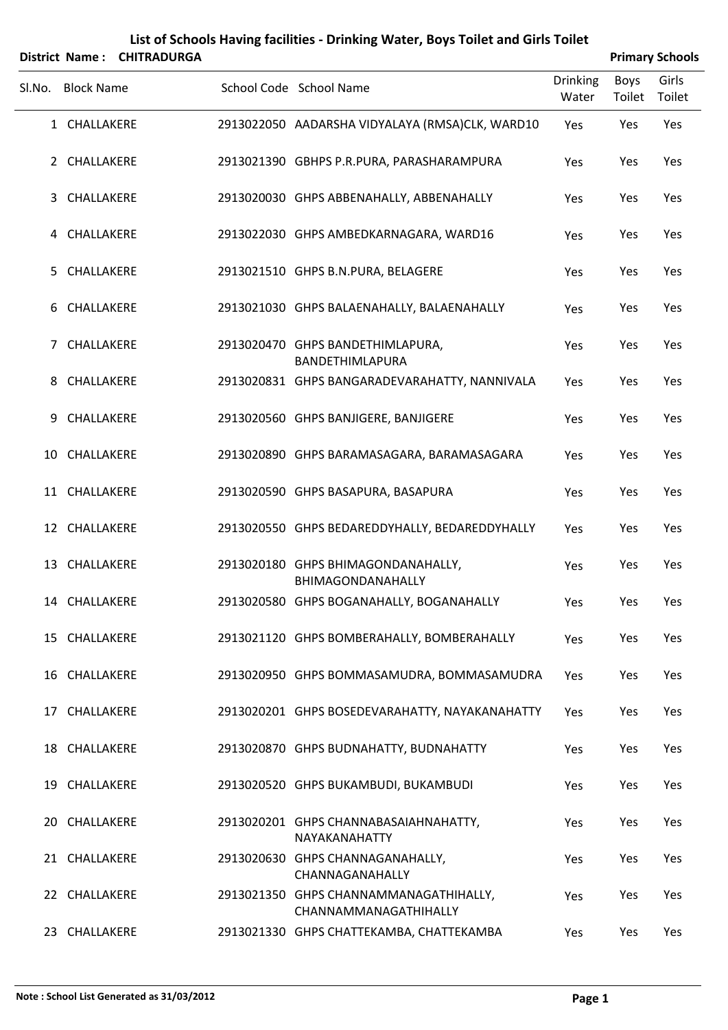# List of Schools Having facilities - Drinking Water, Boys Toilet and Girls Toilet

**District Name : CHITRADURGA** **Primary Schools**

| Sl.No. | Block Name | School Code | School Name | Drinking Water | Boys Toilet | Girls Toilet |
|---|---|---|---|---|---|---|
| 1 | CHALLAKERE | 2913022050 | AADARSHA VIDYALAYA (RMSA)CLK, WARD10 | Yes | Yes | Yes |
| 2 | CHALLAKERE | 2913021390 | GBHPS P.R.PURA, PARASHARAMPURA | Yes | Yes | Yes |
| 3 | CHALLAKERE | 2913020030 | GHPS ABBENAHALLY, ABBENAHALLY | Yes | Yes | Yes |
| 4 | CHALLAKERE | 2913022030 | GHPS AMBEDKARNAGARA, WARD16 | Yes | Yes | Yes |
| 5 | CHALLAKERE | 2913021510 | GHPS B.N.PURA, BELAGERE | Yes | Yes | Yes |
| 6 | CHALLAKERE | 2913021030 | GHPS BALAENAHALLY, BALAENAHALLY | Yes | Yes | Yes |
| 7 | CHALLAKERE | 2913020470 | GHPS BANDETHIMLAPURA, BANDETHIMLAPURA | Yes | Yes | Yes |
| 8 | CHALLAKERE | 2913020831 | GHPS BANGARADEVARAHATTY, NANNIVALA | Yes | Yes | Yes |
| 9 | CHALLAKERE | 2913020560 | GHPS BANJIGERE, BANJIGERE | Yes | Yes | Yes |
| 10 | CHALLAKERE | 2913020890 | GHPS BARAMASAGARA, BARAMASAGARA | Yes | Yes | Yes |
| 11 | CHALLAKERE | 2913020590 | GHPS BASAPURA, BASAPURA | Yes | Yes | Yes |
| 12 | CHALLAKERE | 2913020550 | GHPS BEDAREDDYHALLY, BEDAREDDYHALLY | Yes | Yes | Yes |
| 13 | CHALLAKERE | 2913020180 | GHPS BHIMAGONDANAHALLY, BHIMAGONDANAHALLY | Yes | Yes | Yes |
| 14 | CHALLAKERE | 2913020580 | GHPS BOGANAHALLY, BOGANAHALLY | Yes | Yes | Yes |
| 15 | CHALLAKERE | 2913021120 | GHPS BOMBERAHALLY, BOMBERAHALLY | Yes | Yes | Yes |
| 16 | CHALLAKERE | 2913020950 | GHPS BOMMASAMUDRA, BOMMASAMUDRA | Yes | Yes | Yes |
| 17 | CHALLAKERE | 2913020201 | GHPS BOSEDEVARAHATTY, NAYAKANAHATTY | Yes | Yes | Yes |
| 18 | CHALLAKERE | 2913020870 | GHPS BUDNAHATTY, BUDNAHATTY | Yes | Yes | Yes |
| 19 | CHALLAKERE | 2913020520 | GHPS BUKAMBUDI, BUKAMBUDI | Yes | Yes | Yes |
| 20 | CHALLAKERE | 2913020201 | GHPS CHANNABASAIAHNAHATTY, NAYAKANAHATTY | Yes | Yes | Yes |
| 21 | CHALLAKERE | 2913020630 | GHPS CHANNAGANAHALLY, CHANNAGANAHALLY | Yes | Yes | Yes |
| 22 | CHALLAKERE | 2913021350 | GHPS CHANNAMMANAGATHIHALLY, CHANNAMMANAGATHIHALLY | Yes | Yes | Yes |
| 23 | CHALLAKERE | 2913021330 | GHPS CHATTEKAMBA, CHATTEKAMBA | Yes | Yes | Yes |

**Note : School List Generated as 31/03/2012**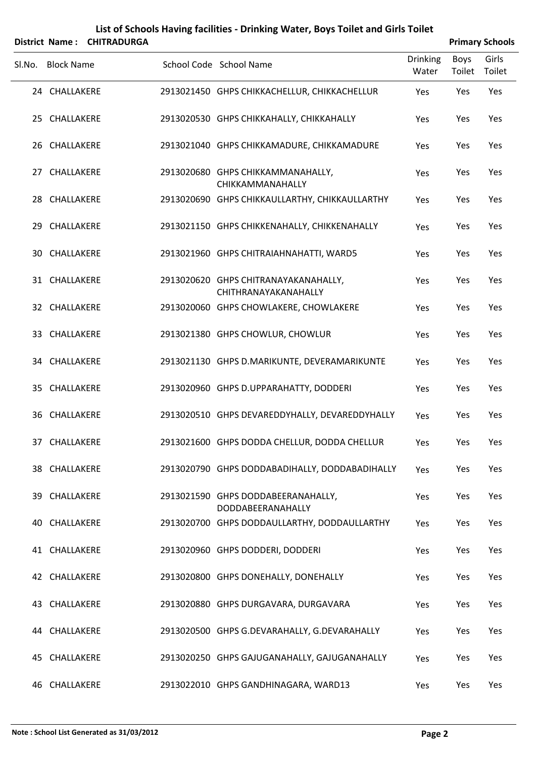# List of Schools Having facilities - Drinking Water, Boys Toilet and Girls Toilet

**District Name : CHITRADURGA** **Primary Schools**

| Sl.No. | Block Name | School Code | School Name | Drinking Water | Boys Toilet | Girls Toilet |
|---|---|---|---|---|---|---|
| 24 | CHALLAKERE | 2913021450 | GHPS CHIKKACHELLUR, CHIKKACHELLUR | Yes | Yes | Yes |
| 25 | CHALLAKERE | 2913020530 | GHPS CHIKKAHALLY, CHIKKAHALLY | Yes | Yes | Yes |
| 26 | CHALLAKERE | 2913021040 | GHPS CHIKKAMADURE, CHIKKAMADURE | Yes | Yes | Yes |
| 27 | CHALLAKERE | 2913020680 | GHPS CHIKKAMMANAHALLY, CHIKKAMMANAHALLY | Yes | Yes | Yes |
| 28 | CHALLAKERE | 2913020690 | GHPS CHIKKAULLARTHY, CHIKKAULLARTHY | Yes | Yes | Yes |
| 29 | CHALLAKERE | 2913021150 | GHPS CHIKKENAHALLY, CHIKKENAHALLY | Yes | Yes | Yes |
| 30 | CHALLAKERE | 2913021960 | GHPS CHITRAIAHNAHATTI, WARD5 | Yes | Yes | Yes |
| 31 | CHALLAKERE | 2913020620 | GHPS CHITRANAYAKANAHALLY, CHITHRANAYAKANAHALLY | Yes | Yes | Yes |
| 32 | CHALLAKERE | 2913020060 | GHPS CHOWLAKERE, CHOWLAKERE | Yes | Yes | Yes |
| 33 | CHALLAKERE | 2913021380 | GHPS CHOWLUR, CHOWLUR | Yes | Yes | Yes |
| 34 | CHALLAKERE | 2913021130 | GHPS D.MARIKUNTE, DEVERAMARIKUNTE | Yes | Yes | Yes |
| 35 | CHALLAKERE | 2913020960 | GHPS D.UPPARAHATTY, DODDERI | Yes | Yes | Yes |
| 36 | CHALLAKERE | 2913020510 | GHPS DEVAREDDYHALLY, DEVAREDDYHALLY | Yes | Yes | Yes |
| 37 | CHALLAKERE | 2913021600 | GHPS DODDA CHELLUR, DODDA CHELLUR | Yes | Yes | Yes |
| 38 | CHALLAKERE | 2913020790 | GHPS DODDABADIHALLY, DODDABADIHALLY | Yes | Yes | Yes |
| 39 | CHALLAKERE | 2913021590 | GHPS DODDABEERANAHALLY, DODDABEERANAHALLY | Yes | Yes | Yes |
| 40 | CHALLAKERE | 2913020700 | GHPS DODDAULLARTHY, DODDAULLARTHY | Yes | Yes | Yes |
| 41 | CHALLAKERE | 2913020960 | GHPS DODDERI, DODDERI | Yes | Yes | Yes |
| 42 | CHALLAKERE | 2913020800 | GHPS DONEHALLY, DONEHALLY | Yes | Yes | Yes |
| 43 | CHALLAKERE | 2913020880 | GHPS DURGAVARA, DURGAVARA | Yes | Yes | Yes |
| 44 | CHALLAKERE | 2913020500 | GHPS G.DEVARAHALLY, G.DEVARAHALLY | Yes | Yes | Yes |
| 45 | CHALLAKERE | 2913020250 | GHPS GAJUGANAHALLY, GAJUGANAHALLY | Yes | Yes | Yes |
| 46 | CHALLAKERE | 2913022010 | GHPS GANDHINAGARA, WARD13 | Yes | Yes | Yes |

**Note : School List Generated as 31/03/2012**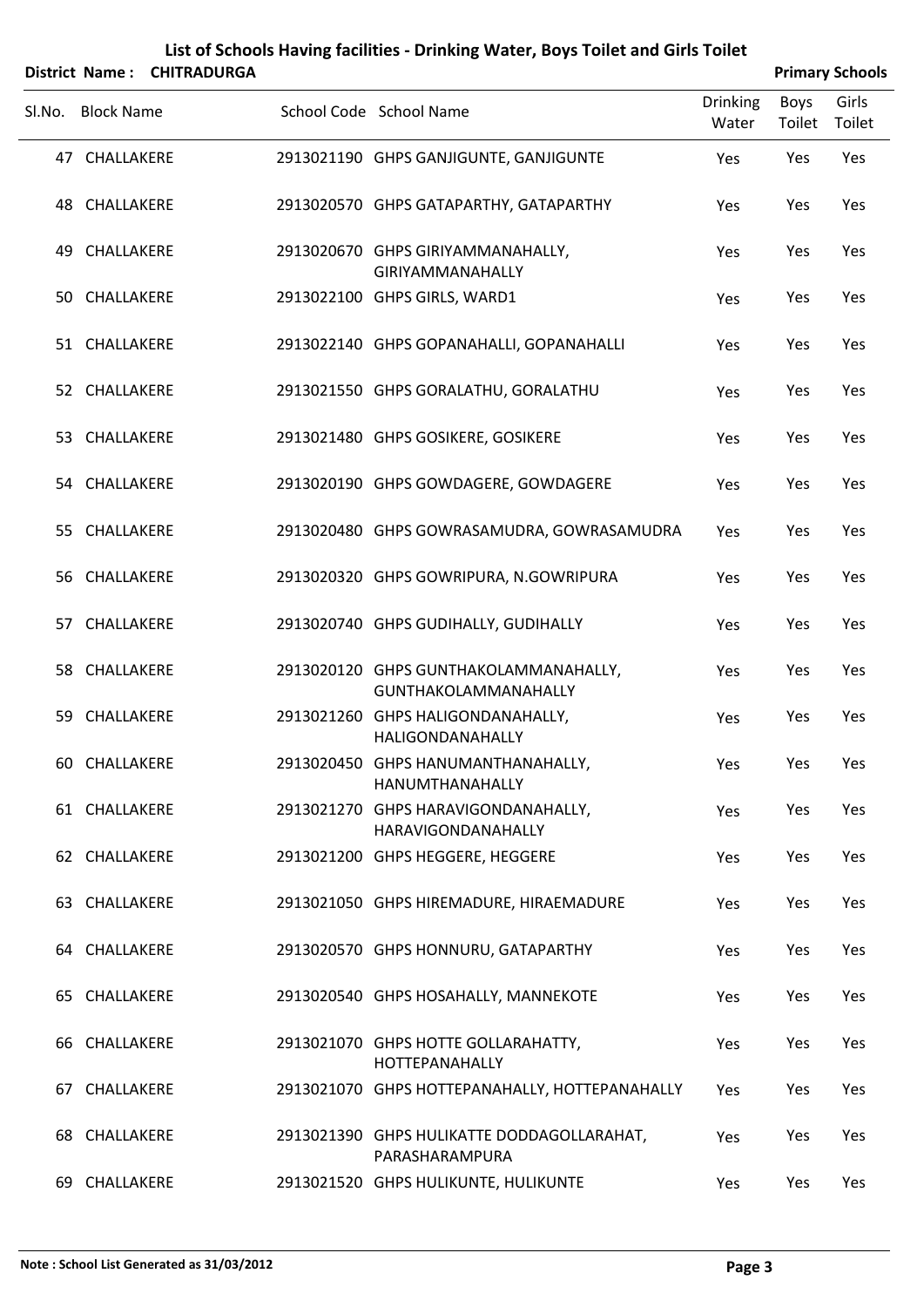# List of Schools Having facilities - Drinking Water, Boys Toilet and Girls Toilet

**District Name : CHITRADURGA** **Primary Schools**

| Sl.No. | Block Name | School Code | School Name | Drinking Water | Boys Toilet | Girls Toilet |
|---|---|---|---|---|---|---|
| 47 | CHALLAKERE | 2913021190 | GHPS GANJIGUNTE, GANJIGUNTE | Yes | Yes | Yes |
| 48 | CHALLAKERE | 2913020570 | GHPS GATAPARTHY, GATAPARTHY | Yes | Yes | Yes |
| 49 | CHALLAKERE | 2913020670 | GHPS GIRIYAMMANAHALLY, GIRIYAMMANAHALLY | Yes | Yes | Yes |
| 50 | CHALLAKERE | 2913022100 | GHPS GIRLS, WARD1 | Yes | Yes | Yes |
| 51 | CHALLAKERE | 2913022140 | GHPS GOPANAHALLI, GOPANAHALLI | Yes | Yes | Yes |
| 52 | CHALLAKERE | 2913021550 | GHPS GORALATHU, GORALATHU | Yes | Yes | Yes |
| 53 | CHALLAKERE | 2913021480 | GHPS GOSIKERE, GOSIKERE | Yes | Yes | Yes |
| 54 | CHALLAKERE | 2913020190 | GHPS GOWDAGERE, GOWDAGERE | Yes | Yes | Yes |
| 55 | CHALLAKERE | 2913020480 | GHPS GOWRASAMUDRA, GOWRASAMUDRA | Yes | Yes | Yes |
| 56 | CHALLAKERE | 2913020320 | GHPS GOWRIPURA, N.GOWRIPURA | Yes | Yes | Yes |
| 57 | CHALLAKERE | 2913020740 | GHPS GUDIHALLY, GUDIHALLY | Yes | Yes | Yes |
| 58 | CHALLAKERE | 2913020120 | GHPS GUNTHAKOLAMMANAHALLY, GUNTHAKOLAMMANAHALLY | Yes | Yes | Yes |
| 59 | CHALLAKERE | 2913021260 | GHPS HALIGONDANAHALLY, HALIGONDANAHALLY | Yes | Yes | Yes |
| 60 | CHALLAKERE | 2913020450 | GHPS HANUMANTHANAHALLY, HANUMTHANAHALLY | Yes | Yes | Yes |
| 61 | CHALLAKERE | 2913021270 | GHPS HARAVIGONDANAHALLY, HARAVIGONDANAHALLY | Yes | Yes | Yes |
| 62 | CHALLAKERE | 2913021200 | GHPS HEGGERE, HEGGERE | Yes | Yes | Yes |
| 63 | CHALLAKERE | 2913021050 | GHPS HIREMADURE, HIRAEMADURE | Yes | Yes | Yes |
| 64 | CHALLAKERE | 2913020570 | GHPS HONNURU, GATAPARTHY | Yes | Yes | Yes |
| 65 | CHALLAKERE | 2913020540 | GHPS HOSAHALLY, MANNEKOTE | Yes | Yes | Yes |
| 66 | CHALLAKERE | 2913021070 | GHPS HOTTE GOLLARAHATTY, HOTTEPANAHALLY | Yes | Yes | Yes |
| 67 | CHALLAKERE | 2913021070 | GHPS HOTTEPANAHALLY, HOTTEPANAHALLY | Yes | Yes | Yes |
| 68 | CHALLAKERE | 2913021390 | GHPS HULIKATTE DODDAGOLLARAHAT, PARASHARAMPURA | Yes | Yes | Yes |
| 69 | CHALLAKERE | 2913021520 | GHPS HULIKUNTE, HULIKUNTE | Yes | Yes | Yes |

**Note : School List Generated as 31/03/2012**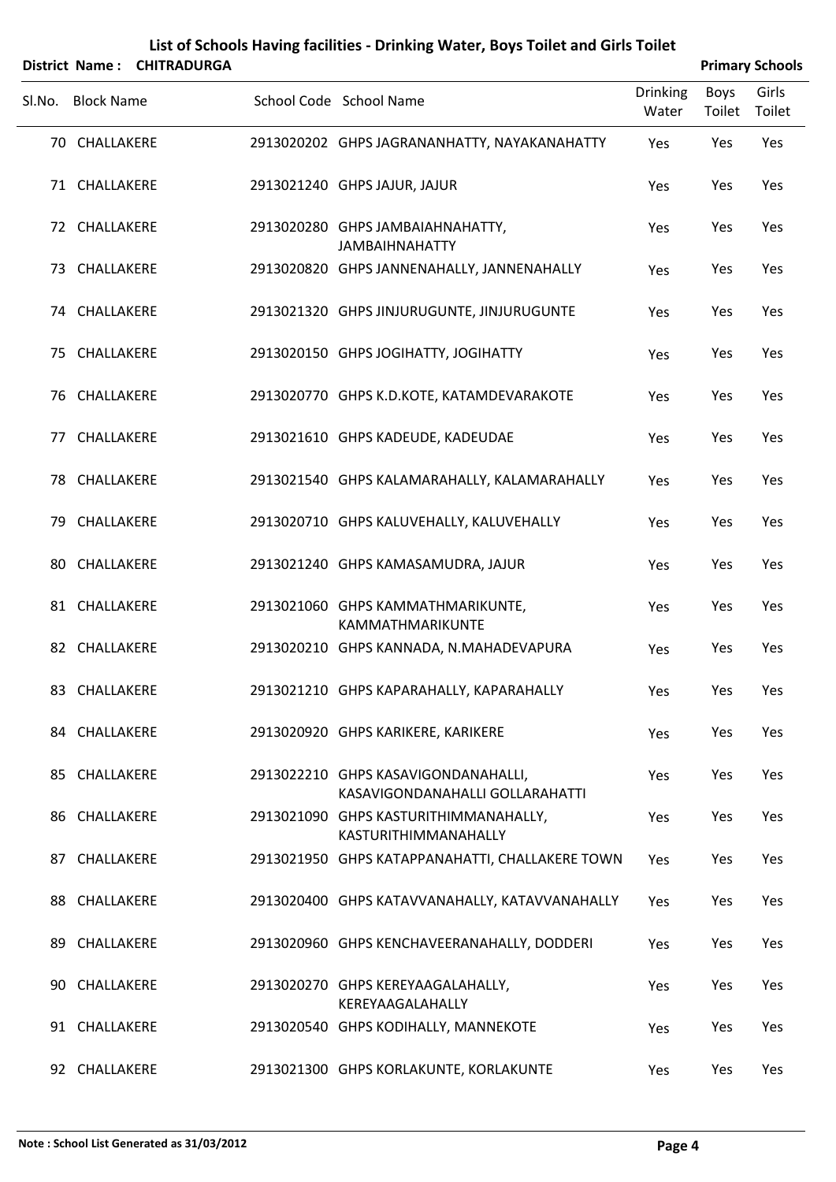# List of Schools Having facilities - Drinking Water, Boys Toilet and Girls Toilet

**District Name : CHITRADURGA** **Primary Schools**

| Sl.No. | Block Name | School Code | School Name | Drinking Water | Boys Toilet | Girls Toilet |
|---|---|---|---|---|---|---|
| 70 | CHALLAKERE | 2913020202 | GHPS JAGRANANHATTY, NAYAKANAHATTY | Yes | Yes | Yes |
| 71 | CHALLAKERE | 2913021240 | GHPS JAJUR, JAJUR | Yes | Yes | Yes |
| 72 | CHALLAKERE | 2913020280 | GHPS JAMBAIAHNAHATTY, JAMBAIHNAHATTY | Yes | Yes | Yes |
| 73 | CHALLAKERE | 2913020820 | GHPS JANNENAHALLY, JANNENAHALLY | Yes | Yes | Yes |
| 74 | CHALLAKERE | 2913021320 | GHPS JINJURUGUNTE, JINJURUGUNTE | Yes | Yes | Yes |
| 75 | CHALLAKERE | 2913020150 | GHPS JOGIHATTY, JOGIHATTY | Yes | Yes | Yes |
| 76 | CHALLAKERE | 2913020770 | GHPS K.D.KOTE, KATAMDEVARAKOTE | Yes | Yes | Yes |
| 77 | CHALLAKERE | 2913021610 | GHPS KADEUDE, KADEUDAE | Yes | Yes | Yes |
| 78 | CHALLAKERE | 2913021540 | GHPS KALAMARAHALLY, KALAMARAHALLY | Yes | Yes | Yes |
| 79 | CHALLAKERE | 2913020710 | GHPS KALUVEHALLY, KALUVEHALLY | Yes | Yes | Yes |
| 80 | CHALLAKERE | 2913021240 | GHPS KAMASAMUDRA, JAJUR | Yes | Yes | Yes |
| 81 | CHALLAKERE | 2913021060 | GHPS KAMMATHMARIKUNTE, KAMMATHMARIKUNTE | Yes | Yes | Yes |
| 82 | CHALLAKERE | 2913020210 | GHPS KANNADA, N.MAHADEVAPURA | Yes | Yes | Yes |
| 83 | CHALLAKERE | 2913021210 | GHPS KAPARAHALLY, KAPARAHALLY | Yes | Yes | Yes |
| 84 | CHALLAKERE | 2913020920 | GHPS KARIKERE, KARIKERE | Yes | Yes | Yes |
| 85 | CHALLAKERE | 2913022210 | GHPS KASAVIGONDANAHALLI, KASAVIGONDANAHALLI GOLLARAHATTI | Yes | Yes | Yes |
| 86 | CHALLAKERE | 2913021090 | GHPS KASTURITHIMMANAHALLY, KASTURITHIMMANAHALLY | Yes | Yes | Yes |
| 87 | CHALLAKERE | 2913021950 | GHPS KATAPPANAHATTI, CHALLAKERE TOWN | Yes | Yes | Yes |
| 88 | CHALLAKERE | 2913020400 | GHPS KATAVVANAHALLY, KATAVVANAHALLY | Yes | Yes | Yes |
| 89 | CHALLAKERE | 2913020960 | GHPS KENCHAVEERANAHALLY, DODDERI | Yes | Yes | Yes |
| 90 | CHALLAKERE | 2913020270 | GHPS KEREYAAGALAHALLY, KEREYAAGALAHALLY | Yes | Yes | Yes |
| 91 | CHALLAKERE | 2913020540 | GHPS KODIHALLY, MANNEKOTE | Yes | Yes | Yes |
| 92 | CHALLAKERE | 2913021300 | GHPS KORLAKUNTE, KORLAKUNTE | Yes | Yes | Yes |

**Note : School List Generated as 31/03/2012**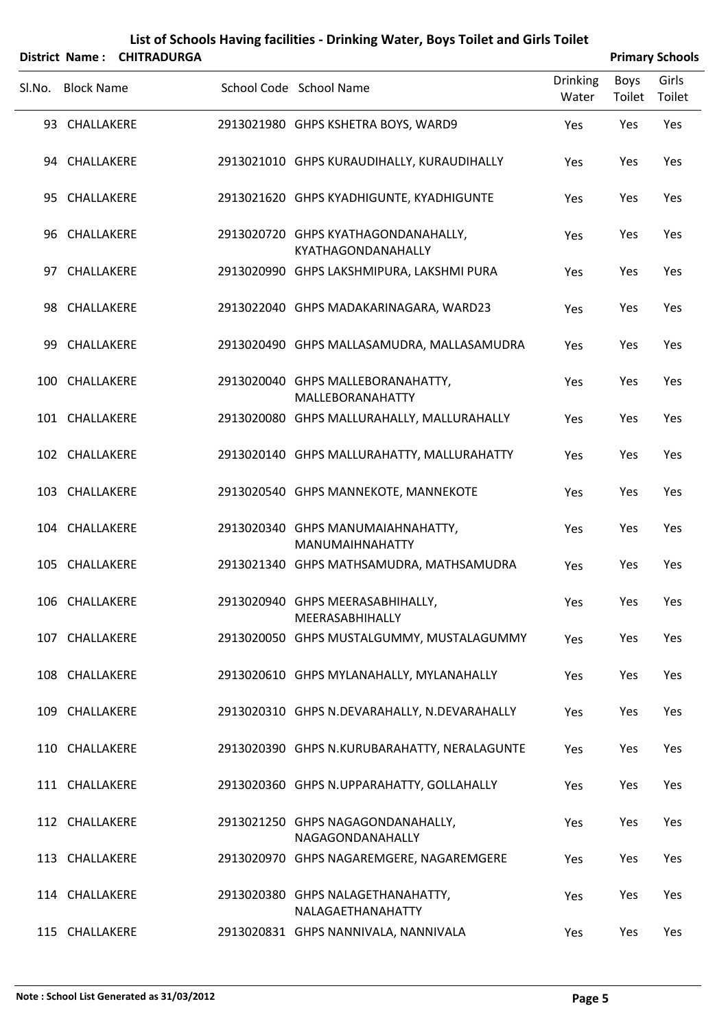# List of Schools Having facilities - Drinking Water, Boys Toilet and Girls Toilet

**District Name : CHITRADURGA** **Primary Schools**

| Sl.No. | Block Name | School Code | School Name | Drinking Water | Boys Toilet | Girls Toilet |
|---|---|---|---|---|---|---|
| 93 | CHALLAKERE | 2913021980 | GHPS KSHETRA BOYS, WARD9 | Yes | Yes | Yes |
| 94 | CHALLAKERE | 2913021010 | GHPS KURAUDIHALLY, KURAUDIHALLY | Yes | Yes | Yes |
| 95 | CHALLAKERE | 2913021620 | GHPS KYADHIGUNTE, KYADHIGUNTE | Yes | Yes | Yes |
| 96 | CHALLAKERE | 2913020720 | GHPS KYATHAGONDANAHALLY, KYATHAGONDANAHALLY | Yes | Yes | Yes |
| 97 | CHALLAKERE | 2913020990 | GHPS LAKSHMIPURA, LAKSHMI PURA | Yes | Yes | Yes |
| 98 | CHALLAKERE | 2913022040 | GHPS MADAKARINAGARA, WARD23 | Yes | Yes | Yes |
| 99 | CHALLAKERE | 2913020490 | GHPS MALLASAMUDRA, MALLASAMUDRA | Yes | Yes | Yes |
| 100 | CHALLAKERE | 2913020040 | GHPS MALLEBORANAHATTY, MALLEBORANAHATTY | Yes | Yes | Yes |
| 101 | CHALLAKERE | 2913020080 | GHPS MALLURAHALLY, MALLURAHALLY | Yes | Yes | Yes |
| 102 | CHALLAKERE | 2913020140 | GHPS MALLURAHATTY, MALLURAHATTY | Yes | Yes | Yes |
| 103 | CHALLAKERE | 2913020540 | GHPS MANNEKOTE, MANNEKOTE | Yes | Yes | Yes |
| 104 | CHALLAKERE | 2913020340 | GHPS MANUMAIAHNAHATTY, MANUMAIHNAHATTY | Yes | Yes | Yes |
| 105 | CHALLAKERE | 2913021340 | GHPS MATHSAMUDRA, MATHSAMUDRA | Yes | Yes | Yes |
| 106 | CHALLAKERE | 2913020940 | GHPS MEERASABHIHALLY, MEERASABHIHALLY | Yes | Yes | Yes |
| 107 | CHALLAKERE | 2913020050 | GHPS MUSTALGUMMY, MUSTALAGUMMY | Yes | Yes | Yes |
| 108 | CHALLAKERE | 2913020610 | GHPS MYLANAHALLY, MYLANAHALLY | Yes | Yes | Yes |
| 109 | CHALLAKERE | 2913020310 | GHPS N.DEVARAHALLY, N.DEVARAHALLY | Yes | Yes | Yes |
| 110 | CHALLAKERE | 2913020390 | GHPS N.KURUBARAHATTY, NERALAGUNTE | Yes | Yes | Yes |
| 111 | CHALLAKERE | 2913020360 | GHPS N.UPPARAHATTY, GOLLAHALLY | Yes | Yes | Yes |
| 112 | CHALLAKERE | 2913021250 | GHPS NAGAGONDANAHALLY, NAGAGONDANAHALLY | Yes | Yes | Yes |
| 113 | CHALLAKERE | 2913020970 | GHPS NAGAREMGERE, NAGAREMGERE | Yes | Yes | Yes |
| 114 | CHALLAKERE | 2913020380 | GHPS NALAGETHANAHATTY, NALAGAETHANAHATTY | Yes | Yes | Yes |
| 115 | CHALLAKERE | 2913020831 | GHPS NANNIVALA, NANNIVALA | Yes | Yes | Yes |

**Note : School List Generated as 31/03/2012**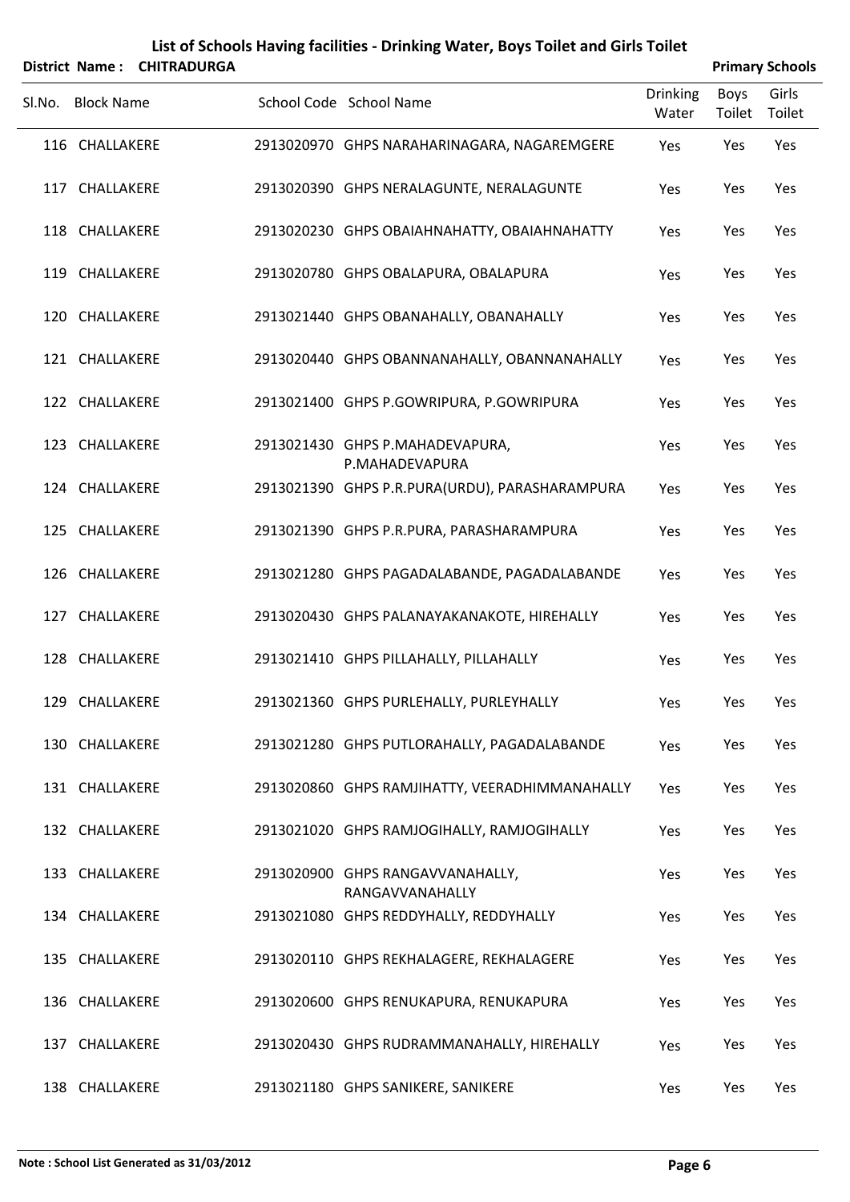# List of Schools Having facilities - Drinking Water, Boys Toilet and Girls Toilet

**District Name : CHITRADURGA** | **Primary Schools**

| Sl.No. | Block Name | School Code | School Name | Drinking Water | Boys Toilet | Girls Toilet |
|---|---|---|---|---|---|---|
| 116 | CHALLAKERE | 2913020970 | GHPS NARAHARINAGARA, NAGAREMGERE | Yes | Yes | Yes |
| 117 | CHALLAKERE | 2913020390 | GHPS NERALAGUNTE, NERALAGUNTE | Yes | Yes | Yes |
| 118 | CHALLAKERE | 2913020230 | GHPS OBAIAHNAHATTY, OBAIAHNAHATTY | Yes | Yes | Yes |
| 119 | CHALLAKERE | 2913020780 | GHPS OBALAPURA, OBALAPURA | Yes | Yes | Yes |
| 120 | CHALLAKERE | 2913021440 | GHPS OBANAHALLY, OBANAHALLY | Yes | Yes | Yes |
| 121 | CHALLAKERE | 2913020440 | GHPS OBANNANAHALLY, OBANNANAHALLY | Yes | Yes | Yes |
| 122 | CHALLAKERE | 2913021400 | GHPS P.GOWRIPURA, P.GOWRIPURA | Yes | Yes | Yes |
| 123 | CHALLAKERE | 2913021430 | GHPS P.MAHADEVAPURA, P.MAHADEVAPURA | Yes | Yes | Yes |
| 124 | CHALLAKERE | 2913021390 | GHPS P.R.PURA(URDU), PARASHARAMPURA | Yes | Yes | Yes |
| 125 | CHALLAKERE | 2913021390 | GHPS P.R.PURA, PARASHARAMPURA | Yes | Yes | Yes |
| 126 | CHALLAKERE | 2913021280 | GHPS PAGADALABANDE, PAGADALABANDE | Yes | Yes | Yes |
| 127 | CHALLAKERE | 2913020430 | GHPS PALANAYAKANAKOTE, HIREHALLY | Yes | Yes | Yes |
| 128 | CHALLAKERE | 2913021410 | GHPS PILLAHALLY, PILLAHALLY | Yes | Yes | Yes |
| 129 | CHALLAKERE | 2913021360 | GHPS PURLEHALLY, PURLEYHALLY | Yes | Yes | Yes |
| 130 | CHALLAKERE | 2913021280 | GHPS PUTLORAHALLY, PAGADALABANDE | Yes | Yes | Yes |
| 131 | CHALLAKERE | 2913020860 | GHPS RAMJIHATTY, VEERADHIMMANAHALLY | Yes | Yes | Yes |
| 132 | CHALLAKERE | 2913021020 | GHPS RAMJOGIHALLY, RAMJOGIHALLY | Yes | Yes | Yes |
| 133 | CHALLAKERE | 2913020900 | GHPS RANGAVVANAHALLY, RANGAVVANAHALLY | Yes | Yes | Yes |
| 134 | CHALLAKERE | 2913021080 | GHPS REDDYHALLY, REDDYHALLY | Yes | Yes | Yes |
| 135 | CHALLAKERE | 2913020110 | GHPS REKHALAGERE, REKHALAGERE | Yes | Yes | Yes |
| 136 | CHALLAKERE | 2913020600 | GHPS RENUKAPURA, RENUKAPURA | Yes | Yes | Yes |
| 137 | CHALLAKERE | 2913020430 | GHPS RUDRAMMANAHALLY, HIREHALLY | Yes | Yes | Yes |
| 138 | CHALLAKERE | 2913021180 | GHPS SANIKERE, SANIKERE | Yes | Yes | Yes |

**Note : School List Generated as 31/03/2012**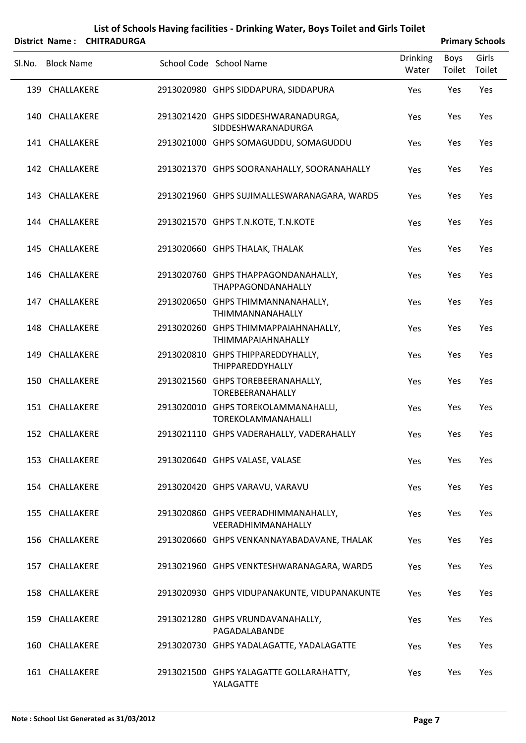# List of Schools Having facilities - Drinking Water, Boys Toilet and Girls Toilet

**District Name : CHITRADURGA** | **Primary Schools**

| Sl.No. | Block Name | School Code | School Name | Drinking Water | Boys Toilet | Girls Toilet |
|---|---|---|---|---|---|---|
| 139 | CHALLAKERE | 2913020980 | GHPS SIDDAPURA, SIDDAPURA | Yes | Yes | Yes |
| 140 | CHALLAKERE | 2913021420 | GHPS SIDDESHWARANADURGA, SIDDESHWARANADURGA | Yes | Yes | Yes |
| 141 | CHALLAKERE | 2913021000 | GHPS SOMAGUDDU, SOMAGUDDU | Yes | Yes | Yes |
| 142 | CHALLAKERE | 2913021370 | GHPS SOORANAHALLY, SOORANAHALLY | Yes | Yes | Yes |
| 143 | CHALLAKERE | 2913021960 | GHPS SUJIMALLESWARANAGARA, WARD5 | Yes | Yes | Yes |
| 144 | CHALLAKERE | 2913021570 | GHPS T.N.KOTE, T.N.KOTE | Yes | Yes | Yes |
| 145 | CHALLAKERE | 2913020660 | GHPS THALAK, THALAK | Yes | Yes | Yes |
| 146 | CHALLAKERE | 2913020760 | GHPS THAPPAGONDANAHALLY, THAPPAGONDANAHALLY | Yes | Yes | Yes |
| 147 | CHALLAKERE | 2913020650 | GHPS THIMMANNANAHALLY, THIMMANNANAHALLY | Yes | Yes | Yes |
| 148 | CHALLAKERE | 2913020260 | GHPS THIMMAPPAIAHNAHALLY, THIMMAPAIAHNAHALLY | Yes | Yes | Yes |
| 149 | CHALLAKERE | 2913020810 | GHPS THIPPAREDDYHALLY, THIPPAREDDYHALLY | Yes | Yes | Yes |
| 150 | CHALLAKERE | 2913021560 | GHPS TOREBEERANAHALLY, TOREBEERANAHALLY | Yes | Yes | Yes |
| 151 | CHALLAKERE | 2913020010 | GHPS TOREKOLAMMANAHALLI, TOREKOLAMMANAHALLI | Yes | Yes | Yes |
| 152 | CHALLAKERE | 2913021110 | GHPS VADERAHALLY, VADERAHALLY | Yes | Yes | Yes |
| 153 | CHALLAKERE | 2913020640 | GHPS VALASE, VALASE | Yes | Yes | Yes |
| 154 | CHALLAKERE | 2913020420 | GHPS VARAVU, VARAVU | Yes | Yes | Yes |
| 155 | CHALLAKERE | 2913020860 | GHPS VEERADHIMMANAHALLY, VEERADHIMMANAHALLY | Yes | Yes | Yes |
| 156 | CHALLAKERE | 2913020660 | GHPS VENKANNAYABADAVANE, THALAK | Yes | Yes | Yes |
| 157 | CHALLAKERE | 2913021960 | GHPS VENKTESHWARANAGARA, WARD5 | Yes | Yes | Yes |
| 158 | CHALLAKERE | 2913020930 | GHPS VIDUPANAKUNTE, VIDUPANAKUNTE | Yes | Yes | Yes |
| 159 | CHALLAKERE | 2913021280 | GHPS VRUNDAVANAHALLY, PAGADALABANDE | Yes | Yes | Yes |
| 160 | CHALLAKERE | 2913020730 | GHPS YADALAGATTE, YADALAGATTE | Yes | Yes | Yes |
| 161 | CHALLAKERE | 2913021500 | GHPS YALAGATTE GOLLARAHATTY, YALAGATTE | Yes | Yes | Yes |

**Note : School List Generated as 31/03/2012**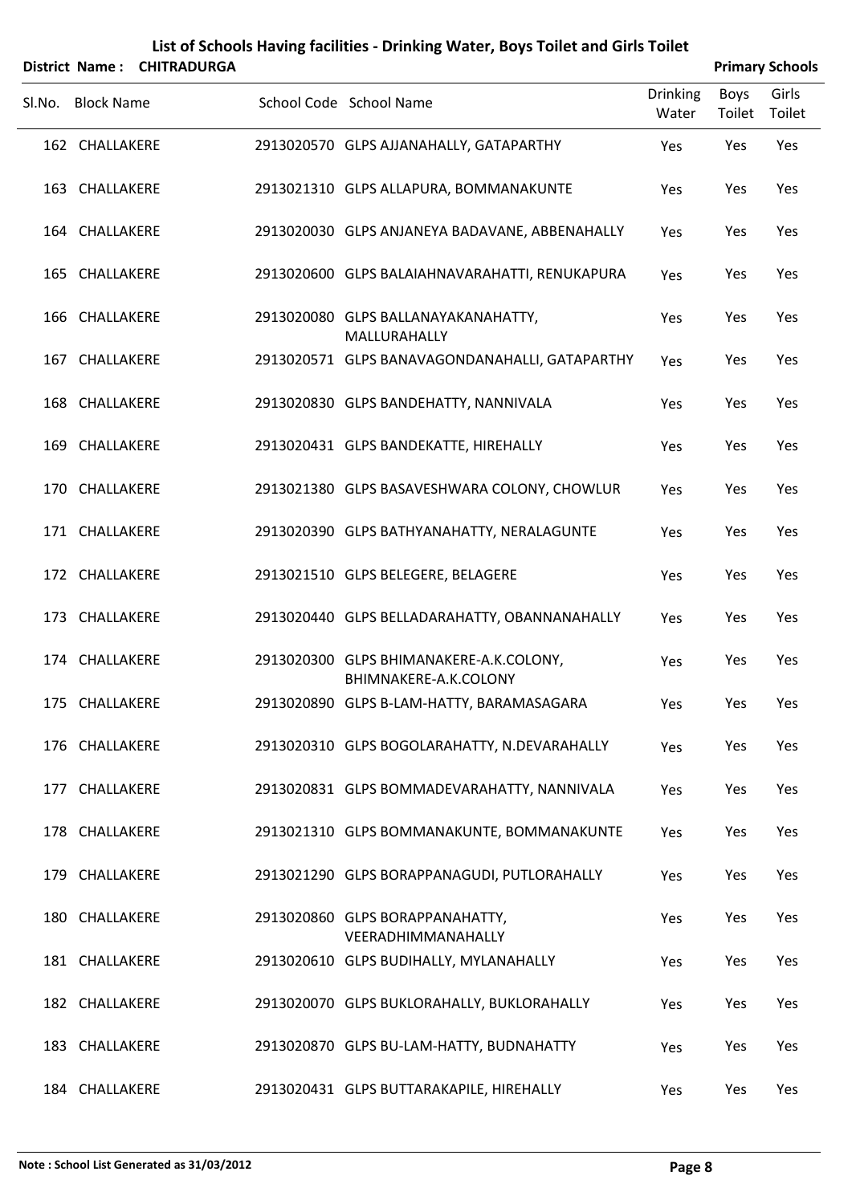# List of Schools Having facilities - Drinking Water, Boys Toilet and Girls Toilet

**District Name : CHITRADURGA** **Primary Schools**

| Sl.No. | Block Name | School Code | School Name | Drinking Water | Boys Toilet | Girls Toilet |
|---|---|---|---|---|---|---|
| 162 | CHALLAKERE | 2913020570 | GLPS AJJANAHALLY, GATAPARTHY | Yes | Yes | Yes |
| 163 | CHALLAKERE | 2913021310 | GLPS ALLAPURA, BOMMANAKUNTE | Yes | Yes | Yes |
| 164 | CHALLAKERE | 2913020030 | GLPS ANJANEYA BADAVANE, ABBENAHALLY | Yes | Yes | Yes |
| 165 | CHALLAKERE | 2913020600 | GLPS BALAIAHNAVARAHATTI, RENUKAPURA | Yes | Yes | Yes |
| 166 | CHALLAKERE | 2913020080 | GLPS BALLANAYAKANAHATTY, MALLURAHALLY | Yes | Yes | Yes |
| 167 | CHALLAKERE | 2913020571 | GLPS BANAVAGONDANAHALLI, GATAPARTHY | Yes | Yes | Yes |
| 168 | CHALLAKERE | 2913020830 | GLPS BANDEHATTY, NANNIVALA | Yes | Yes | Yes |
| 169 | CHALLAKERE | 2913020431 | GLPS BANDEKATTE, HIREHALLY | Yes | Yes | Yes |
| 170 | CHALLAKERE | 2913021380 | GLPS BASAVESHWARA COLONY, CHOWLUR | Yes | Yes | Yes |
| 171 | CHALLAKERE | 2913020390 | GLPS BATHYANAHATTY, NERALAGUNTE | Yes | Yes | Yes |
| 172 | CHALLAKERE | 2913021510 | GLPS BELEGERE, BELAGERE | Yes | Yes | Yes |
| 173 | CHALLAKERE | 2913020440 | GLPS BELLADARAHATTY, OBANNANAHALLY | Yes | Yes | Yes |
| 174 | CHALLAKERE | 2913020300 | GLPS BHIMANAKERE-A.K.COLONY, BHIMNAKERE-A.K.COLONY | Yes | Yes | Yes |
| 175 | CHALLAKERE | 2913020890 | GLPS B-LAM-HATTY, BARAMASAGARA | Yes | Yes | Yes |
| 176 | CHALLAKERE | 2913020310 | GLPS BOGOLARAHATTY, N.DEVARAHALLY | Yes | Yes | Yes |
| 177 | CHALLAKERE | 2913020831 | GLPS BOMMADEVARAHATTY, NANNIVALA | Yes | Yes | Yes |
| 178 | CHALLAKERE | 2913021310 | GLPS BOMMANAKUNTE, BOMMANAKUNTE | Yes | Yes | Yes |
| 179 | CHALLAKERE | 2913021290 | GLPS BORAPPANAGUDI, PUTLORAHALLY | Yes | Yes | Yes |
| 180 | CHALLAKERE | 2913020860 | GLPS BORAPPANAHATTY, VEERADHIMMANAHALLY | Yes | Yes | Yes |
| 181 | CHALLAKERE | 2913020610 | GLPS BUDIHALLY, MYLANAHALLY | Yes | Yes | Yes |
| 182 | CHALLAKERE | 2913020070 | GLPS BUKLORAHALLY, BUKLORAHALLY | Yes | Yes | Yes |
| 183 | CHALLAKERE | 2913020870 | GLPS BU-LAM-HATTY, BUDNAHATTY | Yes | Yes | Yes |
| 184 | CHALLAKERE | 2913020431 | GLPS BUTTARAKAPILE, HIREHALLY | Yes | Yes | Yes |

**Note : School List Generated as 31/03/2012**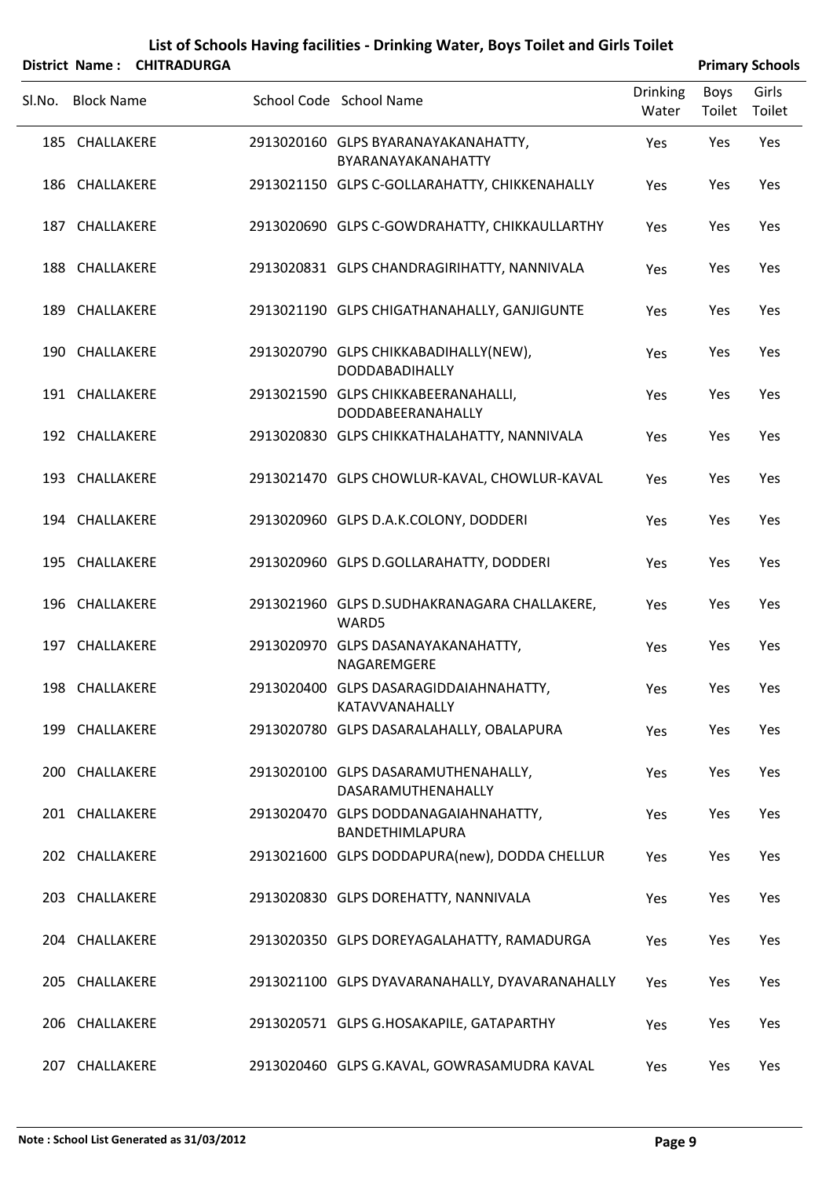## List of Schools Having facilities - Drinking Water, Boys Toilet and Girls Toilet

**District Name : CHITRADURGA** **Primary Schools**

| Sl.No. | Block Name | School Code | School Name | Drinking Water | Boys Toilet | Girls Toilet |
|---|---|---|---|---|---|---|
| 185 | CHALLAKERE | 2913020160 | GLPS BYARANAYAKANAHATTY, BYARANAYAKANAHATTY | Yes | Yes | Yes |
| 186 | CHALLAKERE | 2913021150 | GLPS C-GOLLARAHATTY, CHIKKENAHALLY | Yes | Yes | Yes |
| 187 | CHALLAKERE | 2913020690 | GLPS C-GOWDRAHATTY, CHIKKAULLARTHY | Yes | Yes | Yes |
| 188 | CHALLAKERE | 2913020831 | GLPS CHANDRAGIRIHATTY, NANNIVALA | Yes | Yes | Yes |
| 189 | CHALLAKERE | 2913021190 | GLPS CHIGATHANAHALLY, GANJIGUNTE | Yes | Yes | Yes |
| 190 | CHALLAKERE | 2913020790 | GLPS CHIKKABADIHALLY(NEW), DODDABADIHALLY | Yes | Yes | Yes |
| 191 | CHALLAKERE | 2913021590 | GLPS CHIKKABEERANAHALLI, DODDABEERANAHALLY | Yes | Yes | Yes |
| 192 | CHALLAKERE | 2913020830 | GLPS CHIKKATHALAHATTY, NANNIVALA | Yes | Yes | Yes |
| 193 | CHALLAKERE | 2913021470 | GLPS CHOWLUR-KAVAL, CHOWLUR-KAVAL | Yes | Yes | Yes |
| 194 | CHALLAKERE | 2913020960 | GLPS D.A.K.COLONY, DODDERI | Yes | Yes | Yes |
| 195 | CHALLAKERE | 2913020960 | GLPS D.GOLLARAHATTY, DODDERI | Yes | Yes | Yes |
| 196 | CHALLAKERE | 2913021960 | GLPS D.SUDHAKRANAGARA CHALLAKERE, WARD5 | Yes | Yes | Yes |
| 197 | CHALLAKERE | 2913020970 | GLPS DASANAYAKANAHATTY, NAGAREMGERE | Yes | Yes | Yes |
| 198 | CHALLAKERE | 2913020400 | GLPS DASARAGIDDAIAHNAHATTY, KATAVVANAHALLY | Yes | Yes | Yes |
| 199 | CHALLAKERE | 2913020780 | GLPS DASARALAHALLY, OBALAPURA | Yes | Yes | Yes |
| 200 | CHALLAKERE | 2913020100 | GLPS DASARAMUTHENAHALLY, DASARAMUTHENAHALLY | Yes | Yes | Yes |
| 201 | CHALLAKERE | 2913020470 | GLPS DODDANAGAIAHNAHATTY, BANDETHIMLAPURA | Yes | Yes | Yes |
| 202 | CHALLAKERE | 2913021600 | GLPS DODDAPURA(new), DODDA CHELLUR | Yes | Yes | Yes |
| 203 | CHALLAKERE | 2913020830 | GLPS DOREHATTY, NANNIVALA | Yes | Yes | Yes |
| 204 | CHALLAKERE | 2913020350 | GLPS DOREYAGALAHATTY, RAMADURGA | Yes | Yes | Yes |
| 205 | CHALLAKERE | 2913021100 | GLPS DYAVARANAHALLY, DYAVARANAHALLY | Yes | Yes | Yes |
| 206 | CHALLAKERE | 2913020571 | GLPS G.HOSAKAPILE, GATAPARTHY | Yes | Yes | Yes |
| 207 | CHALLAKERE | 2913020460 | GLPS G.KAVAL, GOWRASAMUDRA KAVAL | Yes | Yes | Yes |

**Note : School List Generated as 31/03/2012**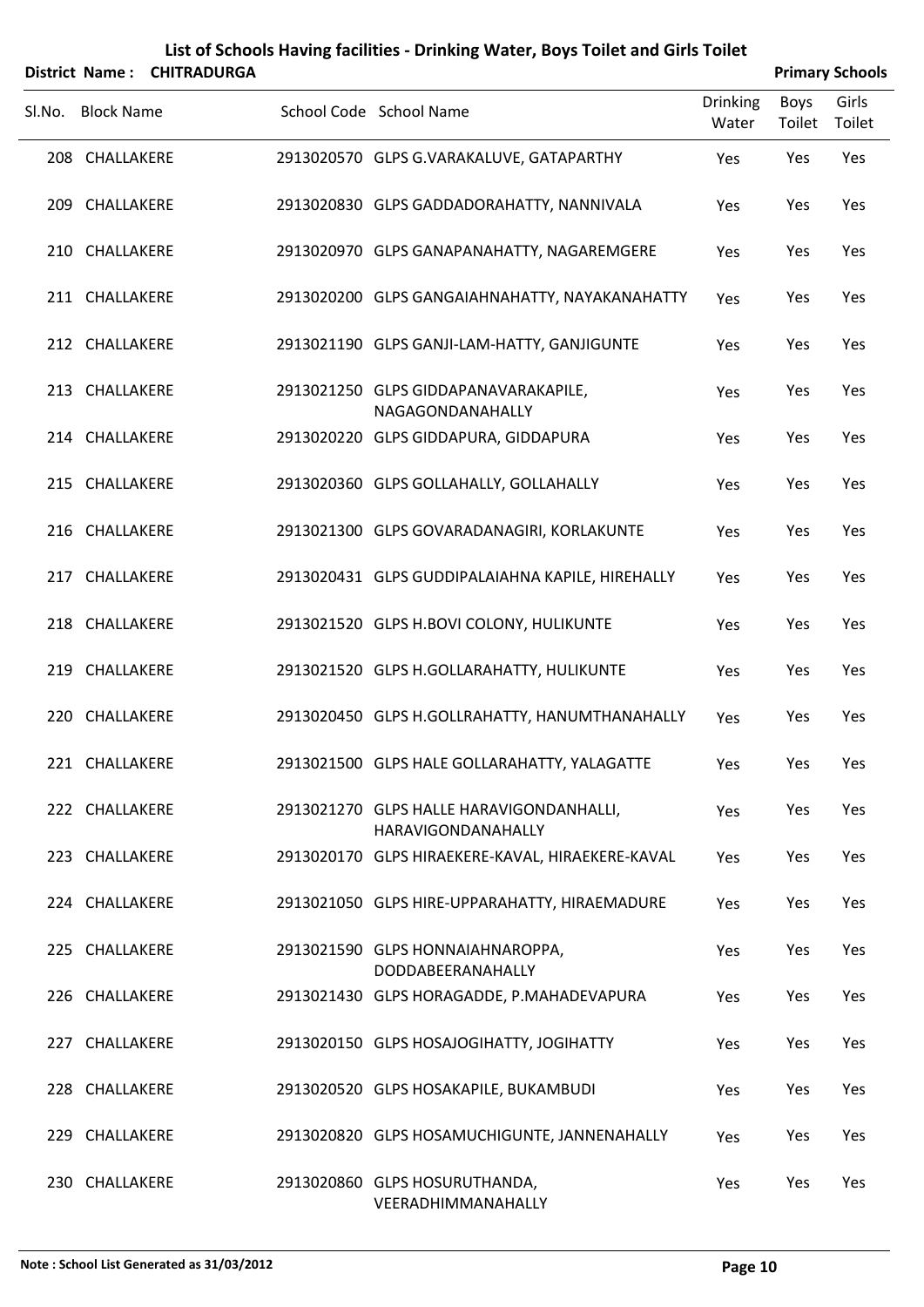# List of Schools Having facilities - Drinking Water, Boys Toilet and Girls Toilet

**District Name : CHITRADURGA** **Primary Schools**

| Sl.No. | Block Name | School Code | School Name | Drinking Water | Boys Toilet | Girls Toilet |
|---|---|---|---|---|---|---|
| 208 | CHALLAKERE | 2913020570 | GLPS G.VARAKALUVE, GATAPARTHY | Yes | Yes | Yes |
| 209 | CHALLAKERE | 2913020830 | GLPS GADDADORAHATTY, NANNIVALA | Yes | Yes | Yes |
| 210 | CHALLAKERE | 2913020970 | GLPS GANAPANAHATTY, NAGAREMGERE | Yes | Yes | Yes |
| 211 | CHALLAKERE | 2913020200 | GLPS GANGAIAHNAHATTY, NAYAKANAHATTY | Yes | Yes | Yes |
| 212 | CHALLAKERE | 2913021190 | GLPS GANJI-LAM-HATTY, GANJIGUNTE | Yes | Yes | Yes |
| 213 | CHALLAKERE | 2913021250 | GLPS GIDDAPANAVARAKAPILE, NAGAGONDANAHALLY | Yes | Yes | Yes |
| 214 | CHALLAKERE | 2913020220 | GLPS GIDDAPURA, GIDDAPURA | Yes | Yes | Yes |
| 215 | CHALLAKERE | 2913020360 | GLPS GOLLAHALLY, GOLLAHALLY | Yes | Yes | Yes |
| 216 | CHALLAKERE | 2913021300 | GLPS GOVARADANAGIRI, KORLAKUNTE | Yes | Yes | Yes |
| 217 | CHALLAKERE | 2913020431 | GLPS GUDDIPALAIAHNA KAPILE, HIREHALLY | Yes | Yes | Yes |
| 218 | CHALLAKERE | 2913021520 | GLPS H.BOVI COLONY, HULIKUNTE | Yes | Yes | Yes |
| 219 | CHALLAKERE | 2913021520 | GLPS H.GOLLARAHATTY, HULIKUNTE | Yes | Yes | Yes |
| 220 | CHALLAKERE | 2913020450 | GLPS H.GOLLRAHATTY, HANUMTHANAHALLY | Yes | Yes | Yes |
| 221 | CHALLAKERE | 2913021500 | GLPS HALE GOLLARAHATTY, YALAGATTE | Yes | Yes | Yes |
| 222 | CHALLAKERE | 2913021270 | GLPS HALLE HARAVIGONDANHALLI, HARAVIGONDANAHALLY | Yes | Yes | Yes |
| 223 | CHALLAKERE | 2913020170 | GLPS HIRAEKERE-KAVAL, HIRAEKERE-KAVAL | Yes | Yes | Yes |
| 224 | CHALLAKERE | 2913021050 | GLPS HIRE-UPPARAHATTY, HIRAEMADURE | Yes | Yes | Yes |
| 225 | CHALLAKERE | 2913021590 | GLPS HONNAIAHNAROPPA, DODDABEERANAHALLY | Yes | Yes | Yes |
| 226 | CHALLAKERE | 2913021430 | GLPS HORAGADDE, P.MAHADEVAPURA | Yes | Yes | Yes |
| 227 | CHALLAKERE | 2913020150 | GLPS HOSAJOGIHATTY, JOGIHATTY | Yes | Yes | Yes |
| 228 | CHALLAKERE | 2913020520 | GLPS HOSAKAPILE, BUKAMBUDI | Yes | Yes | Yes |
| 229 | CHALLAKERE | 2913020820 | GLPS HOSAMUCHIGUNTE, JANNENAHALLY | Yes | Yes | Yes |
| 230 | CHALLAKERE | 2913020860 | GLPS HOSURUTHANDA, VEERADHIMMANAHALLY | Yes | Yes | Yes |

**Note : School List Generated as 31/03/2012**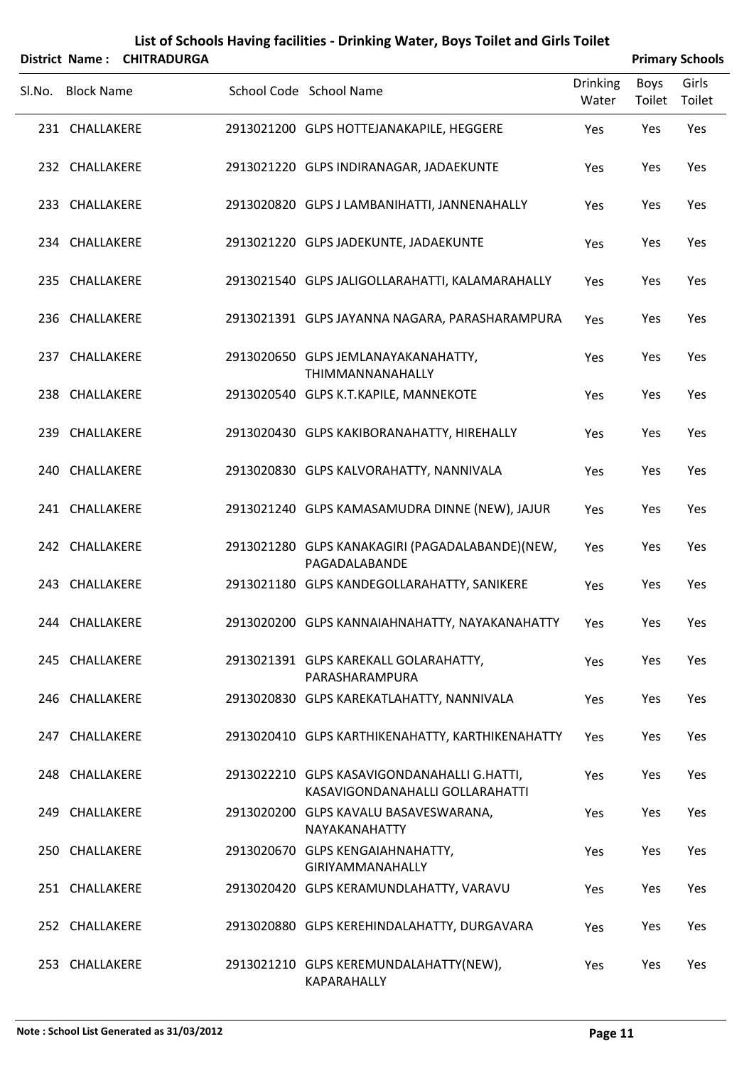**List of Schools Having facilities - Drinking Water, Boys Toilet and Girls Toilet**

**District Name : CHITRADURGA** **Primary Schools**

| Sl.No. | Block Name | School Code | School Name | Drinking Water | Boys Toilet | Girls Toilet |
|---|---|---|---|---|---|---|
| 231 | CHALLAKERE | 2913021200 | GLPS HOTTEJANAKAPILE, HEGGERE | Yes | Yes | Yes |
| 232 | CHALLAKERE | 2913021220 | GLPS INDIRANAGAR, JADAEKUNTE | Yes | Yes | Yes |
| 233 | CHALLAKERE | 2913020820 | GLPS J LAMBANIHATTI, JANNENAHALLY | Yes | Yes | Yes |
| 234 | CHALLAKERE | 2913021220 | GLPS JADEKUNTE, JADAEKUNTE | Yes | Yes | Yes |
| 235 | CHALLAKERE | 2913021540 | GLPS JALIGOLLARAHATTI, KALAMARAHALLY | Yes | Yes | Yes |
| 236 | CHALLAKERE | 2913021391 | GLPS JAYANNA NAGARA, PARASHARAMPURA | Yes | Yes | Yes |
| 237 | CHALLAKERE | 2913020650 | GLPS JEMLANAYAKANAHATTY, THIMMANNANAHALLY | Yes | Yes | Yes |
| 238 | CHALLAKERE | 2913020540 | GLPS K.T.KAPILE, MANNEKOTE | Yes | Yes | Yes |
| 239 | CHALLAKERE | 2913020430 | GLPS KAKIBORANAHATTY, HIREHALLY | Yes | Yes | Yes |
| 240 | CHALLAKERE | 2913020830 | GLPS KALVORAHATTY, NANNIVALA | Yes | Yes | Yes |
| 241 | CHALLAKERE | 2913021240 | GLPS KAMASAMUDRA DINNE (NEW), JAJUR | Yes | Yes | Yes |
| 242 | CHALLAKERE | 2913021280 | GLPS KANAKAGIRI (PAGADALABANDE)(NEW, PAGADALABANDE | Yes | Yes | Yes |
| 243 | CHALLAKERE | 2913021180 | GLPS KANDEGOLLARAHATTY, SANIKERE | Yes | Yes | Yes |
| 244 | CHALLAKERE | 2913020200 | GLPS KANNAIAHNAHATTY, NAYAKANAHATTY | Yes | Yes | Yes |
| 245 | CHALLAKERE | 2913021391 | GLPS KAREKALL GOLARAHATTY, PARASHARAMPURA | Yes | Yes | Yes |
| 246 | CHALLAKERE | 2913020830 | GLPS KAREKATLAHATTY, NANNIVALA | Yes | Yes | Yes |
| 247 | CHALLAKERE | 2913020410 | GLPS KARTHIKENAHATTY, KARTHIKENAHATTY | Yes | Yes | Yes |
| 248 | CHALLAKERE | 2913022210 | GLPS KASAVIGONDANAHALLI G.HATTI, KASAVIGONDANAHALLI GOLLARAHATTI | Yes | Yes | Yes |
| 249 | CHALLAKERE | 2913020200 | GLPS KAVALU BASAVESWARANA, NAYAKANAHATTY | Yes | Yes | Yes |
| 250 | CHALLAKERE | 2913020670 | GLPS KENGAIAHNAHATTY, GIRIYAMMANAHALLY | Yes | Yes | Yes |
| 251 | CHALLAKERE | 2913020420 | GLPS KERAMUNDLAHATTY, VARAVU | Yes | Yes | Yes |
| 252 | CHALLAKERE | 2913020880 | GLPS KEREHINDALAHATTY, DURGAVARA | Yes | Yes | Yes |
| 253 | CHALLAKERE | 2913021210 | GLPS KEREMUNDALAHATTY(NEW), KAPARAHALLY | Yes | Yes | Yes |

**Note : School List Generated as 31/03/2012**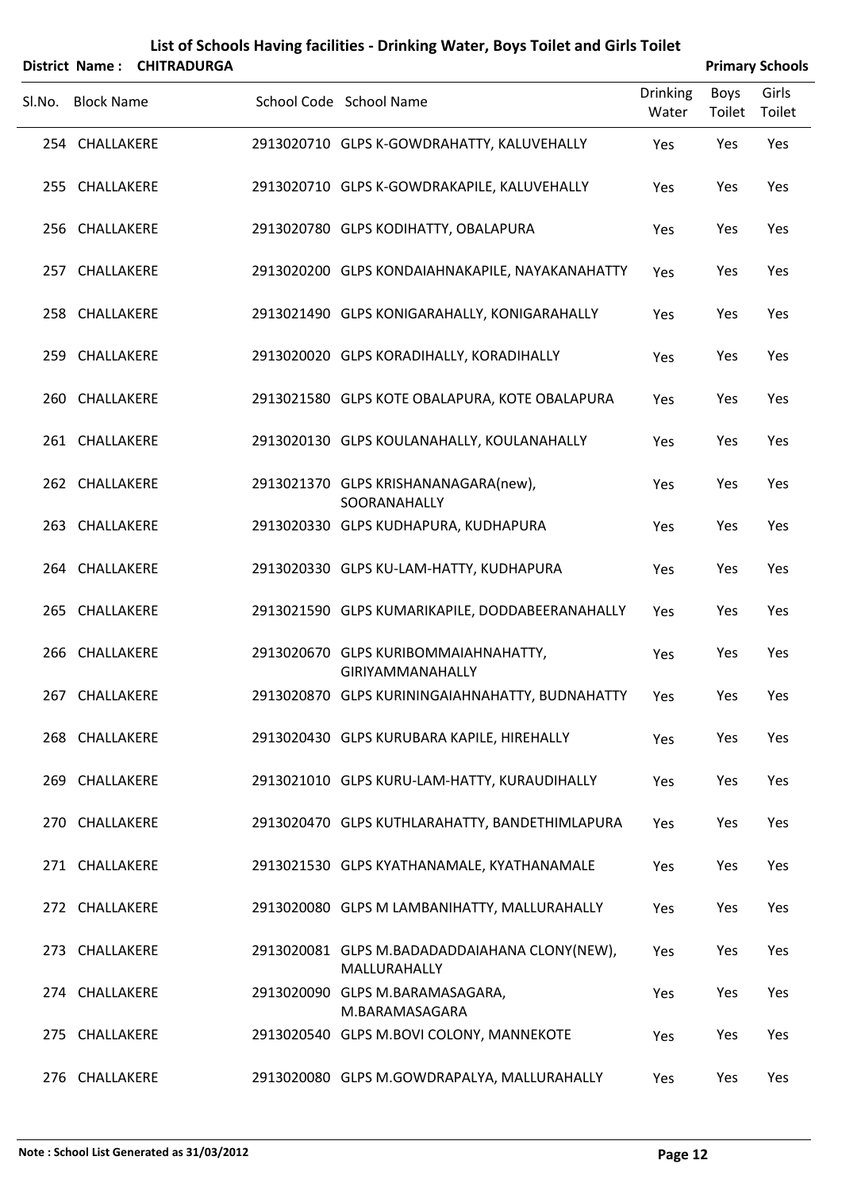# List of Schools Having facilities - Drinking Water, Boys Toilet and Girls Toilet

**District Name : CHITRADURGA** **Primary Schools**

| Sl.No. | Block Name | School Code | School Name | Drinking Water | Boys Toilet | Girls Toilet |
|---|---|---|---|---|---|---|
| 254 | CHALLAKERE | 2913020710 | GLPS K-GOWDRAHATTY, KALUVEHALLY | Yes | Yes | Yes |
| 255 | CHALLAKERE | 2913020710 | GLPS K-GOWDRAKAPILE, KALUVEHALLY | Yes | Yes | Yes |
| 256 | CHALLAKERE | 2913020780 | GLPS KODIHATTY, OBALAPURA | Yes | Yes | Yes |
| 257 | CHALLAKERE | 2913020200 | GLPS KONDAIAHNAKAPILE, NAYAKANAHATTY | Yes | Yes | Yes |
| 258 | CHALLAKERE | 2913021490 | GLPS KONIGARAHALLY, KONIGARAHALLY | Yes | Yes | Yes |
| 259 | CHALLAKERE | 2913020020 | GLPS KORADIHALLY, KORADIHALLY | Yes | Yes | Yes |
| 260 | CHALLAKERE | 2913021580 | GLPS KOTE OBALAPURA, KOTE OBALAPURA | Yes | Yes | Yes |
| 261 | CHALLAKERE | 2913020130 | GLPS KOULANAHALLY, KOULANAHALLY | Yes | Yes | Yes |
| 262 | CHALLAKERE | 2913021370 | GLPS KRISHANANAGARA(new), SOORANAHALLY | Yes | Yes | Yes |
| 263 | CHALLAKERE | 2913020330 | GLPS KUDHAPURA, KUDHAPURA | Yes | Yes | Yes |
| 264 | CHALLAKERE | 2913020330 | GLPS KU-LAM-HATTY, KUDHAPURA | Yes | Yes | Yes |
| 265 | CHALLAKERE | 2913021590 | GLPS KUMARIKAPILE, DODDABEERANAHALLY | Yes | Yes | Yes |
| 266 | CHALLAKERE | 2913020670 | GLPS KURIBOMMAIAHNAHATTY, GIRIYAMMANAHALLY | Yes | Yes | Yes |
| 267 | CHALLAKERE | 2913020870 | GLPS KURININGAIAHNAHATTY, BUDNAHATTY | Yes | Yes | Yes |
| 268 | CHALLAKERE | 2913020430 | GLPS KURUBARA KAPILE, HIREHALLY | Yes | Yes | Yes |
| 269 | CHALLAKERE | 2913021010 | GLPS KURU-LAM-HATTY, KURAUDIHALLY | Yes | Yes | Yes |
| 270 | CHALLAKERE | 2913020470 | GLPS KUTHLARAHATTY, BANDETHIMLAPURA | Yes | Yes | Yes |
| 271 | CHALLAKERE | 2913021530 | GLPS KYATHANAMALE, KYATHANAMALE | Yes | Yes | Yes |
| 272 | CHALLAKERE | 2913020080 | GLPS M LAMBANIHATTY, MALLURAHALLY | Yes | Yes | Yes |
| 273 | CHALLAKERE | 2913020081 | GLPS M.BADADADDAIAHANA CLONY(NEW), MALLURAHALLY | Yes | Yes | Yes |
| 274 | CHALLAKERE | 2913020090 | GLPS M.BARAMASAGARA, M.BARAMASAGARA | Yes | Yes | Yes |
| 275 | CHALLAKERE | 2913020540 | GLPS M.BOVI COLONY, MANNEKOTE | Yes | Yes | Yes |
| 276 | CHALLAKERE | 2913020080 | GLPS M.GOWDRAPALYA, MALLURAHALLY | Yes | Yes | Yes |

**Note : School List Generated as 31/03/2012**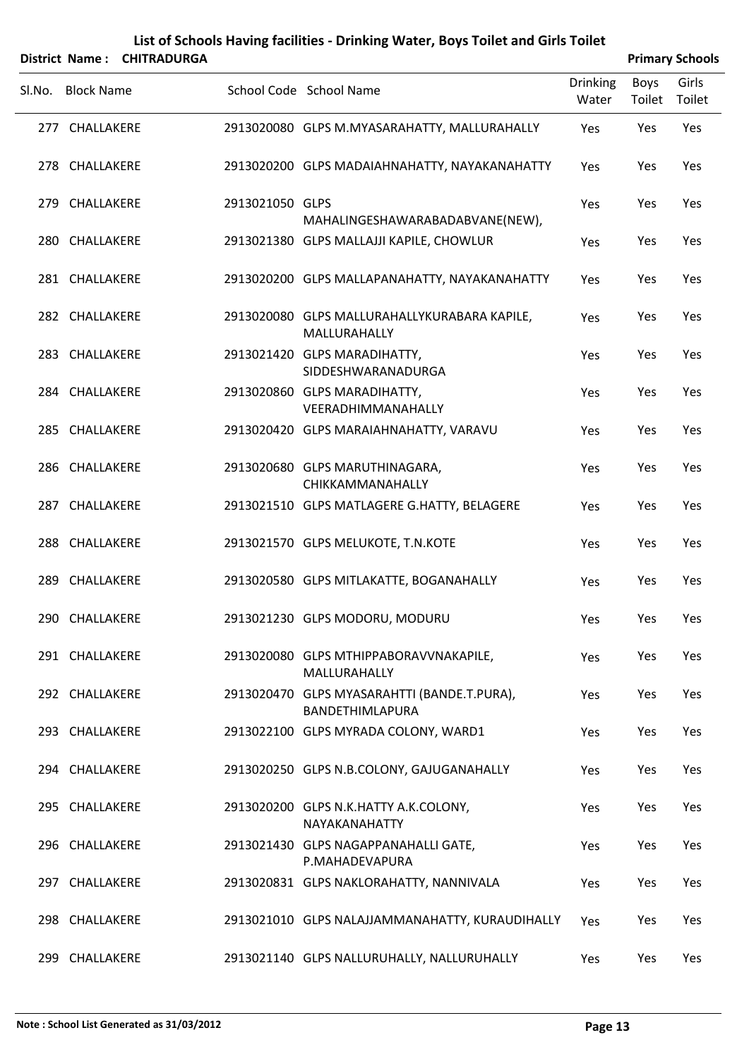# List of Schools Having facilities - Drinking Water, Boys Toilet and Girls Toilet

**District Name : CHITRADURGA** **Primary Schools**

| Sl.No. | Block Name | School Code | School Name | Drinking Water | Boys Toilet | Girls Toilet |
|---|---|---|---|---|---|---|
| 277 | CHALLAKERE | 2913020080 | GLPS M.MYASARAHATTY, MALLURAHALLY | Yes | Yes | Yes |
| 278 | CHALLAKERE | 2913020200 | GLPS MADAIAHNAHATTY, NAYAKANAHATTY | Yes | Yes | Yes |
| 279 | CHALLAKERE | 2913021050 | GLPS MAHALINGESHAWARABADABVANE(NEW), | Yes | Yes | Yes |
| 280 | CHALLAKERE | 2913021380 | GLPS MALLAJJI KAPILE, CHOWLUR | Yes | Yes | Yes |
| 281 | CHALLAKERE | 2913020200 | GLPS MALLAPANAHATTY, NAYAKANAHATTY | Yes | Yes | Yes |
| 282 | CHALLAKERE | 2913020080 | GLPS MALLURAHALLYKURABARA KAPILE, MALLURAHALLY | Yes | Yes | Yes |
| 283 | CHALLAKERE | 2913021420 | GLPS MARADIHATTY, SIDDESHWARANADURGA | Yes | Yes | Yes |
| 284 | CHALLAKERE | 2913020860 | GLPS MARADIHATTY, VEERADHIMMANAHALLY | Yes | Yes | Yes |
| 285 | CHALLAKERE | 2913020420 | GLPS MARAIAHNAHATTY, VARAVU | Yes | Yes | Yes |
| 286 | CHALLAKERE | 2913020680 | GLPS MARUTHINAGARA, CHIKKAMMANAHALLY | Yes | Yes | Yes |
| 287 | CHALLAKERE | 2913021510 | GLPS MATLAGERE G.HATTY, BELAGERE | Yes | Yes | Yes |
| 288 | CHALLAKERE | 2913021570 | GLPS MELUKOTE, T.N.KOTE | Yes | Yes | Yes |
| 289 | CHALLAKERE | 2913020580 | GLPS MITLAKATTE, BOGANAHALLY | Yes | Yes | Yes |
| 290 | CHALLAKERE | 2913021230 | GLPS MODORU, MODURU | Yes | Yes | Yes |
| 291 | CHALLAKERE | 2913020080 | GLPS MTHIPPABORAVVNAKAPILE, MALLURAHALLY | Yes | Yes | Yes |
| 292 | CHALLAKERE | 2913020470 | GLPS MYASARAHTTI (BANDE.T.PURA), BANDETHIMLAPURA | Yes | Yes | Yes |
| 293 | CHALLAKERE | 2913022100 | GLPS MYRADA COLONY, WARD1 | Yes | Yes | Yes |
| 294 | CHALLAKERE | 2913020250 | GLPS N.B.COLONY, GAJUGANAHALLY | Yes | Yes | Yes |
| 295 | CHALLAKERE | 2913020200 | GLPS N.K.HATTY A.K.COLONY, NAYAKANAHATTY | Yes | Yes | Yes |
| 296 | CHALLAKERE | 2913021430 | GLPS NAGAPPANAHALLI GATE, P.MAHADEVAPURA | Yes | Yes | Yes |
| 297 | CHALLAKERE | 2913020831 | GLPS NAKLORAHATTY, NANNIVALA | Yes | Yes | Yes |
| 298 | CHALLAKERE | 2913021010 | GLPS NALAJJAMMANAHATTY, KURAUDIHALLY | Yes | Yes | Yes |
| 299 | CHALLAKERE | 2913021140 | GLPS NALLURUHALLY, NALLURUHALLY | Yes | Yes | Yes |

Note : School List Generated as 31/03/2012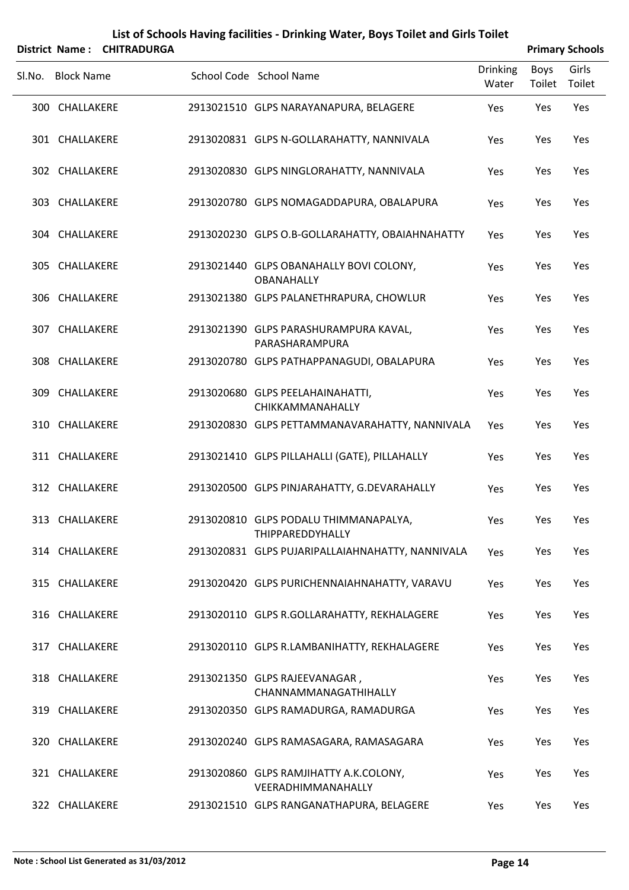# List of Schools Having facilities - Drinking Water, Boys Toilet and Girls Toilet

**District Name : CHITRADURGA** **Primary Schools**

| Sl.No. | Block Name | School Code | School Name | Drinking Water | Boys Toilet | Girls Toilet |
|---|---|---|---|---|---|---|
| 300 | CHALLAKERE | 2913021510 | GLPS NARAYANAPURA, BELAGERE | Yes | Yes | Yes |
| 301 | CHALLAKERE | 2913020831 | GLPS N-GOLLARAHATTY, NANNIVALA | Yes | Yes | Yes |
| 302 | CHALLAKERE | 2913020830 | GLPS NINGLORAHATTY, NANNIVALA | Yes | Yes | Yes |
| 303 | CHALLAKERE | 2913020780 | GLPS NOMAGADDAPURA, OBALAPURA | Yes | Yes | Yes |
| 304 | CHALLAKERE | 2913020230 | GLPS O.B-GOLLARAHATTY, OBAIAHNAHATTY | Yes | Yes | Yes |
| 305 | CHALLAKERE | 2913021440 | GLPS OBANAHALLY BOVI COLONY, OBANAHALLY | Yes | Yes | Yes |
| 306 | CHALLAKERE | 2913021380 | GLPS PALANETHRAPURA, CHOWLUR | Yes | Yes | Yes |
| 307 | CHALLAKERE | 2913021390 | GLPS PARASHURAMPURA KAVAL, PARASHARAMPURA | Yes | Yes | Yes |
| 308 | CHALLAKERE | 2913020780 | GLPS PATHAPPANAGUDI, OBALAPURA | Yes | Yes | Yes |
| 309 | CHALLAKERE | 2913020680 | GLPS PEELAHAINAHATTI, CHIKKAMMANAHALLY | Yes | Yes | Yes |
| 310 | CHALLAKERE | 2913020830 | GLPS PETTAMMANAVARAHATTY, NANNIVALA | Yes | Yes | Yes |
| 311 | CHALLAKERE | 2913021410 | GLPS PILLAHALLI (GATE), PILLAHALLY | Yes | Yes | Yes |
| 312 | CHALLAKERE | 2913020500 | GLPS PINJARAHATTY, G.DEVARAHALLY | Yes | Yes | Yes |
| 313 | CHALLAKERE | 2913020810 | GLPS PODALU THIMMANAPALYA, THIPPAREDDYHALLY | Yes | Yes | Yes |
| 314 | CHALLAKERE | 2913020831 | GLPS PUJARIPALLAIAHNAHATTY, NANNIVALA | Yes | Yes | Yes |
| 315 | CHALLAKERE | 2913020420 | GLPS PURICHENNAIAHNAHATTY, VARAVU | Yes | Yes | Yes |
| 316 | CHALLAKERE | 2913020110 | GLPS R.GOLLARAHATTY, REKHALAGERE | Yes | Yes | Yes |
| 317 | CHALLAKERE | 2913020110 | GLPS R.LAMBANIHATTY, REKHALAGERE | Yes | Yes | Yes |
| 318 | CHALLAKERE | 2913021350 | GLPS RAJEEVANAGAR , CHANNAMMANAGATHIHALLY | Yes | Yes | Yes |
| 319 | CHALLAKERE | 2913020350 | GLPS RAMADURGA, RAMADURGA | Yes | Yes | Yes |
| 320 | CHALLAKERE | 2913020240 | GLPS RAMASAGARA, RAMASAGARA | Yes | Yes | Yes |
| 321 | CHALLAKERE | 2913020860 | GLPS RAMJIHATTY A.K.COLONY, VEERADHIMMANAHALLY | Yes | Yes | Yes |
| 322 | CHALLAKERE | 2913021510 | GLPS RANGANATHAPURA, BELAGERE | Yes | Yes | Yes |

**Note : School List Generated as 31/03/2012**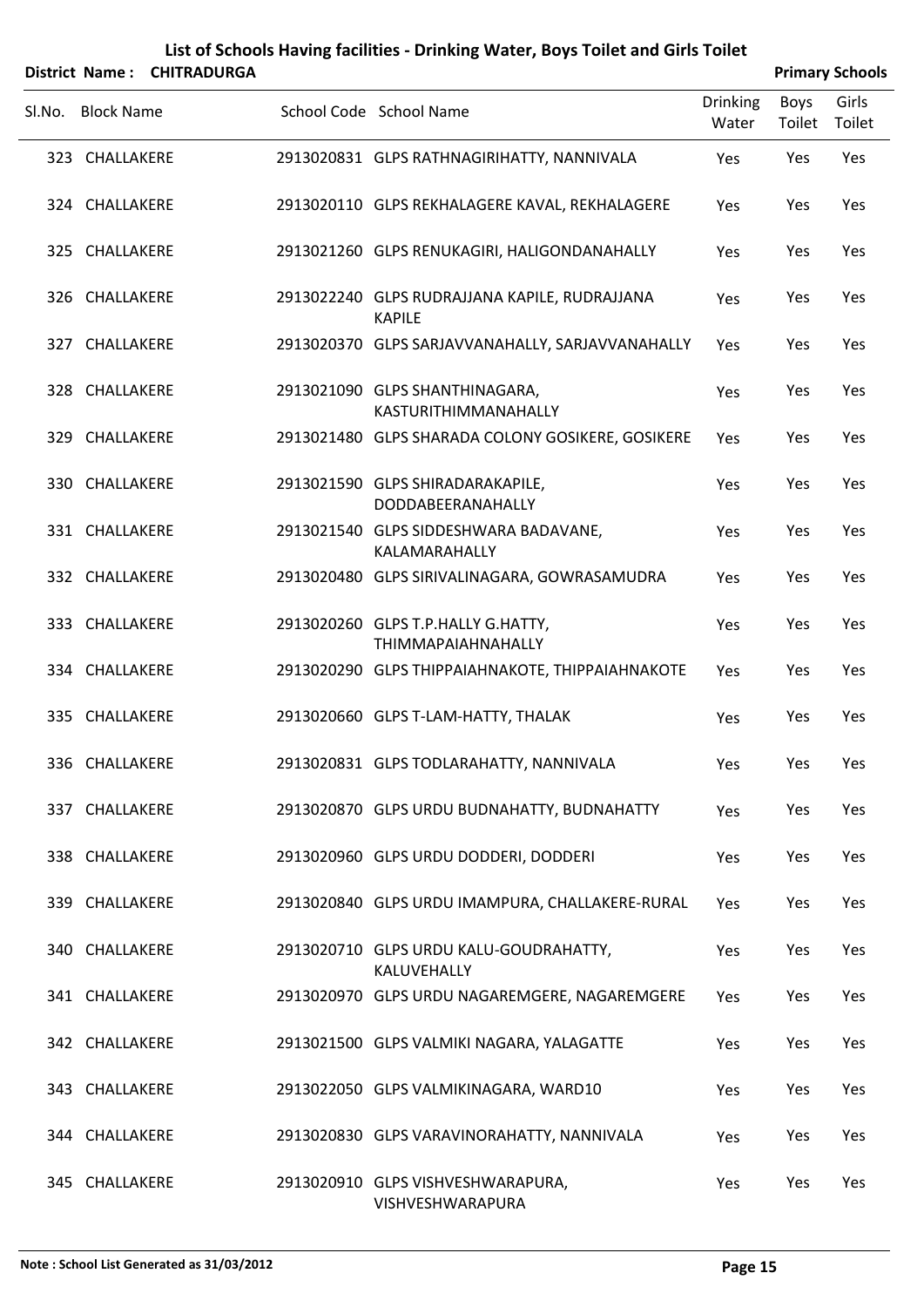# List of Schools Having facilities - Drinking Water, Boys Toilet and Girls Toilet

**District Name : CHITRADURGA** **Primary Schools**

| Sl.No. | Block Name | School Code | School Name | Drinking Water | Boys Toilet | Girls Toilet |
|---|---|---|---|---|---|---|
| 323 | CHALLAKERE | 2913020831 | GLPS RATHNAGIRIHATTY, NANNIVALA | Yes | Yes | Yes |
| 324 | CHALLAKERE | 2913020110 | GLPS REKHALAGERE KAVAL, REKHALAGERE | Yes | Yes | Yes |
| 325 | CHALLAKERE | 2913021260 | GLPS RENUKAGIRI, HALIGONDANAHALLY | Yes | Yes | Yes |
| 326 | CHALLAKERE | 2913022240 | GLPS RUDRAJJANA KAPILE, RUDRAJJANA KAPILE | Yes | Yes | Yes |
| 327 | CHALLAKERE | 2913020370 | GLPS SARJAVVANAHALLY, SARJAVVANAHALLY | Yes | Yes | Yes |
| 328 | CHALLAKERE | 2913021090 | GLPS SHANTHINAGARA, KASTURITHIMMANAHALLY | Yes | Yes | Yes |
| 329 | CHALLAKERE | 2913021480 | GLPS SHARADA COLONY GOSIKERE, GOSIKERE | Yes | Yes | Yes |
| 330 | CHALLAKERE | 2913021590 | GLPS SHIRADARAKAPILE, DODDABEERANAHALLY | Yes | Yes | Yes |
| 331 | CHALLAKERE | 2913021540 | GLPS SIDDESHWARA BADAVANE, KALAMARAHALLY | Yes | Yes | Yes |
| 332 | CHALLAKERE | 2913020480 | GLPS SIRIVALINAGARA, GOWRASAMUDRA | Yes | Yes | Yes |
| 333 | CHALLAKERE | 2913020260 | GLPS T.P.HALLY G.HATTY, THIMMAPAIAHNAHALLY | Yes | Yes | Yes |
| 334 | CHALLAKERE | 2913020290 | GLPS THIPPAIAHNAKOTE, THIPPAIAHNAKOTE | Yes | Yes | Yes |
| 335 | CHALLAKERE | 2913020660 | GLPS T-LAM-HATTY, THALAK | Yes | Yes | Yes |
| 336 | CHALLAKERE | 2913020831 | GLPS TODLARAHATTY, NANNIVALA | Yes | Yes | Yes |
| 337 | CHALLAKERE | 2913020870 | GLPS URDU BUDNAHATTY, BUDNAHATTY | Yes | Yes | Yes |
| 338 | CHALLAKERE | 2913020960 | GLPS URDU DODDERI, DODDERI | Yes | Yes | Yes |
| 339 | CHALLAKERE | 2913020840 | GLPS URDU IMAMPURA, CHALLAKERE-RURAL | Yes | Yes | Yes |
| 340 | CHALLAKERE | 2913020710 | GLPS URDU KALU-GOUDRAHATTY, KALUVEHALLY | Yes | Yes | Yes |
| 341 | CHALLAKERE | 2913020970 | GLPS URDU NAGAREMGERE, NAGAREMGERE | Yes | Yes | Yes |
| 342 | CHALLAKERE | 2913021500 | GLPS VALMIKI NAGARA, YALAGATTE | Yes | Yes | Yes |
| 343 | CHALLAKERE | 2913022050 | GLPS VALMIKINAGARA, WARD10 | Yes | Yes | Yes |
| 344 | CHALLAKERE | 2913020830 | GLPS VARAVINORAHATTY, NANNIVALA | Yes | Yes | Yes |
| 345 | CHALLAKERE | 2913020910 | GLPS VISHVESHWARAPURA, VISHVESHWARAPURA | Yes | Yes | Yes |

**Note : School List Generated as 31/03/2012**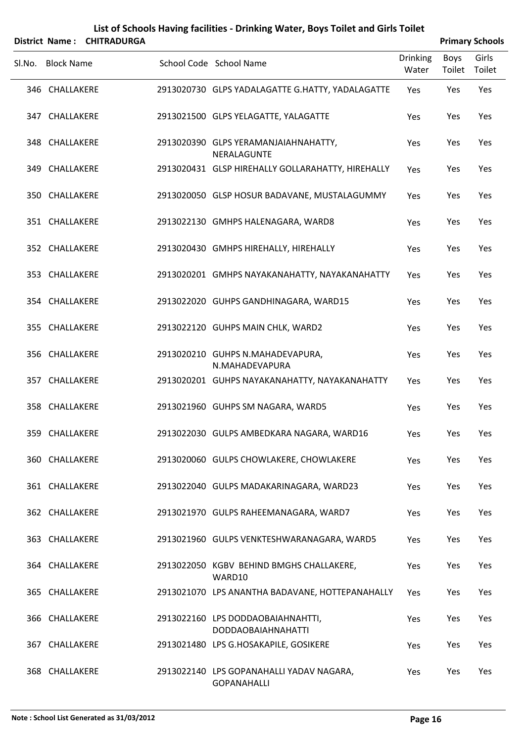# List of Schools Having facilities - Drinking Water, Boys Toilet and Girls Toilet

**District Name : CHITRADURGA** **Primary Schools**

| Sl.No. | Block Name | School Code | School Name | Drinking Water | Boys Toilet | Girls Toilet |
|---|---|---|---|---|---|---|
| 346 | CHALLAKERE | 2913020730 | GLPS YADALAGATTE G.HATTY, YADALAGATTE | Yes | Yes | Yes |
| 347 | CHALLAKERE | 2913021500 | GLPS YELAGATTE, YALAGATTE | Yes | Yes | Yes |
| 348 | CHALLAKERE | 2913020390 | GLPS YERAMANJAIAHNAHATTY, NERALAGUNTE | Yes | Yes | Yes |
| 349 | CHALLAKERE | 2913020431 | GLSP HIREHALLY GOLLARAHATTY, HIREHALLY | Yes | Yes | Yes |
| 350 | CHALLAKERE | 2913020050 | GLSP HOSUR BADAVANE, MUSTALAGUMMY | Yes | Yes | Yes |
| 351 | CHALLAKERE | 2913022130 | GMHPS HALENAGARA, WARD8 | Yes | Yes | Yes |
| 352 | CHALLAKERE | 2913020430 | GMHPS HIREHALLY, HIREHALLY | Yes | Yes | Yes |
| 353 | CHALLAKERE | 2913020201 | GMHPS NAYAKANAHATTY, NAYAKANAHATTY | Yes | Yes | Yes |
| 354 | CHALLAKERE | 2913022020 | GUHPS GANDHINAGARA, WARD15 | Yes | Yes | Yes |
| 355 | CHALLAKERE | 2913022120 | GUHPS MAIN CHLK, WARD2 | Yes | Yes | Yes |
| 356 | CHALLAKERE | 2913020210 | GUHPS N.MAHADEVAPURA, N.MAHADEVAPURA | Yes | Yes | Yes |
| 357 | CHALLAKERE | 2913020201 | GUHPS NAYAKANAHATTY, NAYAKANAHATTY | Yes | Yes | Yes |
| 358 | CHALLAKERE | 2913021960 | GUHPS SM NAGARA, WARD5 | Yes | Yes | Yes |
| 359 | CHALLAKERE | 2913022030 | GULPS AMBEDKARA NAGARA, WARD16 | Yes | Yes | Yes |
| 360 | CHALLAKERE | 2913020060 | GULPS CHOWLAKERE, CHOWLAKERE | Yes | Yes | Yes |
| 361 | CHALLAKERE | 2913022040 | GULPS MADAKARINAGARA, WARD23 | Yes | Yes | Yes |
| 362 | CHALLAKERE | 2913021970 | GULPS RAHEEMANAGARA, WARD7 | Yes | Yes | Yes |
| 363 | CHALLAKERE | 2913021960 | GULPS VENKTESHWARANAGARA, WARD5 | Yes | Yes | Yes |
| 364 | CHALLAKERE | 2913022050 | KGBV BEHIND BMGHS CHALLAKERE, WARD10 | Yes | Yes | Yes |
| 365 | CHALLAKERE | 2913021070 | LPS ANANTHA BADAVANE, HOTTEPANAHALLY | Yes | Yes | Yes |
| 366 | CHALLAKERE | 2913022160 | LPS DODDAOBAIAHNAHTTI, DODDAOBAIAHNAHATTI | Yes | Yes | Yes |
| 367 | CHALLAKERE | 2913021480 | LPS G.HOSAKAPILE, GOSIKERE | Yes | Yes | Yes |
| 368 | CHALLAKERE | 2913022140 | LPS GOPANAHALLI YADAV NAGARA, GOPANAHALLI | Yes | Yes | Yes |

**Note : School List Generated as 31/03/2012**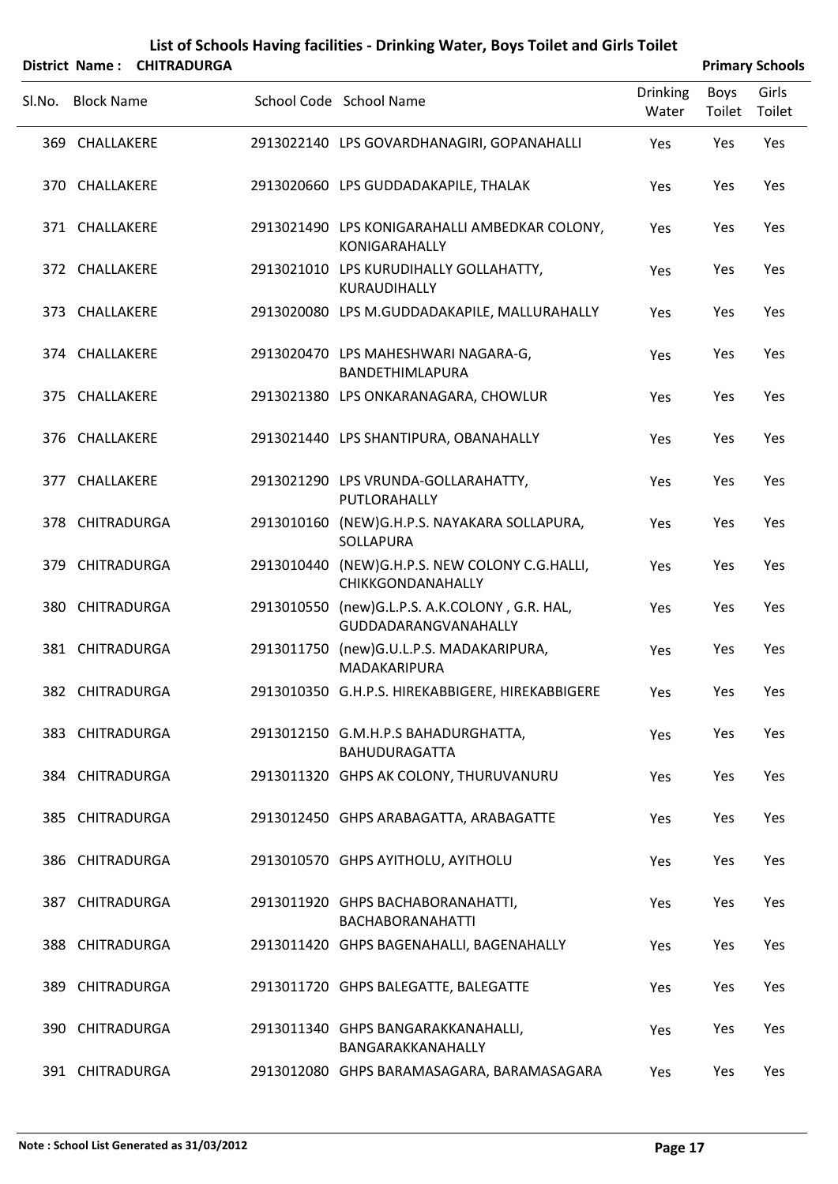# List of Schools Having facilities - Drinking Water, Boys Toilet and Girls Toilet

**District Name : CHITRADURGA** **Primary Schools**

| Sl.No. | Block Name | School Code | School Name | Drinking Water | Boys Toilet | Girls Toilet |
|---|---|---|---|---|---|---|
| 369 | CHALLAKERE | 2913022140 | LPS GOVARDHANAGIRI, GOPANAHALLI | Yes | Yes | Yes |
| 370 | CHALLAKERE | 2913020660 | LPS GUDDADAKAPILE, THALAK | Yes | Yes | Yes |
| 371 | CHALLAKERE | 2913021490 | LPS KONIGARAHALLI AMBEDKAR COLONY, KONIGARAHALLY | Yes | Yes | Yes |
| 372 | CHALLAKERE | 2913021010 | LPS KURUDIHALLY GOLLAHATTY, KURAUDIHALLY | Yes | Yes | Yes |
| 373 | CHALLAKERE | 2913020080 | LPS M.GUDDADAKAPILE, MALLURAHALLY | Yes | Yes | Yes |
| 374 | CHALLAKERE | 2913020470 | LPS MAHESHWARI NAGARA-G, BANDETHIMLAPURA | Yes | Yes | Yes |
| 375 | CHALLAKERE | 2913021380 | LPS ONKARANAGARA, CHOWLUR | Yes | Yes | Yes |
| 376 | CHALLAKERE | 2913021440 | LPS SHANTIPURA, OBANAHALLY | Yes | Yes | Yes |
| 377 | CHALLAKERE | 2913021290 | LPS VRUNDA-GOLLARAHATTY, PUTLORAHALLY | Yes | Yes | Yes |
| 378 | CHITRADURGA | 2913010160 | (NEW)G.H.P.S. NAYAKARA SOLLAPURA, SOLLAPURA | Yes | Yes | Yes |
| 379 | CHITRADURGA | 2913010440 | (NEW)G.H.P.S. NEW COLONY C.G.HALLI, CHIKKGONDANAHALLY | Yes | Yes | Yes |
| 380 | CHITRADURGA | 2913010550 | (new)G.L.P.S. A.K.COLONY , G.R. HAL, GUDDADARANGVANAHALLY | Yes | Yes | Yes |
| 381 | CHITRADURGA | 2913011750 | (new)G.U.L.P.S. MADAKARIPURA, MADAKARIPURA | Yes | Yes | Yes |
| 382 | CHITRADURGA | 2913010350 | G.H.P.S. HIREKABBIGERE, HIREKABBIGERE | Yes | Yes | Yes |
| 383 | CHITRADURGA | 2913012150 | G.M.H.P.S BAHADURGHATTA, BAHUDURAGATTA | Yes | Yes | Yes |
| 384 | CHITRADURGA | 2913011320 | GHPS AK COLONY, THURUVANURU | Yes | Yes | Yes |
| 385 | CHITRADURGA | 2913012450 | GHPS ARABAGATTA, ARABAGATTE | Yes | Yes | Yes |
| 386 | CHITRADURGA | 2913010570 | GHPS AYITHOLU, AYITHOLU | Yes | Yes | Yes |
| 387 | CHITRADURGA | 2913011920 | GHPS BACHABORANAHATTI, BACHABORANAHATTI | Yes | Yes | Yes |
| 388 | CHITRADURGA | 2913011420 | GHPS BAGENAHALLI, BAGENAHALLY | Yes | Yes | Yes |
| 389 | CHITRADURGA | 2913011720 | GHPS BALEGATTE, BALEGATTE | Yes | Yes | Yes |
| 390 | CHITRADURGA | 2913011340 | GHPS BANGARAKKANAHALLI, BANGARAKKANAHALLY | Yes | Yes | Yes |
| 391 | CHITRADURGA | 2913012080 | GHPS BARAMASAGARA, BARAMASAGARA | Yes | Yes | Yes |

**Note : School List Generated as 31/03/2012**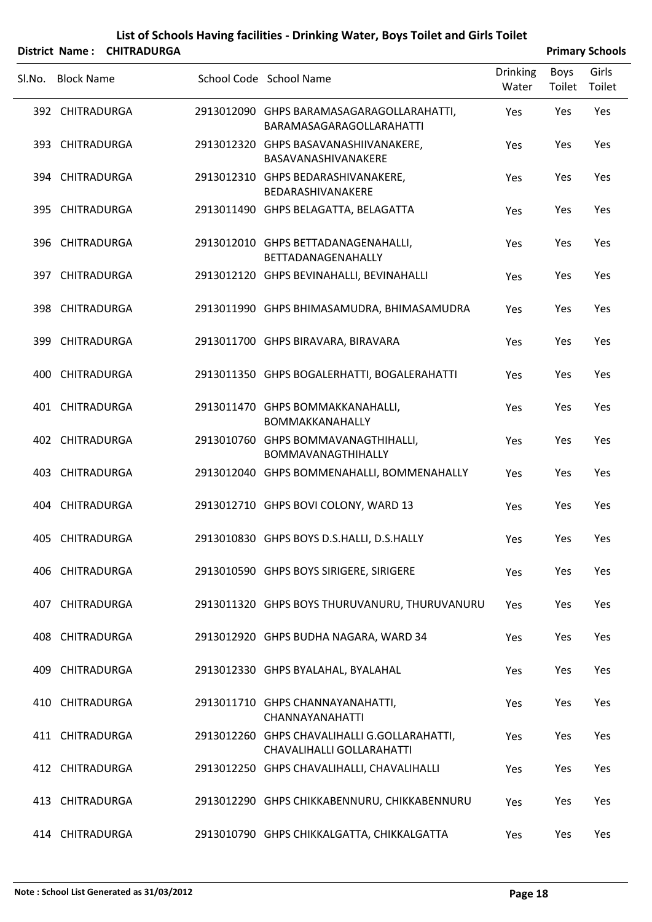# List of Schools Having facilities - Drinking Water, Boys Toilet and Girls Toilet

**District Name : CHITRADURGA** **Primary Schools**

| Sl.No. | Block Name | School Code | School Name | Drinking Water | Boys Toilet | Girls Toilet |
|---|---|---|---|---|---|---|
| 392 | CHITRADURGA | 2913012090 | GHPS BARAMASAGARAGOLLARAHATTI, BARAMASAGARAGOLLARAHATTI | Yes | Yes | Yes |
| 393 | CHITRADURGA | 2913012320 | GHPS BASAVANASHIIVANAKERE, BASAVANASHIVANAKERE | Yes | Yes | Yes |
| 394 | CHITRADURGA | 2913012310 | GHPS BEDARASHIVANAKERE, BEDARASHIVANAKERE | Yes | Yes | Yes |
| 395 | CHITRADURGA | 2913011490 | GHPS BELAGATTA, BELAGATTA | Yes | Yes | Yes |
| 396 | CHITRADURGA | 2913012010 | GHPS BETTADANAGENAHALLI, BETTADANAGENAHALLY | Yes | Yes | Yes |
| 397 | CHITRADURGA | 2913012120 | GHPS BEVINAHALLI, BEVINAHALLI | Yes | Yes | Yes |
| 398 | CHITRADURGA | 2913011990 | GHPS BHIMASAMUDRA, BHIMASAMUDRA | Yes | Yes | Yes |
| 399 | CHITRADURGA | 2913011700 | GHPS BIRAVARA, BIRAVARA | Yes | Yes | Yes |
| 400 | CHITRADURGA | 2913011350 | GHPS BOGALERHATTI, BOGALERAHATTI | Yes | Yes | Yes |
| 401 | CHITRADURGA | 2913011470 | GHPS BOMMAKKANAHALLI, BOMMAKKANAHALLY | Yes | Yes | Yes |
| 402 | CHITRADURGA | 2913010760 | GHPS BOMMAVANAGTHIHALLI, BOMMAVANAGTHIHALLY | Yes | Yes | Yes |
| 403 | CHITRADURGA | 2913012040 | GHPS BOMMENAHALLI, BOMMENAHALLY | Yes | Yes | Yes |
| 404 | CHITRADURGA | 2913012710 | GHPS BOVI COLONY, WARD 13 | Yes | Yes | Yes |
| 405 | CHITRADURGA | 2913010830 | GHPS BOYS D.S.HALLI, D.S.HALLY | Yes | Yes | Yes |
| 406 | CHITRADURGA | 2913010590 | GHPS BOYS SIRIGERE, SIRIGERE | Yes | Yes | Yes |
| 407 | CHITRADURGA | 2913011320 | GHPS BOYS THURUVANURU, THURUVANURU | Yes | Yes | Yes |
| 408 | CHITRADURGA | 2913012920 | GHPS BUDHA NAGARA, WARD 34 | Yes | Yes | Yes |
| 409 | CHITRADURGA | 2913012330 | GHPS BYALAHAL, BYALAHAL | Yes | Yes | Yes |
| 410 | CHITRADURGA | 2913011710 | GHPS CHANNAYANAHATTI, CHANNAYANAHATTI | Yes | Yes | Yes |
| 411 | CHITRADURGA | 2913012260 | GHPS CHAVALIHALLI G.GOLLARAHATTI, CHAVALIHALLI GOLLARAHATTI | Yes | Yes | Yes |
| 412 | CHITRADURGA | 2913012250 | GHPS CHAVALIHALLI, CHAVALIHALLI | Yes | Yes | Yes |
| 413 | CHITRADURGA | 2913012290 | GHPS CHIKKABENNURU, CHIKKABENNURU | Yes | Yes | Yes |
| 414 | CHITRADURGA | 2913010790 | GHPS CHIKKALGATTA, CHIKKALGATTA | Yes | Yes | Yes |

**Note : School List Generated as 31/03/2012**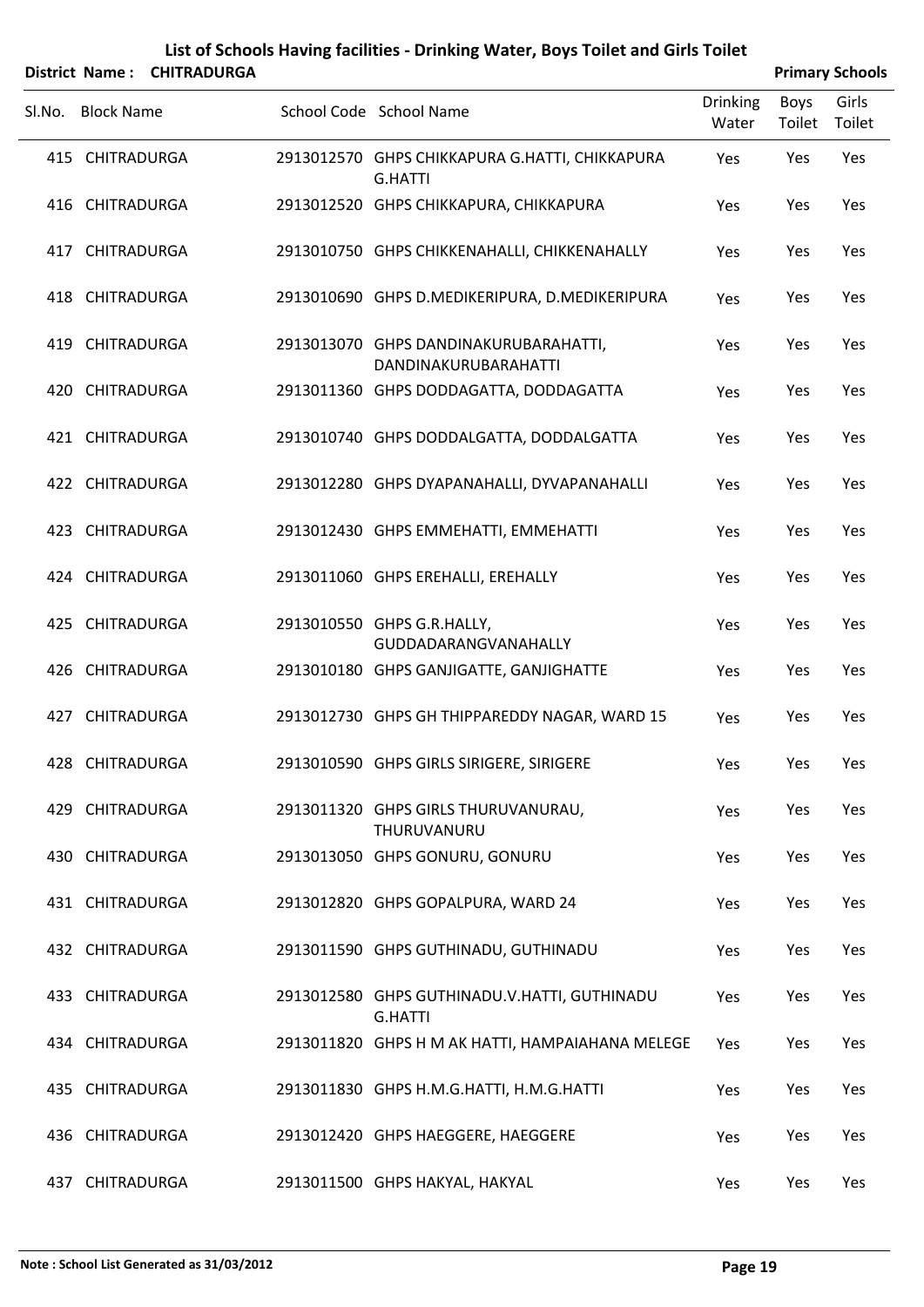# List of Schools Having facilities - Drinking Water, Boys Toilet and Girls Toilet

**District Name : CHITRADURGA** **Primary Schools**

| Sl.No. | Block Name | School Code | School Name | Drinking Water | Boys Toilet | Girls Toilet |
|---|---|---|---|---|---|---|
| 415 | CHITRADURGA | 2913012570 | GHPS CHIKKAPURA G.HATTI, CHIKKAPURA G.HATTI | Yes | Yes | Yes |
| 416 | CHITRADURGA | 2913012520 | GHPS CHIKKAPURA, CHIKKAPURA | Yes | Yes | Yes |
| 417 | CHITRADURGA | 2913010750 | GHPS CHIKKENAHALLI, CHIKKENAHALLY | Yes | Yes | Yes |
| 418 | CHITRADURGA | 2913010690 | GHPS D.MEDIKERIPURA, D.MEDIKERIPURA | Yes | Yes | Yes |
| 419 | CHITRADURGA | 2913013070 | GHPS DANDINAKURUBARAHATTI, DANDINAKURUBARAHATTI | Yes | Yes | Yes |
| 420 | CHITRADURGA | 2913011360 | GHPS DODDAGATTA, DODDAGATTA | Yes | Yes | Yes |
| 421 | CHITRADURGA | 2913010740 | GHPS DODDALGATTA, DODDALGATTA | Yes | Yes | Yes |
| 422 | CHITRADURGA | 2913012280 | GHPS DYAPANAHALLI, DYVAPANAHALLI | Yes | Yes | Yes |
| 423 | CHITRADURGA | 2913012430 | GHPS EMMEHATTI, EMMEHATTI | Yes | Yes | Yes |
| 424 | CHITRADURGA | 2913011060 | GHPS EREHALLI, EREHALLY | Yes | Yes | Yes |
| 425 | CHITRADURGA | 2913010550 | GHPS G.R.HALLY, GUDDADARANGVANAHALLY | Yes | Yes | Yes |
| 426 | CHITRADURGA | 2913010180 | GHPS GANJIGATTE, GANJIGHATTE | Yes | Yes | Yes |
| 427 | CHITRADURGA | 2913012730 | GHPS GH THIPPAREDDY NAGAR, WARD 15 | Yes | Yes | Yes |
| 428 | CHITRADURGA | 2913010590 | GHPS GIRLS SIRIGERE, SIRIGERE | Yes | Yes | Yes |
| 429 | CHITRADURGA | 2913011320 | GHPS GIRLS THURUVANURAU, THURUVANURU | Yes | Yes | Yes |
| 430 | CHITRADURGA | 2913013050 | GHPS GONURU, GONURU | Yes | Yes | Yes |
| 431 | CHITRADURGA | 2913012820 | GHPS GOPALPURA, WARD 24 | Yes | Yes | Yes |
| 432 | CHITRADURGA | 2913011590 | GHPS GUTHINADU, GUTHINADU | Yes | Yes | Yes |
| 433 | CHITRADURGA | 2913012580 | GHPS GUTHINADU.V.HATTI, GUTHINADU G.HATTI | Yes | Yes | Yes |
| 434 | CHITRADURGA | 2913011820 | GHPS H M AK HATTI, HAMPAIAHANA MELEGE | Yes | Yes | Yes |
| 435 | CHITRADURGA | 2913011830 | GHPS H.M.G.HATTI, H.M.G.HATTI | Yes | Yes | Yes |
| 436 | CHITRADURGA | 2913012420 | GHPS HAEGGERE, HAEGGERE | Yes | Yes | Yes |
| 437 | CHITRADURGA | 2913011500 | GHPS HAKYAL, HAKYAL | Yes | Yes | Yes |

**Note : School List Generated as 31/03/2012**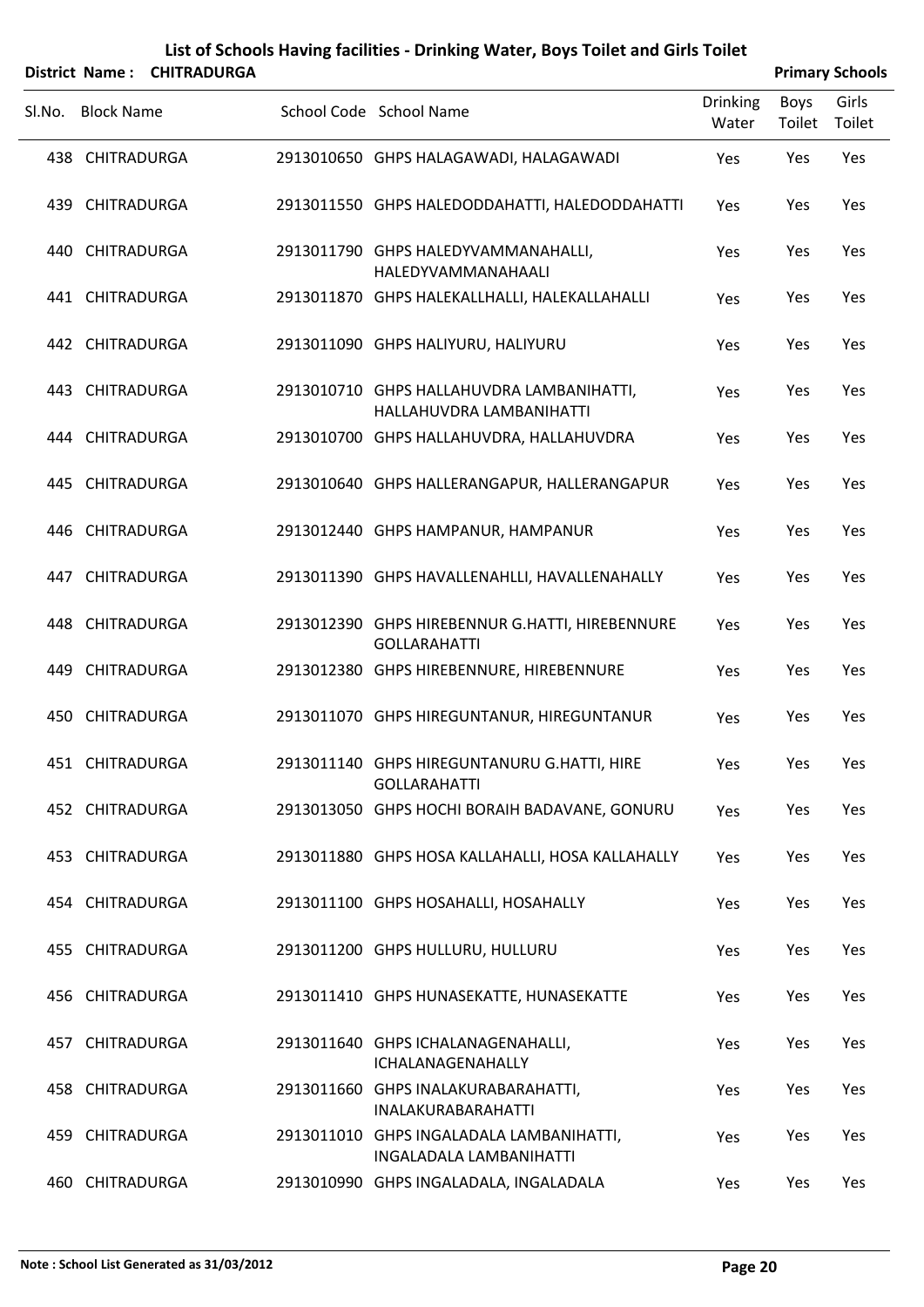# List of Schools Having facilities - Drinking Water, Boys Toilet and Girls Toilet

**District Name : CHITRADURGA** **Primary Schools**

| Sl.No. | Block Name | School Code | School Name | Drinking Water | Boys Toilet | Girls Toilet |
|---|---|---|---|---|---|---|
| 438 | CHITRADURGA | 2913010650 | GHPS HALAGAWADI, HALAGAWADI | Yes | Yes | Yes |
| 439 | CHITRADURGA | 2913011550 | GHPS HALEDODDAHATTI, HALEDODDAHATTI | Yes | Yes | Yes |
| 440 | CHITRADURGA | 2913011790 | GHPS HALEDYVAMMANAHALLI, HALEDYVAMMANAHAALI | Yes | Yes | Yes |
| 441 | CHITRADURGA | 2913011870 | GHPS HALEKALLHALLI, HALEKALLAHALLI | Yes | Yes | Yes |
| 442 | CHITRADURGA | 2913011090 | GHPS HALIYURU, HALIYURU | Yes | Yes | Yes |
| 443 | CHITRADURGA | 2913010710 | GHPS HALLAHUVDRA LAMBANIHATTI, HALLAHUVDRA LAMBANIHATTI | Yes | Yes | Yes |
| 444 | CHITRADURGA | 2913010700 | GHPS HALLAHUVDRA, HALLAHUVDRA | Yes | Yes | Yes |
| 445 | CHITRADURGA | 2913010640 | GHPS HALLERANGAPUR, HALLERANGAPUR | Yes | Yes | Yes |
| 446 | CHITRADURGA | 2913012440 | GHPS HAMPANUR, HAMPANUR | Yes | Yes | Yes |
| 447 | CHITRADURGA | 2913011390 | GHPS HAVALLENAHLLI, HAVALLENAHALLY | Yes | Yes | Yes |
| 448 | CHITRADURGA | 2913012390 | GHPS HIREBENNUR G.HATTI, HIREBENNURE GOLLARAHATTI | Yes | Yes | Yes |
| 449 | CHITRADURGA | 2913012380 | GHPS HIREBENNURE, HIREBENNURE | Yes | Yes | Yes |
| 450 | CHITRADURGA | 2913011070 | GHPS HIREGUNTANUR, HIREGUNTANUR | Yes | Yes | Yes |
| 451 | CHITRADURGA | 2913011140 | GHPS HIREGUNTANURU G.HATTI, HIRE GOLLARAHATTI | Yes | Yes | Yes |
| 452 | CHITRADURGA | 2913013050 | GHPS HOCHI BORAIH BADAVANE, GONURU | Yes | Yes | Yes |
| 453 | CHITRADURGA | 2913011880 | GHPS HOSA KALLAHALLI, HOSA KALLAHALLY | Yes | Yes | Yes |
| 454 | CHITRADURGA | 2913011100 | GHPS HOSAHALLI, HOSAHALLY | Yes | Yes | Yes |
| 455 | CHITRADURGA | 2913011200 | GHPS HULLURU, HULLURU | Yes | Yes | Yes |
| 456 | CHITRADURGA | 2913011410 | GHPS HUNASEKATTE, HUNASEKATTE | Yes | Yes | Yes |
| 457 | CHITRADURGA | 2913011640 | GHPS ICHALANAGENAHALLI, ICHALANAGENAHALLY | Yes | Yes | Yes |
| 458 | CHITRADURGA | 2913011660 | GHPS INALAKURABARAHATTI, INALAKURABARAHATTI | Yes | Yes | Yes |
| 459 | CHITRADURGA | 2913011010 | GHPS INGALADALA LAMBANIHATTI, INGALADALA LAMBANIHATTI | Yes | Yes | Yes |
| 460 | CHITRADURGA | 2913010990 | GHPS INGALADALA, INGALADALA | Yes | Yes | Yes |

**Note : School List Generated as 31/03/2012**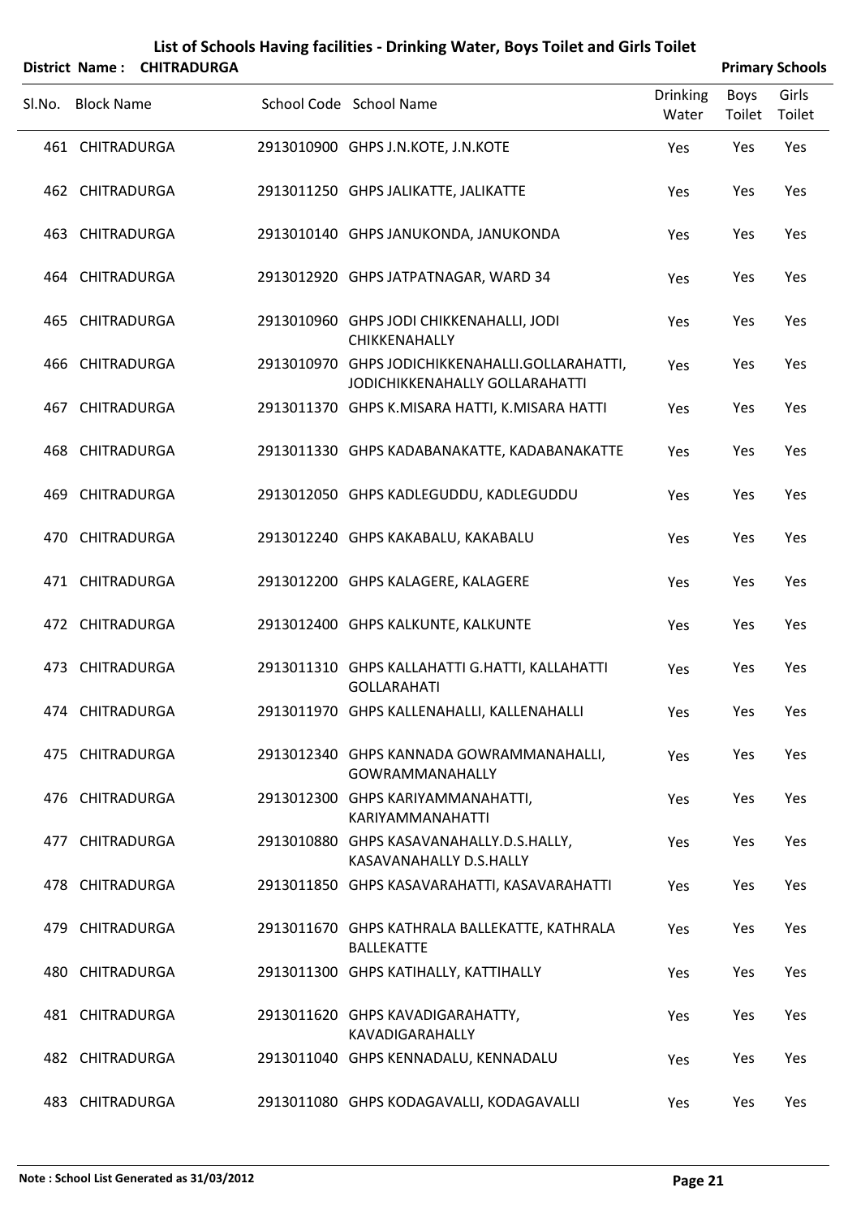# List of Schools Having facilities - Drinking Water, Boys Toilet and Girls Toilet

**District Name : CHITRADURGA** **Primary Schools**

| Sl.No. | Block Name | School Code | School Name | Drinking Water | Boys Toilet | Girls Toilet |
|---|---|---|---|---|---|---|
| 461 | CHITRADURGA | 2913010900 | GHPS J.N.KOTE, J.N.KOTE | Yes | Yes | Yes |
| 462 | CHITRADURGA | 2913011250 | GHPS JALIKATTE, JALIKATTE | Yes | Yes | Yes |
| 463 | CHITRADURGA | 2913010140 | GHPS JANUKONDA, JANUKONDA | Yes | Yes | Yes |
| 464 | CHITRADURGA | 2913012920 | GHPS JATPATNAGAR, WARD 34 | Yes | Yes | Yes |
| 465 | CHITRADURGA | 2913010960 | GHPS JODI CHIKKENAHALLI, JODI CHIKKENAHALLY | Yes | Yes | Yes |
| 466 | CHITRADURGA | 2913010970 | GHPS JODICHIKKENAHALLI.GOLLARAHATTI, JODICHIKKENAHALLY GOLLARAHATTI | Yes | Yes | Yes |
| 467 | CHITRADURGA | 2913011370 | GHPS K.MISARA HATTI, K.MISARA HATTI | Yes | Yes | Yes |
| 468 | CHITRADURGA | 2913011330 | GHPS KADABANAKATTE, KADABANAKATTE | Yes | Yes | Yes |
| 469 | CHITRADURGA | 2913012050 | GHPS KADLEGUDDU, KADLEGUDDU | Yes | Yes | Yes |
| 470 | CHITRADURGA | 2913012240 | GHPS KAKABALU, KAKABALU | Yes | Yes | Yes |
| 471 | CHITRADURGA | 2913012200 | GHPS KALAGERE, KALAGERE | Yes | Yes | Yes |
| 472 | CHITRADURGA | 2913012400 | GHPS KALKUNTE, KALKUNTE | Yes | Yes | Yes |
| 473 | CHITRADURGA | 2913011310 | GHPS KALLAHATTI G.HATTI, KALLAHATTI GOLLARAHATI | Yes | Yes | Yes |
| 474 | CHITRADURGA | 2913011970 | GHPS KALLENAHALLI, KALLENAHALLI | Yes | Yes | Yes |
| 475 | CHITRADURGA | 2913012340 | GHPS KANNADA GOWRAMMANAHALLI, GOWRAMMANAHALLY | Yes | Yes | Yes |
| 476 | CHITRADURGA | 2913012300 | GHPS KARIYAMMANAHATTI, KARIYAMMANAHATTI | Yes | Yes | Yes |
| 477 | CHITRADURGA | 2913010880 | GHPS KASAVANAHALLY.D.S.HALLY, KASAVANAHALLY D.S.HALLY | Yes | Yes | Yes |
| 478 | CHITRADURGA | 2913011850 | GHPS KASAVARAHATTI, KASAVARAHATTI | Yes | Yes | Yes |
| 479 | CHITRADURGA | 2913011670 | GHPS KATHRALA BALLEKATTE, KATHRALA BALLEKATTE | Yes | Yes | Yes |
| 480 | CHITRADURGA | 2913011300 | GHPS KATIHALLY, KATTIHALLY | Yes | Yes | Yes |
| 481 | CHITRADURGA | 2913011620 | GHPS KAVADIGARAHATTY, KAVADIGARAHALLY | Yes | Yes | Yes |
| 482 | CHITRADURGA | 2913011040 | GHPS KENNADALU, KENNADALU | Yes | Yes | Yes |
| 483 | CHITRADURGA | 2913011080 | GHPS KODAGAVALLI, KODAGAVALLI | Yes | Yes | Yes |

**Note : School List Generated as 31/03/2012**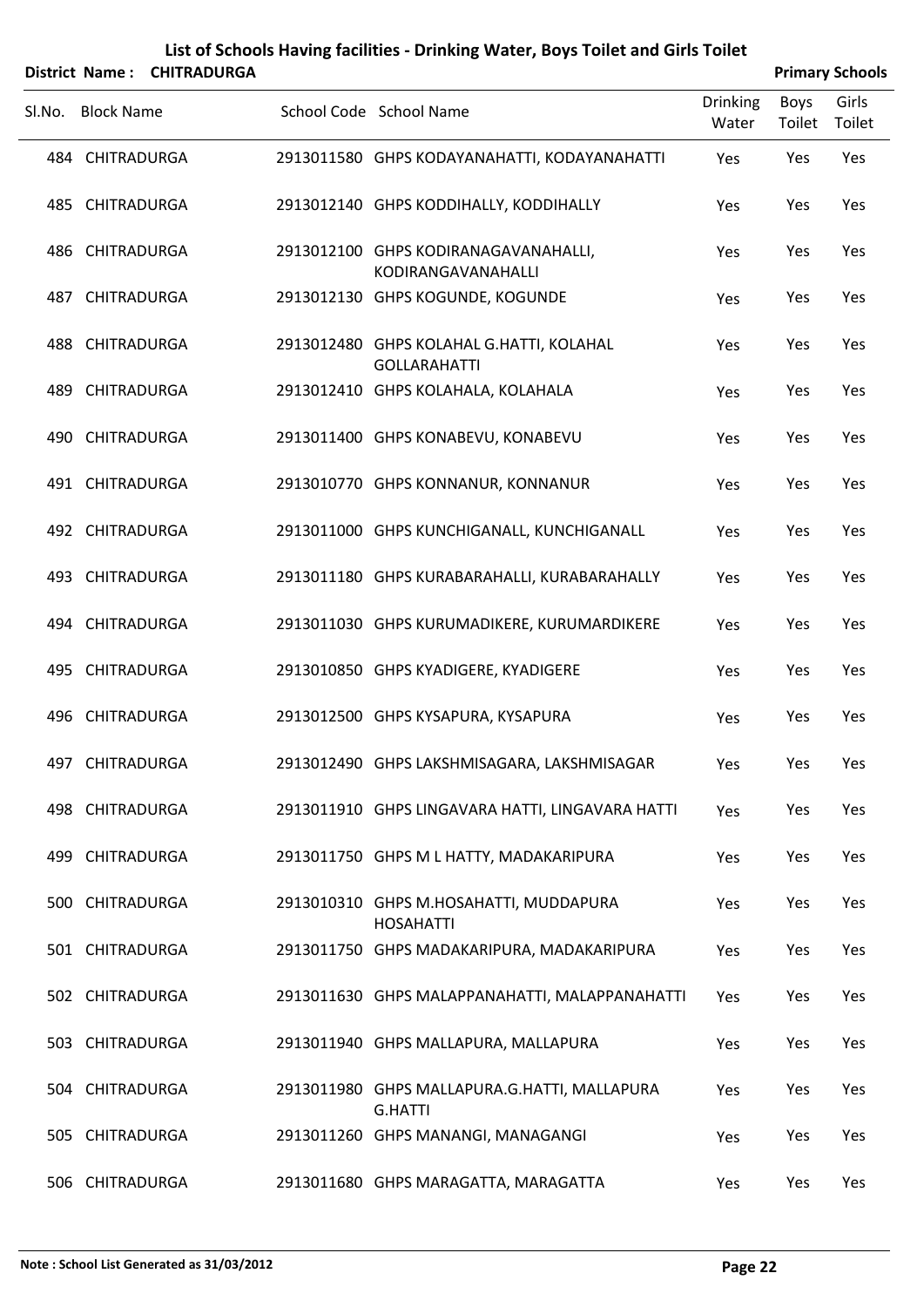# List of Schools Having facilities - Drinking Water, Boys Toilet and Girls Toilet

**District Name : CHITRADURGA** **Primary Schools**

| Sl.No. | Block Name | School Code | School Name | Drinking Water | Boys Toilet | Girls Toilet |
|---|---|---|---|---|---|---|
| 484 | CHITRADURGA | 2913011580 | GHPS KODAYANAHATTI, KODAYANAHATTI | Yes | Yes | Yes |
| 485 | CHITRADURGA | 2913012140 | GHPS KODDIHALLY, KODDIHALLY | Yes | Yes | Yes |
| 486 | CHITRADURGA | 2913012100 | GHPS KODIRANAGAVANAHALLI, KODIRANGAVANAHALLI | Yes | Yes | Yes |
| 487 | CHITRADURGA | 2913012130 | GHPS KOGUNDE, KOGUNDE | Yes | Yes | Yes |
| 488 | CHITRADURGA | 2913012480 | GHPS KOLAHAL G.HATTI, KOLAHAL GOLLARAHATTI | Yes | Yes | Yes |
| 489 | CHITRADURGA | 2913012410 | GHPS KOLAHALA, KOLAHALA | Yes | Yes | Yes |
| 490 | CHITRADURGA | 2913011400 | GHPS KONABEVU, KONABEVU | Yes | Yes | Yes |
| 491 | CHITRADURGA | 2913010770 | GHPS KONNANUR, KONNANUR | Yes | Yes | Yes |
| 492 | CHITRADURGA | 2913011000 | GHPS KUNCHIGANALL, KUNCHIGANALL | Yes | Yes | Yes |
| 493 | CHITRADURGA | 2913011180 | GHPS KURABARAHALLI, KURABARAHALLY | Yes | Yes | Yes |
| 494 | CHITRADURGA | 2913011030 | GHPS KURUMADIKERE, KURUMARDIKERE | Yes | Yes | Yes |
| 495 | CHITRADURGA | 2913010850 | GHPS KYADIGERE, KYADIGERE | Yes | Yes | Yes |
| 496 | CHITRADURGA | 2913012500 | GHPS KYSAPURA, KYSAPURA | Yes | Yes | Yes |
| 497 | CHITRADURGA | 2913012490 | GHPS LAKSHMISAGARA, LAKSHMISAGAR | Yes | Yes | Yes |
| 498 | CHITRADURGA | 2913011910 | GHPS LINGAVARA HATTI, LINGAVARA HATTI | Yes | Yes | Yes |
| 499 | CHITRADURGA | 2913011750 | GHPS M L HATTY, MADAKARIPURA | Yes | Yes | Yes |
| 500 | CHITRADURGA | 2913010310 | GHPS M.HOSAHATTI, MUDDAPURA HOSAHATTI | Yes | Yes | Yes |
| 501 | CHITRADURGA | 2913011750 | GHPS MADAKARIPURA, MADAKARIPURA | Yes | Yes | Yes |
| 502 | CHITRADURGA | 2913011630 | GHPS MALAPPANAHATTI, MALAPPANAHATTI | Yes | Yes | Yes |
| 503 | CHITRADURGA | 2913011940 | GHPS MALLAPURA, MALLAPURA | Yes | Yes | Yes |
| 504 | CHITRADURGA | 2913011980 | GHPS MALLAPURA.G.HATTI, MALLAPURA G.HATTI | Yes | Yes | Yes |
| 505 | CHITRADURGA | 2913011260 | GHPS MANANGI, MANAGANGI | Yes | Yes | Yes |
| 506 | CHITRADURGA | 2913011680 | GHPS MARAGATTA, MARAGATTA | Yes | Yes | Yes |

**Note : School List Generated as 31/03/2012**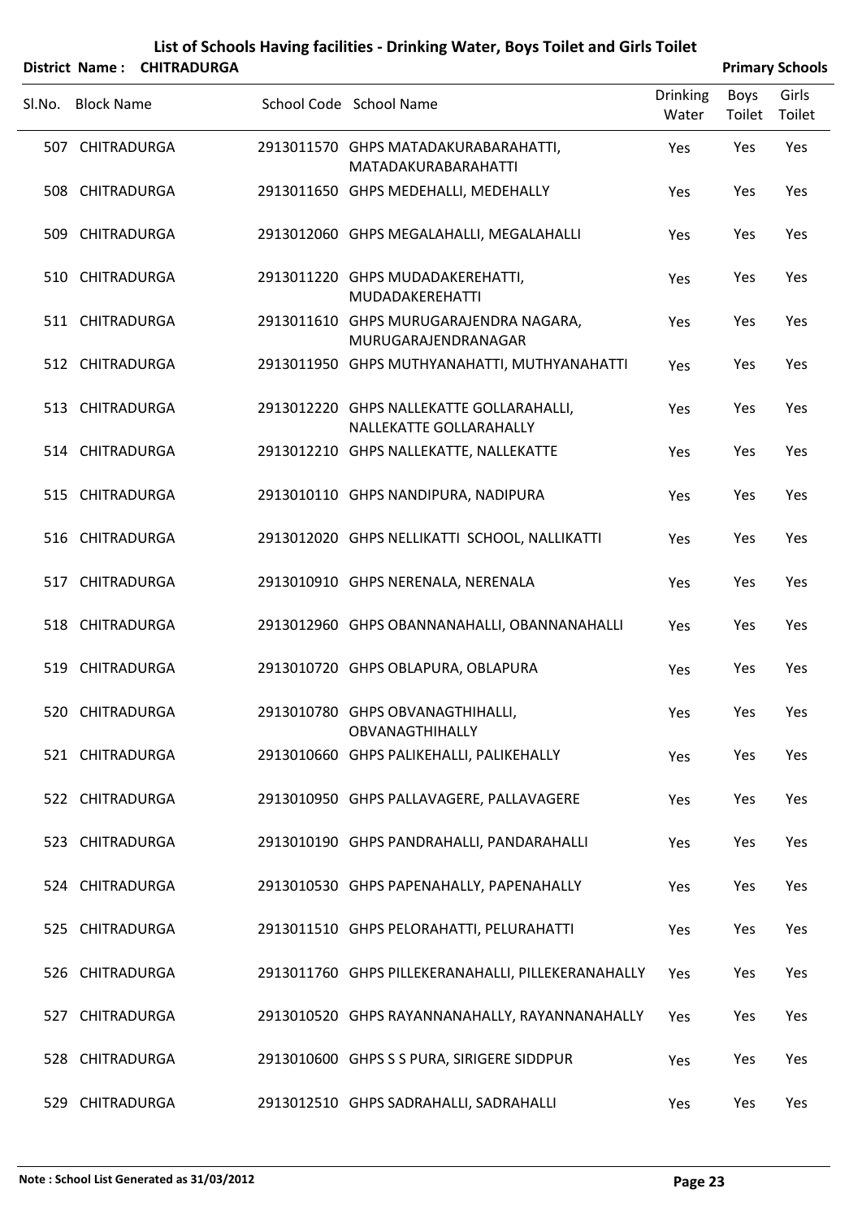# List of Schools Having facilities - Drinking Water, Boys Toilet and Girls Toilet

**District Name : CHITRADURGA** **Primary Schools**

| Sl.No. | Block Name | School Code | School Name | Drinking Water | Boys Toilet | Girls Toilet |
|---|---|---|---|---|---|---|
| 507 | CHITRADURGA | 2913011570 | GHPS MATADAKURABARAHATTI, MATADAKURABARAHATTI | Yes | Yes | Yes |
| 508 | CHITRADURGA | 2913011650 | GHPS MEDEHALLI, MEDEHALLY | Yes | Yes | Yes |
| 509 | CHITRADURGA | 2913012060 | GHPS MEGALAHALLI, MEGALAHALLI | Yes | Yes | Yes |
| 510 | CHITRADURGA | 2913011220 | GHPS MUDADAKEREHATTI, MUDADAKEREHATTI | Yes | Yes | Yes |
| 511 | CHITRADURGA | 2913011610 | GHPS MURUGARAJENDRA NAGARA, MURUGARAJENDRANAGAR | Yes | Yes | Yes |
| 512 | CHITRADURGA | 2913011950 | GHPS MUTHYANAHATTI, MUTHYANAHATTI | Yes | Yes | Yes |
| 513 | CHITRADURGA | 2913012220 | GHPS NALLEKATTE GOLLARAHALLI, NALLEKATTE GOLLARAHALLY | Yes | Yes | Yes |
| 514 | CHITRADURGA | 2913012210 | GHPS NALLEKATTE, NALLEKATTE | Yes | Yes | Yes |
| 515 | CHITRADURGA | 2913010110 | GHPS NANDIPURA, NADIPURA | Yes | Yes | Yes |
| 516 | CHITRADURGA | 2913012020 | GHPS NELLIKATTI SCHOOL, NALLIKATTI | Yes | Yes | Yes |
| 517 | CHITRADURGA | 2913010910 | GHPS NERENALA, NERENALA | Yes | Yes | Yes |
| 518 | CHITRADURGA | 2913012960 | GHPS OBANNANAHALLI, OBANNANAHALLI | Yes | Yes | Yes |
| 519 | CHITRADURGA | 2913010720 | GHPS OBLAPURA, OBLAPURA | Yes | Yes | Yes |
| 520 | CHITRADURGA | 2913010780 | GHPS OBVANAGTHIHALLI, OBVANAGTHIHALLY | Yes | Yes | Yes |
| 521 | CHITRADURGA | 2913010660 | GHPS PALIKEHALLI, PALIKEHALLY | Yes | Yes | Yes |
| 522 | CHITRADURGA | 2913010950 | GHPS PALLAVAGERE, PALLAVAGERE | Yes | Yes | Yes |
| 523 | CHITRADURGA | 2913010190 | GHPS PANDRAHALLI, PANDARAHALLI | Yes | Yes | Yes |
| 524 | CHITRADURGA | 2913010530 | GHPS PAPENAHALLY, PAPENAHALLY | Yes | Yes | Yes |
| 525 | CHITRADURGA | 2913011510 | GHPS PELORAHATTI, PELURAHATTI | Yes | Yes | Yes |
| 526 | CHITRADURGA | 2913011760 | GHPS PILLEKERANAHALLI, PILLEKERANAHALLY | Yes | Yes | Yes |
| 527 | CHITRADURGA | 2913010520 | GHPS RAYANNANAHALLY, RAYANNANAHALLY | Yes | Yes | Yes |
| 528 | CHITRADURGA | 2913010600 | GHPS S S PURA, SIRIGERE SIDDPUR | Yes | Yes | Yes |
| 529 | CHITRADURGA | 2913012510 | GHPS SADRAHALLI, SADRAHALLI | Yes | Yes | Yes |

**Note : School List Generated as 31/03/2012**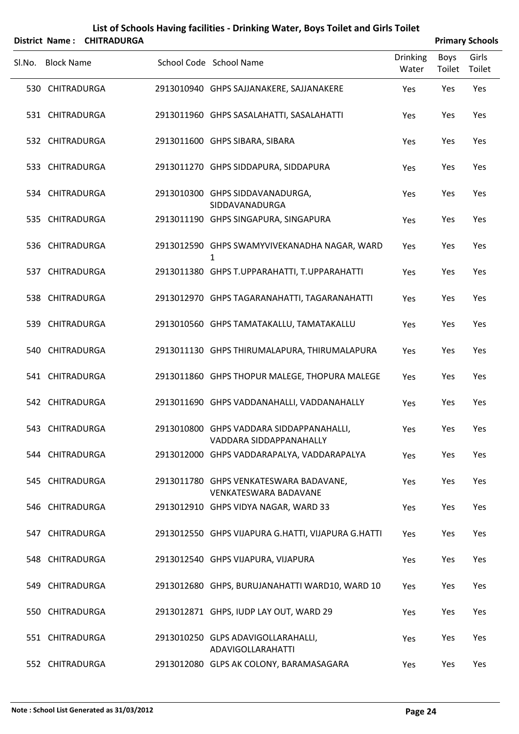# List of Schools Having facilities - Drinking Water, Boys Toilet and Girls Toilet

**District Name : CHITRADURGA** **Primary Schools**

| Sl.No. | Block Name | School Code | School Name | Drinking Water | Boys Toilet | Girls Toilet |
|---|---|---|---|---|---|---|
| 530 | CHITRADURGA | 2913010940 | GHPS SAJJANAKERE, SAJJANAKERE | Yes | Yes | Yes |
| 531 | CHITRADURGA | 2913011960 | GHPS SASALAHATTI, SASALAHATTI | Yes | Yes | Yes |
| 532 | CHITRADURGA | 2913011600 | GHPS SIBARA, SIBARA | Yes | Yes | Yes |
| 533 | CHITRADURGA | 2913011270 | GHPS SIDDAPURA, SIDDAPURA | Yes | Yes | Yes |
| 534 | CHITRADURGA | 2913010300 | GHPS SIDDAVANADURGA, SIDDAVANADURGA | Yes | Yes | Yes |
| 535 | CHITRADURGA | 2913011190 | GHPS SINGAPURA, SINGAPURA | Yes | Yes | Yes |
| 536 | CHITRADURGA | 2913012590 | GHPS SWAMYVIVEKANADHA NAGAR, WARD 1 | Yes | Yes | Yes |
| 537 | CHITRADURGA | 2913011380 | GHPS T.UPPARAHATTI, T.UPPARAHATTI | Yes | Yes | Yes |
| 538 | CHITRADURGA | 2913012970 | GHPS TAGARANAHATTI, TAGARANAHATTI | Yes | Yes | Yes |
| 539 | CHITRADURGA | 2913010560 | GHPS TAMATAKALLU, TAMATAKALLU | Yes | Yes | Yes |
| 540 | CHITRADURGA | 2913011130 | GHPS THIRUMALAPURA, THIRUMALAPURA | Yes | Yes | Yes |
| 541 | CHITRADURGA | 2913011860 | GHPS THOPUR MALEGE, THOPURA MALEGE | Yes | Yes | Yes |
| 542 | CHITRADURGA | 2913011690 | GHPS VADDANAHALLI, VADDANAHALLY | Yes | Yes | Yes |
| 543 | CHITRADURGA | 2913010800 | GHPS VADDARA SIDDAPPANAHALLI, VADDARA SIDDAPPANAHALLY | Yes | Yes | Yes |
| 544 | CHITRADURGA | 2913012000 | GHPS VADDARAPALYA, VADDARAPALYA | Yes | Yes | Yes |
| 545 | CHITRADURGA | 2913011780 | GHPS VENKATESWARA BADAVANE, VENKATESWARA BADAVANE | Yes | Yes | Yes |
| 546 | CHITRADURGA | 2913012910 | GHPS VIDYA NAGAR, WARD 33 | Yes | Yes | Yes |
| 547 | CHITRADURGA | 2913012550 | GHPS VIJAPURA G.HATTI, VIJAPURA G.HATTI | Yes | Yes | Yes |
| 548 | CHITRADURGA | 2913012540 | GHPS VIJAPURA, VIJAPURA | Yes | Yes | Yes |
| 549 | CHITRADURGA | 2913012680 | GHPS, BURUJANAHATTI WARD10, WARD 10 | Yes | Yes | Yes |
| 550 | CHITRADURGA | 2913012871 | GHPS, IUDP LAY OUT, WARD 29 | Yes | Yes | Yes |
| 551 | CHITRADURGA | 2913010250 | GLPS ADAVIGOLLARAHALLI, ADAVIGOLLARAHATTI | Yes | Yes | Yes |
| 552 | CHITRADURGA | 2913012080 | GLPS AK COLONY, BARAMASAGARA | Yes | Yes | Yes |

**Note : School List Generated as 31/03/2012**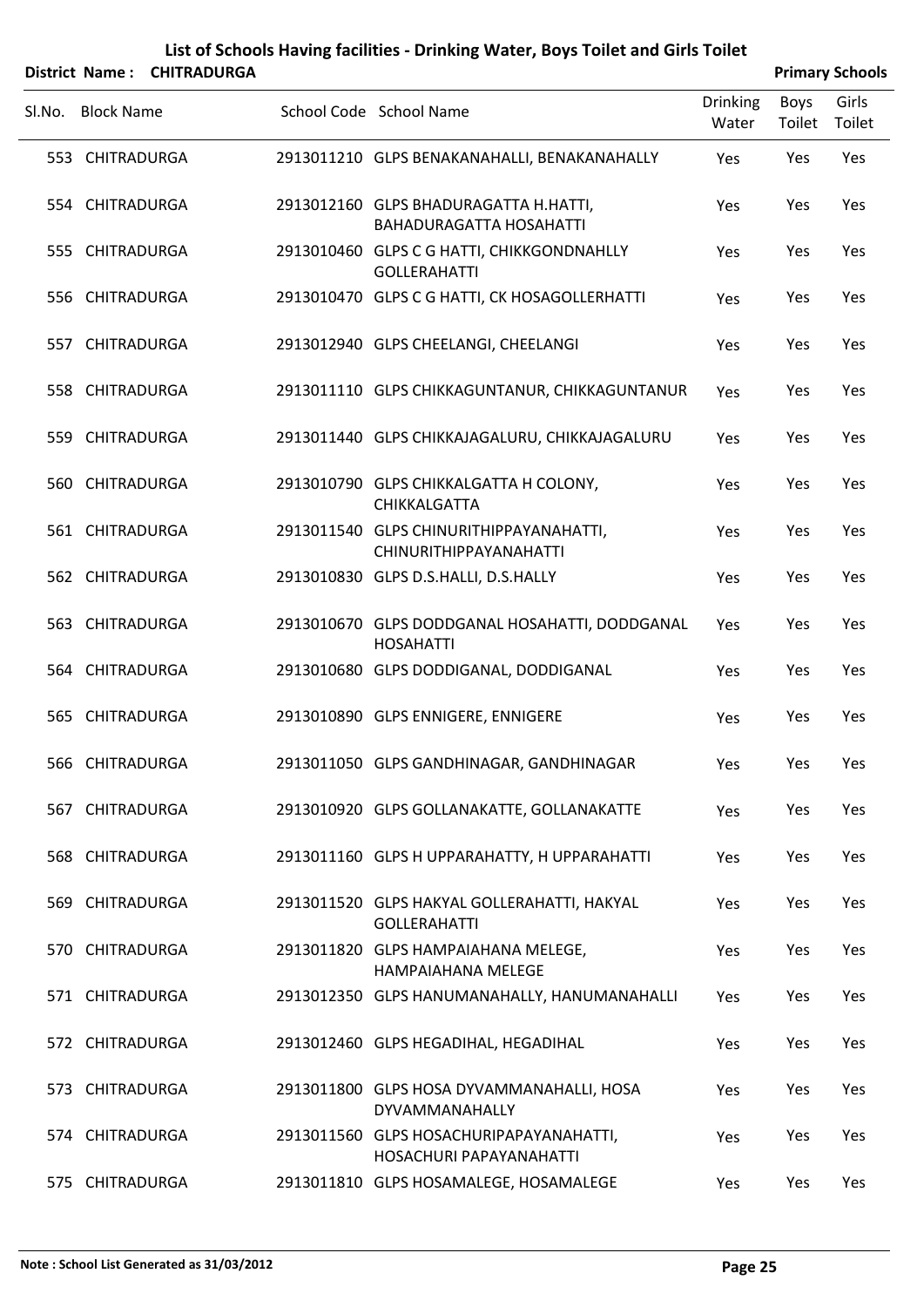# List of Schools Having facilities - Drinking Water, Boys Toilet and Girls Toilet

**District Name : CHITRADURGA** | **Primary Schools**

| Sl.No. | Block Name | School Code | School Name | Drinking Water | Boys Toilet | Girls Toilet |
|---|---|---|---|---|---|---|
| 553 | CHITRADURGA | 2913011210 | GLPS BENAKANAHALLI, BENAKANAHALLY | Yes | Yes | Yes |
| 554 | CHITRADURGA | 2913012160 | GLPS BHADURAGATTA H.HATTI, BAHADURAGATTA HOSAHATTI | Yes | Yes | Yes |
| 555 | CHITRADURGA | 2913010460 | GLPS C G HATTI, CHIKKGONDNAHLLY GOLLERAHATTI | Yes | Yes | Yes |
| 556 | CHITRADURGA | 2913010470 | GLPS C G HATTI, CK HOSAGOLLERHATTI | Yes | Yes | Yes |
| 557 | CHITRADURGA | 2913012940 | GLPS CHEELANGI, CHEELANGI | Yes | Yes | Yes |
| 558 | CHITRADURGA | 2913011110 | GLPS CHIKKAGUNTANUR, CHIKKAGUNTANUR | Yes | Yes | Yes |
| 559 | CHITRADURGA | 2913011440 | GLPS CHIKKAJAGALURU, CHIKKAJAGALURU | Yes | Yes | Yes |
| 560 | CHITRADURGA | 2913010790 | GLPS CHIKKALGATTA H COLONY, CHIKKALGATTA | Yes | Yes | Yes |
| 561 | CHITRADURGA | 2913011540 | GLPS CHINURITHIPPAYANAHATTI, CHINURITHIPPAYANAHATTI | Yes | Yes | Yes |
| 562 | CHITRADURGA | 2913010830 | GLPS D.S.HALLI, D.S.HALLY | Yes | Yes | Yes |
| 563 | CHITRADURGA | 2913010670 | GLPS DODDGANAL HOSAHATTI, DODDGANAL HOSAHATTI | Yes | Yes | Yes |
| 564 | CHITRADURGA | 2913010680 | GLPS DODDIGANAL, DODDIGANAL | Yes | Yes | Yes |
| 565 | CHITRADURGA | 2913010890 | GLPS ENNIGERE, ENNIGERE | Yes | Yes | Yes |
| 566 | CHITRADURGA | 2913011050 | GLPS GANDHINAGAR, GANDHINAGAR | Yes | Yes | Yes |
| 567 | CHITRADURGA | 2913010920 | GLPS GOLLANAKATTE, GOLLANAKATTE | Yes | Yes | Yes |
| 568 | CHITRADURGA | 2913011160 | GLPS H UPPARAHATTY, H UPPARAHATTI | Yes | Yes | Yes |
| 569 | CHITRADURGA | 2913011520 | GLPS HAKYAL GOLLERAHATTI, HAKYAL GOLLERAHATTI | Yes | Yes | Yes |
| 570 | CHITRADURGA | 2913011820 | GLPS HAMPAIAHANA MELEGE, HAMPAIAHANA MELEGE | Yes | Yes | Yes |
| 571 | CHITRADURGA | 2913012350 | GLPS HANUMANAHALLY, HANUMANAHALLI | Yes | Yes | Yes |
| 572 | CHITRADURGA | 2913012460 | GLPS HEGADIHAL, HEGADIHAL | Yes | Yes | Yes |
| 573 | CHITRADURGA | 2913011800 | GLPS HOSA DYVAMMANAHALLI, HOSA DYVAMMANAHALLY | Yes | Yes | Yes |
| 574 | CHITRADURGA | 2913011560 | GLPS HOSACHURIPAPAYANAHATTI, HOSACHURI PAPAYANAHATTI | Yes | Yes | Yes |
| 575 | CHITRADURGA | 2913011810 | GLPS HOSAMALEGE, HOSAMALEGE | Yes | Yes | Yes |

Note : School List Generated as 31/03/2012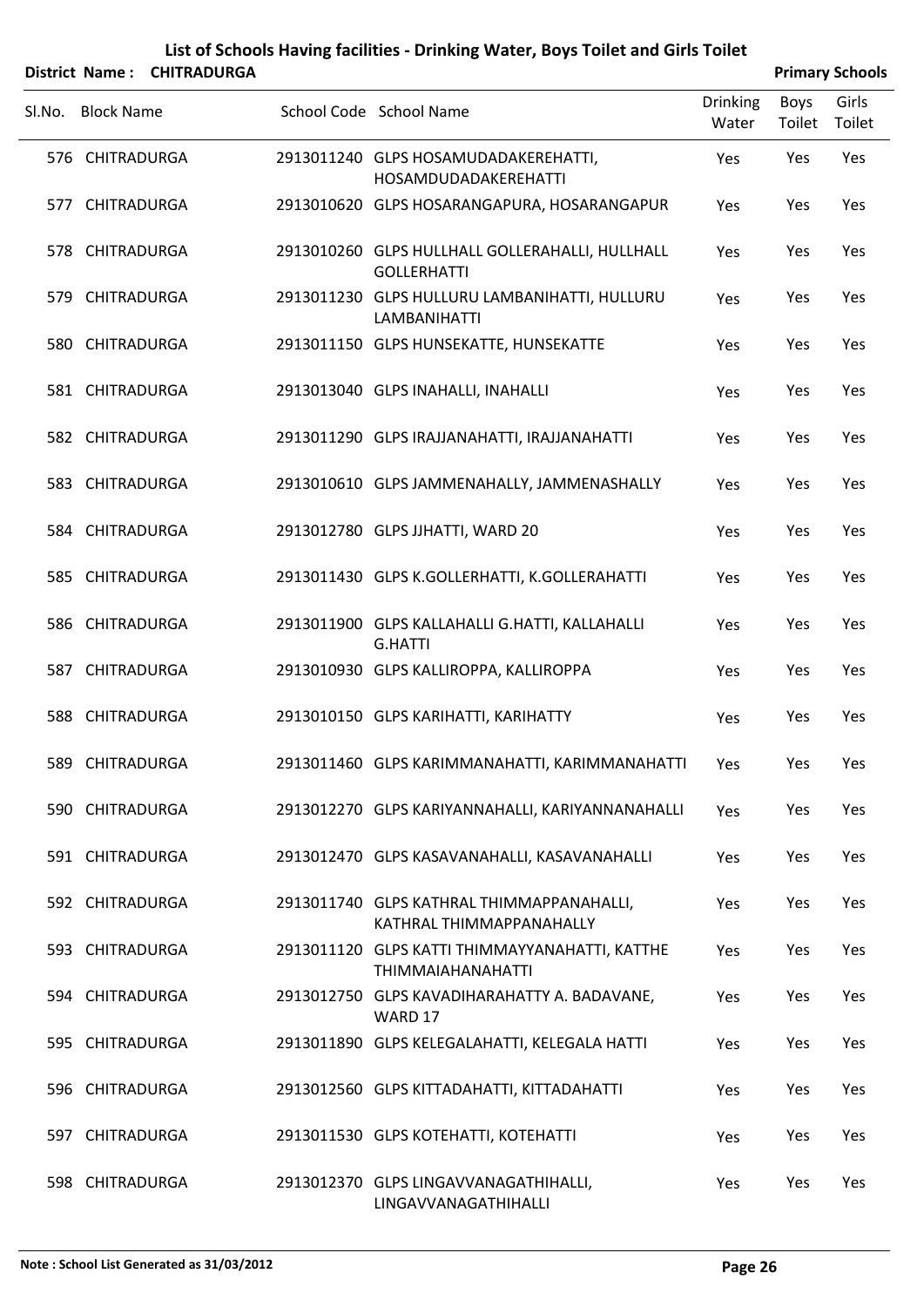# List of Schools Having facilities - Drinking Water, Boys Toilet and Girls Toilet

**District Name : CHITRADURGA** **Primary Schools**

| Sl.No. | Block Name | School Code | School Name | Drinking Water | Boys Toilet | Girls Toilet |
|---|---|---|---|---|---|---|
| 576 | CHITRADURGA | 2913011240 | GLPS HOSAMUDADAKEREHATTI, HOSAMDUDADAKEREHATTI | Yes | Yes | Yes |
| 577 | CHITRADURGA | 2913010620 | GLPS HOSARANGAPURA, HOSARANGAPUR | Yes | Yes | Yes |
| 578 | CHITRADURGA | 2913010260 | GLPS HULLHALL GOLLERAHALLI, HULLHALL GOLLERHATTI | Yes | Yes | Yes |
| 579 | CHITRADURGA | 2913011230 | GLPS HULLURU LAMBANIHATTI, HULLURU LAMBANIHATTI | Yes | Yes | Yes |
| 580 | CHITRADURGA | 2913011150 | GLPS HUNSEKATTE, HUNSEKATTE | Yes | Yes | Yes |
| 581 | CHITRADURGA | 2913013040 | GLPS INAHALLI, INAHALLI | Yes | Yes | Yes |
| 582 | CHITRADURGA | 2913011290 | GLPS IRAJJANAHATTI, IRAJJANAHATTI | Yes | Yes | Yes |
| 583 | CHITRADURGA | 2913010610 | GLPS JAMMENAHALLY, JAMMENASHALLY | Yes | Yes | Yes |
| 584 | CHITRADURGA | 2913012780 | GLPS JJHATTI, WARD 20 | Yes | Yes | Yes |
| 585 | CHITRADURGA | 2913011430 | GLPS K.GOLLERHATTI, K.GOLLERAHATTI | Yes | Yes | Yes |
| 586 | CHITRADURGA | 2913011900 | GLPS KALLAHALLI G.HATTI, KALLAHALLI G.HATTI | Yes | Yes | Yes |
| 587 | CHITRADURGA | 2913010930 | GLPS KALLIROPPA, KALLIROPPA | Yes | Yes | Yes |
| 588 | CHITRADURGA | 2913010150 | GLPS KARIHATTI, KARIHATTY | Yes | Yes | Yes |
| 589 | CHITRADURGA | 2913011460 | GLPS KARIMMANAHATTI, KARIMMANAHATTI | Yes | Yes | Yes |
| 590 | CHITRADURGA | 2913012270 | GLPS KARIYANNAHALLI, KARIYANNANAHALLI | Yes | Yes | Yes |
| 591 | CHITRADURGA | 2913012470 | GLPS KASAVANAHALLI, KASAVANAHALLI | Yes | Yes | Yes |
| 592 | CHITRADURGA | 2913011740 | GLPS KATHRAL THIMMAPPANAHALLI, KATHRAL THIMMAPPANAHALLY | Yes | Yes | Yes |
| 593 | CHITRADURGA | 2913011120 | GLPS KATTI THIMMAYYANAHATTI, KATTHE THIMMAIAHANAHATTI | Yes | Yes | Yes |
| 594 | CHITRADURGA | 2913012750 | GLPS KAVADIHARAHATTY A. BADAVANE, WARD 17 | Yes | Yes | Yes |
| 595 | CHITRADURGA | 2913011890 | GLPS KELEGALAHATTI, KELEGALA HATTI | Yes | Yes | Yes |
| 596 | CHITRADURGA | 2913012560 | GLPS KITTADAHATTI, KITTADAHATTI | Yes | Yes | Yes |
| 597 | CHITRADURGA | 2913011530 | GLPS KOTEHATTI, KOTEHATTI | Yes | Yes | Yes |
| 598 | CHITRADURGA | 2913012370 | GLPS LINGAVVANAGATHIHALLI, LINGAVVANAGATHIHALLI | Yes | Yes | Yes |

**Note : School List Generated as 31/03/2012**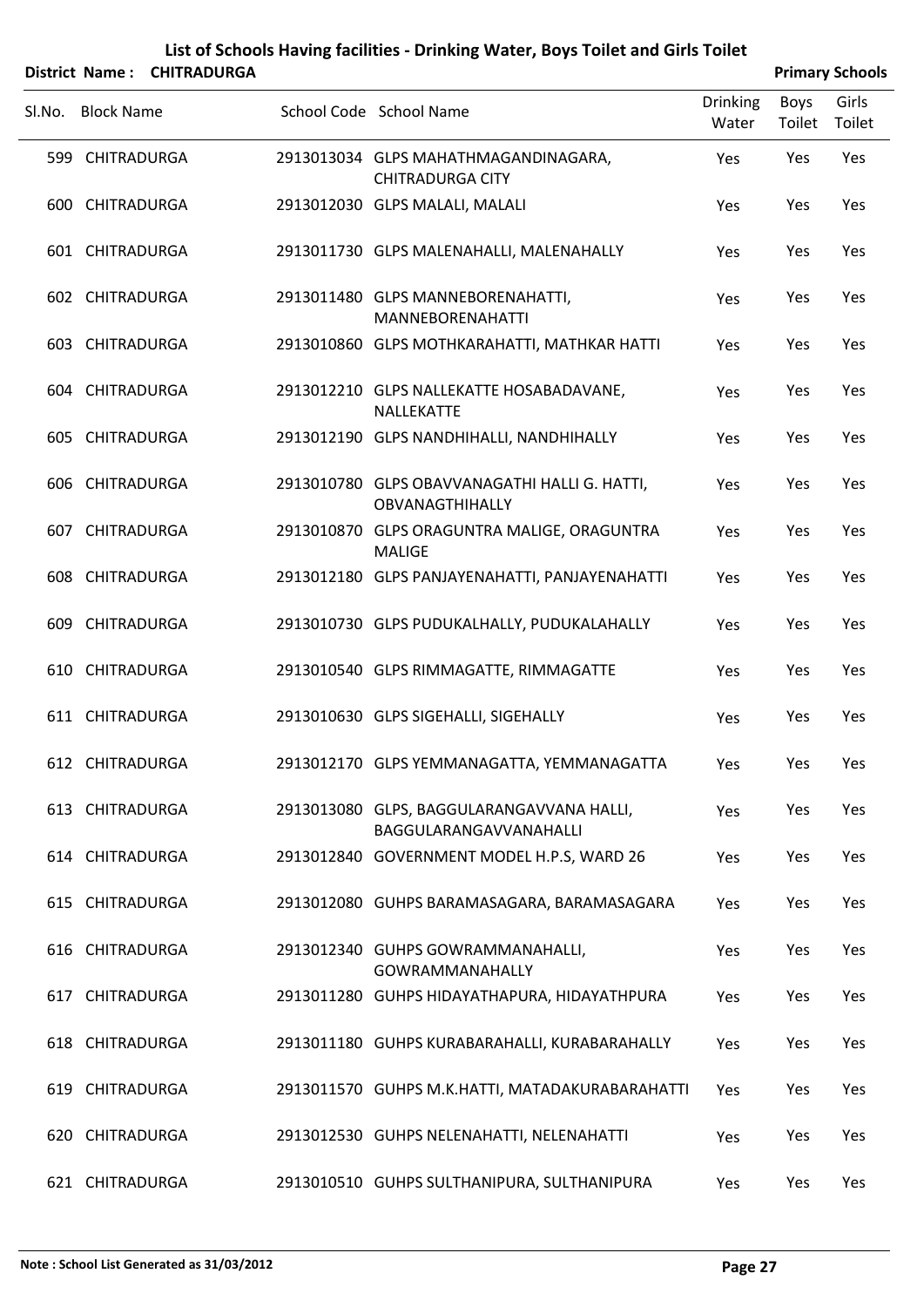# List of Schools Having facilities - Drinking Water, Boys Toilet and Girls Toilet

**District Name : CHITRADURGA** **Primary Schools**

| Sl.No. | Block Name | School Code | School Name | Drinking Water | Boys Toilet | Girls Toilet |
|---|---|---|---|---|---|---|
| 599 | CHITRADURGA | 2913013034 | GLPS MAHATHMAGANDINAGARA, CHITRADURGA CITY | Yes | Yes | Yes |
| 600 | CHITRADURGA | 2913012030 | GLPS MALALI, MALALI | Yes | Yes | Yes |
| 601 | CHITRADURGA | 2913011730 | GLPS MALENAHALLI, MALENAHALLY | Yes | Yes | Yes |
| 602 | CHITRADURGA | 2913011480 | GLPS MANNEBORENAHATTI, MANNEBORENAHATTI | Yes | Yes | Yes |
| 603 | CHITRADURGA | 2913010860 | GLPS MOTHKARAHATTI, MATHKAR HATTI | Yes | Yes | Yes |
| 604 | CHITRADURGA | 2913012210 | GLPS NALLEKATTE HOSABADAVANE, NALLEKATTE | Yes | Yes | Yes |
| 605 | CHITRADURGA | 2913012190 | GLPS NANDHIHALLI, NANDHIHALLY | Yes | Yes | Yes |
| 606 | CHITRADURGA | 2913010780 | GLPS OBAVVANAGATHI HALLI G. HATTI, OBVANAGTHIHALLY | Yes | Yes | Yes |
| 607 | CHITRADURGA | 2913010870 | GLPS ORAGUNTRA MALIGE, ORAGUNTRA MALIGE | Yes | Yes | Yes |
| 608 | CHITRADURGA | 2913012180 | GLPS PANJAYENAHATTI, PANJAYENAHATTI | Yes | Yes | Yes |
| 609 | CHITRADURGA | 2913010730 | GLPS PUDUKALHALLY, PUDUKALAHALLY | Yes | Yes | Yes |
| 610 | CHITRADURGA | 2913010540 | GLPS RIMMAGATTE, RIMMAGATTE | Yes | Yes | Yes |
| 611 | CHITRADURGA | 2913010630 | GLPS SIGEHALLI, SIGEHALLY | Yes | Yes | Yes |
| 612 | CHITRADURGA | 2913012170 | GLPS YEMMANAGATTA, YEMMANAGATTA | Yes | Yes | Yes |
| 613 | CHITRADURGA | 2913013080 | GLPS, BAGGULARANGAVVANA HALLI, BAGGULARANGAVVANAHALLI | Yes | Yes | Yes |
| 614 | CHITRADURGA | 2913012840 | GOVERNMENT MODEL H.P.S, WARD 26 | Yes | Yes | Yes |
| 615 | CHITRADURGA | 2913012080 | GUHPS BARAMASAGARA, BARAMASAGARA | Yes | Yes | Yes |
| 616 | CHITRADURGA | 2913012340 | GUHPS GOWRAMMANAHALLI, GOWRAMMANAHALLY | Yes | Yes | Yes |
| 617 | CHITRADURGA | 2913011280 | GUHPS HIDAYATHAPURA, HIDAYATHPURA | Yes | Yes | Yes |
| 618 | CHITRADURGA | 2913011180 | GUHPS KURABARAHALLI, KURABARAHALLY | Yes | Yes | Yes |
| 619 | CHITRADURGA | 2913011570 | GUHPS M.K.HATTI, MATADAKURABARAHATTI | Yes | Yes | Yes |
| 620 | CHITRADURGA | 2913012530 | GUHPS NELENAHATTI, NELENAHATTI | Yes | Yes | Yes |
| 621 | CHITRADURGA | 2913010510 | GUHPS SULTHANIPURA, SULTHANIPURA | Yes | Yes | Yes |

**Note : School List Generated as 31/03/2012**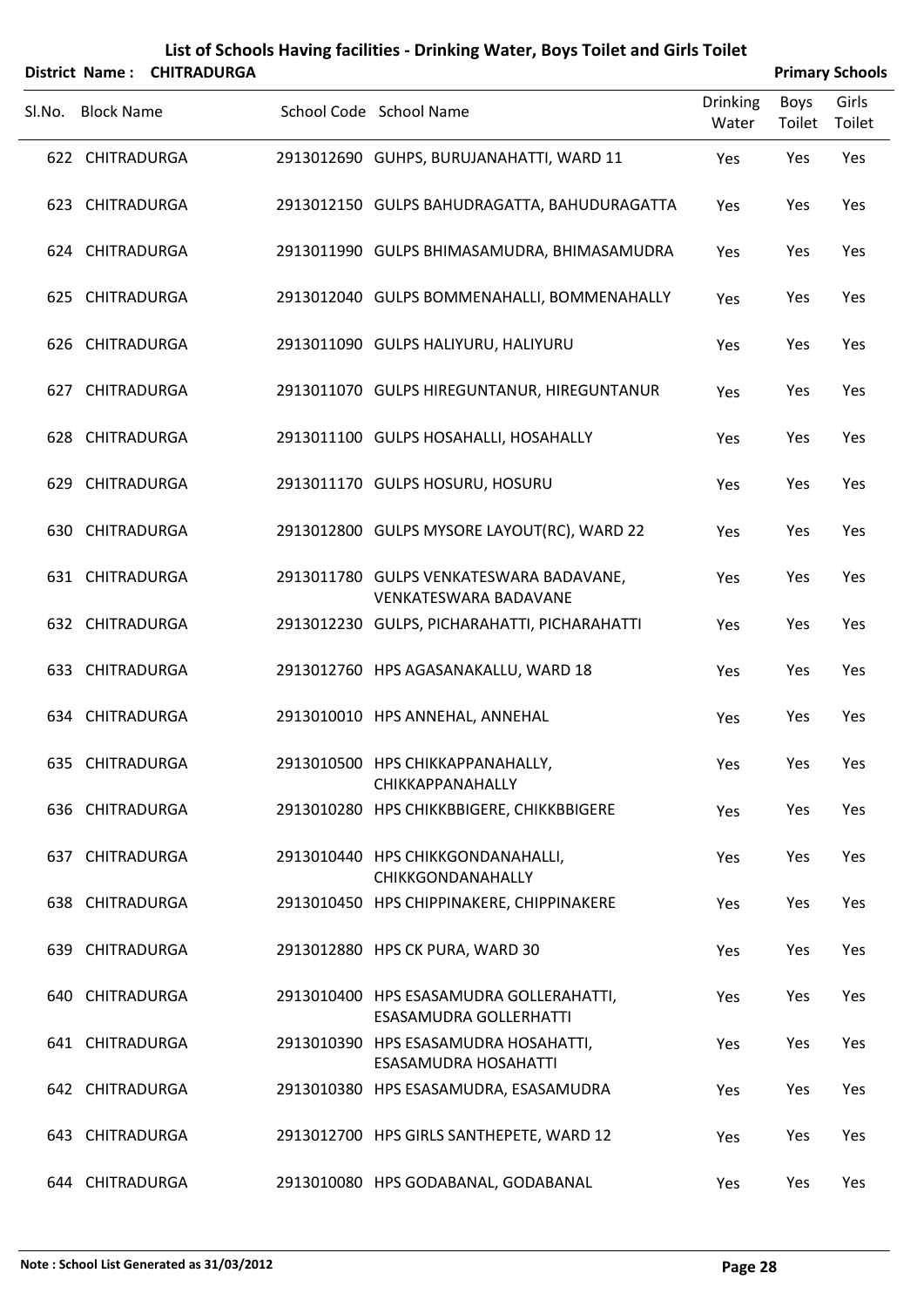# List of Schools Having facilities - Drinking Water, Boys Toilet and Girls Toilet

**District Name : CHITRADURGA** **Primary Schools**

| Sl.No. | Block Name | School Code | School Name | Drinking Water | Boys Toilet | Girls Toilet |
|---|---|---|---|---|---|---|
| 622 | CHITRADURGA | 2913012690 | GUHPS, BURUJANAHATTI, WARD 11 | Yes | Yes | Yes |
| 623 | CHITRADURGA | 2913012150 | GULPS BAHUDRAGATTA, BAHUDURAGATTA | Yes | Yes | Yes |
| 624 | CHITRADURGA | 2913011990 | GULPS BHIMASAMUDRA, BHIMASAMUDRA | Yes | Yes | Yes |
| 625 | CHITRADURGA | 2913012040 | GULPS BOMMENAHALLI, BOMMENAHALLY | Yes | Yes | Yes |
| 626 | CHITRADURGA | 2913011090 | GULPS HALIYURU, HALIYURU | Yes | Yes | Yes |
| 627 | CHITRADURGA | 2913011070 | GULPS HIREGUNTANUR, HIREGUNTANUR | Yes | Yes | Yes |
| 628 | CHITRADURGA | 2913011100 | GULPS HOSAHALLI, HOSAHALLY | Yes | Yes | Yes |
| 629 | CHITRADURGA | 2913011170 | GULPS HOSURU, HOSURU | Yes | Yes | Yes |
| 630 | CHITRADURGA | 2913012800 | GULPS MYSORE LAYOUT(RC), WARD 22 | Yes | Yes | Yes |
| 631 | CHITRADURGA | 2913011780 | GULPS VENKATESWARA BADAVANE, VENKATESWARA BADAVANE | Yes | Yes | Yes |
| 632 | CHITRADURGA | 2913012230 | GULPS, PICHARAHATTI, PICHARAHATTI | Yes | Yes | Yes |
| 633 | CHITRADURGA | 2913012760 | HPS AGASANAKALLU, WARD 18 | Yes | Yes | Yes |
| 634 | CHITRADURGA | 2913010010 | HPS ANNEHAL, ANNEHAL | Yes | Yes | Yes |
| 635 | CHITRADURGA | 2913010500 | HPS CHIKKAPPANAHALLY, CHIKKAPPANAHALLY | Yes | Yes | Yes |
| 636 | CHITRADURGA | 2913010280 | HPS CHIKKBBIGERE, CHIKKBBIGERE | Yes | Yes | Yes |
| 637 | CHITRADURGA | 2913010440 | HPS CHIKKGONDANAHALLI, CHIKKGONDANAHALLY | Yes | Yes | Yes |
| 638 | CHITRADURGA | 2913010450 | HPS CHIPPINAKERE, CHIPPINAKERE | Yes | Yes | Yes |
| 639 | CHITRADURGA | 2913012880 | HPS CK PURA, WARD 30 | Yes | Yes | Yes |
| 640 | CHITRADURGA | 2913010400 | HPS ESASAMUDRA GOLLERAHATTI, ESASAMUDRA GOLLERHATTI | Yes | Yes | Yes |
| 641 | CHITRADURGA | 2913010390 | HPS ESASAMUDRA HOSAHATTI, ESASAMUDRA HOSAHATTI | Yes | Yes | Yes |
| 642 | CHITRADURGA | 2913010380 | HPS ESASAMUDRA, ESASAMUDRA | Yes | Yes | Yes |
| 643 | CHITRADURGA | 2913012700 | HPS GIRLS SANTHEPETE, WARD 12 | Yes | Yes | Yes |
| 644 | CHITRADURGA | 2913010080 | HPS GODABANAL, GODABANAL | Yes | Yes | Yes |

**Note : School List Generated as 31/03/2012**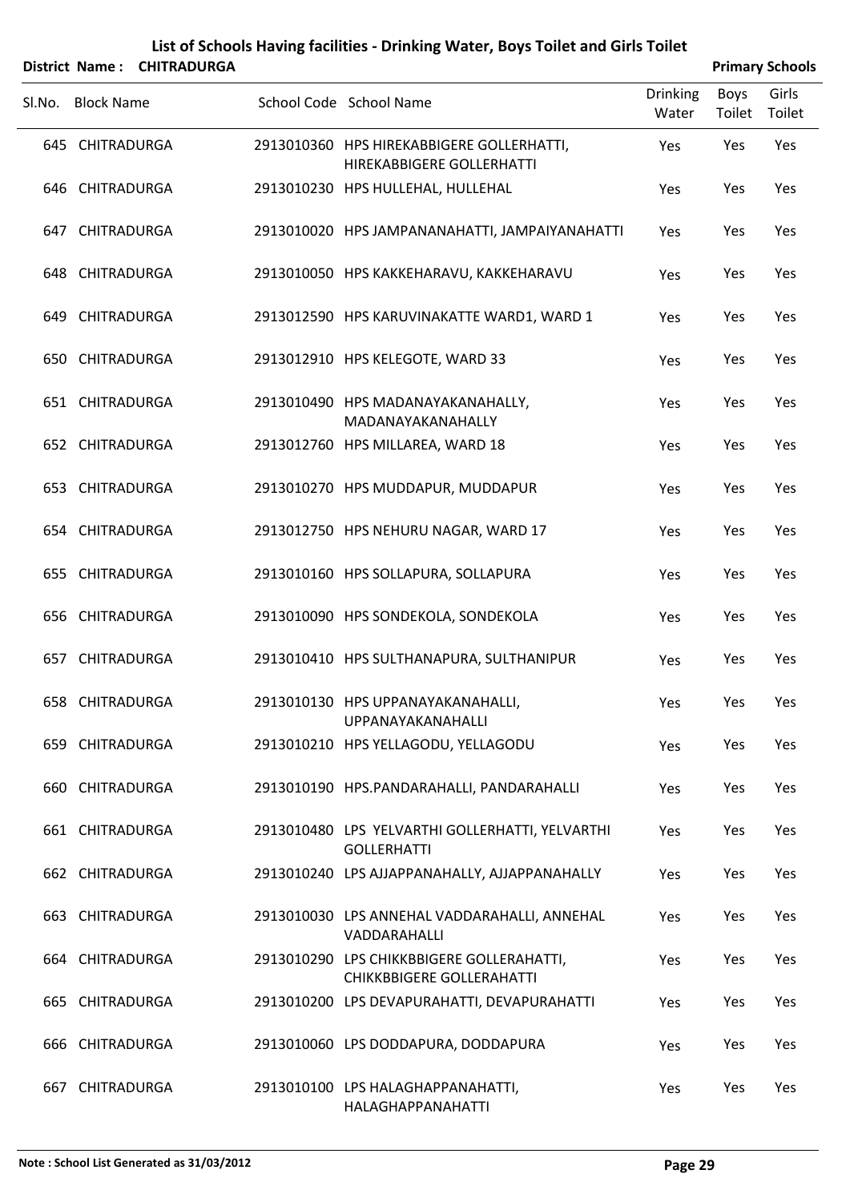# List of Schools Having facilities - Drinking Water, Boys Toilet and Girls Toilet

**District Name : CHITRADURGA** **Primary Schools**

| Sl.No. | Block Name | School Code | School Name | Drinking Water | Boys Toilet | Girls Toilet |
|---|---|---|---|---|---|---|
| 645 | CHITRADURGA | 2913010360 | HPS HIREKABBIGERE GOLLERHATTI, HIREKABBIGERE GOLLERHATTI | Yes | Yes | Yes |
| 646 | CHITRADURGA | 2913010230 | HPS HULLEHAL, HULLEHAL | Yes | Yes | Yes |
| 647 | CHITRADURGA | 2913010020 | HPS JAMPANANAHATTI, JAMPAIYANAHATTI | Yes | Yes | Yes |
| 648 | CHITRADURGA | 2913010050 | HPS KAKKEHARAVU, KAKKEHARAVU | Yes | Yes | Yes |
| 649 | CHITRADURGA | 2913012590 | HPS KARUVINAKATTE WARD1, WARD 1 | Yes | Yes | Yes |
| 650 | CHITRADURGA | 2913012910 | HPS KELEGOTE, WARD 33 | Yes | Yes | Yes |
| 651 | CHITRADURGA | 2913010490 | HPS MADANAYAKANAHALLY, MADANAYAKANAHALLY | Yes | Yes | Yes |
| 652 | CHITRADURGA | 2913012760 | HPS MILLAREA, WARD 18 | Yes | Yes | Yes |
| 653 | CHITRADURGA | 2913010270 | HPS MUDDAPUR, MUDDAPUR | Yes | Yes | Yes |
| 654 | CHITRADURGA | 2913012750 | HPS NEHURU NAGAR, WARD 17 | Yes | Yes | Yes |
| 655 | CHITRADURGA | 2913010160 | HPS SOLLAPURA, SOLLAPURA | Yes | Yes | Yes |
| 656 | CHITRADURGA | 2913010090 | HPS SONDEKOLA, SONDEKOLA | Yes | Yes | Yes |
| 657 | CHITRADURGA | 2913010410 | HPS SULTHANAPURA, SULTHANIPUR | Yes | Yes | Yes |
| 658 | CHITRADURGA | 2913010130 | HPS UPPANAYAKANAHALLI, UPPANAYAKANAHALLI | Yes | Yes | Yes |
| 659 | CHITRADURGA | 2913010210 | HPS YELLAGODU, YELLAGODU | Yes | Yes | Yes |
| 660 | CHITRADURGA | 2913010190 | HPS.PANDARAHALLI, PANDARAHALLI | Yes | Yes | Yes |
| 661 | CHITRADURGA | 2913010480 | LPS YELVARTHI GOLLERHATTI, YELVARTHI GOLLERHATTI | Yes | Yes | Yes |
| 662 | CHITRADURGA | 2913010240 | LPS AJJAPPANAHALLY, AJJAPPANAHALLY | Yes | Yes | Yes |
| 663 | CHITRADURGA | 2913010030 | LPS ANNEHAL VADDARAHALLI, ANNEHAL VADDARAHALLI | Yes | Yes | Yes |
| 664 | CHITRADURGA | 2913010290 | LPS CHIKKBBIGERE GOLLERAHATTI, CHIKKBBIGERE GOLLERAHATTI | Yes | Yes | Yes |
| 665 | CHITRADURGA | 2913010200 | LPS DEVAPURAHATTI, DEVAPURAHATTI | Yes | Yes | Yes |
| 666 | CHITRADURGA | 2913010060 | LPS DODDAPURA, DODDAPURA | Yes | Yes | Yes |
| 667 | CHITRADURGA | 2913010100 | LPS HALAGHAPPANAHATTI, HALAGHAPPANAHATTI | Yes | Yes | Yes |

**Note : School List Generated as 31/03/2012**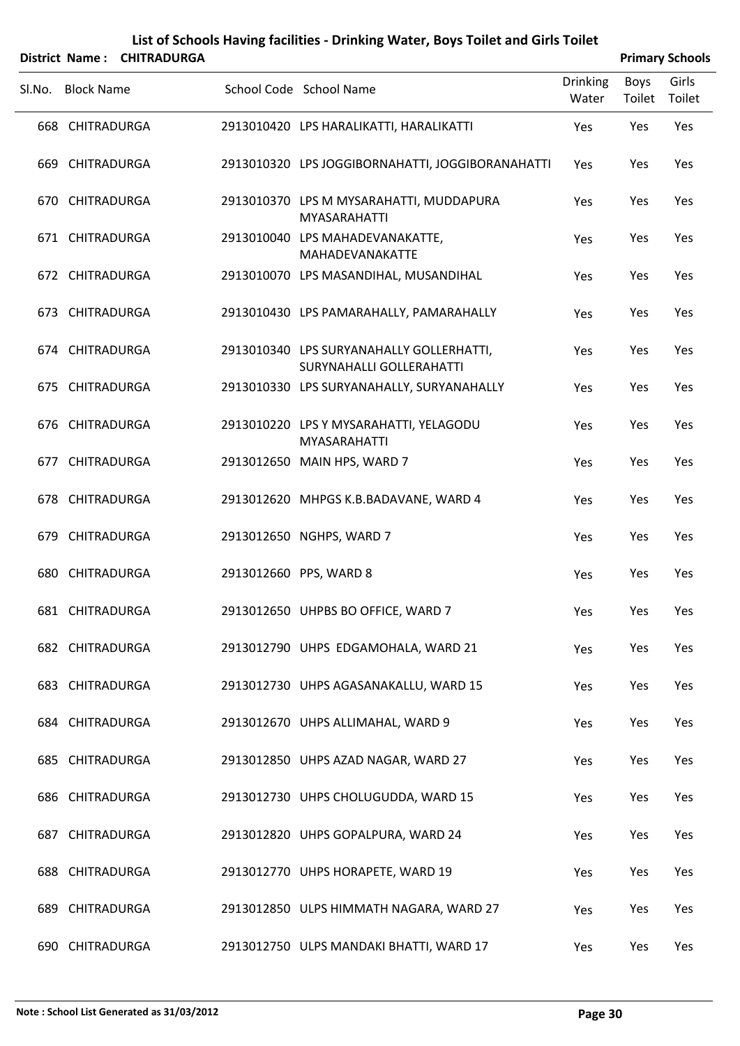# List of Schools Having facilities - Drinking Water, Boys Toilet and Girls Toilet

**District Name : CHITRADURGA** **Primary Schools**

| Sl.No. | Block Name | School Code | School Name | Drinking Water | Boys Toilet | Girls Toilet |
|---|---|---|---|---|---|---|
| 668 | CHITRADURGA | 2913010420 | LPS HARALIKATTI, HARALIKATTI | Yes | Yes | Yes |
| 669 | CHITRADURGA | 2913010320 | LPS JOGGIBORNAHATTI, JOGGIBORANAHATTI | Yes | Yes | Yes |
| 670 | CHITRADURGA | 2913010370 | LPS M MYSARAHATTI, MUDDAPURA MYASARAHATTI | Yes | Yes | Yes |
| 671 | CHITRADURGA | 2913010040 | LPS MAHADEVANAKATTE, MAHADEVANAKATTE | Yes | Yes | Yes |
| 672 | CHITRADURGA | 2913010070 | LPS MASANDIHAL, MUSANDIHAL | Yes | Yes | Yes |
| 673 | CHITRADURGA | 2913010430 | LPS PAMARAHALLY, PAMARAHALLY | Yes | Yes | Yes |
| 674 | CHITRADURGA | 2913010340 | LPS SURYANAHALLY GOLLERHATTI, SURYNAHALLI GOLLERAHATTI | Yes | Yes | Yes |
| 675 | CHITRADURGA | 2913010330 | LPS SURYANAHALLY, SURYANAHALLY | Yes | Yes | Yes |
| 676 | CHITRADURGA | 2913010220 | LPS Y MYSARAHATTI, YELAGODU MYASARAHATTI | Yes | Yes | Yes |
| 677 | CHITRADURGA | 2913012650 | MAIN HPS, WARD 7 | Yes | Yes | Yes |
| 678 | CHITRADURGA | 2913012620 | MHPGS K.B.BADAVANE, WARD 4 | Yes | Yes | Yes |
| 679 | CHITRADURGA | 2913012650 | NGHPS, WARD 7 | Yes | Yes | Yes |
| 680 | CHITRADURGA | 2913012660 | PPS, WARD 8 | Yes | Yes | Yes |
| 681 | CHITRADURGA | 2913012650 | UHPBS BO OFFICE, WARD 7 | Yes | Yes | Yes |
| 682 | CHITRADURGA | 2913012790 | UHPS EDGAMOHALA, WARD 21 | Yes | Yes | Yes |
| 683 | CHITRADURGA | 2913012730 | UHPS AGASANAKALLU, WARD 15 | Yes | Yes | Yes |
| 684 | CHITRADURGA | 2913012670 | UHPS ALLIMAHAL, WARD 9 | Yes | Yes | Yes |
| 685 | CHITRADURGA | 2913012850 | UHPS AZAD NAGAR, WARD 27 | Yes | Yes | Yes |
| 686 | CHITRADURGA | 2913012730 | UHPS CHOLUGUDDA, WARD 15 | Yes | Yes | Yes |
| 687 | CHITRADURGA | 2913012820 | UHPS GOPALPURA, WARD 24 | Yes | Yes | Yes |
| 688 | CHITRADURGA | 2913012770 | UHPS HORAPETE, WARD 19 | Yes | Yes | Yes |
| 689 | CHITRADURGA | 2913012850 | ULPS HIMMATH NAGARA, WARD 27 | Yes | Yes | Yes |
| 690 | CHITRADURGA | 2913012750 | ULPS MANDAKI BHATTI, WARD 17 | Yes | Yes | Yes |

**Note : School List Generated as 31/03/2012**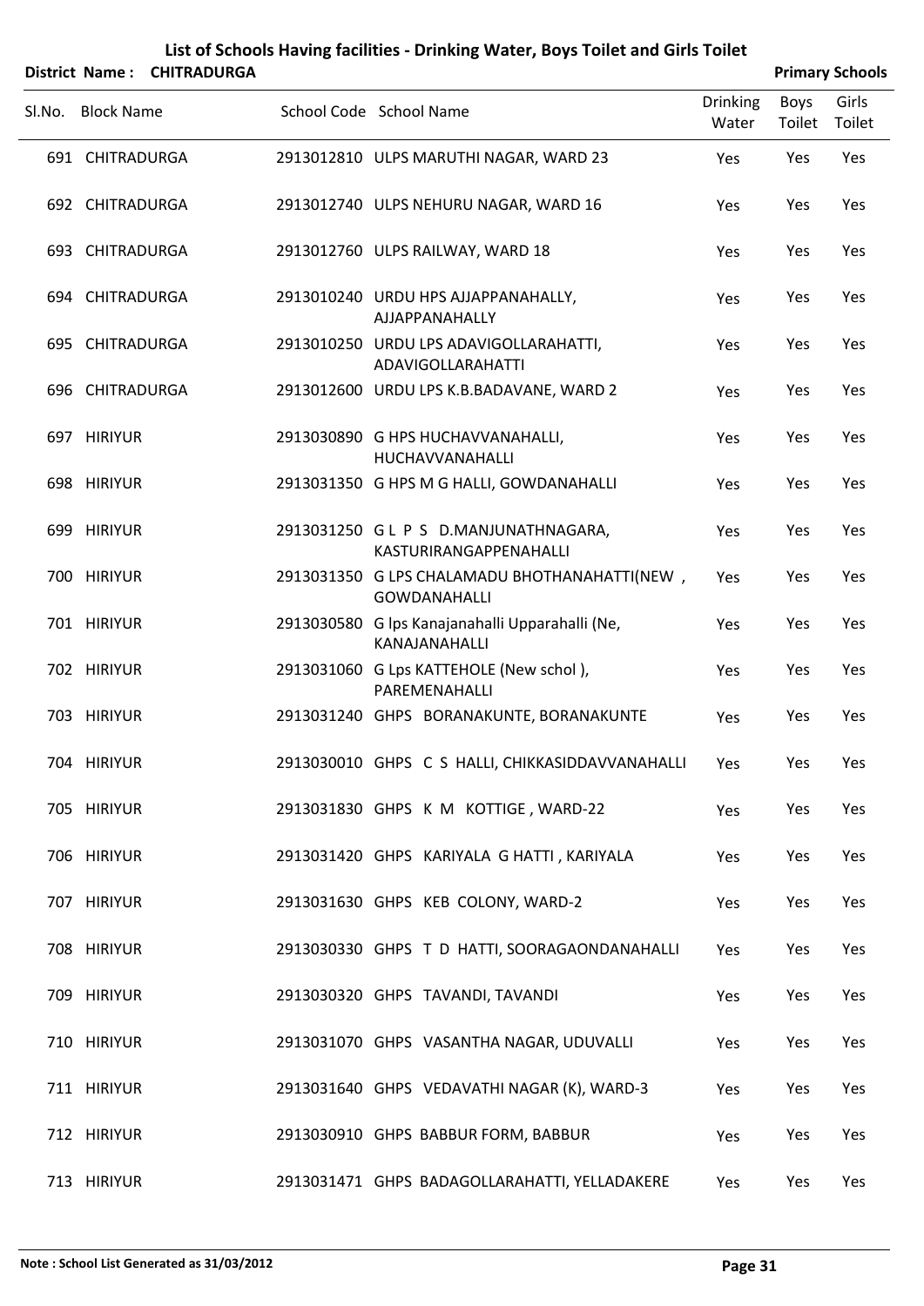# List of Schools Having facilities - Drinking Water, Boys Toilet and Girls Toilet

**District Name : CHITRADURGA** **Primary Schools**

| Sl.No. | Block Name | School Code | School Name | Drinking Water | Boys Toilet | Girls Toilet |
|---|---|---|---|---|---|---|
| 691 | CHITRADURGA | 2913012810 | ULPS MARUTHI NAGAR, WARD 23 | Yes | Yes | Yes |
| 692 | CHITRADURGA | 2913012740 | ULPS NEHURU NAGAR, WARD 16 | Yes | Yes | Yes |
| 693 | CHITRADURGA | 2913012760 | ULPS RAILWAY, WARD 18 | Yes | Yes | Yes |
| 694 | CHITRADURGA | 2913010240 | URDU HPS AJJAPPANAHALLY, AJJAPPANAHALLY | Yes | Yes | Yes |
| 695 | CHITRADURGA | 2913010250 | URDU LPS ADAVIGOLLARAHATTI, ADAVIGOLLARAHATTI | Yes | Yes | Yes |
| 696 | CHITRADURGA | 2913012600 | URDU LPS K.B.BADAVANE, WARD 2 | Yes | Yes | Yes |
| 697 | HIRIYUR | 2913030890 | G HPS HUCHAVVANAHALLI, HUCHAVVANAHALLI | Yes | Yes | Yes |
| 698 | HIRIYUR | 2913031350 | G HPS M G HALLI, GOWDANAHALLI | Yes | Yes | Yes |
| 699 | HIRIYUR | 2913031250 | G L P S D.MANJUNATHNAGARA, KASTURIRANGAPPENAHALLI | Yes | Yes | Yes |
| 700 | HIRIYUR | 2913031350 | G LPS CHALAMADU BHOTHANAHATTI(NEW , GOWDANAHALLI | Yes | Yes | Yes |
| 701 | HIRIYUR | 2913030580 | G lps Kanajanahalli Upparahalli (Ne, KANAJANAHALLI | Yes | Yes | Yes |
| 702 | HIRIYUR | 2913031060 | G Lps KATTEHOLE (New schol ), PAREMENAHALLI | Yes | Yes | Yes |
| 703 | HIRIYUR | 2913031240 | GHPS BORANAKUNTE, BORANAKUNTE | Yes | Yes | Yes |
| 704 | HIRIYUR | 2913030010 | GHPS C S HALLI, CHIKKASIDDAVVANAHALLI | Yes | Yes | Yes |
| 705 | HIRIYUR | 2913031830 | GHPS K M KOTTIGE , WARD-22 | Yes | Yes | Yes |
| 706 | HIRIYUR | 2913031420 | GHPS KARIYALA G HATTI , KARIYALA | Yes | Yes | Yes |
| 707 | HIRIYUR | 2913031630 | GHPS KEB COLONY, WARD-2 | Yes | Yes | Yes |
| 708 | HIRIYUR | 2913030330 | GHPS T D HATTI, SOORAGAONDANAHALLI | Yes | Yes | Yes |
| 709 | HIRIYUR | 2913030320 | GHPS TAVANDI, TAVANDI | Yes | Yes | Yes |
| 710 | HIRIYUR | 2913031070 | GHPS VASANTHA NAGAR, UDUVALLI | Yes | Yes | Yes |
| 711 | HIRIYUR | 2913031640 | GHPS VEDAVATHI NAGAR (K), WARD-3 | Yes | Yes | Yes |
| 712 | HIRIYUR | 2913030910 | GHPS BABBUR FORM, BABBUR | Yes | Yes | Yes |
| 713 | HIRIYUR | 2913031471 | GHPS BADAGOLLARAHATTI, YELLADAKERE | Yes | Yes | Yes |

**Note : School List Generated as 31/03/2012**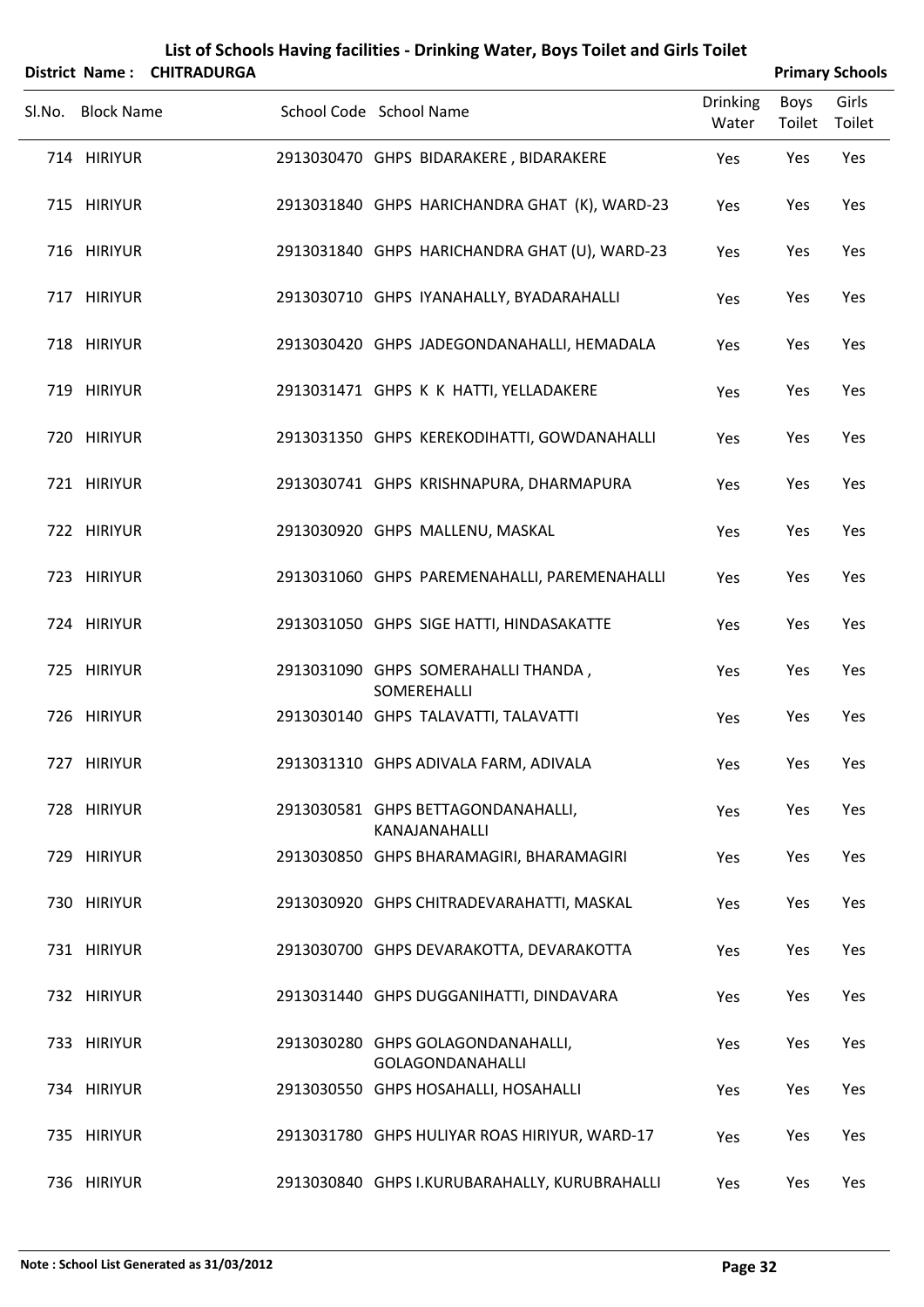# List of Schools Having facilities - Drinking Water, Boys Toilet and Girls Toilet

**District Name : CHITRADURGA** **Primary Schools**

| Sl.No. | Block Name | School Code | School Name | Drinking Water | Boys Toilet | Girls Toilet |
|---|---|---|---|---|---|---|
| 714 | HIRIYUR | 2913030470 | GHPS BIDARAKERE , BIDARAKERE | Yes | Yes | Yes |
| 715 | HIRIYUR | 2913031840 | GHPS HARICHANDRA GHAT (K), WARD-23 | Yes | Yes | Yes |
| 716 | HIRIYUR | 2913031840 | GHPS HARICHANDRA GHAT (U), WARD-23 | Yes | Yes | Yes |
| 717 | HIRIYUR | 2913030710 | GHPS IYANAHALLY, BYADARAHALLI | Yes | Yes | Yes |
| 718 | HIRIYUR | 2913030420 | GHPS JADEGONDANAHALLI, HEMADALA | Yes | Yes | Yes |
| 719 | HIRIYUR | 2913031471 | GHPS K K HATTI, YELLADAKERE | Yes | Yes | Yes |
| 720 | HIRIYUR | 2913031350 | GHPS KEREKODIHATTI, GOWDANAHALLI | Yes | Yes | Yes |
| 721 | HIRIYUR | 2913030741 | GHPS KRISHNAPURA, DHARMAPURA | Yes | Yes | Yes |
| 722 | HIRIYUR | 2913030920 | GHPS MALLENU, MASKAL | Yes | Yes | Yes |
| 723 | HIRIYUR | 2913031060 | GHPS PAREMENAHALLI, PAREMENAHALLI | Yes | Yes | Yes |
| 724 | HIRIYUR | 2913031050 | GHPS SIGE HATTI, HINDASAKATTE | Yes | Yes | Yes |
| 725 | HIRIYUR | 2913031090 | GHPS SOMERAHALLI THANDA , SOMEREHALLI | Yes | Yes | Yes |
| 726 | HIRIYUR | 2913030140 | GHPS TALAVATTI, TALAVATTI | Yes | Yes | Yes |
| 727 | HIRIYUR | 2913031310 | GHPS ADIVALA FARM, ADIVALA | Yes | Yes | Yes |
| 728 | HIRIYUR | 2913030581 | GHPS BETTAGONDANAHALLI, KANAJANAHALLI | Yes | Yes | Yes |
| 729 | HIRIYUR | 2913030850 | GHPS BHARAMAGIRI, BHARAMAGIRI | Yes | Yes | Yes |
| 730 | HIRIYUR | 2913030920 | GHPS CHITRADEVARAHATTI, MASKAL | Yes | Yes | Yes |
| 731 | HIRIYUR | 2913030700 | GHPS DEVARAKOTTA, DEVARAKOTTA | Yes | Yes | Yes |
| 732 | HIRIYUR | 2913031440 | GHPS DUGGANIHATTI, DINDAVARA | Yes | Yes | Yes |
| 733 | HIRIYUR | 2913030280 | GHPS GOLAGONDANAHALLI, GOLAGONDANAHALLI | Yes | Yes | Yes |
| 734 | HIRIYUR | 2913030550 | GHPS HOSAHALLI, HOSAHALLI | Yes | Yes | Yes |
| 735 | HIRIYUR | 2913031780 | GHPS HULIYAR ROAS HIRIYUR, WARD-17 | Yes | Yes | Yes |
| 736 | HIRIYUR | 2913030840 | GHPS I.KURUBARAHALLY, KURUBRAHALLI | Yes | Yes | Yes |

**Note : School List Generated as 31/03/2012**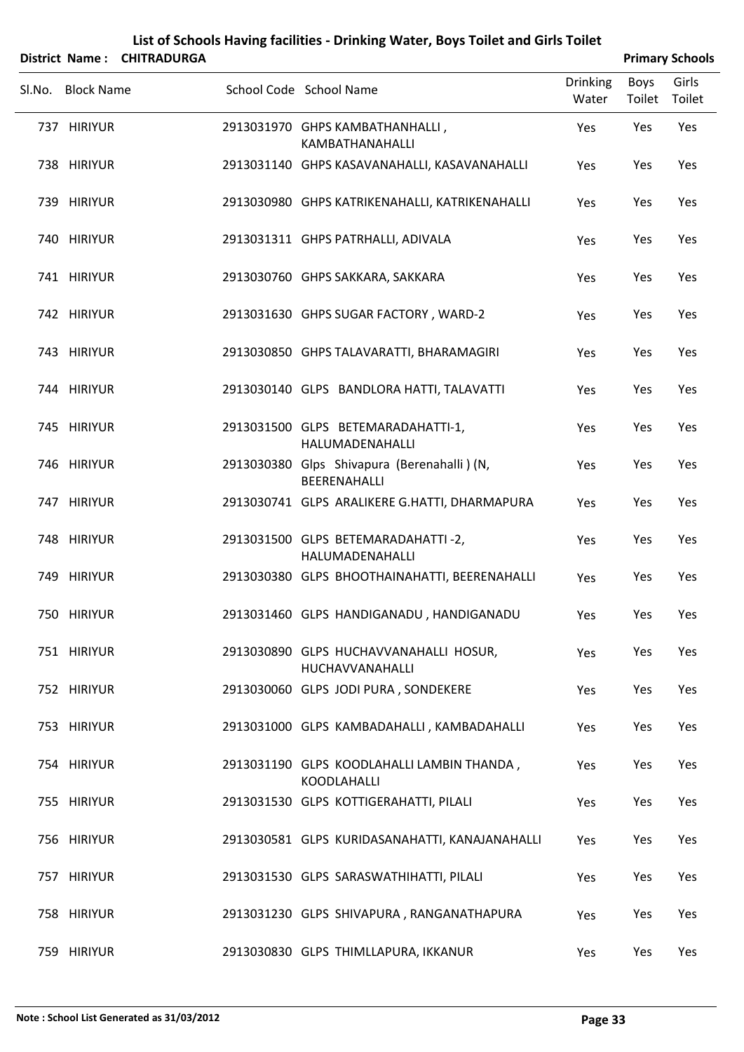# List of Schools Having facilities - Drinking Water, Boys Toilet and Girls Toilet

**District Name : CHITRADURGA** **Primary Schools**

| Sl.No. | Block Name | School Code | School Name | Drinking Water | Boys Toilet | Girls Toilet |
|---|---|---|---|---|---|---|
| 737 | HIRIYUR | 2913031970 | GHPS KAMBATHANHALLI , KAMBATHANAHALLI | Yes | Yes | Yes |
| 738 | HIRIYUR | 2913031140 | GHPS KASAVANAHALLI, KASAVANAHALLI | Yes | Yes | Yes |
| 739 | HIRIYUR | 2913030980 | GHPS KATRIKENAHALLI, KATRIKENAHALLI | Yes | Yes | Yes |
| 740 | HIRIYUR | 2913031311 | GHPS PATRHALLI, ADIVALA | Yes | Yes | Yes |
| 741 | HIRIYUR | 2913030760 | GHPS SAKKARA, SAKKARA | Yes | Yes | Yes |
| 742 | HIRIYUR | 2913031630 | GHPS SUGAR FACTORY , WARD-2 | Yes | Yes | Yes |
| 743 | HIRIYUR | 2913030850 | GHPS TALAVARATTI, BHARAMAGIRI | Yes | Yes | Yes |
| 744 | HIRIYUR | 2913030140 | GLPS BANDLORA HATTI, TALAVATTI | Yes | Yes | Yes |
| 745 | HIRIYUR | 2913031500 | GLPS BETEMARADAHATTI-1, HALUMADENAHALLI | Yes | Yes | Yes |
| 746 | HIRIYUR | 2913030380 | Glps Shivapura (Berenahalli ) (N, BEERENAHALLI | Yes | Yes | Yes |
| 747 | HIRIYUR | 2913030741 | GLPS ARALIKERE G.HATTI, DHARMAPURA | Yes | Yes | Yes |
| 748 | HIRIYUR | 2913031500 | GLPS BETEMARADAHATTI -2, HALUMADENAHALLI | Yes | Yes | Yes |
| 749 | HIRIYUR | 2913030380 | GLPS BHOOTHAINAHATTI, BEERENAHALLI | Yes | Yes | Yes |
| 750 | HIRIYUR | 2913031460 | GLPS HANDIGANADU , HANDIGANADU | Yes | Yes | Yes |
| 751 | HIRIYUR | 2913030890 | GLPS HUCHAVVANAHALLI HOSUR, HUCHAVVANAHALLI | Yes | Yes | Yes |
| 752 | HIRIYUR | 2913030060 | GLPS JODI PURA , SONDEKERE | Yes | Yes | Yes |
| 753 | HIRIYUR | 2913031000 | GLPS KAMBADAHALLI , KAMBADAHALLI | Yes | Yes | Yes |
| 754 | HIRIYUR | 2913031190 | GLPS KOODLAHALLI LAMBIN THANDA , KOODLAHALLI | Yes | Yes | Yes |
| 755 | HIRIYUR | 2913031530 | GLPS KOTTIGERAHATTI, PILALI | Yes | Yes | Yes |
| 756 | HIRIYUR | 2913030581 | GLPS KURIDASANAHATTI, KANAJANAHALLI | Yes | Yes | Yes |
| 757 | HIRIYUR | 2913031530 | GLPS SARASWATHIHATTI, PILALI | Yes | Yes | Yes |
| 758 | HIRIYUR | 2913031230 | GLPS SHIVAPURA , RANGANATHAPURA | Yes | Yes | Yes |
| 759 | HIRIYUR | 2913030830 | GLPS THIMLLAPURA, IKKANUR | Yes | Yes | Yes |

**Note : School List Generated as 31/03/2012**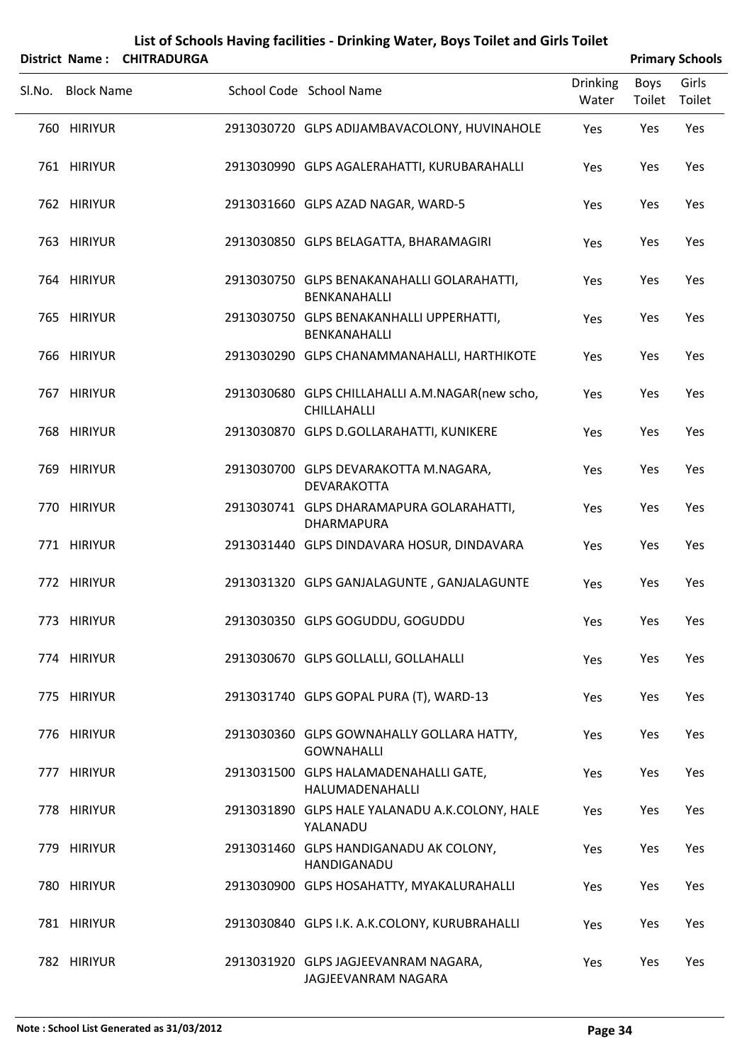# List of Schools Having facilities - Drinking Water, Boys Toilet and Girls Toilet

**District Name : CHITRADURGA** | **Primary Schools**

| Sl.No. | Block Name | School Code | School Name | Drinking Water | Boys Toilet | Girls Toilet |
|---|---|---|---|---|---|---|
| 760 | HIRIYUR | 2913030720 | GLPS ADIJAMBAVACOLONY, HUVINAHOLE | Yes | Yes | Yes |
| 761 | HIRIYUR | 2913030990 | GLPS AGALERAHATTI, KURUBARAHALLI | Yes | Yes | Yes |
| 762 | HIRIYUR | 2913031660 | GLPS AZAD NAGAR, WARD-5 | Yes | Yes | Yes |
| 763 | HIRIYUR | 2913030850 | GLPS BELAGATTA, BHARAMAGIRI | Yes | Yes | Yes |
| 764 | HIRIYUR | 2913030750 | GLPS BENAKANAHALLI GOLARAHATTI, BENKANAHALLI | Yes | Yes | Yes |
| 765 | HIRIYUR | 2913030750 | GLPS BENAKANHALLI UPPERHATTI, BENKANAHALLI | Yes | Yes | Yes |
| 766 | HIRIYUR | 2913030290 | GLPS CHANAMMANAHALLI, HARTHIKOTE | Yes | Yes | Yes |
| 767 | HIRIYUR | 2913030680 | GLPS CHILLAHALLI A.M.NAGAR(new scho, CHILLAHALLI | Yes | Yes | Yes |
| 768 | HIRIYUR | 2913030870 | GLPS D.GOLLARAHATTI, KUNIKERE | Yes | Yes | Yes |
| 769 | HIRIYUR | 2913030700 | GLPS DEVARAKOTTA M.NAGARA, DEVARAKOTTA | Yes | Yes | Yes |
| 770 | HIRIYUR | 2913030741 | GLPS DHARAMAPURA GOLARAHATTI, DHARMAPURA | Yes | Yes | Yes |
| 771 | HIRIYUR | 2913031440 | GLPS DINDAVARA HOSUR, DINDAVARA | Yes | Yes | Yes |
| 772 | HIRIYUR | 2913031320 | GLPS GANJALAGUNTE , GANJALAGUNTE | Yes | Yes | Yes |
| 773 | HIRIYUR | 2913030350 | GLPS GOGUDDU, GOGUDDU | Yes | Yes | Yes |
| 774 | HIRIYUR | 2913030670 | GLPS GOLLALLI, GOLLAHALLI | Yes | Yes | Yes |
| 775 | HIRIYUR | 2913031740 | GLPS GOPAL PURA (T), WARD-13 | Yes | Yes | Yes |
| 776 | HIRIYUR | 2913030360 | GLPS GOWNAHALLY GOLLARA HATTY, GOWNAHALLI | Yes | Yes | Yes |
| 777 | HIRIYUR | 2913031500 | GLPS HALAMADENAHALLI GATE, HALUMADENAHALLI | Yes | Yes | Yes |
| 778 | HIRIYUR | 2913031890 | GLPS HALE YALANADU A.K.COLONY, HALE YALANADU | Yes | Yes | Yes |
| 779 | HIRIYUR | 2913031460 | GLPS HANDIGANADU AK COLONY, HANDIGANADU | Yes | Yes | Yes |
| 780 | HIRIYUR | 2913030900 | GLPS HOSAHATTY, MYAKALURAHALLI | Yes | Yes | Yes |
| 781 | HIRIYUR | 2913030840 | GLPS I.K. A.K.COLONY, KURUBRAHALLI | Yes | Yes | Yes |
| 782 | HIRIYUR | 2913031920 | GLPS JAGJEEVANRAM NAGARA, JAGJEEVANRAM NAGARA | Yes | Yes | Yes |

**Note : School List Generated as 31/03/2012**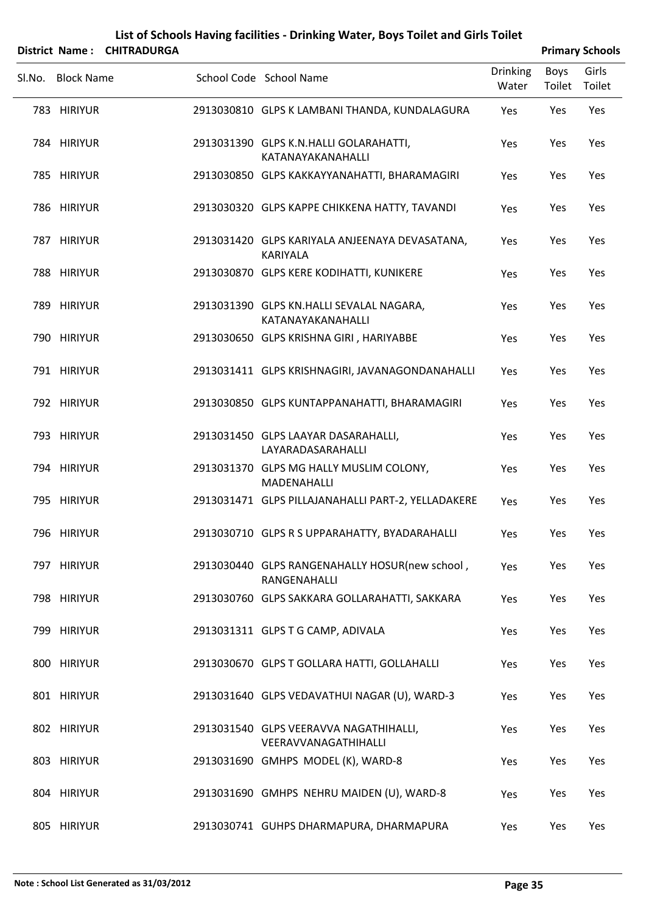# List of Schools Having facilities - Drinking Water, Boys Toilet and Girls Toilet

**District Name : CHITRADURGA** | **Primary Schools**

| Sl.No. | Block Name | School Code | School Name | Drinking Water | Boys Toilet | Girls Toilet |
|---|---|---|---|---|---|---|
| 783 | HIRIYUR | 2913030810 | GLPS K LAMBANI THANDA, KUNDALAGURA | Yes | Yes | Yes |
| 784 | HIRIYUR | 2913031390 | GLPS K.N.HALLI GOLARAHATTI, KATANAYAKANAHALLI | Yes | Yes | Yes |
| 785 | HIRIYUR | 2913030850 | GLPS KAKKAYYANAHATTI, BHARAMAGIRI | Yes | Yes | Yes |
| 786 | HIRIYUR | 2913030320 | GLPS KAPPE CHIKKENA HATTY, TAVANDI | Yes | Yes | Yes |
| 787 | HIRIYUR | 2913031420 | GLPS KARIYALA ANJEENAYA DEVASATANA, KARIYALA | Yes | Yes | Yes |
| 788 | HIRIYUR | 2913030870 | GLPS KERE KODIHATTI, KUNIKERE | Yes | Yes | Yes |
| 789 | HIRIYUR | 2913031390 | GLPS KN.HALLI SEVALAL NAGARA, KATANAYAKANAHALLI | Yes | Yes | Yes |
| 790 | HIRIYUR | 2913030650 | GLPS KRISHNA GIRI , HARIYABBE | Yes | Yes | Yes |
| 791 | HIRIYUR | 2913031411 | GLPS KRISHNAGIRI, JAVANAGONDANAHALLI | Yes | Yes | Yes |
| 792 | HIRIYUR | 2913030850 | GLPS KUNTAPPANAHATTI, BHARAMAGIRI | Yes | Yes | Yes |
| 793 | HIRIYUR | 2913031450 | GLPS LAAYAR DASARAHALLI, LAYARADASARAHALLI | Yes | Yes | Yes |
| 794 | HIRIYUR | 2913031370 | GLPS MG HALLY MUSLIM COLONY, MADENAHALLI | Yes | Yes | Yes |
| 795 | HIRIYUR | 2913031471 | GLPS PILLAJANAHALLI PART-2, YELLADAKERE | Yes | Yes | Yes |
| 796 | HIRIYUR | 2913030710 | GLPS R S UPPARAHATTY, BYADARAHALLI | Yes | Yes | Yes |
| 797 | HIRIYUR | 2913030440 | GLPS RANGENAHALLY HOSUR(new school , RANGENAHALLI | Yes | Yes | Yes |
| 798 | HIRIYUR | 2913030760 | GLPS SAKKARA GOLLARAHATTI, SAKKARA | Yes | Yes | Yes |
| 799 | HIRIYUR | 2913031311 | GLPS T G CAMP, ADIVALA | Yes | Yes | Yes |
| 800 | HIRIYUR | 2913030670 | GLPS T GOLLARA HATTI, GOLLAHALLI | Yes | Yes | Yes |
| 801 | HIRIYUR | 2913031640 | GLPS VEDAVATHUI NAGAR (U), WARD-3 | Yes | Yes | Yes |
| 802 | HIRIYUR | 2913031540 | GLPS VEERAVVA NAGATHIHALLI, VEERAVVANAGATHIHALLI | Yes | Yes | Yes |
| 803 | HIRIYUR | 2913031690 | GMHPS MODEL (K), WARD-8 | Yes | Yes | Yes |
| 804 | HIRIYUR | 2913031690 | GMHPS NEHRU MAIDEN (U), WARD-8 | Yes | Yes | Yes |
| 805 | HIRIYUR | 2913030741 | GUHPS DHARMAPURA, DHARMAPURA | Yes | Yes | Yes |

**Note : School List Generated as 31/03/2012**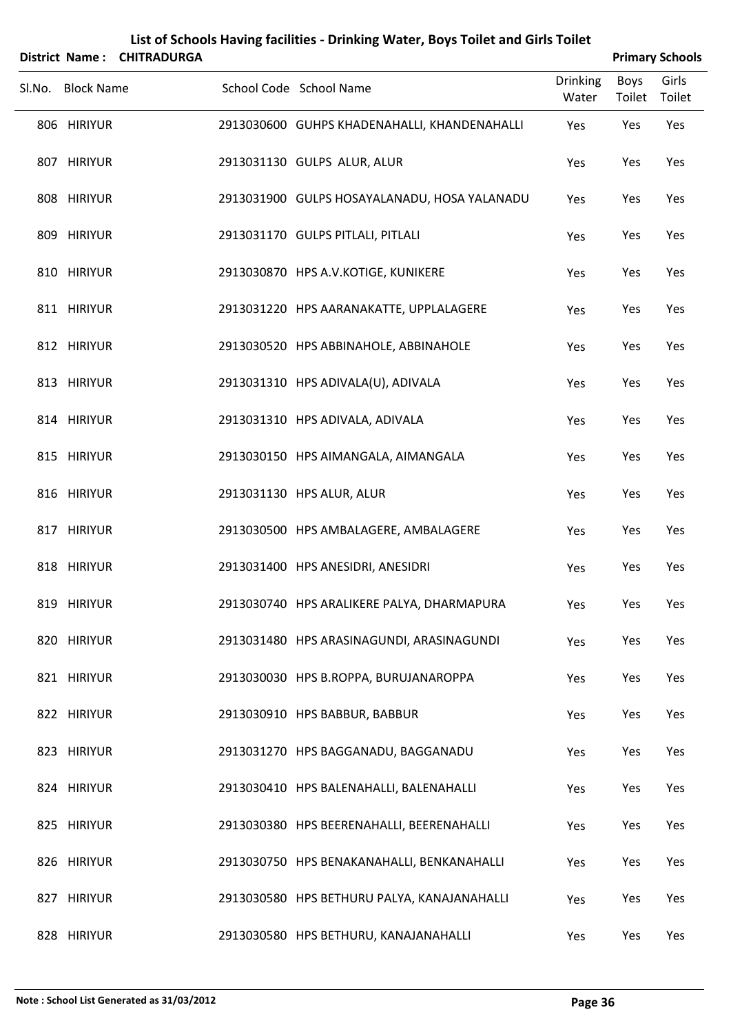# List of Schools Having facilities - Drinking Water, Boys Toilet and Girls Toilet

**District Name : CHITRADURGA** **Primary Schools**

| Sl.No. | Block Name | School Code | School Name | Drinking Water | Boys Toilet | Girls Toilet |
|---|---|---|---|---|---|---|
| 806 | HIRIYUR | 2913030600 | GUHPS KHADENAHALLI, KHANDENAHALLI | Yes | Yes | Yes |
| 807 | HIRIYUR | 2913031130 | GULPS ALUR, ALUR | Yes | Yes | Yes |
| 808 | HIRIYUR | 2913031900 | GULPS HOSAYALANADU, HOSA YALANADU | Yes | Yes | Yes |
| 809 | HIRIYUR | 2913031170 | GULPS PITLALI, PITLALI | Yes | Yes | Yes |
| 810 | HIRIYUR | 2913030870 | HPS A.V.KOTIGE, KUNIKERE | Yes | Yes | Yes |
| 811 | HIRIYUR | 2913031220 | HPS AARANAKATTE, UPPLALAGERE | Yes | Yes | Yes |
| 812 | HIRIYUR | 2913030520 | HPS ABBINAHOLE, ABBINAHOLE | Yes | Yes | Yes |
| 813 | HIRIYUR | 2913031310 | HPS ADIVALA(U), ADIVALA | Yes | Yes | Yes |
| 814 | HIRIYUR | 2913031310 | HPS ADIVALA, ADIVALA | Yes | Yes | Yes |
| 815 | HIRIYUR | 2913030150 | HPS AIMANGALA, AIMANGALA | Yes | Yes | Yes |
| 816 | HIRIYUR | 2913031130 | HPS ALUR, ALUR | Yes | Yes | Yes |
| 817 | HIRIYUR | 2913030500 | HPS AMBALAGERE, AMBALAGERE | Yes | Yes | Yes |
| 818 | HIRIYUR | 2913031400 | HPS ANESIDRI, ANESIDRI | Yes | Yes | Yes |
| 819 | HIRIYUR | 2913030740 | HPS ARALIKERE PALYA, DHARMAPURA | Yes | Yes | Yes |
| 820 | HIRIYUR | 2913031480 | HPS ARASINAGUNDI, ARASINAGUNDI | Yes | Yes | Yes |
| 821 | HIRIYUR | 2913030030 | HPS B.ROPPA, BURUJANAROPPA | Yes | Yes | Yes |
| 822 | HIRIYUR | 2913030910 | HPS BABBUR, BABBUR | Yes | Yes | Yes |
| 823 | HIRIYUR | 2913031270 | HPS BAGGANADU, BAGGANADU | Yes | Yes | Yes |
| 824 | HIRIYUR | 2913030410 | HPS BALENAHALLI, BALENAHALLI | Yes | Yes | Yes |
| 825 | HIRIYUR | 2913030380 | HPS BEERENAHALLI, BEERENAHALLI | Yes | Yes | Yes |
| 826 | HIRIYUR | 2913030750 | HPS BENAKANAHALLI, BENKANAHALLI | Yes | Yes | Yes |
| 827 | HIRIYUR | 2913030580 | HPS BETHURU PALYA, KANAJANAHALLI | Yes | Yes | Yes |
| 828 | HIRIYUR | 2913030580 | HPS BETHURU, KANAJANAHALLI | Yes | Yes | Yes |

**Note : School List Generated as 31/03/2012**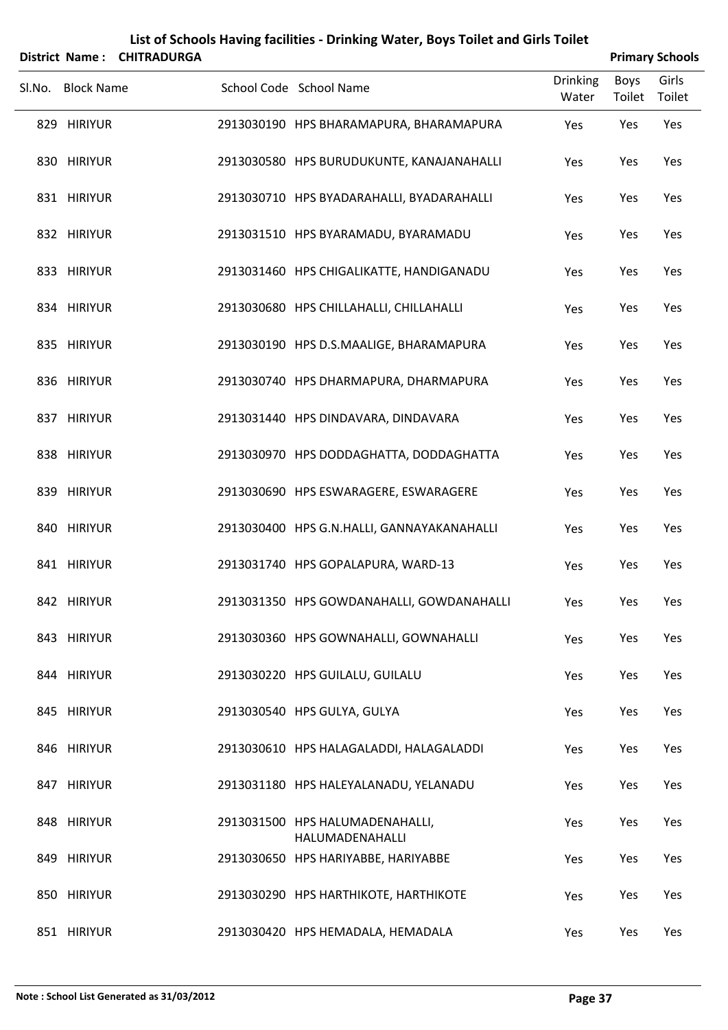# List of Schools Having facilities - Drinking Water, Boys Toilet and Girls Toilet

**District Name : CHITRADURGA** **Primary Schools**

| Sl.No. | Block Name | School Code | School Name | Drinking Water | Boys Toilet | Girls Toilet |
|---|---|---|---|---|---|---|
| 829 | HIRIYUR | 2913030190 | HPS BHARAMAPURA, BHARAMAPURA | Yes | Yes | Yes |
| 830 | HIRIYUR | 2913030580 | HPS BURUDUKUNTE, KANAJANAHALLI | Yes | Yes | Yes |
| 831 | HIRIYUR | 2913030710 | HPS BYADARAHALLI, BYADARAHALLI | Yes | Yes | Yes |
| 832 | HIRIYUR | 2913031510 | HPS BYARAMADU, BYARAMADU | Yes | Yes | Yes |
| 833 | HIRIYUR | 2913031460 | HPS CHIGALIKATTE, HANDIGANADU | Yes | Yes | Yes |
| 834 | HIRIYUR | 2913030680 | HPS CHILLAHALLI, CHILLAHALLI | Yes | Yes | Yes |
| 835 | HIRIYUR | 2913030190 | HPS D.S.MAALIGE, BHARAMAPURA | Yes | Yes | Yes |
| 836 | HIRIYUR | 2913030740 | HPS DHARMAPURA, DHARMAPURA | Yes | Yes | Yes |
| 837 | HIRIYUR | 2913031440 | HPS DINDAVARA, DINDAVARA | Yes | Yes | Yes |
| 838 | HIRIYUR | 2913030970 | HPS DODDAGHATTA, DODDAGHATTA | Yes | Yes | Yes |
| 839 | HIRIYUR | 2913030690 | HPS ESWARAGERE, ESWARAGERE | Yes | Yes | Yes |
| 840 | HIRIYUR | 2913030400 | HPS G.N.HALLI, GANNAYAKANAHALLI | Yes | Yes | Yes |
| 841 | HIRIYUR | 2913031740 | HPS GOPALAPURA, WARD-13 | Yes | Yes | Yes |
| 842 | HIRIYUR | 2913031350 | HPS GOWDANAHALLI, GOWDANAHALLI | Yes | Yes | Yes |
| 843 | HIRIYUR | 2913030360 | HPS GOWNAHALLI, GOWNAHALLI | Yes | Yes | Yes |
| 844 | HIRIYUR | 2913030220 | HPS GUILALU, GUILALU | Yes | Yes | Yes |
| 845 | HIRIYUR | 2913030540 | HPS GULYA, GULYA | Yes | Yes | Yes |
| 846 | HIRIYUR | 2913030610 | HPS HALAGALADDI, HALAGALADDI | Yes | Yes | Yes |
| 847 | HIRIYUR | 2913031180 | HPS HALEYALANADU, YELANADU | Yes | Yes | Yes |
| 848 | HIRIYUR | 2913031500 | HPS HALUMADENAHALLI, HALUMADENAHALLI | Yes | Yes | Yes |
| 849 | HIRIYUR | 2913030650 | HPS HARIYABBE, HARIYABBE | Yes | Yes | Yes |
| 850 | HIRIYUR | 2913030290 | HPS HARTHIKOTE, HARTHIKOTE | Yes | Yes | Yes |
| 851 | HIRIYUR | 2913030420 | HPS HEMADALA, HEMADALA | Yes | Yes | Yes |

**Note : School List Generated as 31/03/2012**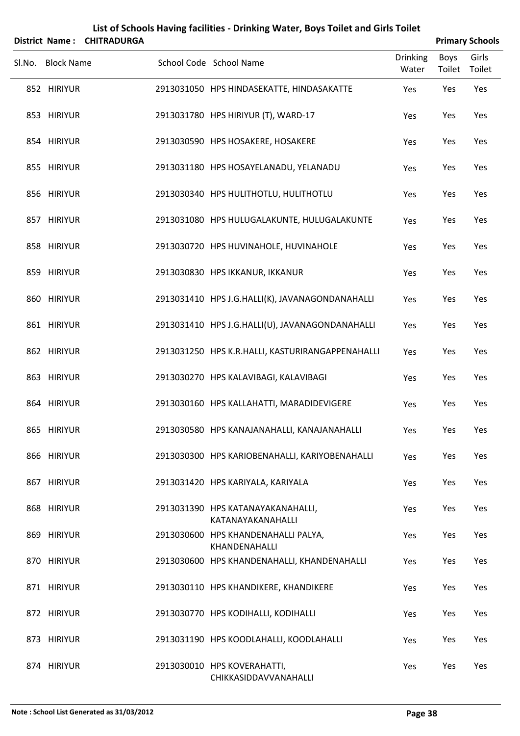# List of Schools Having facilities - Drinking Water, Boys Toilet and Girls Toilet

**District Name : CHITRADURGA** | **Primary Schools**

| Sl.No. | Block Name | School Code | School Name | Drinking Water | Boys Toilet | Girls Toilet |
|---|---|---|---|---|---|---|
| 852 | HIRIYUR | 2913031050 | HPS HINDASEKATTE, HINDASAKATTE | Yes | Yes | Yes |
| 853 | HIRIYUR | 2913031780 | HPS HIRIYUR (T), WARD-17 | Yes | Yes | Yes |
| 854 | HIRIYUR | 2913030590 | HPS HOSAKERE, HOSAKERE | Yes | Yes | Yes |
| 855 | HIRIYUR | 2913031180 | HPS HOSAYELANADU, YELANADU | Yes | Yes | Yes |
| 856 | HIRIYUR | 2913030340 | HPS HULITHOTLU, HULITHOTLU | Yes | Yes | Yes |
| 857 | HIRIYUR | 2913031080 | HPS HULUGALAKUNTE, HULUGALAKUNTE | Yes | Yes | Yes |
| 858 | HIRIYUR | 2913030720 | HPS HUVINAHOLE, HUVINAHOLE | Yes | Yes | Yes |
| 859 | HIRIYUR | 2913030830 | HPS IKKANUR, IKKANUR | Yes | Yes | Yes |
| 860 | HIRIYUR | 2913031410 | HPS J.G.HALLI(K), JAVANAGONDANAHALLI | Yes | Yes | Yes |
| 861 | HIRIYUR | 2913031410 | HPS J.G.HALLI(U), JAVANAGONDANAHALLI | Yes | Yes | Yes |
| 862 | HIRIYUR | 2913031250 | HPS K.R.HALLI, KASTURIRANGAPPENAHALLI | Yes | Yes | Yes |
| 863 | HIRIYUR | 2913030270 | HPS KALAVIBAGI, KALAVIBAGI | Yes | Yes | Yes |
| 864 | HIRIYUR | 2913030160 | HPS KALLAHATTI, MARADIDEVIGERE | Yes | Yes | Yes |
| 865 | HIRIYUR | 2913030580 | HPS KANAJANAHALLI, KANAJANAHALLI | Yes | Yes | Yes |
| 866 | HIRIYUR | 2913030300 | HPS KARIOBENAHALLI, KARIYOBENAHALLI | Yes | Yes | Yes |
| 867 | HIRIYUR | 2913031420 | HPS KARIYALA, KARIYALA | Yes | Yes | Yes |
| 868 | HIRIYUR | 2913031390 | HPS KATANAYAKANAHALLI, KATANAYAKANAHALLI | Yes | Yes | Yes |
| 869 | HIRIYUR | 2913030600 | HPS KHANDENAHALLI PALYA, KHANDENAHALLI | Yes | Yes | Yes |
| 870 | HIRIYUR | 2913030600 | HPS KHANDENAHALLI, KHANDENAHALLI | Yes | Yes | Yes |
| 871 | HIRIYUR | 2913030110 | HPS KHANDIKERE, KHANDIKERE | Yes | Yes | Yes |
| 872 | HIRIYUR | 2913030770 | HPS KODIHALLI, KODIHALLI | Yes | Yes | Yes |
| 873 | HIRIYUR | 2913031190 | HPS KOODLAHALLI, KOODLAHALLI | Yes | Yes | Yes |
| 874 | HIRIYUR | 2913030010 | HPS KOVERAHATTI, CHIKKASIDDAVVANAHALLI | Yes | Yes | Yes |

**Note : School List Generated as 31/03/2012**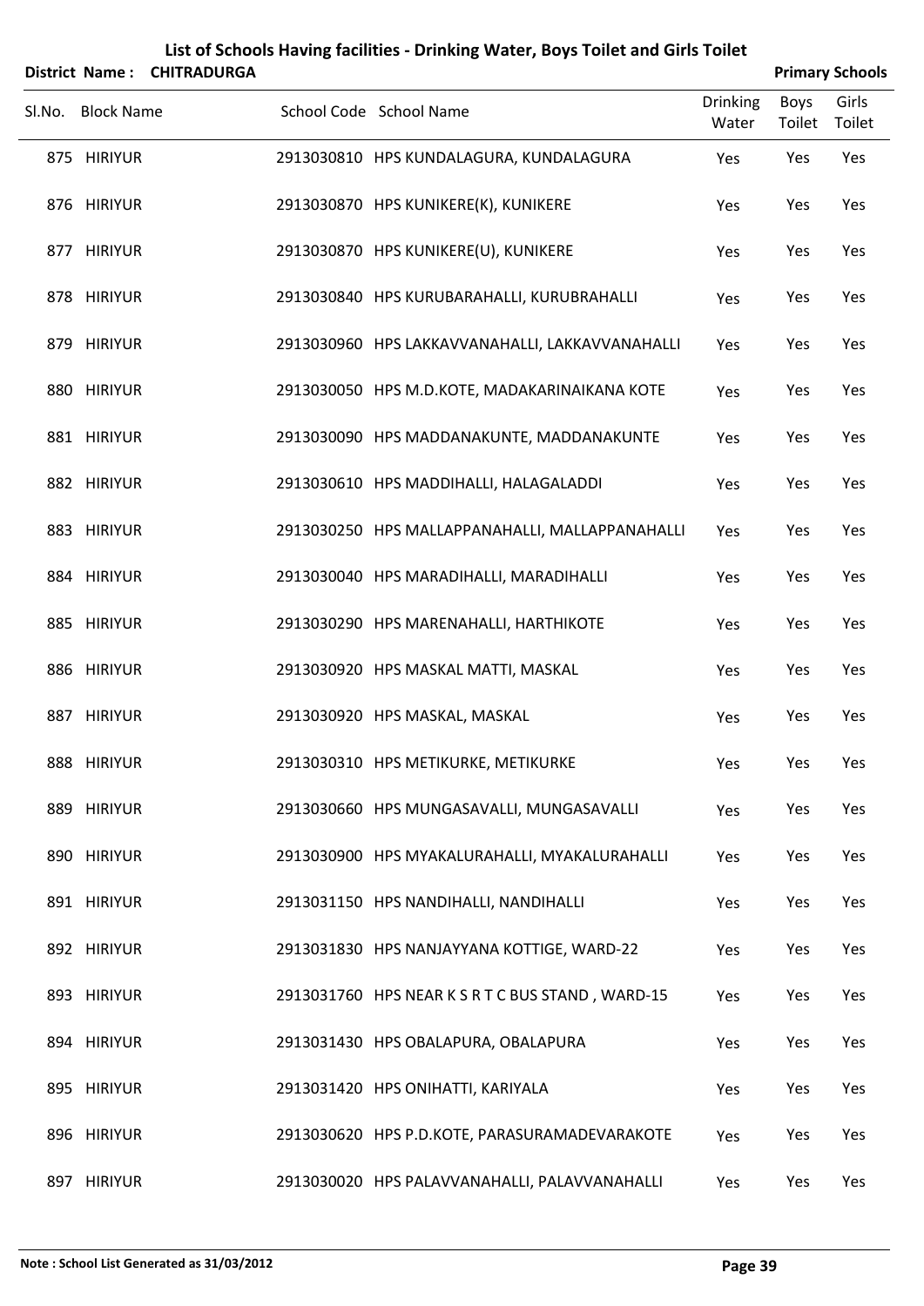# List of Schools Having facilities - Drinking Water, Boys Toilet and Girls Toilet

**District Name : CHITRADURGA** **Primary Schools**

| Sl.No. | Block Name | School Code | School Name | Drinking Water | Boys Toilet | Girls Toilet |
|---|---|---|---|---|---|---|
| 875 | HIRIYUR | 2913030810 | HPS KUNDALAGURA, KUNDALAGURA | Yes | Yes | Yes |
| 876 | HIRIYUR | 2913030870 | HPS KUNIKERE(K), KUNIKERE | Yes | Yes | Yes |
| 877 | HIRIYUR | 2913030870 | HPS KUNIKERE(U), KUNIKERE | Yes | Yes | Yes |
| 878 | HIRIYUR | 2913030840 | HPS KURUBARAHALLI, KURUBRAHALLI | Yes | Yes | Yes |
| 879 | HIRIYUR | 2913030960 | HPS LAKKAVVANAHALLI, LAKKAVVANAHALLI | Yes | Yes | Yes |
| 880 | HIRIYUR | 2913030050 | HPS M.D.KOTE, MADAKARINAIKANA KOTE | Yes | Yes | Yes |
| 881 | HIRIYUR | 2913030090 | HPS MADDANAKUNTE, MADDANAKUNTE | Yes | Yes | Yes |
| 882 | HIRIYUR | 2913030610 | HPS MADDIHALLI, HALAGALADDI | Yes | Yes | Yes |
| 883 | HIRIYUR | 2913030250 | HPS MALLAPPANAHALLI, MALLAPPANAHALLI | Yes | Yes | Yes |
| 884 | HIRIYUR | 2913030040 | HPS MARADIHALLI, MARADIHALLI | Yes | Yes | Yes |
| 885 | HIRIYUR | 2913030290 | HPS MARENAHALLI, HARTHIKOTE | Yes | Yes | Yes |
| 886 | HIRIYUR | 2913030920 | HPS MASKAL MATTI, MASKAL | Yes | Yes | Yes |
| 887 | HIRIYUR | 2913030920 | HPS MASKAL, MASKAL | Yes | Yes | Yes |
| 888 | HIRIYUR | 2913030310 | HPS METIKURKE, METIKURKE | Yes | Yes | Yes |
| 889 | HIRIYUR | 2913030660 | HPS MUNGASAVALLI, MUNGASAVALLI | Yes | Yes | Yes |
| 890 | HIRIYUR | 2913030900 | HPS MYAKALURAHALLI, MYAKALURAHALLI | Yes | Yes | Yes |
| 891 | HIRIYUR | 2913031150 | HPS NANDIHALLI, NANDIHALLI | Yes | Yes | Yes |
| 892 | HIRIYUR | 2913031830 | HPS NANJAYYANA KOTTIGE, WARD-22 | Yes | Yes | Yes |
| 893 | HIRIYUR | 2913031760 | HPS NEAR K S R T C BUS STAND , WARD-15 | Yes | Yes | Yes |
| 894 | HIRIYUR | 2913031430 | HPS OBALAPURA, OBALAPURA | Yes | Yes | Yes |
| 895 | HIRIYUR | 2913031420 | HPS ONIHATTI, KARIYALA | Yes | Yes | Yes |
| 896 | HIRIYUR | 2913030620 | HPS P.D.KOTE, PARASURAMADEVARAKOTE | Yes | Yes | Yes |
| 897 | HIRIYUR | 2913030020 | HPS PALAVVANAHALLI, PALAVVANAHALLI | Yes | Yes | Yes |

**Note : School List Generated as 31/03/2012**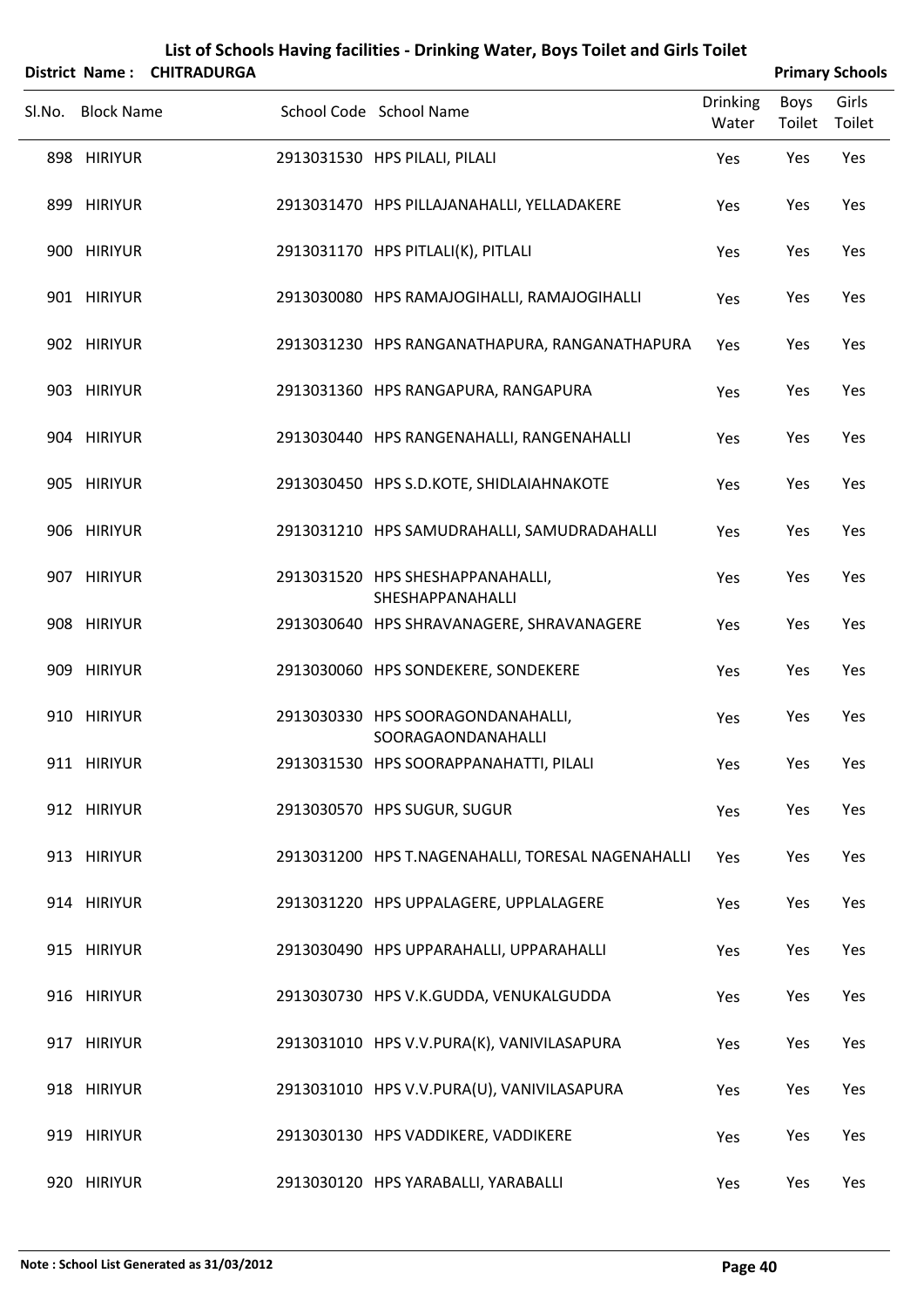# List of Schools Having facilities - Drinking Water, Boys Toilet and Girls Toilet

**District Name : CHITRADURGA** **Primary Schools**

| Sl.No. | Block Name | School Code | School Name | Drinking Water | Boys Toilet | Girls Toilet |
|---|---|---|---|---|---|---|
| 898 | HIRIYUR | 2913031530 | HPS PILALI, PILALI | Yes | Yes | Yes |
| 899 | HIRIYUR | 2913031470 | HPS PILLAJANAHALLI, YELLADAKERE | Yes | Yes | Yes |
| 900 | HIRIYUR | 2913031170 | HPS PITLALI(K), PITLALI | Yes | Yes | Yes |
| 901 | HIRIYUR | 2913030080 | HPS RAMAJOGIHALLI, RAMAJOGIHALLI | Yes | Yes | Yes |
| 902 | HIRIYUR | 2913031230 | HPS RANGANATHAPURA, RANGANATHAPURA | Yes | Yes | Yes |
| 903 | HIRIYUR | 2913031360 | HPS RANGAPURA, RANGAPURA | Yes | Yes | Yes |
| 904 | HIRIYUR | 2913030440 | HPS RANGENAHALLI, RANGENAHALLI | Yes | Yes | Yes |
| 905 | HIRIYUR | 2913030450 | HPS S.D.KOTE, SHIDLAIAHNAKOTE | Yes | Yes | Yes |
| 906 | HIRIYUR | 2913031210 | HPS SAMUDRAHALLI, SAMUDRADAHALLI | Yes | Yes | Yes |
| 907 | HIRIYUR | 2913031520 | HPS SHESHAPPANAHALLI, SHESHAPPANAHALLI | Yes | Yes | Yes |
| 908 | HIRIYUR | 2913030640 | HPS SHRAVANAGERE, SHRAVANAGERE | Yes | Yes | Yes |
| 909 | HIRIYUR | 2913030060 | HPS SONDEKERE, SONDEKERE | Yes | Yes | Yes |
| 910 | HIRIYUR | 2913030330 | HPS SOORAGONDANAHALLI, SOORAGAONDANAHALLI | Yes | Yes | Yes |
| 911 | HIRIYUR | 2913031530 | HPS SOORAPPANAHATTI, PILALI | Yes | Yes | Yes |
| 912 | HIRIYUR | 2913030570 | HPS SUGUR, SUGUR | Yes | Yes | Yes |
| 913 | HIRIYUR | 2913031200 | HPS T.NAGENAHALLI, TORESAL NAGENAHALLI | Yes | Yes | Yes |
| 914 | HIRIYUR | 2913031220 | HPS UPPALAGERE, UPPLALAGERE | Yes | Yes | Yes |
| 915 | HIRIYUR | 2913030490 | HPS UPPARAHALLI, UPPARAHALLI | Yes | Yes | Yes |
| 916 | HIRIYUR | 2913030730 | HPS V.K.GUDDA, VENUKALGUDDA | Yes | Yes | Yes |
| 917 | HIRIYUR | 2913031010 | HPS V.V.PURA(K), VANIVILASAPURA | Yes | Yes | Yes |
| 918 | HIRIYUR | 2913031010 | HPS V.V.PURA(U), VANIVILASAPURA | Yes | Yes | Yes |
| 919 | HIRIYUR | 2913030130 | HPS VADDIKERE, VADDIKERE | Yes | Yes | Yes |
| 920 | HIRIYUR | 2913030120 | HPS YARABALLI, YARABALLI | Yes | Yes | Yes |

**Note : School List Generated as 31/03/2012**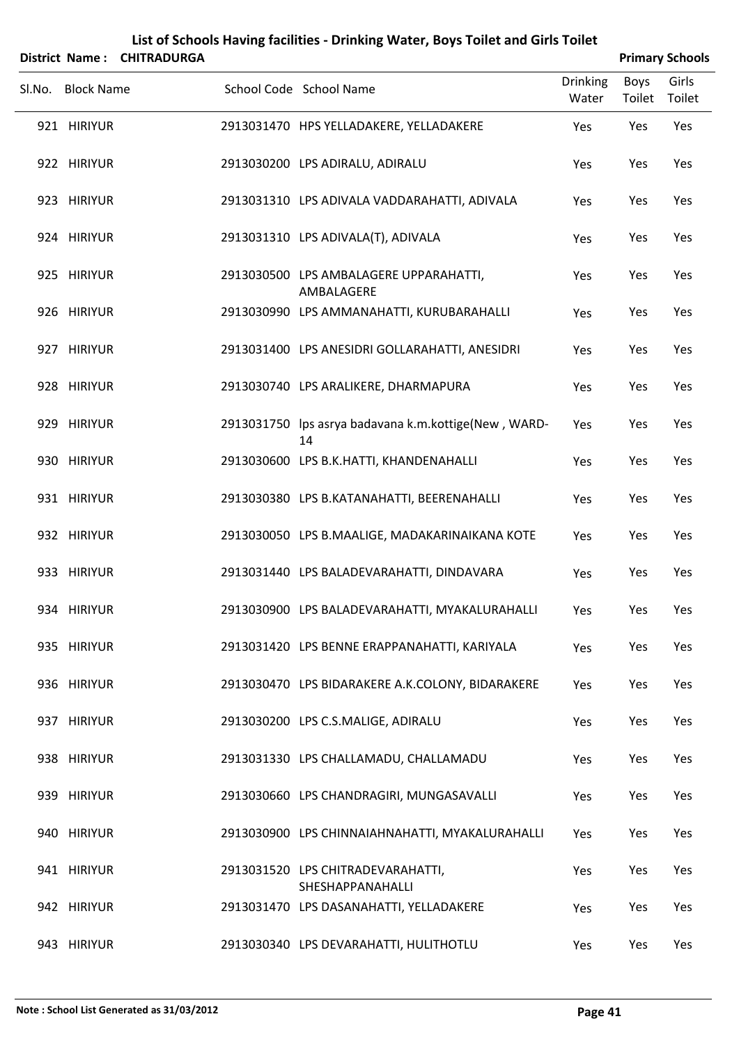# List of Schools Having facilities - Drinking Water, Boys Toilet and Girls Toilet

**District Name : CHITRADURGA** **Primary Schools**

| Sl.No. | Block Name | School Code | School Name | Drinking Water | Boys Toilet | Girls Toilet |
|---|---|---|---|---|---|---|
| 921 | HIRIYUR | 2913031470 | HPS YELLADAKERE, YELLADAKERE | Yes | Yes | Yes |
| 922 | HIRIYUR | 2913030200 | LPS ADIRALU, ADIRALU | Yes | Yes | Yes |
| 923 | HIRIYUR | 2913031310 | LPS ADIVALA VADDARAHATTI, ADIVALA | Yes | Yes | Yes |
| 924 | HIRIYUR | 2913031310 | LPS ADIVALA(T), ADIVALA | Yes | Yes | Yes |
| 925 | HIRIYUR | 2913030500 | LPS AMBALAGERE UPPARAHATTI, AMBALAGERE | Yes | Yes | Yes |
| 926 | HIRIYUR | 2913030990 | LPS AMMANAHATTI, KURUBARAHALLI | Yes | Yes | Yes |
| 927 | HIRIYUR | 2913031400 | LPS ANESIDRI GOLLARAHATTI, ANESIDRI | Yes | Yes | Yes |
| 928 | HIRIYUR | 2913030740 | LPS ARALIKERE, DHARMAPURA | Yes | Yes | Yes |
| 929 | HIRIYUR | 2913031750 | lps asrya badavana k.m.kottige(New , WARD-14 | Yes | Yes | Yes |
| 930 | HIRIYUR | 2913030600 | LPS B.K.HATTI, KHANDENAHALLI | Yes | Yes | Yes |
| 931 | HIRIYUR | 2913030380 | LPS B.KATANAHATTI, BEERENAHALLI | Yes | Yes | Yes |
| 932 | HIRIYUR | 2913030050 | LPS B.MAALIGE, MADAKARINAIKANA KOTE | Yes | Yes | Yes |
| 933 | HIRIYUR | 2913031440 | LPS BALADEVARAHATTI, DINDAVARA | Yes | Yes | Yes |
| 934 | HIRIYUR | 2913030900 | LPS BALADEVARAHATTI, MYAKALURAHALLI | Yes | Yes | Yes |
| 935 | HIRIYUR | 2913031420 | LPS BENNE ERAPPANAHATTI, KARIYALA | Yes | Yes | Yes |
| 936 | HIRIYUR | 2913030470 | LPS BIDARAKERE A.K.COLONY, BIDARAKERE | Yes | Yes | Yes |
| 937 | HIRIYUR | 2913030200 | LPS C.S.MALIGE, ADIRALU | Yes | Yes | Yes |
| 938 | HIRIYUR | 2913031330 | LPS CHALLAMADU, CHALLAMADU | Yes | Yes | Yes |
| 939 | HIRIYUR | 2913030660 | LPS CHANDRAGIRI, MUNGASAVALLI | Yes | Yes | Yes |
| 940 | HIRIYUR | 2913030900 | LPS CHINNAIAHNAHATTI, MYAKALURAHALLI | Yes | Yes | Yes |
| 941 | HIRIYUR | 2913031520 | LPS CHITRADEVARAHATTI, SHESHAPPANAHALLI | Yes | Yes | Yes |
| 942 | HIRIYUR | 2913031470 | LPS DASANAHATTI, YELLADAKERE | Yes | Yes | Yes |
| 943 | HIRIYUR | 2913030340 | LPS DEVARAHATTI, HULITHOTLU | Yes | Yes | Yes |

**Note : School List Generated as 31/03/2012**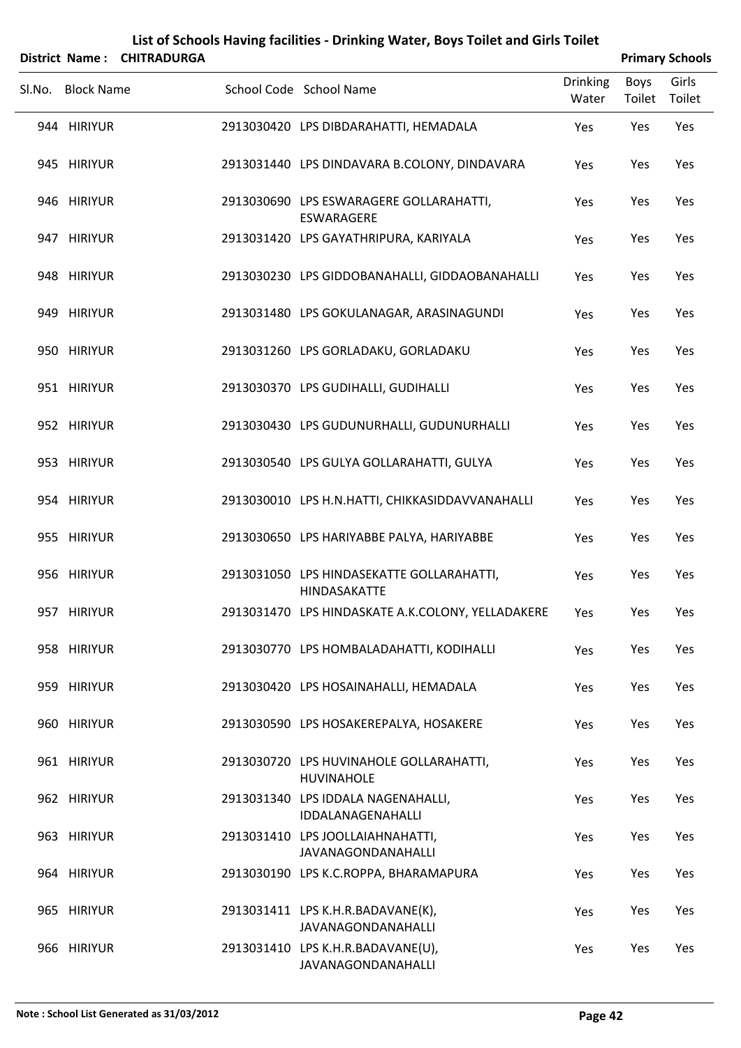# List of Schools Having facilities - Drinking Water, Boys Toilet and Girls Toilet

**District Name : CHITRADURGA** **Primary Schools**

| Sl.No. | Block Name | School Code | School Name | Drinking Water | Boys Toilet | Girls Toilet |
|---|---|---|---|---|---|---|
| 944 | HIRIYUR | 2913030420 | LPS DIBDARAHATTI, HEMADALA | Yes | Yes | Yes |
| 945 | HIRIYUR | 2913031440 | LPS DINDAVARA B.COLONY, DINDAVARA | Yes | Yes | Yes |
| 946 | HIRIYUR | 2913030690 | LPS ESWARAGERE GOLLARAHATTI, ESWARAGERE | Yes | Yes | Yes |
| 947 | HIRIYUR | 2913031420 | LPS GAYATHRIPURA, KARIYALA | Yes | Yes | Yes |
| 948 | HIRIYUR | 2913030230 | LPS GIDDOBANAHALLI, GIDDAOBANAHALLI | Yes | Yes | Yes |
| 949 | HIRIYUR | 2913031480 | LPS GOKULANAGAR, ARASINAGUNDI | Yes | Yes | Yes |
| 950 | HIRIYUR | 2913031260 | LPS GORLADAKU, GORLADAKU | Yes | Yes | Yes |
| 951 | HIRIYUR | 2913030370 | LPS GUDIHALLI, GUDIHALLI | Yes | Yes | Yes |
| 952 | HIRIYUR | 2913030430 | LPS GUDUNURHALLI, GUDUNURHALLI | Yes | Yes | Yes |
| 953 | HIRIYUR | 2913030540 | LPS GULYA GOLLARAHATTI, GULYA | Yes | Yes | Yes |
| 954 | HIRIYUR | 2913030010 | LPS H.N.HATTI, CHIKKASIDDAVVANAHALLI | Yes | Yes | Yes |
| 955 | HIRIYUR | 2913030650 | LPS HARIYABBE PALYA, HARIYABBE | Yes | Yes | Yes |
| 956 | HIRIYUR | 2913031050 | LPS HINDASEKATTE GOLLARAHATTI, HINDASAKATTE | Yes | Yes | Yes |
| 957 | HIRIYUR | 2913031470 | LPS HINDASKATE A.K.COLONY, YELLADAKERE | Yes | Yes | Yes |
| 958 | HIRIYUR | 2913030770 | LPS HOMBALADAHATTI, KODIHALLI | Yes | Yes | Yes |
| 959 | HIRIYUR | 2913030420 | LPS HOSAINAHALLI, HEMADALA | Yes | Yes | Yes |
| 960 | HIRIYUR | 2913030590 | LPS HOSAKEREPALYA, HOSAKERE | Yes | Yes | Yes |
| 961 | HIRIYUR | 2913030720 | LPS HUVINAHOLE GOLLARAHATTI, HUVINAHOLE | Yes | Yes | Yes |
| 962 | HIRIYUR | 2913031340 | LPS IDDALA NAGENAHALLI, IDDALANAGENAHALLI | Yes | Yes | Yes |
| 963 | HIRIYUR | 2913031410 | LPS JOOLLAIAHNAHATTI, JAVANAGONDANAHALLI | Yes | Yes | Yes |
| 964 | HIRIYUR | 2913030190 | LPS K.C.ROPPA, BHARAMAPURA | Yes | Yes | Yes |
| 965 | HIRIYUR | 2913031411 | LPS K.H.R.BADAVANE(K), JAVANAGONDANAHALLI | Yes | Yes | Yes |
| 966 | HIRIYUR | 2913031410 | LPS K.H.R.BADAVANE(U), JAVANAGONDANAHALLI | Yes | Yes | Yes |

**Note : School List Generated as 31/03/2012**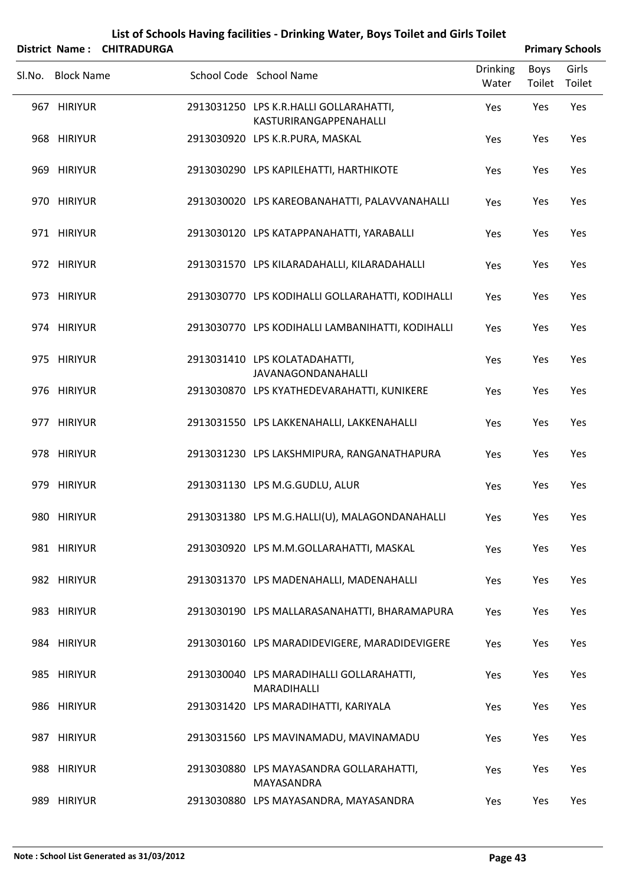# List of Schools Having facilities - Drinking Water, Boys Toilet and Girls Toilet

**District Name : CHITRADURGA** **Primary Schools**

| Sl.No. | Block Name | School Code | School Name | Drinking Water | Boys Toilet | Girls Toilet |
|---|---|---|---|---|---|---|
| 967 | HIRIYUR | 2913031250 | LPS K.R.HALLI GOLLARAHATTI, KASTURIRANGAPPENAHALLI | Yes | Yes | Yes |
| 968 | HIRIYUR | 2913030920 | LPS K.R.PURA, MASKAL | Yes | Yes | Yes |
| 969 | HIRIYUR | 2913030290 | LPS KAPILEHATTI, HARTHIKOTE | Yes | Yes | Yes |
| 970 | HIRIYUR | 2913030020 | LPS KAREOBANAHATTI, PALAVVANAHALLI | Yes | Yes | Yes |
| 971 | HIRIYUR | 2913030120 | LPS KATAPPANAHATTI, YARABALLI | Yes | Yes | Yes |
| 972 | HIRIYUR | 2913031570 | LPS KILARADAHALLI, KILARADAHALLI | Yes | Yes | Yes |
| 973 | HIRIYUR | 2913030770 | LPS KODIHALLI GOLLARAHATTI, KODIHALLI | Yes | Yes | Yes |
| 974 | HIRIYUR | 2913030770 | LPS KODIHALLI LAMBANIHATTI, KODIHALLI | Yes | Yes | Yes |
| 975 | HIRIYUR | 2913031410 | LPS KOLATADAHATTI, JAVANAGONDANAHALLI | Yes | Yes | Yes |
| 976 | HIRIYUR | 2913030870 | LPS KYATHEDEVARAHATTI, KUNIKERE | Yes | Yes | Yes |
| 977 | HIRIYUR | 2913031550 | LPS LAKKENAHALLI, LAKKENAHALLI | Yes | Yes | Yes |
| 978 | HIRIYUR | 2913031230 | LPS LAKSHMIPURA, RANGANATHAPURA | Yes | Yes | Yes |
| 979 | HIRIYUR | 2913031130 | LPS M.G.GUDLU, ALUR | Yes | Yes | Yes |
| 980 | HIRIYUR | 2913031380 | LPS M.G.HALLI(U), MALAGONDANAHALLI | Yes | Yes | Yes |
| 981 | HIRIYUR | 2913030920 | LPS M.M.GOLLARAHATTI, MASKAL | Yes | Yes | Yes |
| 982 | HIRIYUR | 2913031370 | LPS MADENAHALLI, MADENAHALLI | Yes | Yes | Yes |
| 983 | HIRIYUR | 2913030190 | LPS MALLARASANAHATTI, BHARAMAPURA | Yes | Yes | Yes |
| 984 | HIRIYUR | 2913030160 | LPS MARADIDEVIGERE, MARADIDEVIGERE | Yes | Yes | Yes |
| 985 | HIRIYUR | 2913030040 | LPS MARADIHALLI GOLLARAHATTI, MARADIHALLI | Yes | Yes | Yes |
| 986 | HIRIYUR | 2913031420 | LPS MARADIHATTI, KARIYALA | Yes | Yes | Yes |
| 987 | HIRIYUR | 2913031560 | LPS MAVINAMADU, MAVINAMADU | Yes | Yes | Yes |
| 988 | HIRIYUR | 2913030880 | LPS MAYASANDRA GOLLARAHATTI, MAYASANDRA | Yes | Yes | Yes |
| 989 | HIRIYUR | 2913030880 | LPS MAYASANDRA, MAYASANDRA | Yes | Yes | Yes |

**Note : School List Generated as 31/03/2012**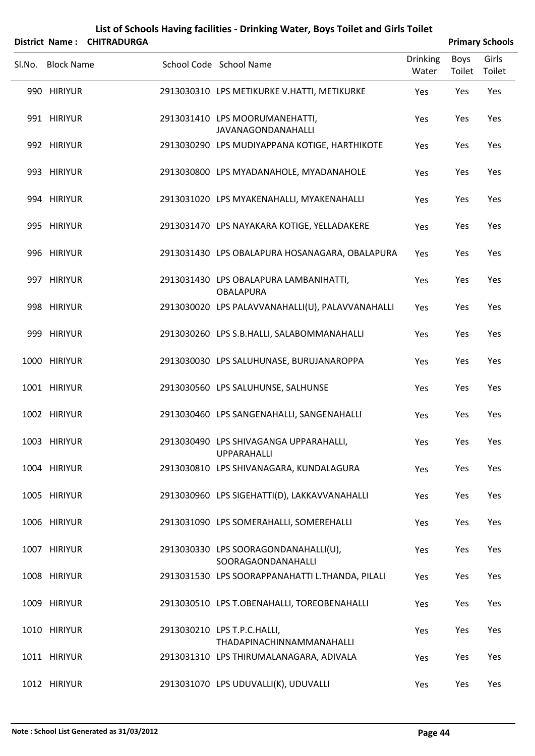# List of Schools Having facilities - Drinking Water, Boys Toilet and Girls Toilet

**District Name : CHITRADURGA** **Primary Schools**

| Sl.No. | Block Name | School Code | School Name | Drinking Water | Boys Toilet | Girls Toilet |
|---|---|---|---|---|---|---|
| 990 | HIRIYUR | 2913030310 | LPS METIKURKE V.HATTI, METIKURKE | Yes | Yes | Yes |
| 991 | HIRIYUR | 2913031410 | LPS MOORUMANEHATTI, JAVANAGONDANAHALLI | Yes | Yes | Yes |
| 992 | HIRIYUR | 2913030290 | LPS MUDIYAPPANA KOTIGE, HARTHIKOTE | Yes | Yes | Yes |
| 993 | HIRIYUR | 2913030800 | LPS MYADANAHOLE, MYADANAHOLE | Yes | Yes | Yes |
| 994 | HIRIYUR | 2913031020 | LPS MYAKENAHALLI, MYAKENAHALLI | Yes | Yes | Yes |
| 995 | HIRIYUR | 2913031470 | LPS NAYAKARA KOTIGE, YELLADAKERE | Yes | Yes | Yes |
| 996 | HIRIYUR | 2913031430 | LPS OBALAPURA HOSANAGARA, OBALAPURA | Yes | Yes | Yes |
| 997 | HIRIYUR | 2913031430 | LPS OBALAPURA LAMBANIHATTI, OBALAPURA | Yes | Yes | Yes |
| 998 | HIRIYUR | 2913030020 | LPS PALAVVANAHALLI(U), PALAVVANAHALLI | Yes | Yes | Yes |
| 999 | HIRIYUR | 2913030260 | LPS S.B.HALLI, SALABOMMANAHALLI | Yes | Yes | Yes |
| 1000 | HIRIYUR | 2913030030 | LPS SALUHUNASE, BURUJANAROPPA | Yes | Yes | Yes |
| 1001 | HIRIYUR | 2913030560 | LPS SALUHUNSE, SALHUNSE | Yes | Yes | Yes |
| 1002 | HIRIYUR | 2913030460 | LPS SANGENAHALLI, SANGENAHALLI | Yes | Yes | Yes |
| 1003 | HIRIYUR | 2913030490 | LPS SHIVAGANGA UPPARAHALLI, UPPARAHALLI | Yes | Yes | Yes |
| 1004 | HIRIYUR | 2913030810 | LPS SHIVANAGARA, KUNDALAGURA | Yes | Yes | Yes |
| 1005 | HIRIYUR | 2913030960 | LPS SIGEHATTI(D), LAKKAVVANAHALLI | Yes | Yes | Yes |
| 1006 | HIRIYUR | 2913031090 | LPS SOMERAHALLI, SOMEREHALLI | Yes | Yes | Yes |
| 1007 | HIRIYUR | 2913030330 | LPS SOORAGONDANAHALLI(U), SOORAGAONDANAHALLI | Yes | Yes | Yes |
| 1008 | HIRIYUR | 2913031530 | LPS SOORAPPANAHATTI L.THANDA, PILALI | Yes | Yes | Yes |
| 1009 | HIRIYUR | 2913030510 | LPS T.OBENAHALLI, TOREOBENAHALLI | Yes | Yes | Yes |
| 1010 | HIRIYUR | 2913030210 | LPS T.P.C.HALLI, THADAPINACHINNAMMANAHALLI | Yes | Yes | Yes |
| 1011 | HIRIYUR | 2913031310 | LPS THIRUMALANAGARA, ADIVALA | Yes | Yes | Yes |
| 1012 | HIRIYUR | 2913031070 | LPS UDUVALLI(K), UDUVALLI | Yes | Yes | Yes |

**Note : School List Generated as 31/03/2012**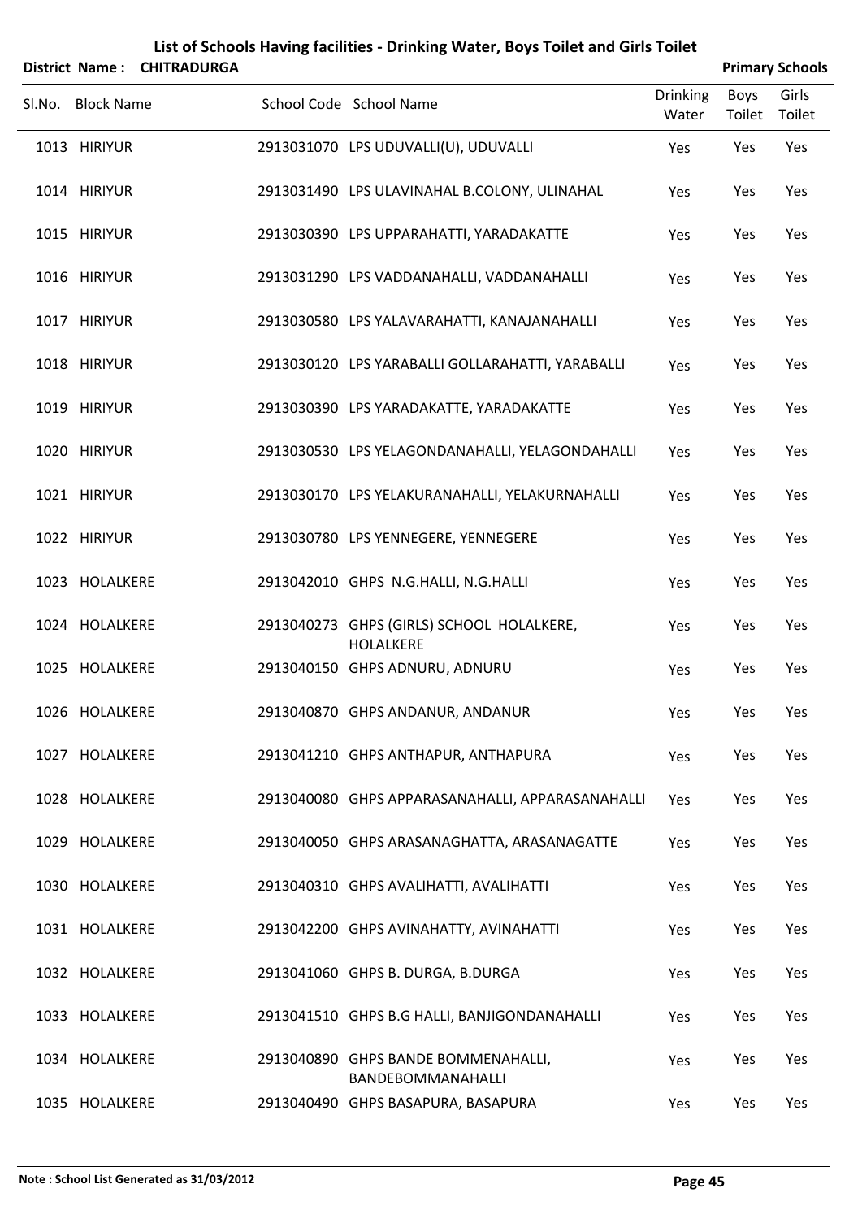# List of Schools Having facilities - Drinking Water, Boys Toilet and Girls Toilet

**District Name : CHITRADURGA** **Primary Schools**

| Sl.No. | Block Name | School Code | School Name | Drinking Water | Boys Toilet | Girls Toilet |
|---|---|---|---|---|---|---|
| 1013 | HIRIYUR | 2913031070 | LPS UDUVALLI(U), UDUVALLI | Yes | Yes | Yes |
| 1014 | HIRIYUR | 2913031490 | LPS ULAVINAHAL B.COLONY, ULINAHAL | Yes | Yes | Yes |
| 1015 | HIRIYUR | 2913030390 | LPS UPPARAHATTI, YARADAKATTE | Yes | Yes | Yes |
| 1016 | HIRIYUR | 2913031290 | LPS VADDANAHALLI, VADDANAHALLI | Yes | Yes | Yes |
| 1017 | HIRIYUR | 2913030580 | LPS YALAVARAHATTI, KANAJANAHALLI | Yes | Yes | Yes |
| 1018 | HIRIYUR | 2913030120 | LPS YARABALLI GOLLARAHATTI, YARABALLI | Yes | Yes | Yes |
| 1019 | HIRIYUR | 2913030390 | LPS YARADAKATTE, YARADAKATTE | Yes | Yes | Yes |
| 1020 | HIRIYUR | 2913030530 | LPS YELAGONDANAHALLI, YELAGONDAHALLI | Yes | Yes | Yes |
| 1021 | HIRIYUR | 2913030170 | LPS YELAKURANAHALLI, YELAKURNAHALLI | Yes | Yes | Yes |
| 1022 | HIRIYUR | 2913030780 | LPS YENNEGERE, YENNEGERE | Yes | Yes | Yes |
| 1023 | HOLALKERE | 2913042010 | GHPS N.G.HALLI, N.G.HALLI | Yes | Yes | Yes |
| 1024 | HOLALKERE | 2913040273 | GHPS (GIRLS) SCHOOL HOLALKERE, HOLALKERE | Yes | Yes | Yes |
| 1025 | HOLALKERE | 2913040150 | GHPS ADNURU, ADNURU | Yes | Yes | Yes |
| 1026 | HOLALKERE | 2913040870 | GHPS ANDANUR, ANDANUR | Yes | Yes | Yes |
| 1027 | HOLALKERE | 2913041210 | GHPS ANTHAPUR, ANTHAPURA | Yes | Yes | Yes |
| 1028 | HOLALKERE | 2913040080 | GHPS APPARASANAHALLI, APPARASANAHALLI | Yes | Yes | Yes |
| 1029 | HOLALKERE | 2913040050 | GHPS ARASANAGHATTA, ARASANAGATTE | Yes | Yes | Yes |
| 1030 | HOLALKERE | 2913040310 | GHPS AVALIHATTI, AVALIHATTI | Yes | Yes | Yes |
| 1031 | HOLALKERE | 2913042200 | GHPS AVINAHATTY, AVINAHATTI | Yes | Yes | Yes |
| 1032 | HOLALKERE | 2913041060 | GHPS B. DURGA, B.DURGA | Yes | Yes | Yes |
| 1033 | HOLALKERE | 2913041510 | GHPS B.G HALLI, BANJIGONDANAHALLI | Yes | Yes | Yes |
| 1034 | HOLALKERE | 2913040890 | GHPS BANDE BOMMENAHALLI, BANDEBOMMANAHALLI | Yes | Yes | Yes |
| 1035 | HOLALKERE | 2913040490 | GHPS BASAPURA, BASAPURA | Yes | Yes | Yes |

**Note : School List Generated as 31/03/2012**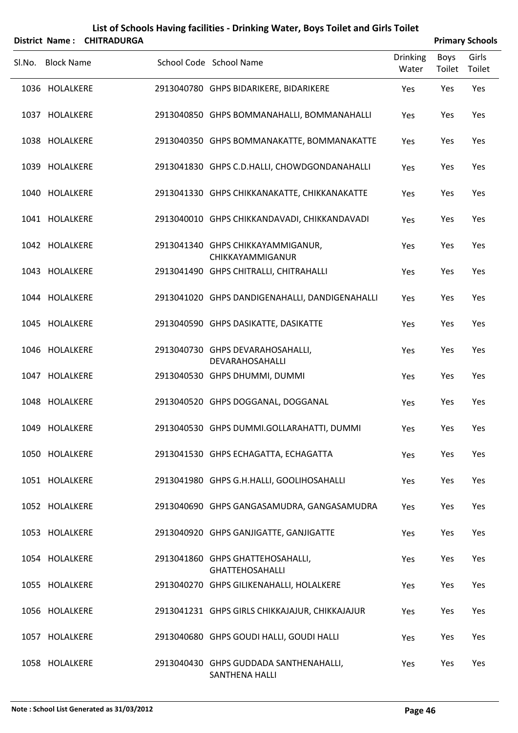# List of Schools Having facilities - Drinking Water, Boys Toilet and Girls Toilet

**District Name : CHITRADURGA** **Primary Schools**

| Sl.No. | Block Name | School Code | School Name | Drinking Water | Boys Toilet | Girls Toilet |
|---|---|---|---|---|---|---|
| 1036 | HOLALKERE | 2913040780 | GHPS BIDARIKERE, BIDARIKERE | Yes | Yes | Yes |
| 1037 | HOLALKERE | 2913040850 | GHPS BOMMANAHALLI, BOMMANAHALLI | Yes | Yes | Yes |
| 1038 | HOLALKERE | 2913040350 | GHPS BOMMANAKATTE, BOMMANAKATTE | Yes | Yes | Yes |
| 1039 | HOLALKERE | 2913041830 | GHPS C.D.HALLI, CHOWDGONDANAHALLI | Yes | Yes | Yes |
| 1040 | HOLALKERE | 2913041330 | GHPS CHIKKANAKATTE, CHIKKANAKATTE | Yes | Yes | Yes |
| 1041 | HOLALKERE | 2913040010 | GHPS CHIKKANDAVADI, CHIKKANDAVADI | Yes | Yes | Yes |
| 1042 | HOLALKERE | 2913041340 | GHPS CHIKKAYAMMIGANUR, CHIKKAYAMMIGANUR | Yes | Yes | Yes |
| 1043 | HOLALKERE | 2913041490 | GHPS CHITRALLI, CHITRAHALLI | Yes | Yes | Yes |
| 1044 | HOLALKERE | 2913041020 | GHPS DANDIGENAHALLI, DANDIGENAHALLI | Yes | Yes | Yes |
| 1045 | HOLALKERE | 2913040590 | GHPS DASIKATTE, DASIKATTE | Yes | Yes | Yes |
| 1046 | HOLALKERE | 2913040730 | GHPS DEVARAHOSAHALLI, DEVARAHOSAHALLI | Yes | Yes | Yes |
| 1047 | HOLALKERE | 2913040530 | GHPS DHUMMI, DUMMI | Yes | Yes | Yes |
| 1048 | HOLALKERE | 2913040520 | GHPS DOGGANAL, DOGGANAL | Yes | Yes | Yes |
| 1049 | HOLALKERE | 2913040530 | GHPS DUMMI.GOLLARAHATTI, DUMMI | Yes | Yes | Yes |
| 1050 | HOLALKERE | 2913041530 | GHPS ECHAGATTA, ECHAGATTA | Yes | Yes | Yes |
| 1051 | HOLALKERE | 2913041980 | GHPS G.H.HALLI, GOOLIHOSAHALLI | Yes | Yes | Yes |
| 1052 | HOLALKERE | 2913040690 | GHPS GANGASAMUDRA, GANGASAMUDRA | Yes | Yes | Yes |
| 1053 | HOLALKERE | 2913040920 | GHPS GANJIGATTE, GANJIGATTE | Yes | Yes | Yes |
| 1054 | HOLALKERE | 2913041860 | GHPS GHATTEHOSAHALLI, GHATTEHOSAHALLI | Yes | Yes | Yes |
| 1055 | HOLALKERE | 2913040270 | GHPS GILIKENAHALLI, HOLALKERE | Yes | Yes | Yes |
| 1056 | HOLALKERE | 2913041231 | GHPS GIRLS CHIKKAJAJUR, CHIKKAJAJUR | Yes | Yes | Yes |
| 1057 | HOLALKERE | 2913040680 | GHPS GOUDI HALLI, GOUDI HALLI | Yes | Yes | Yes |
| 1058 | HOLALKERE | 2913040430 | GHPS GUDDADA SANTHENAHALLI, SANTHENA HALLI | Yes | Yes | Yes |

**Note : School List Generated as 31/03/2012**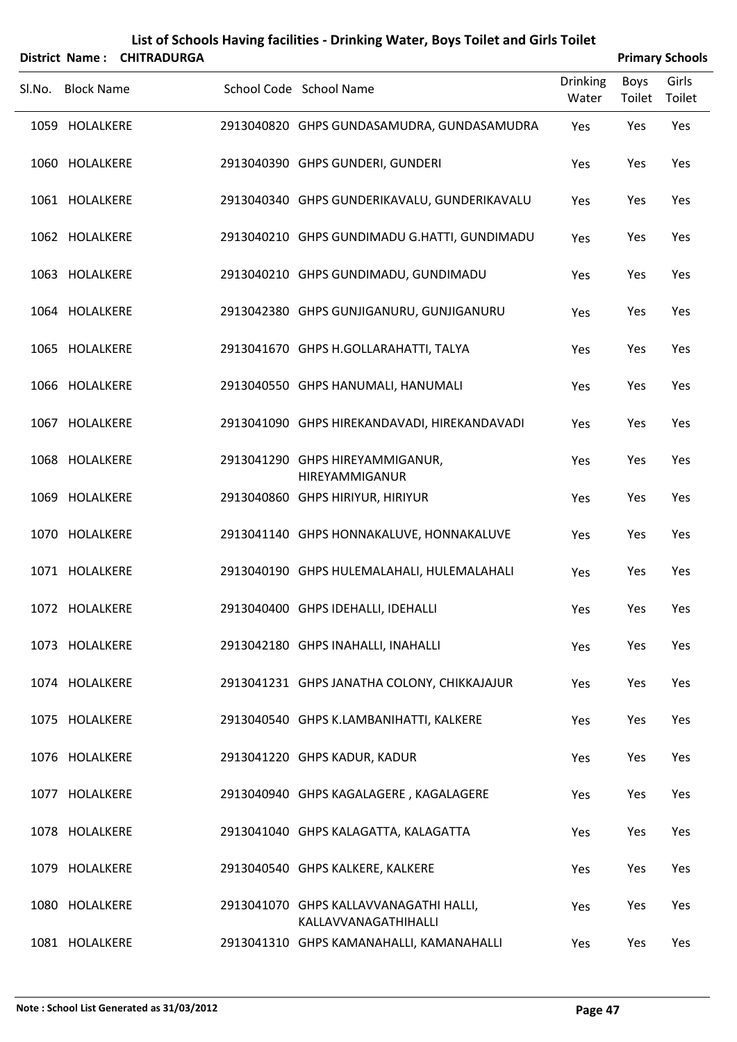# List of Schools Having facilities - Drinking Water, Boys Toilet and Girls Toilet

**District Name : CHITRADURGA** **Primary Schools**

| Sl.No. | Block Name | School Code | School Name | Drinking Water | Boys Toilet | Girls Toilet |
|---|---|---|---|---|---|---|
| 1059 | HOLALKERE | 2913040820 | GHPS GUNDASAMUDRA, GUNDASAMUDRA | Yes | Yes | Yes |
| 1060 | HOLALKERE | 2913040390 | GHPS GUNDERI, GUNDERI | Yes | Yes | Yes |
| 1061 | HOLALKERE | 2913040340 | GHPS GUNDERIKAVALU, GUNDERIKAVALU | Yes | Yes | Yes |
| 1062 | HOLALKERE | 2913040210 | GHPS GUNDIMADU G.HATTI, GUNDIMADU | Yes | Yes | Yes |
| 1063 | HOLALKERE | 2913040210 | GHPS GUNDIMADU, GUNDIMADU | Yes | Yes | Yes |
| 1064 | HOLALKERE | 2913042380 | GHPS GUNJIGANURU, GUNJIGANURU | Yes | Yes | Yes |
| 1065 | HOLALKERE | 2913041670 | GHPS H.GOLLARAHATTI, TALYA | Yes | Yes | Yes |
| 1066 | HOLALKERE | 2913040550 | GHPS HANUMALI, HANUMALI | Yes | Yes | Yes |
| 1067 | HOLALKERE | 2913041090 | GHPS HIREKANDAVADI, HIREKANDAVADI | Yes | Yes | Yes |
| 1068 | HOLALKERE | 2913041290 | GHPS HIREYAMMIGANUR, HIREYAMMIGANUR | Yes | Yes | Yes |
| 1069 | HOLALKERE | 2913040860 | GHPS HIRIYUR, HIRIYUR | Yes | Yes | Yes |
| 1070 | HOLALKERE | 2913041140 | GHPS HONNAKALUVE, HONNAKALUVE | Yes | Yes | Yes |
| 1071 | HOLALKERE | 2913040190 | GHPS HULEMALAHALI, HULEMALAHALI | Yes | Yes | Yes |
| 1072 | HOLALKERE | 2913040400 | GHPS IDEHALLI, IDEHALLI | Yes | Yes | Yes |
| 1073 | HOLALKERE | 2913042180 | GHPS INAHALLI, INAHALLI | Yes | Yes | Yes |
| 1074 | HOLALKERE | 2913041231 | GHPS JANATHA COLONY, CHIKKAJAJUR | Yes | Yes | Yes |
| 1075 | HOLALKERE | 2913040540 | GHPS K.LAMBANIHATTI, KALKERE | Yes | Yes | Yes |
| 1076 | HOLALKERE | 2913041220 | GHPS KADUR, KADUR | Yes | Yes | Yes |
| 1077 | HOLALKERE | 2913040940 | GHPS KAGALAGERE , KAGALAGERE | Yes | Yes | Yes |
| 1078 | HOLALKERE | 2913041040 | GHPS KALAGATTA, KALAGATTA | Yes | Yes | Yes |
| 1079 | HOLALKERE | 2913040540 | GHPS KALKERE, KALKERE | Yes | Yes | Yes |
| 1080 | HOLALKERE | 2913041070 | GHPS KALLAVVANAGATHI HALLI, KALLAVVANAGATHIHALLI | Yes | Yes | Yes |
| 1081 | HOLALKERE | 2913041310 | GHPS KAMANAHALLI, KAMANAHALLI | Yes | Yes | Yes |

Note : School List Generated as 31/03/2012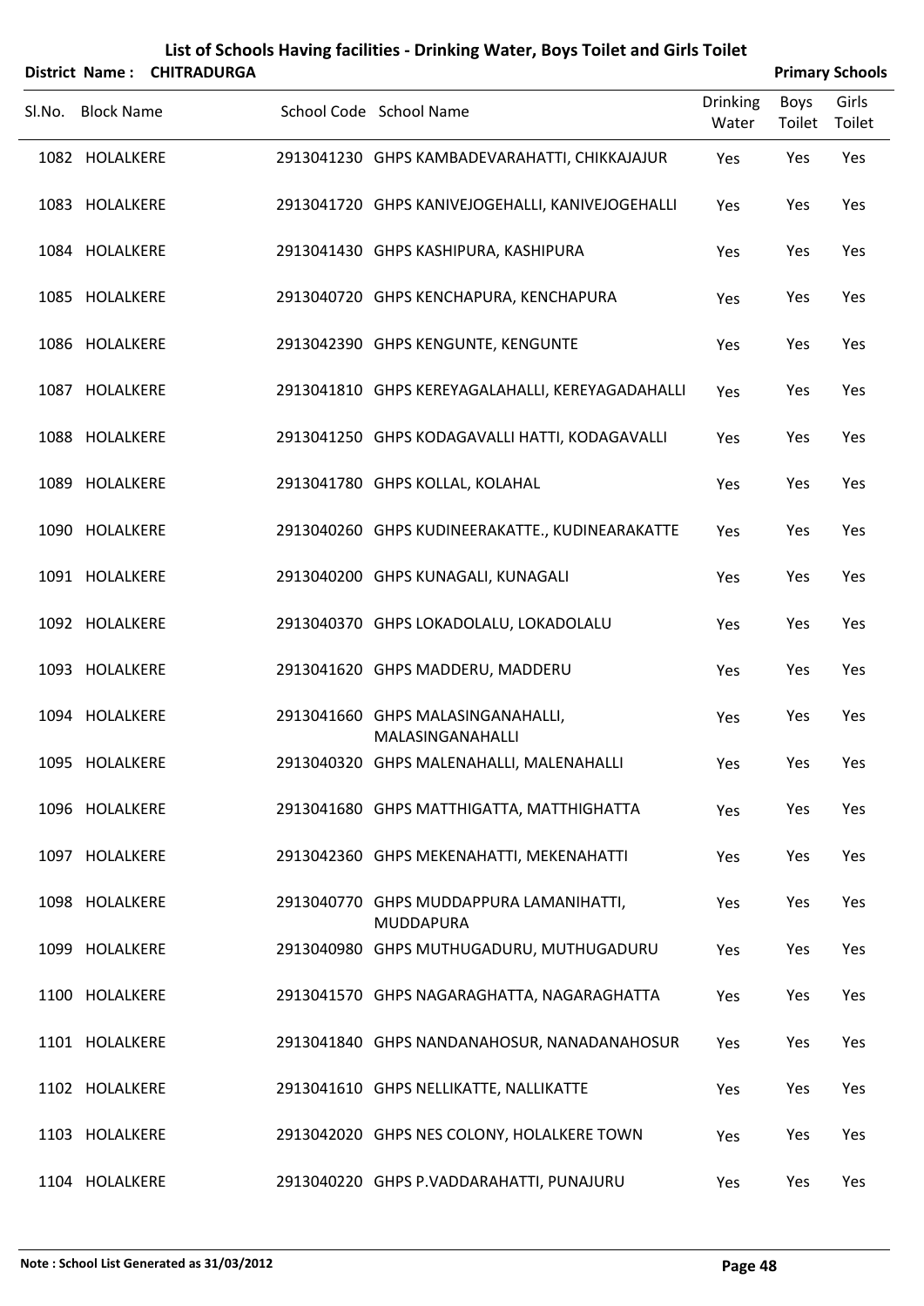# List of Schools Having facilities - Drinking Water, Boys Toilet and Girls Toilet

**District Name : CHITRADURGA** **Primary Schools**

| Sl.No. | Block Name | School Code | School Name | Drinking Water | Boys Toilet | Girls Toilet |
|---|---|---|---|---|---|---|
| 1082 | HOLALKERE | 2913041230 | GHPS KAMBADEVARAHATTI, CHIKKAJAJUR | Yes | Yes | Yes |
| 1083 | HOLALKERE | 2913041720 | GHPS KANIVEJOGEHALLI, KANIVEJOGEHALLI | Yes | Yes | Yes |
| 1084 | HOLALKERE | 2913041430 | GHPS KASHIPURA, KASHIPURA | Yes | Yes | Yes |
| 1085 | HOLALKERE | 2913040720 | GHPS KENCHAPURA, KENCHAPURA | Yes | Yes | Yes |
| 1086 | HOLALKERE | 2913042390 | GHPS KENGUNTE, KENGUNTE | Yes | Yes | Yes |
| 1087 | HOLALKERE | 2913041810 | GHPS KEREYAGALAHALLI, KEREYAGADAHALLI | Yes | Yes | Yes |
| 1088 | HOLALKERE | 2913041250 | GHPS KODAGAVALLI HATTI, KODAGAVALLI | Yes | Yes | Yes |
| 1089 | HOLALKERE | 2913041780 | GHPS KOLLAL, KOLAHAL | Yes | Yes | Yes |
| 1090 | HOLALKERE | 2913040260 | GHPS KUDINEERAKATTE., KUDINEARAKATTE | Yes | Yes | Yes |
| 1091 | HOLALKERE | 2913040200 | GHPS KUNAGALI, KUNAGALI | Yes | Yes | Yes |
| 1092 | HOLALKERE | 2913040370 | GHPS LOKADOLALU, LOKADOLALU | Yes | Yes | Yes |
| 1093 | HOLALKERE | 2913041620 | GHPS MADDERU, MADDERU | Yes | Yes | Yes |
| 1094 | HOLALKERE | 2913041660 | GHPS MALASINGANAHALLI, MALASINGANAHALLI | Yes | Yes | Yes |
| 1095 | HOLALKERE | 2913040320 | GHPS MALENAHALLI, MALENAHALLI | Yes | Yes | Yes |
| 1096 | HOLALKERE | 2913041680 | GHPS MATTHIGATTA, MATTHIGHATTA | Yes | Yes | Yes |
| 1097 | HOLALKERE | 2913042360 | GHPS MEKENAHATTI, MEKENAHATTI | Yes | Yes | Yes |
| 1098 | HOLALKERE | 2913040770 | GHPS MUDDAPPURA LAMANIHATTI, MUDDAPURA | Yes | Yes | Yes |
| 1099 | HOLALKERE | 2913040980 | GHPS MUTHUGADURU, MUTHUGADURU | Yes | Yes | Yes |
| 1100 | HOLALKERE | 2913041570 | GHPS NAGARAGHATTA, NAGARAGHATTA | Yes | Yes | Yes |
| 1101 | HOLALKERE | 2913041840 | GHPS NANDANAHOSUR, NANADANAHOSUR | Yes | Yes | Yes |
| 1102 | HOLALKERE | 2913041610 | GHPS NELLIKATTE, NALLIKATTE | Yes | Yes | Yes |
| 1103 | HOLALKERE | 2913042020 | GHPS NES COLONY, HOLALKERE TOWN | Yes | Yes | Yes |
| 1104 | HOLALKERE | 2913040220 | GHPS P.VADDARAHATTI, PUNAJURU | Yes | Yes | Yes |

**Note : School List Generated as 31/03/2012**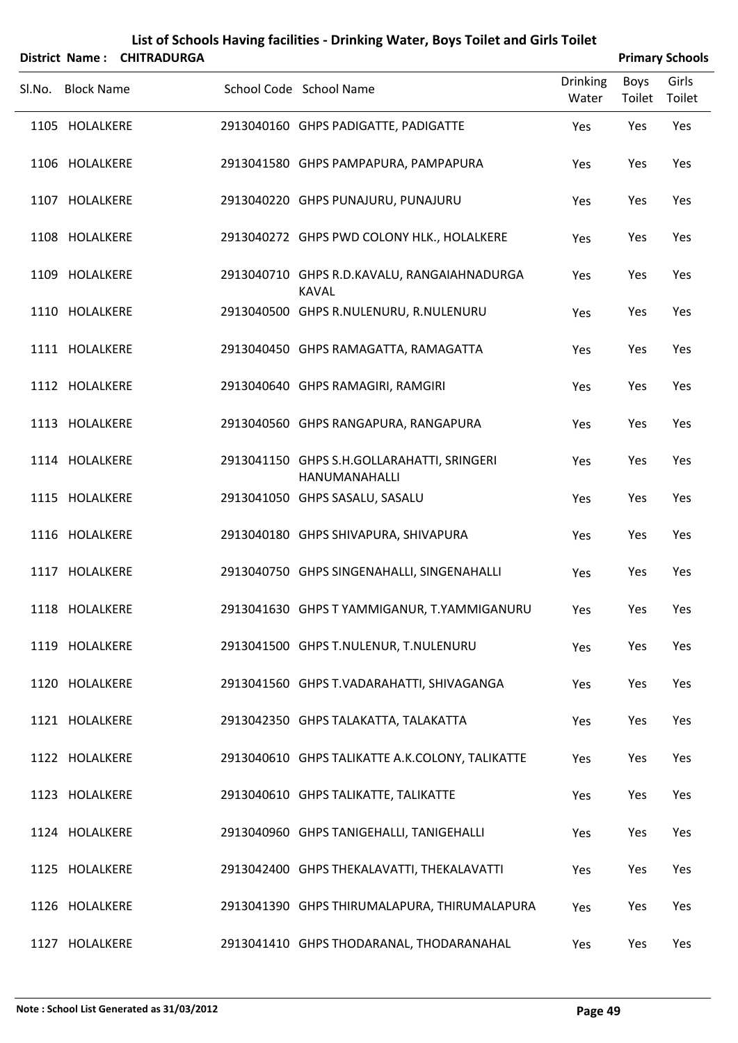# List of Schools Having facilities - Drinking Water, Boys Toilet and Girls Toilet

**District Name : CHITRADURGA** **Primary Schools**

| Sl.No. | Block Name | School Code | School Name | Drinking Water | Boys Toilet | Girls Toilet |
|---|---|---|---|---|---|---|
| 1105 | HOLALKERE | 2913040160 | GHPS PADIGATTE, PADIGATTE | Yes | Yes | Yes |
| 1106 | HOLALKERE | 2913041580 | GHPS PAMPAPURA, PAMPAPURA | Yes | Yes | Yes |
| 1107 | HOLALKERE | 2913040220 | GHPS PUNAJURU, PUNAJURU | Yes | Yes | Yes |
| 1108 | HOLALKERE | 2913040272 | GHPS PWD COLONY HLK., HOLALKERE | Yes | Yes | Yes |
| 1109 | HOLALKERE | 2913040710 | GHPS R.D.KAVALU, RANGAIAHNADURGA KAVAL | Yes | Yes | Yes |
| 1110 | HOLALKERE | 2913040500 | GHPS R.NULENURU, R.NULENURU | Yes | Yes | Yes |
| 1111 | HOLALKERE | 2913040450 | GHPS RAMAGATTA, RAMAGATTA | Yes | Yes | Yes |
| 1112 | HOLALKERE | 2913040640 | GHPS RAMAGIRI, RAMGIRI | Yes | Yes | Yes |
| 1113 | HOLALKERE | 2913040560 | GHPS RANGAPURA, RANGAPURA | Yes | Yes | Yes |
| 1114 | HOLALKERE | 2913041150 | GHPS S.H.GOLLARAHATTI, SRINGERI HANUMANAHALLI | Yes | Yes | Yes |
| 1115 | HOLALKERE | 2913041050 | GHPS SASALU, SASALU | Yes | Yes | Yes |
| 1116 | HOLALKERE | 2913040180 | GHPS SHIVAPURA, SHIVAPURA | Yes | Yes | Yes |
| 1117 | HOLALKERE | 2913040750 | GHPS SINGENAHALLI, SINGENAHALLI | Yes | Yes | Yes |
| 1118 | HOLALKERE | 2913041630 | GHPS T YAMMIGANUR, T.YAMMIGANURU | Yes | Yes | Yes |
| 1119 | HOLALKERE | 2913041500 | GHPS T.NULENUR, T.NULENURU | Yes | Yes | Yes |
| 1120 | HOLALKERE | 2913041560 | GHPS T.VADARAHATTI, SHIVAGANGA | Yes | Yes | Yes |
| 1121 | HOLALKERE | 2913042350 | GHPS TALAKATTA, TALAKATTA | Yes | Yes | Yes |
| 1122 | HOLALKERE | 2913040610 | GHPS TALIKATTE A.K.COLONY, TALIKATTE | Yes | Yes | Yes |
| 1123 | HOLALKERE | 2913040610 | GHPS TALIKATTE, TALIKATTE | Yes | Yes | Yes |
| 1124 | HOLALKERE | 2913040960 | GHPS TANIGEHALLI, TANIGEHALLI | Yes | Yes | Yes |
| 1125 | HOLALKERE | 2913042400 | GHPS THEKALAVATTI, THEKALAVATTI | Yes | Yes | Yes |
| 1126 | HOLALKERE | 2913041390 | GHPS THIRUMALAPURA, THIRUMALAPURA | Yes | Yes | Yes |
| 1127 | HOLALKERE | 2913041410 | GHPS THODARANAL, THODARANAHAL | Yes | Yes | Yes |

**Note : School List Generated as 31/03/2012**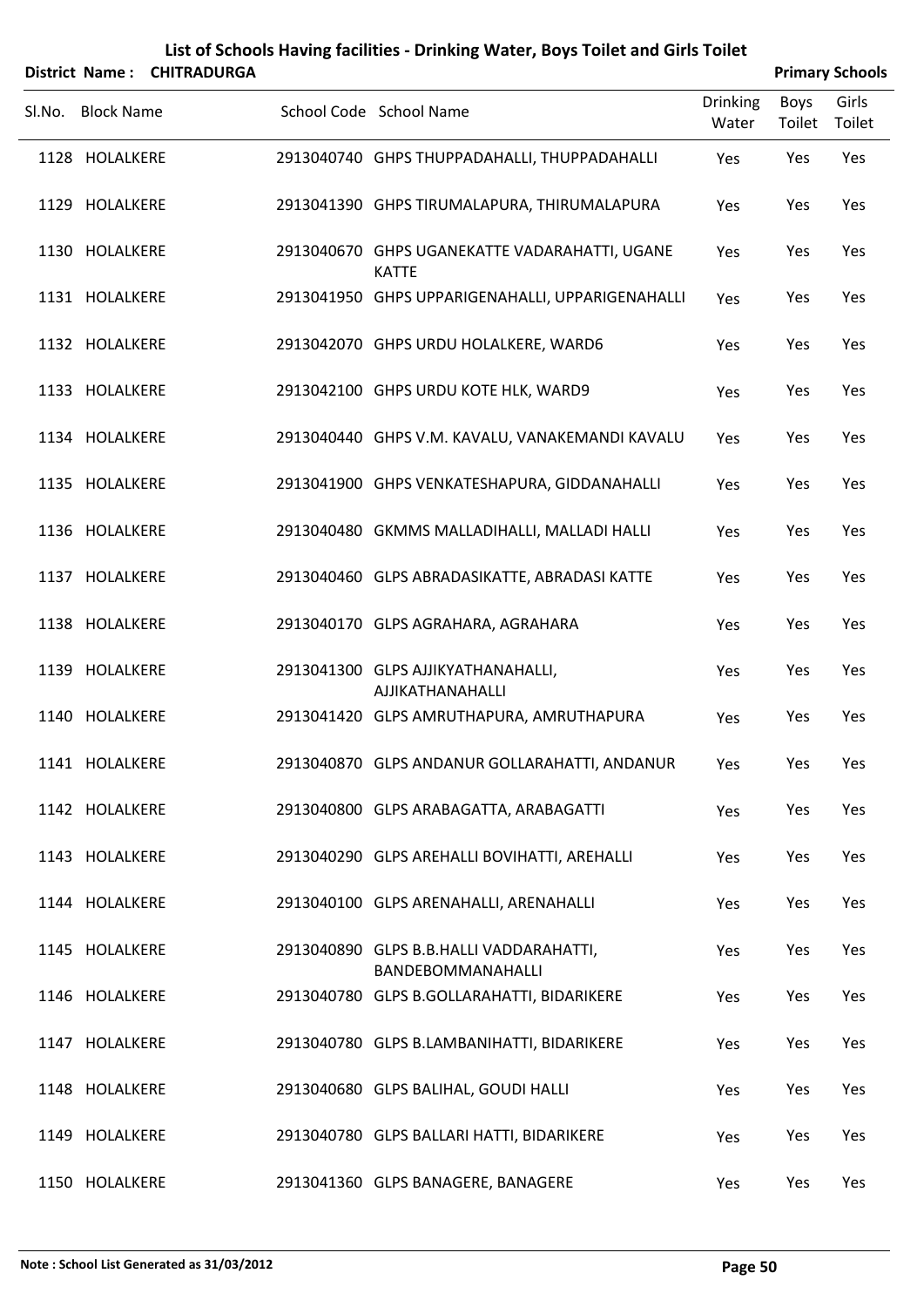# List of Schools Having facilities - Drinking Water, Boys Toilet and Girls Toilet

**District Name : CHITRADURGA** **Primary Schools**

| Sl.No. | Block Name | School Code | School Name | Drinking Water | Boys Toilet | Girls Toilet |
|---|---|---|---|---|---|---|
| 1128 | HOLALKERE | 2913040740 | GHPS THUPPADAHALLI, THUPPADAHALLI | Yes | Yes | Yes |
| 1129 | HOLALKERE | 2913041390 | GHPS TIRUMALAPURA, THIRUMALAPURA | Yes | Yes | Yes |
| 1130 | HOLALKERE | 2913040670 | GHPS UGANEKATTE VADARAHATTI, UGANE KATTE | Yes | Yes | Yes |
| 1131 | HOLALKERE | 2913041950 | GHPS UPPARIGENAHALLI, UPPARIGENAHALLI | Yes | Yes | Yes |
| 1132 | HOLALKERE | 2913042070 | GHPS URDU HOLALKERE, WARD6 | Yes | Yes | Yes |
| 1133 | HOLALKERE | 2913042100 | GHPS URDU KOTE HLK, WARD9 | Yes | Yes | Yes |
| 1134 | HOLALKERE | 2913040440 | GHPS V.M. KAVALU, VANAKEMANDI KAVALU | Yes | Yes | Yes |
| 1135 | HOLALKERE | 2913041900 | GHPS VENKATESHAPURA, GIDDANAHALLI | Yes | Yes | Yes |
| 1136 | HOLALKERE | 2913040480 | GKMMS MALLADIHALLI, MALLADI HALLI | Yes | Yes | Yes |
| 1137 | HOLALKERE | 2913040460 | GLPS ABRADASIKATTE, ABRADASI KATTE | Yes | Yes | Yes |
| 1138 | HOLALKERE | 2913040170 | GLPS AGRAHARA, AGRAHARA | Yes | Yes | Yes |
| 1139 | HOLALKERE | 2913041300 | GLPS AJJIKYATHANAHALLI, AJJIKATHANAHALLI | Yes | Yes | Yes |
| 1140 | HOLALKERE | 2913041420 | GLPS AMRUTHAPURA, AMRUTHAPURA | Yes | Yes | Yes |
| 1141 | HOLALKERE | 2913040870 | GLPS ANDANUR GOLLARAHATTI, ANDANUR | Yes | Yes | Yes |
| 1142 | HOLALKERE | 2913040800 | GLPS ARABAGATTA, ARABAGATTI | Yes | Yes | Yes |
| 1143 | HOLALKERE | 2913040290 | GLPS AREHALLI BOVIHATTI, AREHALLI | Yes | Yes | Yes |
| 1144 | HOLALKERE | 2913040100 | GLPS ARENAHALLI, ARENAHALLI | Yes | Yes | Yes |
| 1145 | HOLALKERE | 2913040890 | GLPS B.B.HALLI VADDARAHATTI, BANDEBOMMANAHALLI | Yes | Yes | Yes |
| 1146 | HOLALKERE | 2913040780 | GLPS B.GOLLARAHATTI, BIDARIKERE | Yes | Yes | Yes |
| 1147 | HOLALKERE | 2913040780 | GLPS B.LAMBANIHATTI, BIDARIKERE | Yes | Yes | Yes |
| 1148 | HOLALKERE | 2913040680 | GLPS BALIHAL, GOUDI HALLI | Yes | Yes | Yes |
| 1149 | HOLALKERE | 2913040780 | GLPS BALLARI HATTI, BIDARIKERE | Yes | Yes | Yes |
| 1150 | HOLALKERE | 2913041360 | GLPS BANAGERE, BANAGERE | Yes | Yes | Yes |

Note : School List Generated as 31/03/2012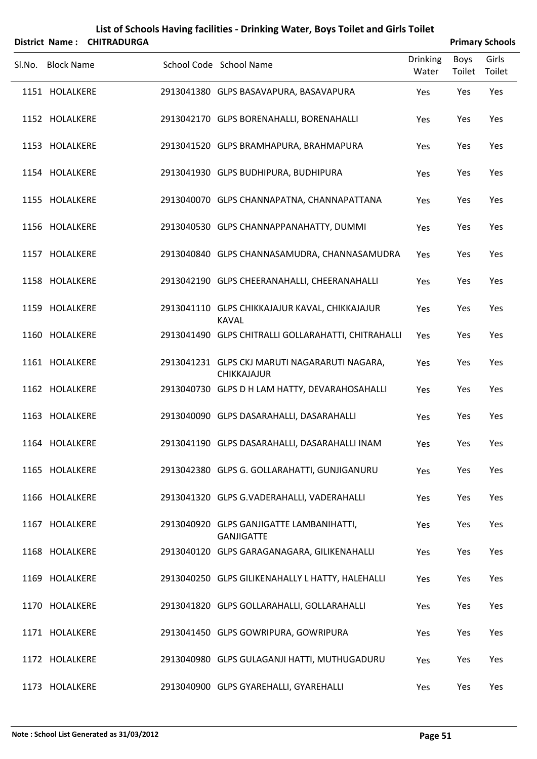# List of Schools Having facilities - Drinking Water, Boys Toilet and Girls Toilet

**District Name : CHITRADURGA** **Primary Schools**

| Sl.No. | Block Name | School Code | School Name | Drinking Water | Boys Toilet | Girls Toilet |
|---|---|---|---|---|---|---|
| 1151 | HOLALKERE | 2913041380 | GLPS BASAVAPURA, BASAVAPURA | Yes | Yes | Yes |
| 1152 | HOLALKERE | 2913042170 | GLPS BORENAHALLI, BORENAHALLI | Yes | Yes | Yes |
| 1153 | HOLALKERE | 2913041520 | GLPS BRAMHAPURA, BRAHMAPURA | Yes | Yes | Yes |
| 1154 | HOLALKERE | 2913041930 | GLPS BUDHIPURA, BUDHIPURA | Yes | Yes | Yes |
| 1155 | HOLALKERE | 2913040070 | GLPS CHANNAPATNA, CHANNAPATTANA | Yes | Yes | Yes |
| 1156 | HOLALKERE | 2913040530 | GLPS CHANNAPPANAHATTY, DUMMI | Yes | Yes | Yes |
| 1157 | HOLALKERE | 2913040840 | GLPS CHANNASAMUDRA, CHANNASAMUDRA | Yes | Yes | Yes |
| 1158 | HOLALKERE | 2913042190 | GLPS CHEERANAHALLI, CHEERANAHALLI | Yes | Yes | Yes |
| 1159 | HOLALKERE | 2913041110 | GLPS CHIKKAJAJUR KAVAL, CHIKKAJAJUR KAVAL | Yes | Yes | Yes |
| 1160 | HOLALKERE | 2913041490 | GLPS CHITRALLI GOLLARAHATTI, CHITRAHALLI | Yes | Yes | Yes |
| 1161 | HOLALKERE | 2913041231 | GLPS CKJ MARUTI NAGARARUTI NAGARA, CHIKKAJAJUR | Yes | Yes | Yes |
| 1162 | HOLALKERE | 2913040730 | GLPS D H LAM HATTY, DEVARAHOSAHALLI | Yes | Yes | Yes |
| 1163 | HOLALKERE | 2913040090 | GLPS DASARAHALLI, DASARAHALLI | Yes | Yes | Yes |
| 1164 | HOLALKERE | 2913041190 | GLPS DASARAHALLI, DASARAHALLI INAM | Yes | Yes | Yes |
| 1165 | HOLALKERE | 2913042380 | GLPS G. GOLLARAHATTI, GUNJIGANURU | Yes | Yes | Yes |
| 1166 | HOLALKERE | 2913041320 | GLPS G.VADERAHALLI, VADERAHALLI | Yes | Yes | Yes |
| 1167 | HOLALKERE | 2913040920 | GLPS GANJIGATTE LAMBANIHATTI, GANJIGATTE | Yes | Yes | Yes |
| 1168 | HOLALKERE | 2913040120 | GLPS GARAGANAGARA, GILIKENAHALLI | Yes | Yes | Yes |
| 1169 | HOLALKERE | 2913040250 | GLPS GILIKENAHALLY L HATTY, HALEHALLI | Yes | Yes | Yes |
| 1170 | HOLALKERE | 2913041820 | GLPS GOLLARAHALLI, GOLLARAHALLI | Yes | Yes | Yes |
| 1171 | HOLALKERE | 2913041450 | GLPS GOWRIPURA, GOWRIPURA | Yes | Yes | Yes |
| 1172 | HOLALKERE | 2913040980 | GLPS GULAGANJI HATTI, MUTHUGADURU | Yes | Yes | Yes |
| 1173 | HOLALKERE | 2913040900 | GLPS GYAREHALLI, GYAREHALLI | Yes | Yes | Yes |

**Note : School List Generated as 31/03/2012**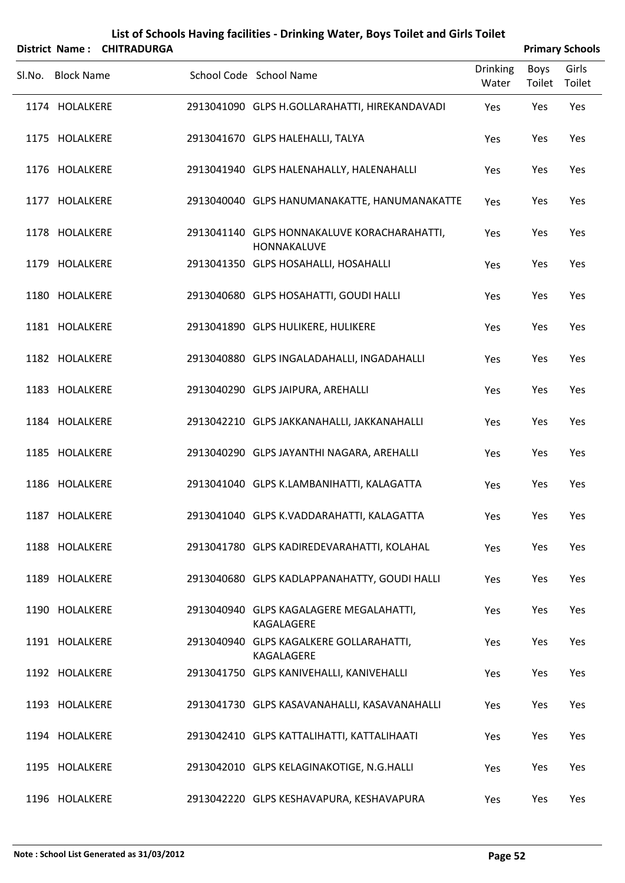# List of Schools Having facilities - Drinking Water, Boys Toilet and Girls Toilet

**District Name : CHITRADURGA** | **Primary Schools**

| Sl.No. | Block Name | School Code | School Name | Drinking Water | Boys Toilet | Girls Toilet |
|---|---|---|---|---|---|---|
| 1174 | HOLALKERE | 2913041090 | GLPS H.GOLLARAHATTI, HIREKANDAVADI | Yes | Yes | Yes |
| 1175 | HOLALKERE | 2913041670 | GLPS HALEHALLI, TALYA | Yes | Yes | Yes |
| 1176 | HOLALKERE | 2913041940 | GLPS HALENAHALLY, HALENAHALLI | Yes | Yes | Yes |
| 1177 | HOLALKERE | 2913040040 | GLPS HANUMANAKATTE, HANUMANAKATTE | Yes | Yes | Yes |
| 1178 | HOLALKERE | 2913041140 | GLPS HONNAKALUVE KORACHARAHATTI, HONNAKALUVE | Yes | Yes | Yes |
| 1179 | HOLALKERE | 2913041350 | GLPS HOSAHALLI, HOSAHALLI | Yes | Yes | Yes |
| 1180 | HOLALKERE | 2913040680 | GLPS HOSAHATTI, GOUDI HALLI | Yes | Yes | Yes |
| 1181 | HOLALKERE | 2913041890 | GLPS HULIKERE, HULIKERE | Yes | Yes | Yes |
| 1182 | HOLALKERE | 2913040880 | GLPS INGALADAHALLI, INGADAHALLI | Yes | Yes | Yes |
| 1183 | HOLALKERE | 2913040290 | GLPS JAIPURA, AREHALLI | Yes | Yes | Yes |
| 1184 | HOLALKERE | 2913042210 | GLPS JAKKANAHALLI, JAKKANAHALLI | Yes | Yes | Yes |
| 1185 | HOLALKERE | 2913040290 | GLPS JAYANTHI NAGARA, AREHALLI | Yes | Yes | Yes |
| 1186 | HOLALKERE | 2913041040 | GLPS K.LAMBANIHATTI, KALAGATTA | Yes | Yes | Yes |
| 1187 | HOLALKERE | 2913041040 | GLPS K.VADDARAHATTI, KALAGATTA | Yes | Yes | Yes |
| 1188 | HOLALKERE | 2913041780 | GLPS KADIREDEVARAHATTI, KOLAHAL | Yes | Yes | Yes |
| 1189 | HOLALKERE | 2913040680 | GLPS KADLAPPANAHATTY, GOUDI HALLI | Yes | Yes | Yes |
| 1190 | HOLALKERE | 2913040940 | GLPS KAGALAGERE MEGALAHATTI, KAGALAGERE | Yes | Yes | Yes |
| 1191 | HOLALKERE | 2913040940 | GLPS KAGALKERE GOLLARAHATTI, KAGALAGERE | Yes | Yes | Yes |
| 1192 | HOLALKERE | 2913041750 | GLPS KANIVEHALLI, KANIVEHALLI | Yes | Yes | Yes |
| 1193 | HOLALKERE | 2913041730 | GLPS KASAVANAHALLI, KASAVANAHALLI | Yes | Yes | Yes |
| 1194 | HOLALKERE | 2913042410 | GLPS KATTALIHATTI, KATTALIHAATI | Yes | Yes | Yes |
| 1195 | HOLALKERE | 2913042010 | GLPS KELAGINAKOTIGE, N.G.HALLI | Yes | Yes | Yes |
| 1196 | HOLALKERE | 2913042220 | GLPS KESHAVAPURA, KESHAVAPURA | Yes | Yes | Yes |

**Note : School List Generated as 31/03/2012**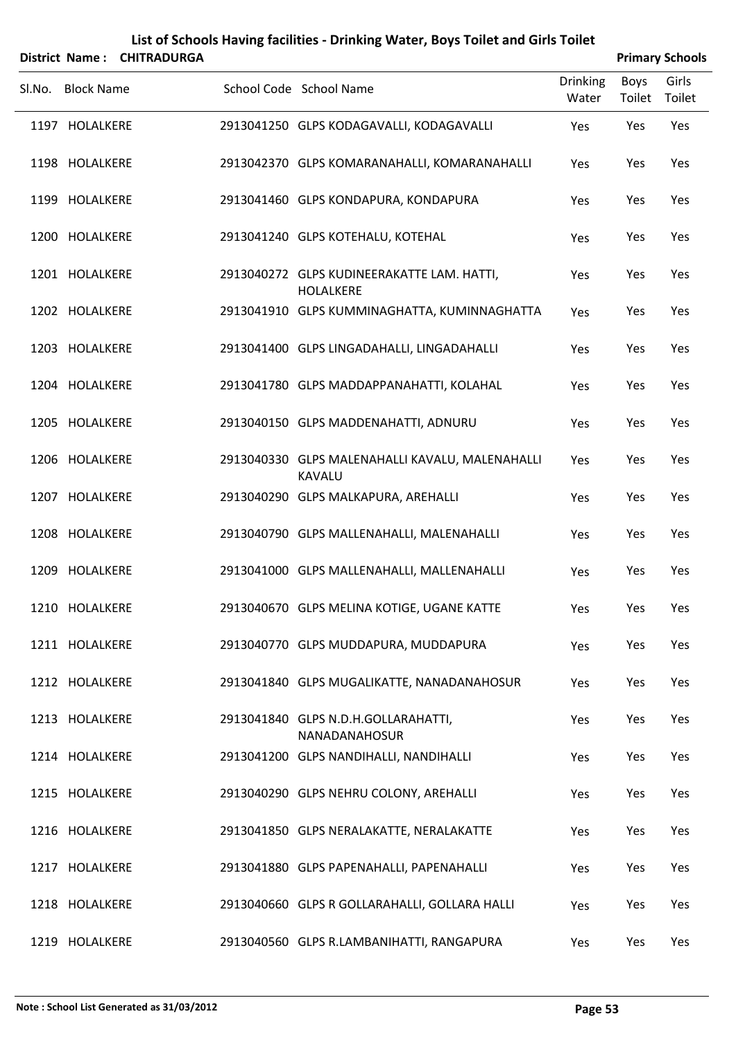# List of Schools Having facilities - Drinking Water, Boys Toilet and Girls Toilet

**District Name : CHITRADURGA** **Primary Schools**

| Sl.No. | Block Name | School Code | School Name | Drinking Water | Boys Toilet | Girls Toilet |
|---|---|---|---|---|---|---|
| 1197 | HOLALKERE | 2913041250 | GLPS KODAGAVALLI, KODAGAVALLI | Yes | Yes | Yes |
| 1198 | HOLALKERE | 2913042370 | GLPS KOMARANAHALLI, KOMARANAHALLI | Yes | Yes | Yes |
| 1199 | HOLALKERE | 2913041460 | GLPS KONDAPURA, KONDAPURA | Yes | Yes | Yes |
| 1200 | HOLALKERE | 2913041240 | GLPS KOTEHALU, KOTEHAL | Yes | Yes | Yes |
| 1201 | HOLALKERE | 2913040272 | GLPS KUDINEERAKATTE LAM. HATTI, HOLALKERE | Yes | Yes | Yes |
| 1202 | HOLALKERE | 2913041910 | GLPS KUMMINAGHATTA, KUMINNAGHATTA | Yes | Yes | Yes |
| 1203 | HOLALKERE | 2913041400 | GLPS LINGADAHALLI, LINGADAHALLI | Yes | Yes | Yes |
| 1204 | HOLALKERE | 2913041780 | GLPS MADDAPPANAHATTI, KOLAHAL | Yes | Yes | Yes |
| 1205 | HOLALKERE | 2913040150 | GLPS MADDENAHATTI, ADNURU | Yes | Yes | Yes |
| 1206 | HOLALKERE | 2913040330 | GLPS MALENAHALLI KAVALU, MALENAHALLI KAVALU | Yes | Yes | Yes |
| 1207 | HOLALKERE | 2913040290 | GLPS MALKAPURA, AREHALLI | Yes | Yes | Yes |
| 1208 | HOLALKERE | 2913040790 | GLPS MALLENAHALLI, MALENAHALLI | Yes | Yes | Yes |
| 1209 | HOLALKERE | 2913041000 | GLPS MALLENAHALLI, MALLENAHALLI | Yes | Yes | Yes |
| 1210 | HOLALKERE | 2913040670 | GLPS MELINA KOTIGE, UGANE KATTE | Yes | Yes | Yes |
| 1211 | HOLALKERE | 2913040770 | GLPS MUDDAPURA, MUDDAPURA | Yes | Yes | Yes |
| 1212 | HOLALKERE | 2913041840 | GLPS MUGALIKATTE, NANADANAHOSUR | Yes | Yes | Yes |
| 1213 | HOLALKERE | 2913041840 | GLPS N.D.H.GOLLARAHATTI, NANADANAHOSUR | Yes | Yes | Yes |
| 1214 | HOLALKERE | 2913041200 | GLPS NANDIHALLI, NANDIHALLI | Yes | Yes | Yes |
| 1215 | HOLALKERE | 2913040290 | GLPS NEHRU COLONY, AREHALLI | Yes | Yes | Yes |
| 1216 | HOLALKERE | 2913041850 | GLPS NERALAKATTE, NERALAKATTE | Yes | Yes | Yes |
| 1217 | HOLALKERE | 2913041880 | GLPS PAPENAHALLI, PAPENAHALLI | Yes | Yes | Yes |
| 1218 | HOLALKERE | 2913040660 | GLPS R GOLLARAHALLI, GOLLARA HALLI | Yes | Yes | Yes |
| 1219 | HOLALKERE | 2913040560 | GLPS R.LAMBANIHATTI, RANGAPURA | Yes | Yes | Yes |

**Note : School List Generated as 31/03/2012**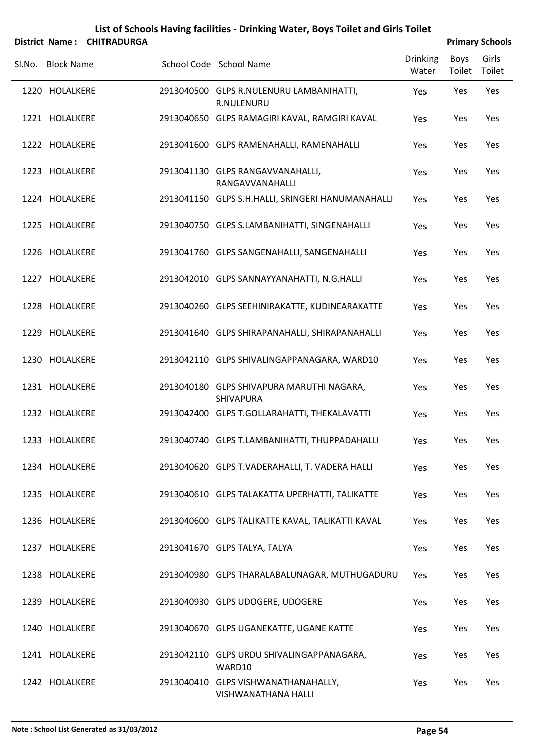# List of Schools Having facilities - Drinking Water, Boys Toilet and Girls Toilet

**District Name : CHITRADURGA** **Primary Schools**

| Sl.No. | Block Name | School Code | School Name | Drinking Water | Boys Toilet | Girls Toilet |
|---|---|---|---|---|---|---|
| 1220 | HOLALKERE | 2913040500 | GLPS R.NULENURU LAMBANIHATTI, R.NULENURU | Yes | Yes | Yes |
| 1221 | HOLALKERE | 2913040650 | GLPS RAMAGIRI KAVAL, RAMGIRI KAVAL | Yes | Yes | Yes |
| 1222 | HOLALKERE | 2913041600 | GLPS RAMENAHALLI, RAMENAHALLI | Yes | Yes | Yes |
| 1223 | HOLALKERE | 2913041130 | GLPS RANGAVVANAHALLI, RANGAVVANAHALLI | Yes | Yes | Yes |
| 1224 | HOLALKERE | 2913041150 | GLPS S.H.HALLI, SRINGERI HANUMANAHALLI | Yes | Yes | Yes |
| 1225 | HOLALKERE | 2913040750 | GLPS S.LAMBANIHATTI, SINGENAHALLI | Yes | Yes | Yes |
| 1226 | HOLALKERE | 2913041760 | GLPS SANGENAHALLI, SANGENAHALLI | Yes | Yes | Yes |
| 1227 | HOLALKERE | 2913042010 | GLPS SANNAYYANAHATTI, N.G.HALLI | Yes | Yes | Yes |
| 1228 | HOLALKERE | 2913040260 | GLPS SEEHINIRAKATTE, KUDINEARAKATTE | Yes | Yes | Yes |
| 1229 | HOLALKERE | 2913041640 | GLPS SHIRAPANAHALLI, SHIRAPANAHALLI | Yes | Yes | Yes |
| 1230 | HOLALKERE | 2913042110 | GLPS SHIVALINGAPPANAGARA, WARD10 | Yes | Yes | Yes |
| 1231 | HOLALKERE | 2913040180 | GLPS SHIVAPURA MARUTHI NAGARA, SHIVAPURA | Yes | Yes | Yes |
| 1232 | HOLALKERE | 2913042400 | GLPS T.GOLLARAHATTI, THEKALAVATTI | Yes | Yes | Yes |
| 1233 | HOLALKERE | 2913040740 | GLPS T.LAMBANIHATTI, THUPPADAHALLI | Yes | Yes | Yes |
| 1234 | HOLALKERE | 2913040620 | GLPS T.VADERAHALLI, T. VADERA HALLI | Yes | Yes | Yes |
| 1235 | HOLALKERE | 2913040610 | GLPS TALAKATTA UPERHATTI, TALIKATTE | Yes | Yes | Yes |
| 1236 | HOLALKERE | 2913040600 | GLPS TALIKATTE KAVAL, TALIKATTI KAVAL | Yes | Yes | Yes |
| 1237 | HOLALKERE | 2913041670 | GLPS TALYA, TALYA | Yes | Yes | Yes |
| 1238 | HOLALKERE | 2913040980 | GLPS THARALABALUNAGAR, MUTHUGADURU | Yes | Yes | Yes |
| 1239 | HOLALKERE | 2913040930 | GLPS UDOGERE, UDOGERE | Yes | Yes | Yes |
| 1240 | HOLALKERE | 2913040670 | GLPS UGANEKATTE, UGANE KATTE | Yes | Yes | Yes |
| 1241 | HOLALKERE | 2913042110 | GLPS URDU SHIVALINGAPPANAGARA, WARD10 | Yes | Yes | Yes |
| 1242 | HOLALKERE | 2913040410 | GLPS VISHWANATHANAHALLY, VISHWANATHANA HALLI | Yes | Yes | Yes |

**Note : School List Generated as 31/03/2012**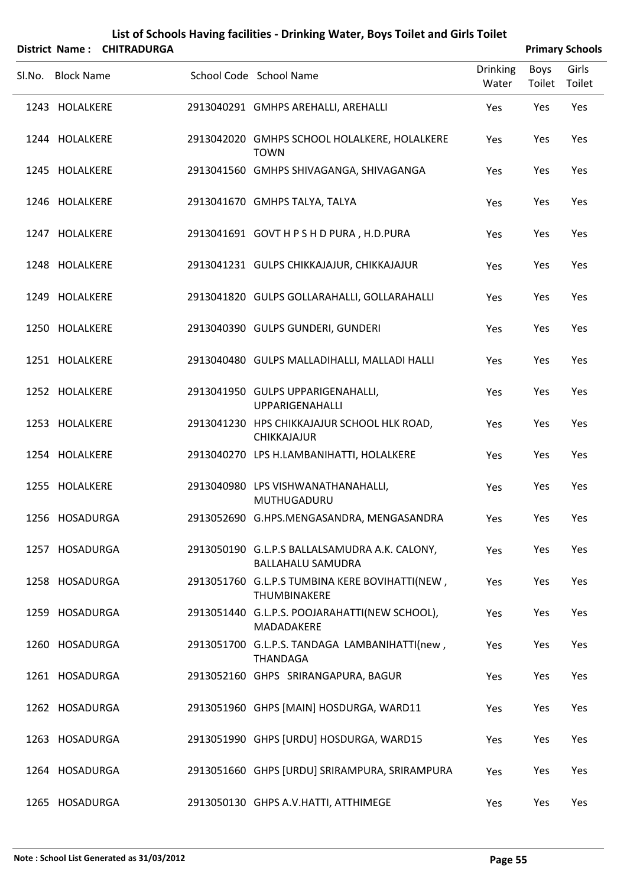# List of Schools Having facilities - Drinking Water, Boys Toilet and Girls Toilet

**District Name : CHITRADURGA** **Primary Schools**

| Sl.No. | Block Name | School Code | School Name | Drinking Water | Boys Toilet | Girls Toilet |
|---|---|---|---|---|---|---|
| 1243 | HOLALKERE | 2913040291 | GMHPS AREHALLI, AREHALLI | Yes | Yes | Yes |
| 1244 | HOLALKERE | 2913042020 | GMHPS SCHOOL HOLALKERE, HOLALKERE TOWN | Yes | Yes | Yes |
| 1245 | HOLALKERE | 2913041560 | GMHPS SHIVAGANGA, SHIVAGANGA | Yes | Yes | Yes |
| 1246 | HOLALKERE | 2913041670 | GMHPS TALYA, TALYA | Yes | Yes | Yes |
| 1247 | HOLALKERE | 2913041691 | GOVT H P S H D PURA , H.D.PURA | Yes | Yes | Yes |
| 1248 | HOLALKERE | 2913041231 | GULPS CHIKKAJAJUR, CHIKKAJAJUR | Yes | Yes | Yes |
| 1249 | HOLALKERE | 2913041820 | GULPS GOLLARAHALLI, GOLLARAHALLI | Yes | Yes | Yes |
| 1250 | HOLALKERE | 2913040390 | GULPS GUNDERI, GUNDERI | Yes | Yes | Yes |
| 1251 | HOLALKERE | 2913040480 | GULPS MALLADIHALLI, MALLADI HALLI | Yes | Yes | Yes |
| 1252 | HOLALKERE | 2913041950 | GULPS UPPARIGENAHALLI, UPPARIGENAHALLI | Yes | Yes | Yes |
| 1253 | HOLALKERE | 2913041230 | HPS CHIKKAJAJUR SCHOOL HLK ROAD, CHIKKAJAJUR | Yes | Yes | Yes |
| 1254 | HOLALKERE | 2913040270 | LPS H.LAMBANIHATTI, HOLALKERE | Yes | Yes | Yes |
| 1255 | HOLALKERE | 2913040980 | LPS VISHWANATHANAHALLI, MUTHUGADURU | Yes | Yes | Yes |
| 1256 | HOSADURGA | 2913052690 | G.HPS.MENGASANDRA, MENGASANDRA | Yes | Yes | Yes |
| 1257 | HOSADURGA | 2913050190 | G.L.P.S BALLALSAMUDRA A.K. CALONY, BALLAHALU SAMUDRA | Yes | Yes | Yes |
| 1258 | HOSADURGA | 2913051760 | G.L.P.S TUMBINA KERE BOVIHATTI(NEW , THUMBINAKERE | Yes | Yes | Yes |
| 1259 | HOSADURGA | 2913051440 | G.L.P.S. POOJARAHATTI(NEW SCHOOL), MADADAKERE | Yes | Yes | Yes |
| 1260 | HOSADURGA | 2913051700 | G.L.P.S. TANDAGA LAMBANIHATTI(new , THANDAGA | Yes | Yes | Yes |
| 1261 | HOSADURGA | 2913052160 | GHPS SRIRANGAPURA, BAGUR | Yes | Yes | Yes |
| 1262 | HOSADURGA | 2913051960 | GHPS [MAIN] HOSDURGA, WARD11 | Yes | Yes | Yes |
| 1263 | HOSADURGA | 2913051990 | GHPS [URDU] HOSDURGA, WARD15 | Yes | Yes | Yes |
| 1264 | HOSADURGA | 2913051660 | GHPS [URDU] SRIRAMPURA, SRIRAMPURA | Yes | Yes | Yes |
| 1265 | HOSADURGA | 2913050130 | GHPS A.V.HATTI, ATTHIMEGE | Yes | Yes | Yes |

**Note : School List Generated as 31/03/2012**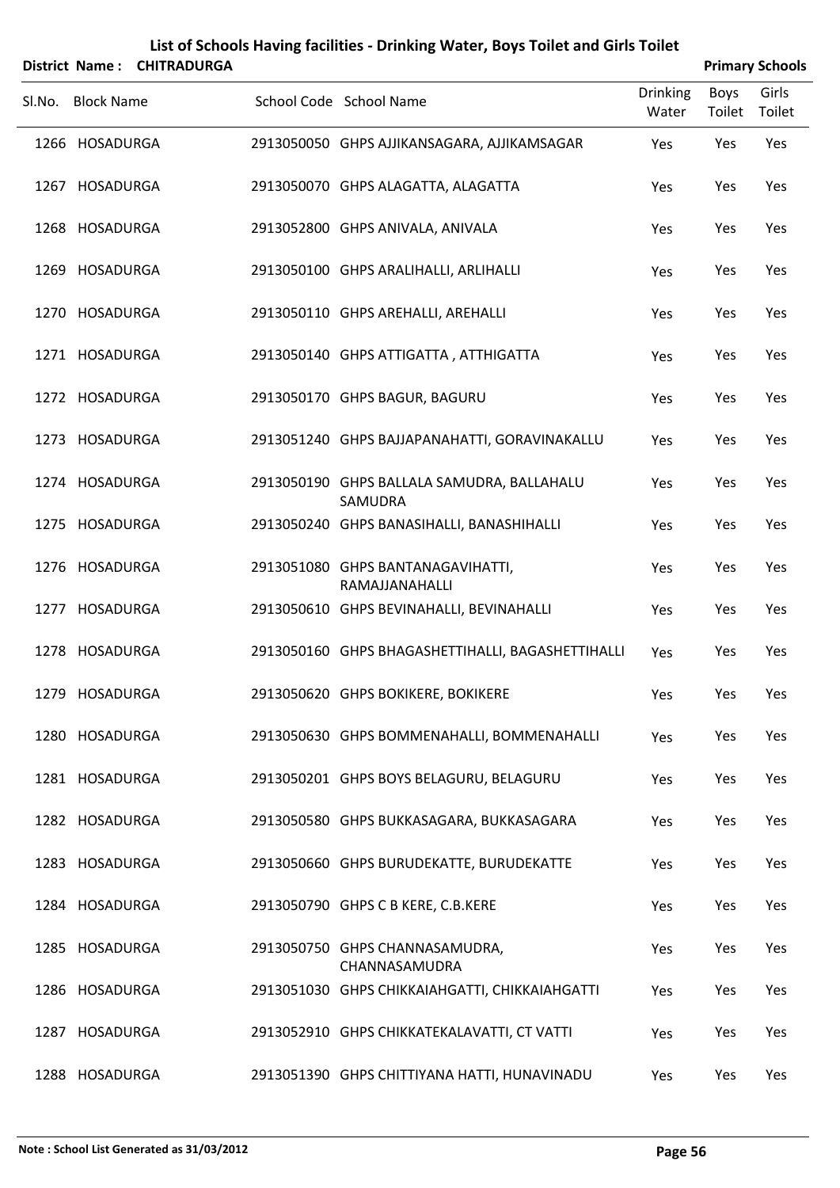# List of Schools Having facilities - Drinking Water, Boys Toilet and Girls Toilet

**District Name : CHITRADURGA** **Primary Schools**

| Sl.No. | Block Name | School Code | School Name | Drinking Water | Boys Toilet | Girls Toilet |
|---|---|---|---|---|---|---|
| 1266 | HOSADURGA | 2913050050 | GHPS AJJIKANSAGARA, AJJIKAMSAGAR | Yes | Yes | Yes |
| 1267 | HOSADURGA | 2913050070 | GHPS ALAGATTA, ALAGATTA | Yes | Yes | Yes |
| 1268 | HOSADURGA | 2913052800 | GHPS ANIVALA, ANIVALA | Yes | Yes | Yes |
| 1269 | HOSADURGA | 2913050100 | GHPS ARALIHALLI, ARLIHALLI | Yes | Yes | Yes |
| 1270 | HOSADURGA | 2913050110 | GHPS AREHALLI, AREHALLI | Yes | Yes | Yes |
| 1271 | HOSADURGA | 2913050140 | GHPS ATTIGATTA , ATTHIGATTA | Yes | Yes | Yes |
| 1272 | HOSADURGA | 2913050170 | GHPS BAGUR, BAGURU | Yes | Yes | Yes |
| 1273 | HOSADURGA | 2913051240 | GHPS BAJJAPANAHATTI, GORAVINAKALLU | Yes | Yes | Yes |
| 1274 | HOSADURGA | 2913050190 | GHPS BALLALA SAMUDRA, BALLAHALU SAMUDRA | Yes | Yes | Yes |
| 1275 | HOSADURGA | 2913050240 | GHPS BANASIHALLI, BANASHIHALLI | Yes | Yes | Yes |
| 1276 | HOSADURGA | 2913051080 | GHPS BANTANAGAVIHATTI, RAMAJJANAHALLI | Yes | Yes | Yes |
| 1277 | HOSADURGA | 2913050610 | GHPS BEVINAHALLI, BEVINAHALLI | Yes | Yes | Yes |
| 1278 | HOSADURGA | 2913050160 | GHPS BHAGASHETTIHALLI, BAGASHETTIHALLI | Yes | Yes | Yes |
| 1279 | HOSADURGA | 2913050620 | GHPS BOKIKERE, BOKIKERE | Yes | Yes | Yes |
| 1280 | HOSADURGA | 2913050630 | GHPS BOMMENAHALLI, BOMMENAHALLI | Yes | Yes | Yes |
| 1281 | HOSADURGA | 2913050201 | GHPS BOYS BELAGURU, BELAGURU | Yes | Yes | Yes |
| 1282 | HOSADURGA | 2913050580 | GHPS BUKKASAGARA, BUKKASAGARA | Yes | Yes | Yes |
| 1283 | HOSADURGA | 2913050660 | GHPS BURUDEKATTE, BURUDEKATTE | Yes | Yes | Yes |
| 1284 | HOSADURGA | 2913050790 | GHPS C B KERE, C.B.KERE | Yes | Yes | Yes |
| 1285 | HOSADURGA | 2913050750 | GHPS CHANNASAMUDRA, CHANNASAMUDRA | Yes | Yes | Yes |
| 1286 | HOSADURGA | 2913051030 | GHPS CHIKKAIAHGATTI, CHIKKAIAHGATTI | Yes | Yes | Yes |
| 1287 | HOSADURGA | 2913052910 | GHPS CHIKKATEKALAVATTI, CT VATTI | Yes | Yes | Yes |
| 1288 | HOSADURGA | 2913051390 | GHPS CHITTIYANA HATTI, HUNAVINADU | Yes | Yes | Yes |

**Note : School List Generated as 31/03/2012**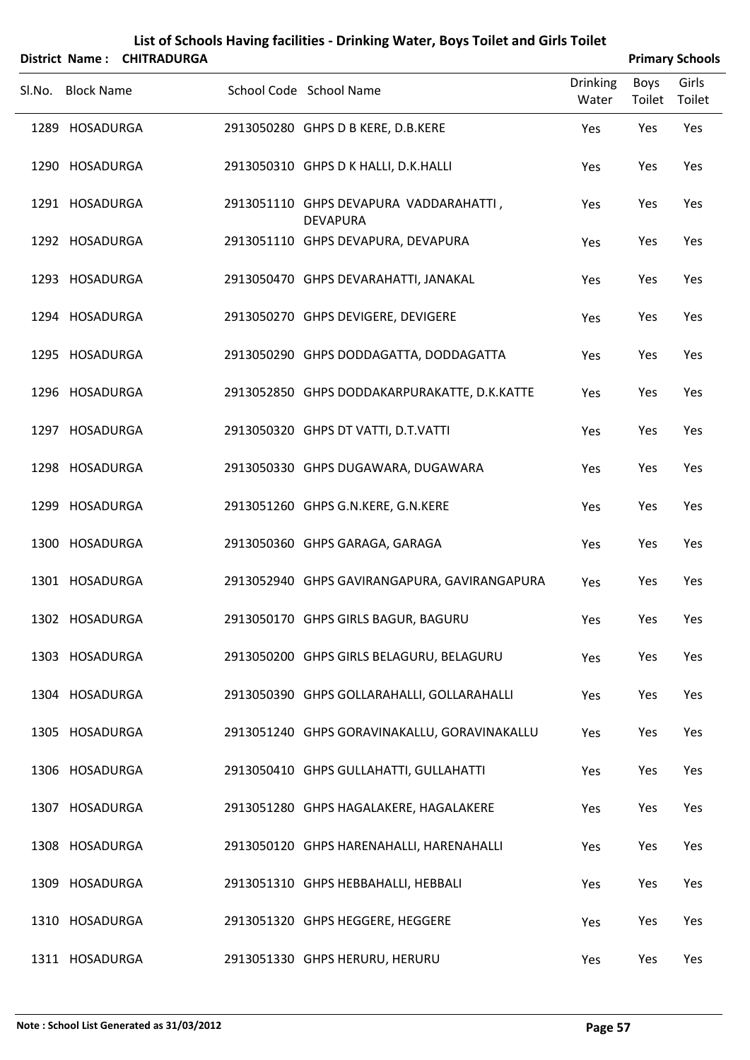# List of Schools Having facilities - Drinking Water, Boys Toilet and Girls Toilet

**District Name : CHITRADURGA** **Primary Schools**

| Sl.No. | Block Name | School Code | School Name | Drinking Water | Boys Toilet | Girls Toilet |
|---|---|---|---|---|---|---|
| 1289 | HOSADURGA | 2913050280 | GHPS D B KERE, D.B.KERE | Yes | Yes | Yes |
| 1290 | HOSADURGA | 2913050310 | GHPS D K HALLI, D.K.HALLI | Yes | Yes | Yes |
| 1291 | HOSADURGA | 2913051110 | GHPS DEVAPURA VADDARAHATTI , DEVAPURA | Yes | Yes | Yes |
| 1292 | HOSADURGA | 2913051110 | GHPS DEVAPURA, DEVAPURA | Yes | Yes | Yes |
| 1293 | HOSADURGA | 2913050470 | GHPS DEVARAHATTI, JANAKAL | Yes | Yes | Yes |
| 1294 | HOSADURGA | 2913050270 | GHPS DEVIGERE, DEVIGERE | Yes | Yes | Yes |
| 1295 | HOSADURGA | 2913050290 | GHPS DODDAGATTA, DODDAGATTA | Yes | Yes | Yes |
| 1296 | HOSADURGA | 2913052850 | GHPS DODDAKARPURAKATTE, D.K.KATTE | Yes | Yes | Yes |
| 1297 | HOSADURGA | 2913050320 | GHPS DT VATTI, D.T.VATTI | Yes | Yes | Yes |
| 1298 | HOSADURGA | 2913050330 | GHPS DUGAWARA, DUGAWARA | Yes | Yes | Yes |
| 1299 | HOSADURGA | 2913051260 | GHPS G.N.KERE, G.N.KERE | Yes | Yes | Yes |
| 1300 | HOSADURGA | 2913050360 | GHPS GARAGA, GARAGA | Yes | Yes | Yes |
| 1301 | HOSADURGA | 2913052940 | GHPS GAVIRANGAPURA, GAVIRANGAPURA | Yes | Yes | Yes |
| 1302 | HOSADURGA | 2913050170 | GHPS GIRLS BAGUR, BAGURU | Yes | Yes | Yes |
| 1303 | HOSADURGA | 2913050200 | GHPS GIRLS BELAGURU, BELAGURU | Yes | Yes | Yes |
| 1304 | HOSADURGA | 2913050390 | GHPS GOLLARAHALLI, GOLLARAHALLI | Yes | Yes | Yes |
| 1305 | HOSADURGA | 2913051240 | GHPS GORAVINAKALLU, GORAVINAKALLU | Yes | Yes | Yes |
| 1306 | HOSADURGA | 2913050410 | GHPS GULLAHATTI, GULLAHATTI | Yes | Yes | Yes |
| 1307 | HOSADURGA | 2913051280 | GHPS HAGALAKERE, HAGALAKERE | Yes | Yes | Yes |
| 1308 | HOSADURGA | 2913050120 | GHPS HARENAHALLI, HARENAHALLI | Yes | Yes | Yes |
| 1309 | HOSADURGA | 2913051310 | GHPS HEBBAHALLI, HEBBALI | Yes | Yes | Yes |
| 1310 | HOSADURGA | 2913051320 | GHPS HEGGERE, HEGGERE | Yes | Yes | Yes |
| 1311 | HOSADURGA | 2913051330 | GHPS HERURU, HERURU | Yes | Yes | Yes |

**Note : School List Generated as 31/03/2012**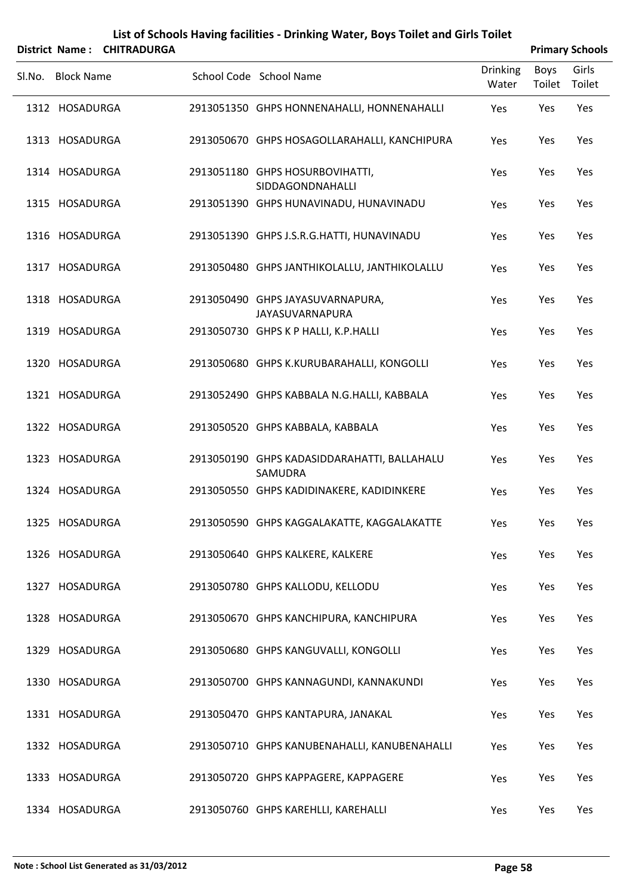# List of Schools Having facilities - Drinking Water, Boys Toilet and Girls Toilet

**District Name : CHITRADURGA** **Primary Schools**

| Sl.No. | Block Name | School Code | School Name | Drinking Water | Boys Toilet | Girls Toilet |
|---|---|---|---|---|---|---|
| 1312 | HOSADURGA | 2913051350 | GHPS HONNENAHALLI, HONNENAHALLI | Yes | Yes | Yes |
| 1313 | HOSADURGA | 2913050670 | GHPS HOSAGOLLARAHALLI, KANCHIPURA | Yes | Yes | Yes |
| 1314 | HOSADURGA | 2913051180 | GHPS HOSURBOVIHATTI, SIDDAGONDNAHALLI | Yes | Yes | Yes |
| 1315 | HOSADURGA | 2913051390 | GHPS HUNAVINADU, HUNAVINADU | Yes | Yes | Yes |
| 1316 | HOSADURGA | 2913051390 | GHPS J.S.R.G.HATTI, HUNAVINADU | Yes | Yes | Yes |
| 1317 | HOSADURGA | 2913050480 | GHPS JANTHIKOLALLU, JANTHIKOLALLU | Yes | Yes | Yes |
| 1318 | HOSADURGA | 2913050490 | GHPS JAYASUVARNAPURA, JAYASUVARNAPURA | Yes | Yes | Yes |
| 1319 | HOSADURGA | 2913050730 | GHPS K P HALLI, K.P.HALLI | Yes | Yes | Yes |
| 1320 | HOSADURGA | 2913050680 | GHPS K.KURUBARAHALLI, KONGOLLI | Yes | Yes | Yes |
| 1321 | HOSADURGA | 2913052490 | GHPS KABBALA N.G.HALLI, KABBALA | Yes | Yes | Yes |
| 1322 | HOSADURGA | 2913050520 | GHPS KABBALA, KABBALA | Yes | Yes | Yes |
| 1323 | HOSADURGA | 2913050190 | GHPS KADASIDDARAHATTI, BALLAHALU SAMUDRA | Yes | Yes | Yes |
| 1324 | HOSADURGA | 2913050550 | GHPS KADIDINAKERE, KADIDINKERE | Yes | Yes | Yes |
| 1325 | HOSADURGA | 2913050590 | GHPS KAGGALAKATTE, KAGGALAKATTE | Yes | Yes | Yes |
| 1326 | HOSADURGA | 2913050640 | GHPS KALKERE, KALKERE | Yes | Yes | Yes |
| 1327 | HOSADURGA | 2913050780 | GHPS KALLODU, KELLODU | Yes | Yes | Yes |
| 1328 | HOSADURGA | 2913050670 | GHPS KANCHIPURA, KANCHIPURA | Yes | Yes | Yes |
| 1329 | HOSADURGA | 2913050680 | GHPS KANGUVALLI, KONGOLLI | Yes | Yes | Yes |
| 1330 | HOSADURGA | 2913050700 | GHPS KANNAGUNDI, KANNAKUNDI | Yes | Yes | Yes |
| 1331 | HOSADURGA | 2913050470 | GHPS KANTAPURA, JANAKAL | Yes | Yes | Yes |
| 1332 | HOSADURGA | 2913050710 | GHPS KANUBENAHALLI, KANUBENAHALLI | Yes | Yes | Yes |
| 1333 | HOSADURGA | 2913050720 | GHPS KAPPAGERE, KAPPAGERE | Yes | Yes | Yes |
| 1334 | HOSADURGA | 2913050760 | GHPS KAREHLLI, KAREHALLI | Yes | Yes | Yes |

**Note : School List Generated as 31/03/2012**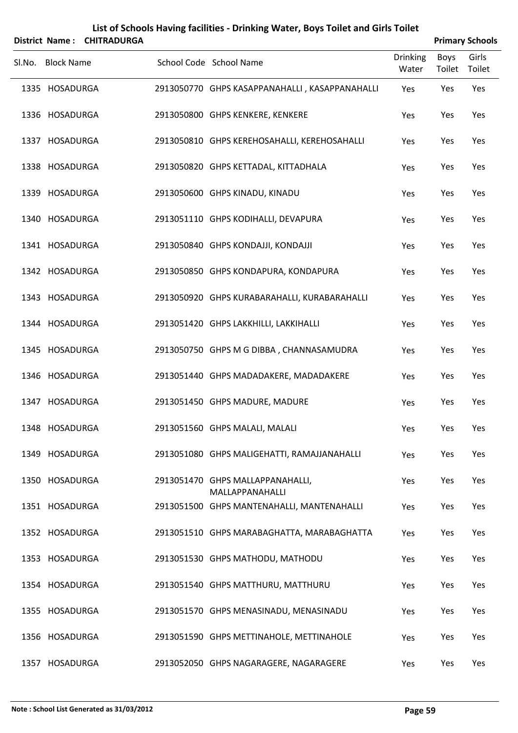# List of Schools Having facilities - Drinking Water, Boys Toilet and Girls Toilet

**District Name : CHITRADURGA** **Primary Schools**

| Sl.No. | Block Name | School Code | School Name | Drinking Water | Boys Toilet | Girls Toilet |
|---|---|---|---|---|---|---|
| 1335 | HOSADURGA | 2913050770 | GHPS KASAPPANAHALLI , KASAPPANAHALLI | Yes | Yes | Yes |
| 1336 | HOSADURGA | 2913050800 | GHPS KENKERE, KENKERE | Yes | Yes | Yes |
| 1337 | HOSADURGA | 2913050810 | GHPS KEREHOSAHALLI, KEREHOSAHALLI | Yes | Yes | Yes |
| 1338 | HOSADURGA | 2913050820 | GHPS KETTADAL, KITTADHALA | Yes | Yes | Yes |
| 1339 | HOSADURGA | 2913050600 | GHPS KINADU, KINADU | Yes | Yes | Yes |
| 1340 | HOSADURGA | 2913051110 | GHPS KODIHALLI, DEVAPURA | Yes | Yes | Yes |
| 1341 | HOSADURGA | 2913050840 | GHPS KONDAJJI, KONDAJJI | Yes | Yes | Yes |
| 1342 | HOSADURGA | 2913050850 | GHPS KONDAPURA, KONDAPURA | Yes | Yes | Yes |
| 1343 | HOSADURGA | 2913050920 | GHPS KURABARAHALLI, KURABARAHALLI | Yes | Yes | Yes |
| 1344 | HOSADURGA | 2913051420 | GHPS LAKKHILLI, LAKKIHALLI | Yes | Yes | Yes |
| 1345 | HOSADURGA | 2913050750 | GHPS M G DIBBA , CHANNASAMUDRA | Yes | Yes | Yes |
| 1346 | HOSADURGA | 2913051440 | GHPS MADADAKERE, MADADAKERE | Yes | Yes | Yes |
| 1347 | HOSADURGA | 2913051450 | GHPS MADURE, MADURE | Yes | Yes | Yes |
| 1348 | HOSADURGA | 2913051560 | GHPS MALALI, MALALI | Yes | Yes | Yes |
| 1349 | HOSADURGA | 2913051080 | GHPS MALIGEHATTI, RAMAJJANAHALLI | Yes | Yes | Yes |
| 1350 | HOSADURGA | 2913051470 | GHPS MALLAPPANAHALLI, MALLAPPANAHALLI | Yes | Yes | Yes |
| 1351 | HOSADURGA | 2913051500 | GHPS MANTENAHALLI, MANTENAHALLI | Yes | Yes | Yes |
| 1352 | HOSADURGA | 2913051510 | GHPS MARABAGHATTA, MARABAGHATTA | Yes | Yes | Yes |
| 1353 | HOSADURGA | 2913051530 | GHPS MATHODU, MATHODU | Yes | Yes | Yes |
| 1354 | HOSADURGA | 2913051540 | GHPS MATTHURU, MATTHURU | Yes | Yes | Yes |
| 1355 | HOSADURGA | 2913051570 | GHPS MENASINADU, MENASINADU | Yes | Yes | Yes |
| 1356 | HOSADURGA | 2913051590 | GHPS METTINAHOLE, METTINAHOLE | Yes | Yes | Yes |
| 1357 | HOSADURGA | 2913052050 | GHPS NAGARAGERE, NAGARAGERE | Yes | Yes | Yes |

**Note : School List Generated as 31/03/2012**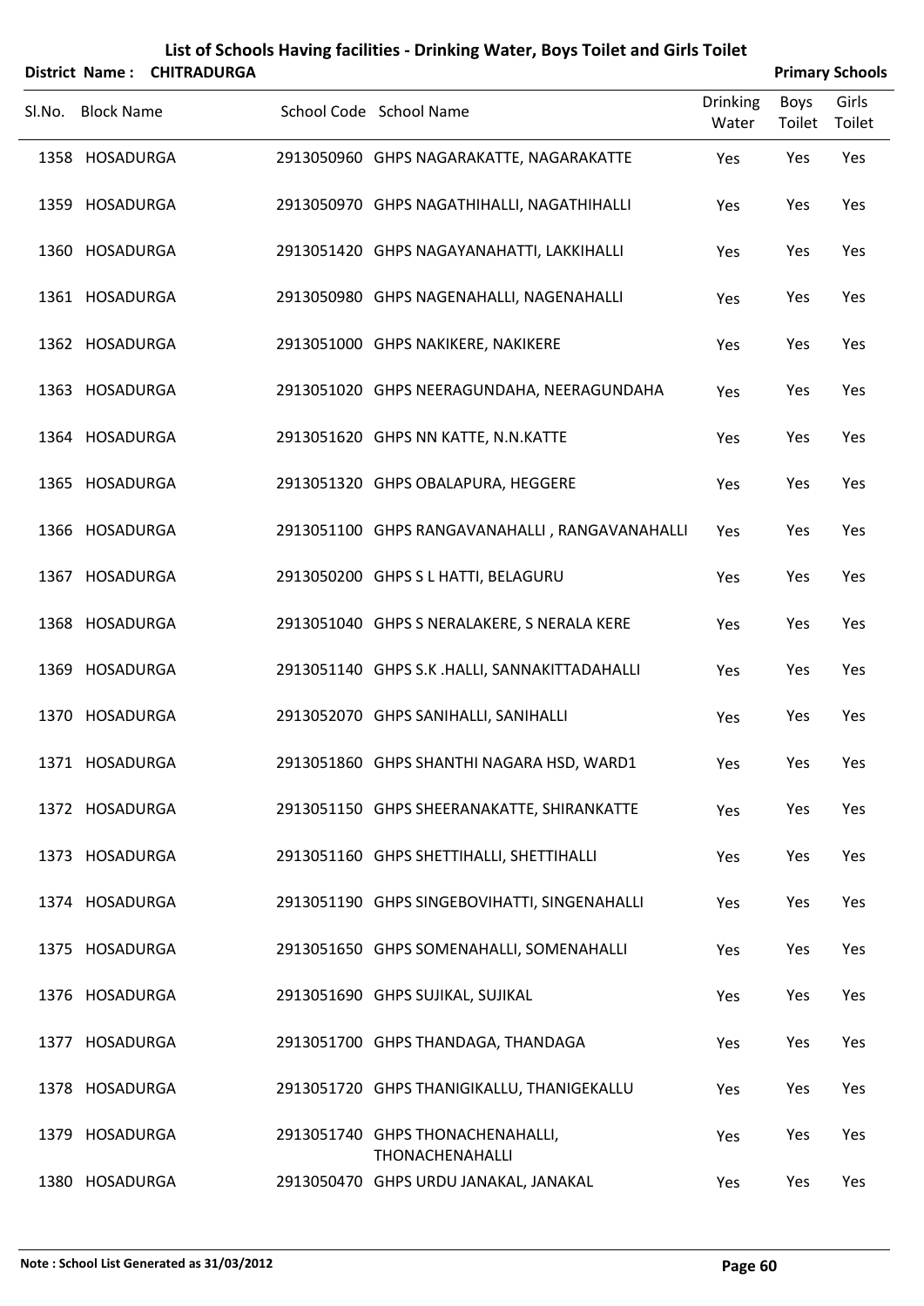# List of Schools Having facilities - Drinking Water, Boys Toilet and Girls Toilet

**District Name : CHITRADURGA** | **Primary Schools**

| Sl.No. | Block Name | School Code | School Name | Drinking Water | Boys Toilet | Girls Toilet |
|---|---|---|---|---|---|---|
| 1358 | HOSADURGA | 2913050960 | GHPS NAGARAKATTE, NAGARAKATTE | Yes | Yes | Yes |
| 1359 | HOSADURGA | 2913050970 | GHPS NAGATHIHALLI, NAGATHIHALLI | Yes | Yes | Yes |
| 1360 | HOSADURGA | 2913051420 | GHPS NAGAYANAHATTI, LAKKIHALLI | Yes | Yes | Yes |
| 1361 | HOSADURGA | 2913050980 | GHPS NAGENAHALLI, NAGENAHALLI | Yes | Yes | Yes |
| 1362 | HOSADURGA | 2913051000 | GHPS NAKIKERE, NAKIKERE | Yes | Yes | Yes |
| 1363 | HOSADURGA | 2913051020 | GHPS NEERAGUNDAHA, NEERAGUNDAHA | Yes | Yes | Yes |
| 1364 | HOSADURGA | 2913051620 | GHPS NN KATTE, N.N.KATTE | Yes | Yes | Yes |
| 1365 | HOSADURGA | 2913051320 | GHPS OBALAPURA, HEGGERE | Yes | Yes | Yes |
| 1366 | HOSADURGA | 2913051100 | GHPS RANGAVANAHALLI , RANGAVANAHALLI | Yes | Yes | Yes |
| 1367 | HOSADURGA | 2913050200 | GHPS S L HATTI, BELAGURU | Yes | Yes | Yes |
| 1368 | HOSADURGA | 2913051040 | GHPS S NERALAKERE, S NERALA KERE | Yes | Yes | Yes |
| 1369 | HOSADURGA | 2913051140 | GHPS S.K .HALLI, SANNAKITTADAHALLI | Yes | Yes | Yes |
| 1370 | HOSADURGA | 2913052070 | GHPS SANIHALLI, SANIHALLI | Yes | Yes | Yes |
| 1371 | HOSADURGA | 2913051860 | GHPS SHANTHI NAGARA HSD, WARD1 | Yes | Yes | Yes |
| 1372 | HOSADURGA | 2913051150 | GHPS SHEERANAKATTE, SHIRANKATTE | Yes | Yes | Yes |
| 1373 | HOSADURGA | 2913051160 | GHPS SHETTIHALLI, SHETTIHALLI | Yes | Yes | Yes |
| 1374 | HOSADURGA | 2913051190 | GHPS SINGEBOVIHATTI, SINGENAHALLI | Yes | Yes | Yes |
| 1375 | HOSADURGA | 2913051650 | GHPS SOMENAHALLI, SOMENAHALLI | Yes | Yes | Yes |
| 1376 | HOSADURGA | 2913051690 | GHPS SUJIKAL, SUJIKAL | Yes | Yes | Yes |
| 1377 | HOSADURGA | 2913051700 | GHPS THANDAGA, THANDAGA | Yes | Yes | Yes |
| 1378 | HOSADURGA | 2913051720 | GHPS THANIGIKALLU, THANIGEKALLU | Yes | Yes | Yes |
| 1379 | HOSADURGA | 2913051740 | GHPS THONACHENAHALLI, THONACHENAHALLI | Yes | Yes | Yes |
| 1380 | HOSADURGA | 2913050470 | GHPS URDU JANAKAL, JANAKAL | Yes | Yes | Yes |

**Note : School List Generated as 31/03/2012**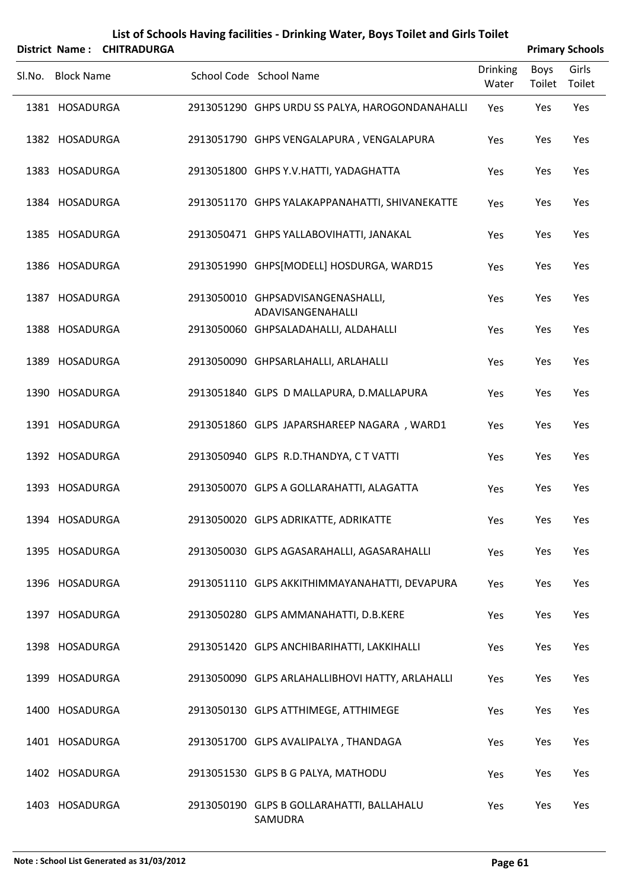# List of Schools Having facilities - Drinking Water, Boys Toilet and Girls Toilet

**District Name : CHITRADURGA** **Primary Schools**

| Sl.No. | Block Name | School Code | School Name | Drinking Water | Boys Toilet | Girls Toilet |
|---|---|---|---|---|---|---|
| 1381 | HOSADURGA | 2913051290 | GHPS URDU SS PALYA, HAROGONDANAHALLI | Yes | Yes | Yes |
| 1382 | HOSADURGA | 2913051790 | GHPS VENGALAPURA , VENGALAPURA | Yes | Yes | Yes |
| 1383 | HOSADURGA | 2913051800 | GHPS Y.V.HATTI, YADAGHATTA | Yes | Yes | Yes |
| 1384 | HOSADURGA | 2913051170 | GHPS YALAKAPPANAHATTI, SHIVANEKATTE | Yes | Yes | Yes |
| 1385 | HOSADURGA | 2913050471 | GHPS YALLABOVIHATTI, JANAKAL | Yes | Yes | Yes |
| 1386 | HOSADURGA | 2913051990 | GHPS[MODELL] HOSDURGA, WARD15 | Yes | Yes | Yes |
| 1387 | HOSADURGA | 2913050010 | GHPSADVISANGENASHALLI, ADAVISANGENAHALLI | Yes | Yes | Yes |
| 1388 | HOSADURGA | 2913050060 | GHPSALADAHALLI, ALDAHALLI | Yes | Yes | Yes |
| 1389 | HOSADURGA | 2913050090 | GHPSARLAHALLI, ARLAHALLI | Yes | Yes | Yes |
| 1390 | HOSADURGA | 2913051840 | GLPS D MALLAPURA, D.MALLAPURA | Yes | Yes | Yes |
| 1391 | HOSADURGA | 2913051860 | GLPS JAPARSHAREEP NAGARA , WARD1 | Yes | Yes | Yes |
| 1392 | HOSADURGA | 2913050940 | GLPS R.D.THANDYA, C T VATTI | Yes | Yes | Yes |
| 1393 | HOSADURGA | 2913050070 | GLPS A GOLLARAHATTI, ALAGATTA | Yes | Yes | Yes |
| 1394 | HOSADURGA | 2913050020 | GLPS ADRIKATTE, ADRIKATTE | Yes | Yes | Yes |
| 1395 | HOSADURGA | 2913050030 | GLPS AGASARAHALLI, AGASARAHALLI | Yes | Yes | Yes |
| 1396 | HOSADURGA | 2913051110 | GLPS AKKITHIMMAYANAHATTI, DEVAPURA | Yes | Yes | Yes |
| 1397 | HOSADURGA | 2913050280 | GLPS AMMANAHATTI, D.B.KERE | Yes | Yes | Yes |
| 1398 | HOSADURGA | 2913051420 | GLPS ANCHIBARIHATTI, LAKKIHALLI | Yes | Yes | Yes |
| 1399 | HOSADURGA | 2913050090 | GLPS ARLAHALLIBHOVI HATTY, ARLAHALLI | Yes | Yes | Yes |
| 1400 | HOSADURGA | 2913050130 | GLPS ATTHIMEGE, ATTHIMEGE | Yes | Yes | Yes |
| 1401 | HOSADURGA | 2913051700 | GLPS AVALIPALYA , THANDAGA | Yes | Yes | Yes |
| 1402 | HOSADURGA | 2913051530 | GLPS B G PALYA, MATHODU | Yes | Yes | Yes |
| 1403 | HOSADURGA | 2913050190 | GLPS B GOLLARAHATTI, BALLAHALU SAMUDRA | Yes | Yes | Yes |

Note : School List Generated as 31/03/2012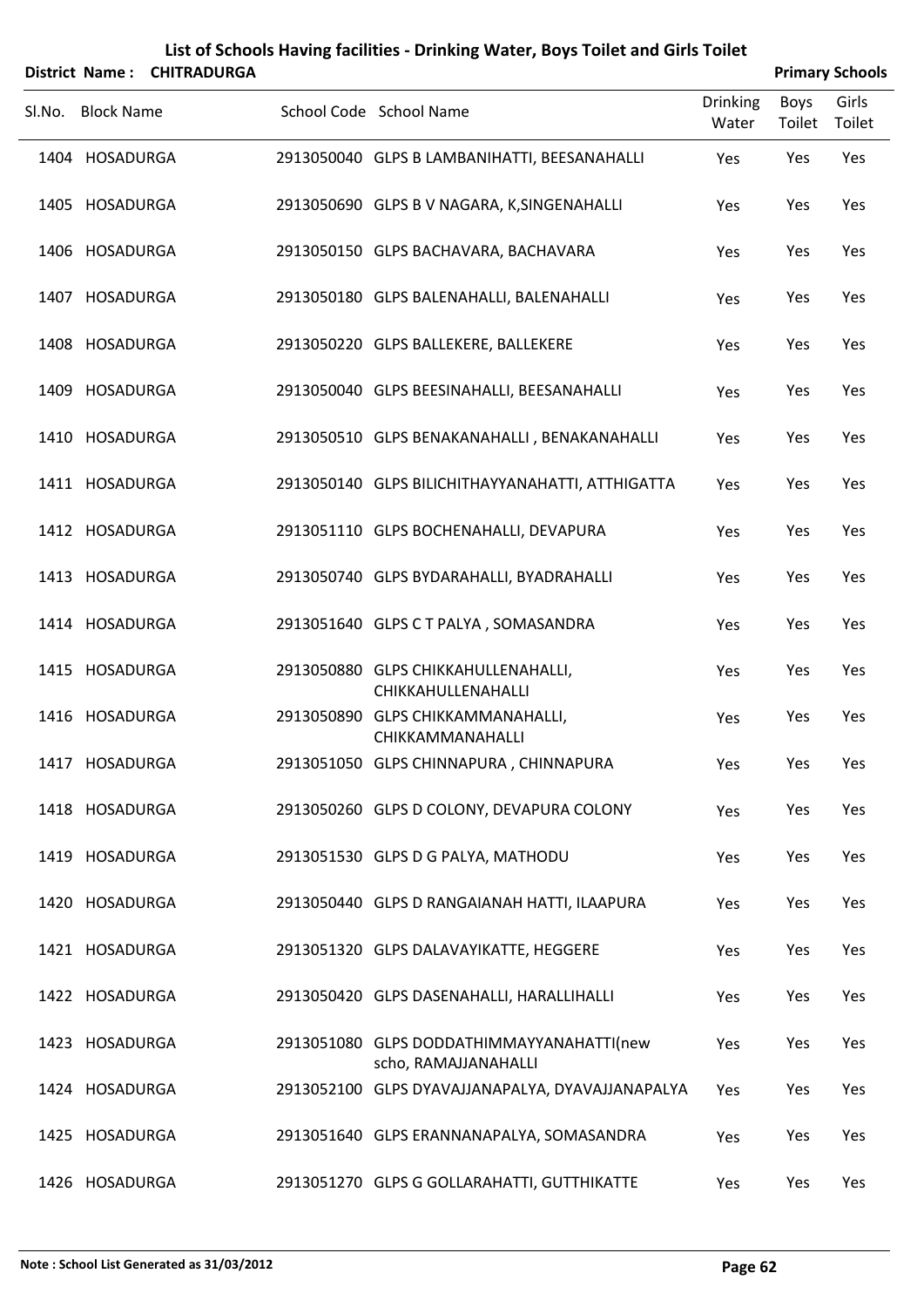# List of Schools Having facilities - Drinking Water, Boys Toilet and Girls Toilet

**District Name : CHITRADURGA** **Primary Schools**

| Sl.No. | Block Name | School Code | School Name | Drinking Water | Boys Toilet | Girls Toilet |
|---|---|---|---|---|---|---|
| 1404 | HOSADURGA | 2913050040 | GLPS B LAMBANIHATTI, BEESANAHALLI | Yes | Yes | Yes |
| 1405 | HOSADURGA | 2913050690 | GLPS B V NAGARA, K,SINGENAHALLI | Yes | Yes | Yes |
| 1406 | HOSADURGA | 2913050150 | GLPS BACHAVARA, BACHAVARA | Yes | Yes | Yes |
| 1407 | HOSADURGA | 2913050180 | GLPS BALENAHALLI, BALENAHALLI | Yes | Yes | Yes |
| 1408 | HOSADURGA | 2913050220 | GLPS BALLEKERE, BALLEKERE | Yes | Yes | Yes |
| 1409 | HOSADURGA | 2913050040 | GLPS BEESINAHALLI, BEESANAHALLI | Yes | Yes | Yes |
| 1410 | HOSADURGA | 2913050510 | GLPS BENAKANAHALLI , BENAKANAHALLI | Yes | Yes | Yes |
| 1411 | HOSADURGA | 2913050140 | GLPS BILICHITHAYYANAHATTI, ATTHIGATTA | Yes | Yes | Yes |
| 1412 | HOSADURGA | 2913051110 | GLPS BOCHENAHALLI, DEVAPURA | Yes | Yes | Yes |
| 1413 | HOSADURGA | 2913050740 | GLPS BYDARAHALLI, BYADRAHALLI | Yes | Yes | Yes |
| 1414 | HOSADURGA | 2913051640 | GLPS C T PALYA , SOMASANDRA | Yes | Yes | Yes |
| 1415 | HOSADURGA | 2913050880 | GLPS CHIKKAHULLENAHALLI, CHIKKAHULLENAHALLI | Yes | Yes | Yes |
| 1416 | HOSADURGA | 2913050890 | GLPS CHIKKAMMANAHALLI, CHIKKAMMANAHALLI | Yes | Yes | Yes |
| 1417 | HOSADURGA | 2913051050 | GLPS CHINNAPURA , CHINNAPURA | Yes | Yes | Yes |
| 1418 | HOSADURGA | 2913050260 | GLPS D COLONY, DEVAPURA COLONY | Yes | Yes | Yes |
| 1419 | HOSADURGA | 2913051530 | GLPS D G PALYA, MATHODU | Yes | Yes | Yes |
| 1420 | HOSADURGA | 2913050440 | GLPS D RANGAIANAH HATTI, ILAAPURA | Yes | Yes | Yes |
| 1421 | HOSADURGA | 2913051320 | GLPS DALAVAYIKATTE, HEGGERE | Yes | Yes | Yes |
| 1422 | HOSADURGA | 2913050420 | GLPS DASENAHALLI, HARALLIHALLI | Yes | Yes | Yes |
| 1423 | HOSADURGA | 2913051080 | GLPS DODDATHIMMAYYANAHATTI(new scho, RAMAJJANAHALLI | Yes | Yes | Yes |
| 1424 | HOSADURGA | 2913052100 | GLPS DYAVAJJANAPALYA, DYAVAJJANAPALYA | Yes | Yes | Yes |
| 1425 | HOSADURGA | 2913051640 | GLPS ERANNANAPALYA, SOMASANDRA | Yes | Yes | Yes |
| 1426 | HOSADURGA | 2913051270 | GLPS G GOLLARAHATTI, GUTTHIKATTE | Yes | Yes | Yes |

**Note : School List Generated as 31/03/2012**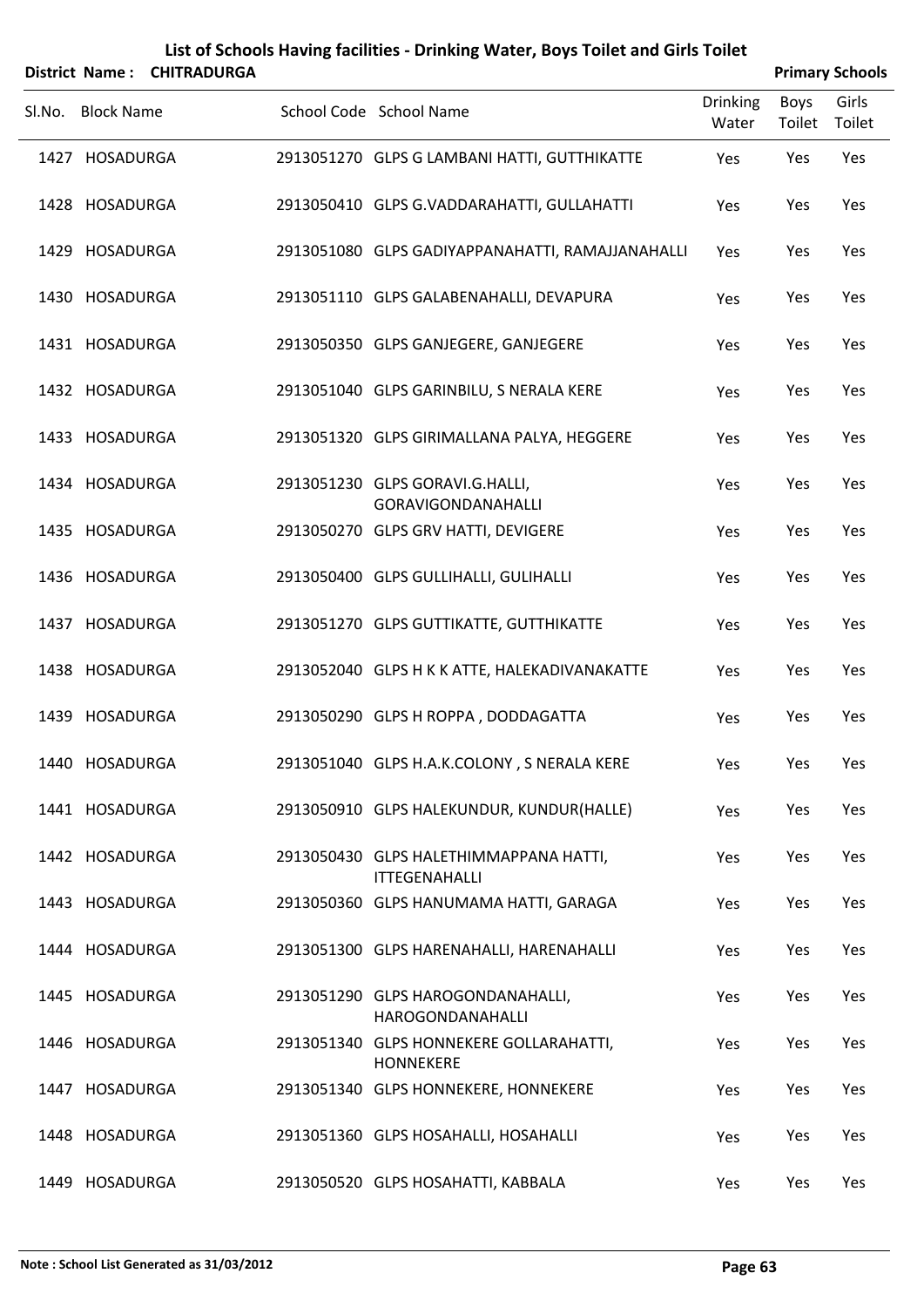# List of Schools Having facilities - Drinking Water, Boys Toilet and Girls Toilet

**District Name : CHITRADURGA** **Primary Schools**

| Sl.No. | Block Name | School Code | School Name | Drinking Water | Boys Toilet | Girls Toilet |
|---|---|---|---|---|---|---|
| 1427 | HOSADURGA | 2913051270 | GLPS G LAMBANI HATTI, GUTTHIKATTE | Yes | Yes | Yes |
| 1428 | HOSADURGA | 2913050410 | GLPS G.VADDARAHATTI, GULLAHATTI | Yes | Yes | Yes |
| 1429 | HOSADURGA | 2913051080 | GLPS GADIYAPPANAHATTI, RAMAJJANAHALLI | Yes | Yes | Yes |
| 1430 | HOSADURGA | 2913051110 | GLPS GALABENAHALLI, DEVAPURA | Yes | Yes | Yes |
| 1431 | HOSADURGA | 2913050350 | GLPS GANJEGERE, GANJEGERE | Yes | Yes | Yes |
| 1432 | HOSADURGA | 2913051040 | GLPS GARINBILU, S NERALA KERE | Yes | Yes | Yes |
| 1433 | HOSADURGA | 2913051320 | GLPS GIRIMALLANA PALYA, HEGGERE | Yes | Yes | Yes |
| 1434 | HOSADURGA | 2913051230 | GLPS GORAVI.G.HALLI, GORAVIGONDANAHALLI | Yes | Yes | Yes |
| 1435 | HOSADURGA | 2913050270 | GLPS GRV HATTI, DEVIGERE | Yes | Yes | Yes |
| 1436 | HOSADURGA | 2913050400 | GLPS GULLIHALLI, GULIHALLI | Yes | Yes | Yes |
| 1437 | HOSADURGA | 2913051270 | GLPS GUTTIKATTE, GUTTHIKATTE | Yes | Yes | Yes |
| 1438 | HOSADURGA | 2913052040 | GLPS H K K ATTE, HALEKADIVANAKATTE | Yes | Yes | Yes |
| 1439 | HOSADURGA | 2913050290 | GLPS H ROPPA , DODDAGATTA | Yes | Yes | Yes |
| 1440 | HOSADURGA | 2913051040 | GLPS H.A.K.COLONY , S NERALA KERE | Yes | Yes | Yes |
| 1441 | HOSADURGA | 2913050910 | GLPS HALEKUNDUR, KUNDUR(HALLE) | Yes | Yes | Yes |
| 1442 | HOSADURGA | 2913050430 | GLPS HALETHIMMAPPANA HATTI, ITTEGENAHALLI | Yes | Yes | Yes |
| 1443 | HOSADURGA | 2913050360 | GLPS HANUMAMA HATTI, GARAGA | Yes | Yes | Yes |
| 1444 | HOSADURGA | 2913051300 | GLPS HARENAHALLI, HARENAHALLI | Yes | Yes | Yes |
| 1445 | HOSADURGA | 2913051290 | GLPS HAROGONDANAHALLI, HAROGONDANAHALLI | Yes | Yes | Yes |
| 1446 | HOSADURGA | 2913051340 | GLPS HONNEKERE GOLLARAHATTI, HONNEKERE | Yes | Yes | Yes |
| 1447 | HOSADURGA | 2913051340 | GLPS HONNEKERE, HONNEKERE | Yes | Yes | Yes |
| 1448 | HOSADURGA | 2913051360 | GLPS HOSAHALLI, HOSAHALLI | Yes | Yes | Yes |
| 1449 | HOSADURGA | 2913050520 | GLPS HOSAHATTI, KABBALA | Yes | Yes | Yes |

Note : School List Generated as 31/03/2012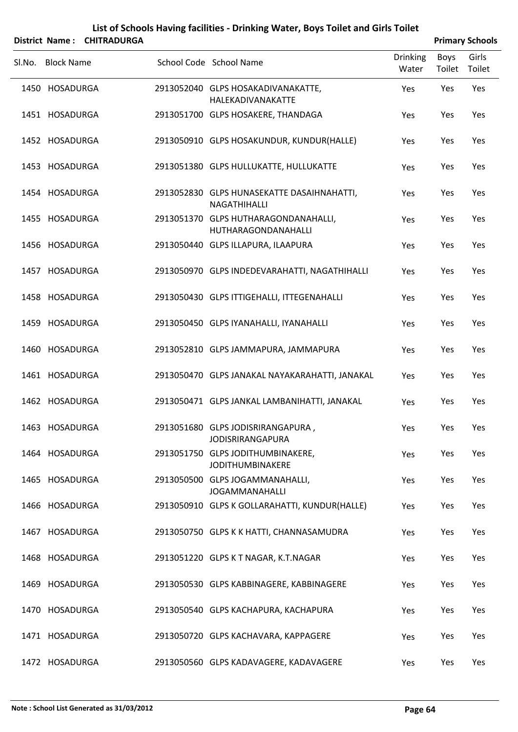# List of Schools Having facilities - Drinking Water, Boys Toilet and Girls Toilet

**District Name : CHITRADURGA** — **Primary Schools**

| Sl.No. | Block Name | School Code | School Name | Drinking Water | Boys Toilet | Girls Toilet |
|---|---|---|---|---|---|---|
| 1450 | HOSADURGA | 2913052040 | GLPS HOSAKADIVANAKATTE, HALEKADIVANAKATTE | Yes | Yes | Yes |
| 1451 | HOSADURGA | 2913051700 | GLPS HOSAKERE, THANDAGA | Yes | Yes | Yes |
| 1452 | HOSADURGA | 2913050910 | GLPS HOSAKUNDUR, KUNDUR(HALLE) | Yes | Yes | Yes |
| 1453 | HOSADURGA | 2913051380 | GLPS HULLUKATTE, HULLUKATTE | Yes | Yes | Yes |
| 1454 | HOSADURGA | 2913052830 | GLPS HUNASEKATTE DASAIHNAHATTI, NAGATHIHALLI | Yes | Yes | Yes |
| 1455 | HOSADURGA | 2913051370 | GLPS HUTHARAGONDANAHALLI, HUTHARAGONDANAHALLI | Yes | Yes | Yes |
| 1456 | HOSADURGA | 2913050440 | GLPS ILLAPURA, ILAAPURA | Yes | Yes | Yes |
| 1457 | HOSADURGA | 2913050970 | GLPS INDEDEVARAHATTI, NAGATHIHALLI | Yes | Yes | Yes |
| 1458 | HOSADURGA | 2913050430 | GLPS ITTIGEHALLI, ITTEGENAHALLI | Yes | Yes | Yes |
| 1459 | HOSADURGA | 2913050450 | GLPS IYANAHALLI, IYANAHALLI | Yes | Yes | Yes |
| 1460 | HOSADURGA | 2913052810 | GLPS JAMMAPURA, JAMMAPURA | Yes | Yes | Yes |
| 1461 | HOSADURGA | 2913050470 | GLPS JANAKAL NAYAKARAHATTI, JANAKAL | Yes | Yes | Yes |
| 1462 | HOSADURGA | 2913050471 | GLPS JANKAL LAMBANIHATTI, JANAKAL | Yes | Yes | Yes |
| 1463 | HOSADURGA | 2913051680 | GLPS JODISRIRANGAPURA , JODISRIRANGAPURA | Yes | Yes | Yes |
| 1464 | HOSADURGA | 2913051750 | GLPS JODITHUMBINAKERE, JODITHUMBINAKERE | Yes | Yes | Yes |
| 1465 | HOSADURGA | 2913050500 | GLPS JOGAMMANAHALLI, JOGAMMANAHALLI | Yes | Yes | Yes |
| 1466 | HOSADURGA | 2913050910 | GLPS K GOLLARAHATTI, KUNDUR(HALLE) | Yes | Yes | Yes |
| 1467 | HOSADURGA | 2913050750 | GLPS K K HATTI, CHANNASAMUDRA | Yes | Yes | Yes |
| 1468 | HOSADURGA | 2913051220 | GLPS K T NAGAR, K.T.NAGAR | Yes | Yes | Yes |
| 1469 | HOSADURGA | 2913050530 | GLPS KABBINAGERE, KABBINAGERE | Yes | Yes | Yes |
| 1470 | HOSADURGA | 2913050540 | GLPS KACHAPURA, KACHAPURA | Yes | Yes | Yes |
| 1471 | HOSADURGA | 2913050720 | GLPS KACHAVARA, KAPPAGERE | Yes | Yes | Yes |
| 1472 | HOSADURGA | 2913050560 | GLPS KADAVAGERE, KADAVAGERE | Yes | Yes | Yes |

**Note : School List Generated as 31/03/2012**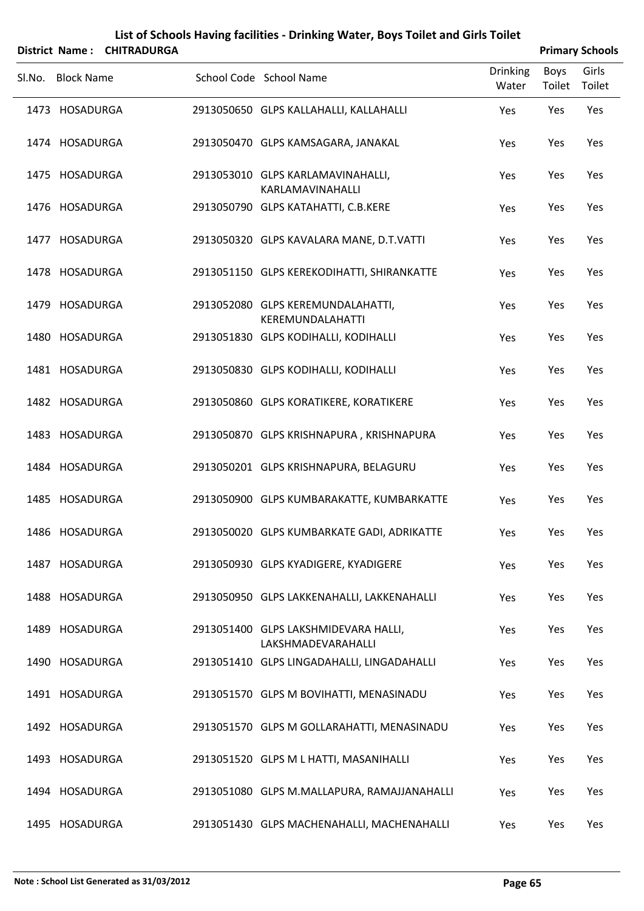# List of Schools Having facilities - Drinking Water, Boys Toilet and Girls Toilet

**District Name : CHITRADURGA** — **Primary Schools**

| Sl.No. | Block Name | School Code | School Name | Drinking Water | Boys Toilet | Girls Toilet |
|---|---|---|---|---|---|---|
| 1473 | HOSADURGA | 2913050650 | GLPS KALLAHALLI, KALLAHALLI | Yes | Yes | Yes |
| 1474 | HOSADURGA | 2913050470 | GLPS KAMSAGARA, JANAKAL | Yes | Yes | Yes |
| 1475 | HOSADURGA | 2913053010 | GLPS KARLAMAVINAHALLI, KARLAMAVINAHALLI | Yes | Yes | Yes |
| 1476 | HOSADURGA | 2913050790 | GLPS KATAHATTI, C.B.KERE | Yes | Yes | Yes |
| 1477 | HOSADURGA | 2913050320 | GLPS KAVALARA MANE, D.T.VATTI | Yes | Yes | Yes |
| 1478 | HOSADURGA | 2913051150 | GLPS KEREKODIHATTI, SHIRANKATTE | Yes | Yes | Yes |
| 1479 | HOSADURGA | 2913052080 | GLPS KEREMUNDALAHATTI, KEREMUNDALAHATTI | Yes | Yes | Yes |
| 1480 | HOSADURGA | 2913051830 | GLPS KODIHALLI, KODIHALLI | Yes | Yes | Yes |
| 1481 | HOSADURGA | 2913050830 | GLPS KODIHALLI, KODIHALLI | Yes | Yes | Yes |
| 1482 | HOSADURGA | 2913050860 | GLPS KORATIKERE, KORATIKERE | Yes | Yes | Yes |
| 1483 | HOSADURGA | 2913050870 | GLPS KRISHNAPURA , KRISHNAPURA | Yes | Yes | Yes |
| 1484 | HOSADURGA | 2913050201 | GLPS KRISHNAPURA, BELAGURU | Yes | Yes | Yes |
| 1485 | HOSADURGA | 2913050900 | GLPS KUMBARAKATTE, KUMBARKATTE | Yes | Yes | Yes |
| 1486 | HOSADURGA | 2913050020 | GLPS KUMBARKATE GADI, ADRIKATTE | Yes | Yes | Yes |
| 1487 | HOSADURGA | 2913050930 | GLPS KYADIGERE, KYADIGERE | Yes | Yes | Yes |
| 1488 | HOSADURGA | 2913050950 | GLPS LAKKENAHALLI, LAKKENAHALLI | Yes | Yes | Yes |
| 1489 | HOSADURGA | 2913051400 | GLPS LAKSHMIDEVARA HALLI, LAKSHMADEVARAHALLI | Yes | Yes | Yes |
| 1490 | HOSADURGA | 2913051410 | GLPS LINGADAHALLI, LINGADAHALLI | Yes | Yes | Yes |
| 1491 | HOSADURGA | 2913051570 | GLPS M BOVIHATTI, MENASINADU | Yes | Yes | Yes |
| 1492 | HOSADURGA | 2913051570 | GLPS M GOLLARAHATTI, MENASINADU | Yes | Yes | Yes |
| 1493 | HOSADURGA | 2913051520 | GLPS M L HATTI, MASANIHALLI | Yes | Yes | Yes |
| 1494 | HOSADURGA | 2913051080 | GLPS M.MALLAPURA, RAMAJJANAHALLI | Yes | Yes | Yes |
| 1495 | HOSADURGA | 2913051430 | GLPS MACHENAHALLI, MACHENAHALLI | Yes | Yes | Yes |

**Note : School List Generated as 31/03/2012**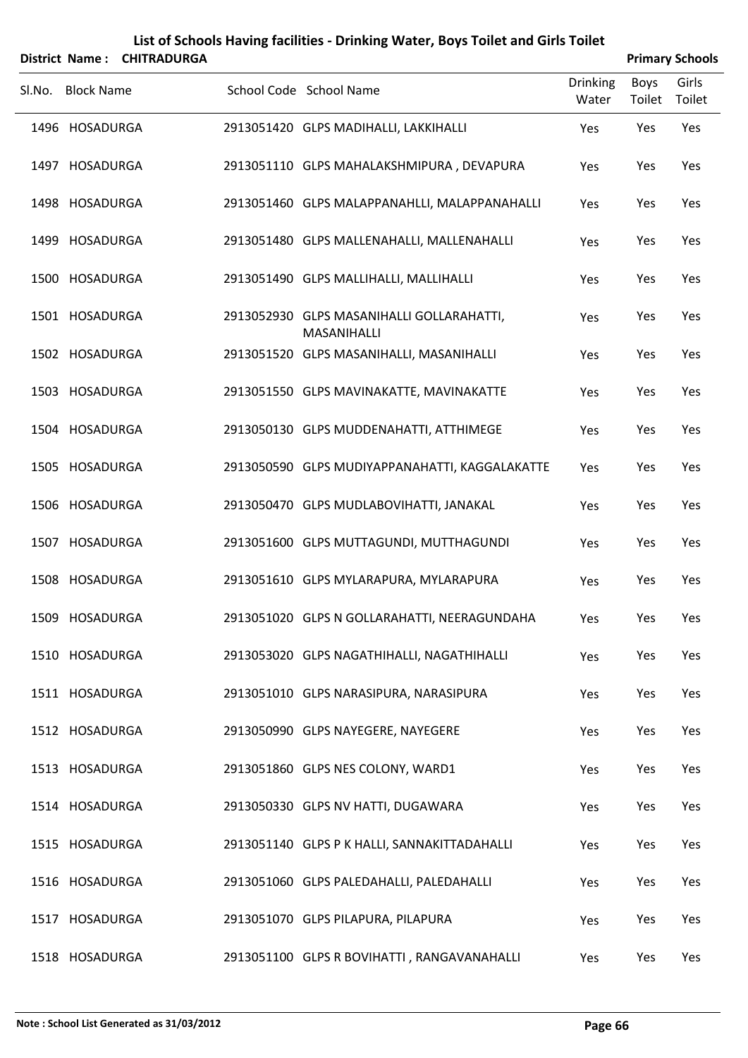# List of Schools Having facilities - Drinking Water, Boys Toilet and Girls Toilet

**District Name : CHITRADURGA** **Primary Schools**

| Sl.No. | Block Name | School Code | School Name | Drinking Water | Boys Toilet | Girls Toilet |
|---|---|---|---|---|---|---|
| 1496 | HOSADURGA | 2913051420 | GLPS MADIHALLI, LAKKIHALLI | Yes | Yes | Yes |
| 1497 | HOSADURGA | 2913051110 | GLPS MAHALAKSHMIPURA , DEVAPURA | Yes | Yes | Yes |
| 1498 | HOSADURGA | 2913051460 | GLPS MALAPPANAHLLI, MALAPPANAHALLI | Yes | Yes | Yes |
| 1499 | HOSADURGA | 2913051480 | GLPS MALLENAHALLI, MALLENAHALLI | Yes | Yes | Yes |
| 1500 | HOSADURGA | 2913051490 | GLPS MALLIHALLI, MALLIHALLI | Yes | Yes | Yes |
| 1501 | HOSADURGA | 2913052930 | GLPS MASANIHALLI GOLLARAHATTI, MASANIHALLI | Yes | Yes | Yes |
| 1502 | HOSADURGA | 2913051520 | GLPS MASANIHALLI, MASANIHALLI | Yes | Yes | Yes |
| 1503 | HOSADURGA | 2913051550 | GLPS MAVINAKATTE, MAVINAKATTE | Yes | Yes | Yes |
| 1504 | HOSADURGA | 2913050130 | GLPS MUDDENAHATTI, ATTHIMEGE | Yes | Yes | Yes |
| 1505 | HOSADURGA | 2913050590 | GLPS MUDIYAPPANAHATTI, KAGGALAKATTE | Yes | Yes | Yes |
| 1506 | HOSADURGA | 2913050470 | GLPS MUDLABOVIHATTI, JANAKAL | Yes | Yes | Yes |
| 1507 | HOSADURGA | 2913051600 | GLPS MUTTAGUNDI, MUTTHAGUNDI | Yes | Yes | Yes |
| 1508 | HOSADURGA | 2913051610 | GLPS MYLARAPURA, MYLARAPURA | Yes | Yes | Yes |
| 1509 | HOSADURGA | 2913051020 | GLPS N GOLLARAHATTI, NEERAGUNDAHA | Yes | Yes | Yes |
| 1510 | HOSADURGA | 2913053020 | GLPS NAGATHIHALLI, NAGATHIHALLI | Yes | Yes | Yes |
| 1511 | HOSADURGA | 2913051010 | GLPS NARASIPURA, NARASIPURA | Yes | Yes | Yes |
| 1512 | HOSADURGA | 2913050990 | GLPS NAYEGERE, NAYEGERE | Yes | Yes | Yes |
| 1513 | HOSADURGA | 2913051860 | GLPS NES COLONY, WARD1 | Yes | Yes | Yes |
| 1514 | HOSADURGA | 2913050330 | GLPS NV HATTI, DUGAWARA | Yes | Yes | Yes |
| 1515 | HOSADURGA | 2913051140 | GLPS P K HALLI, SANNAKITTADAHALLI | Yes | Yes | Yes |
| 1516 | HOSADURGA | 2913051060 | GLPS PALEDAHALLI, PALEDAHALLI | Yes | Yes | Yes |
| 1517 | HOSADURGA | 2913051070 | GLPS PILAPURA, PILAPURA | Yes | Yes | Yes |
| 1518 | HOSADURGA | 2913051100 | GLPS R BOVIHATTI , RANGAVANAHALLI | Yes | Yes | Yes |

**Note : School List Generated as 31/03/2012**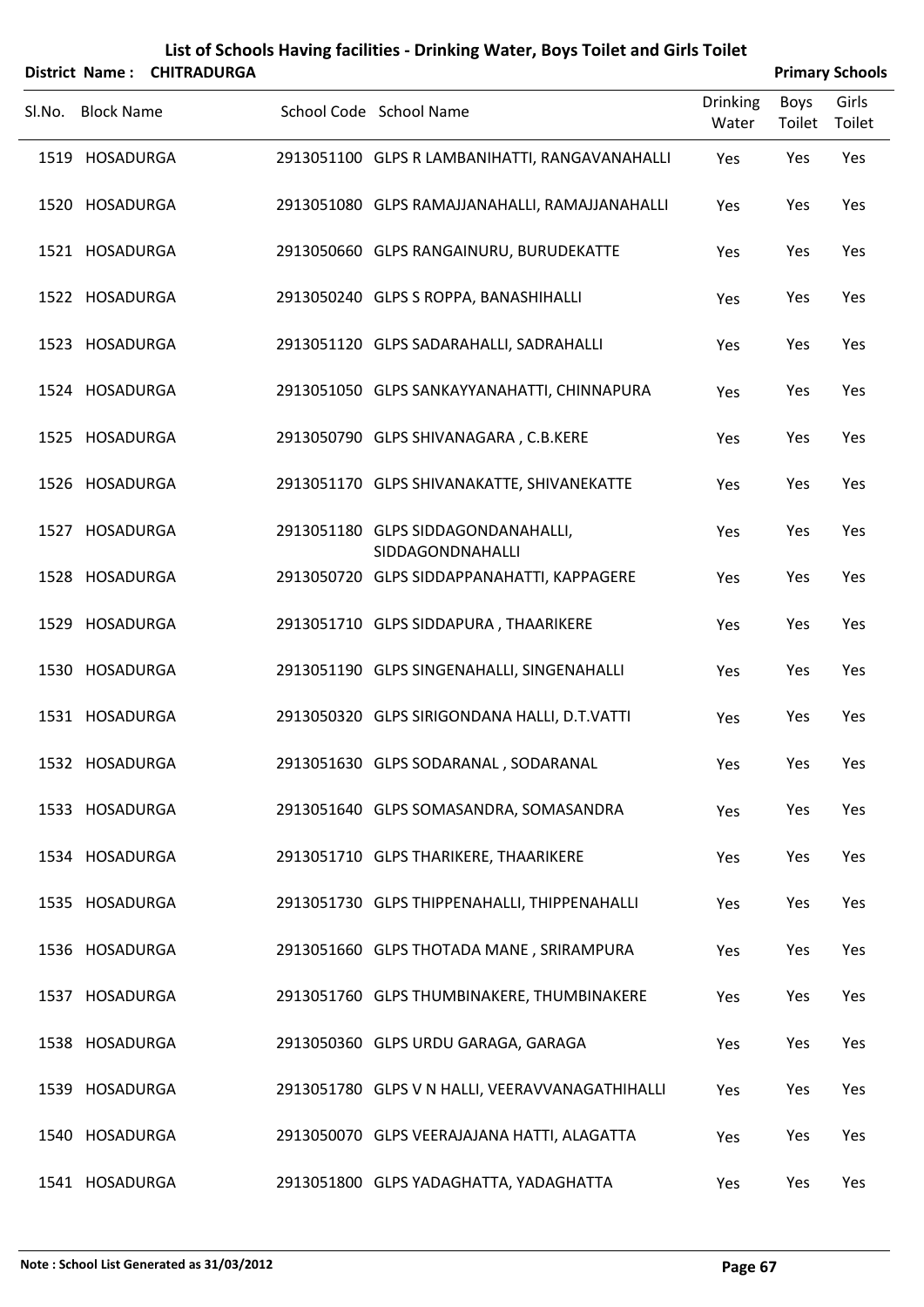# List of Schools Having facilities - Drinking Water, Boys Toilet and Girls Toilet

**District Name : CHITRADURGA** **Primary Schools**

| Sl.No. | Block Name | School Code | School Name | Drinking Water | Boys Toilet | Girls Toilet |
|---|---|---|---|---|---|---|
| 1519 | HOSADURGA | 2913051100 | GLPS R LAMBANIHATTI, RANGAVANAHALLI | Yes | Yes | Yes |
| 1520 | HOSADURGA | 2913051080 | GLPS RAMAJJANAHALLI, RAMAJJANAHALLI | Yes | Yes | Yes |
| 1521 | HOSADURGA | 2913050660 | GLPS RANGAINURU, BURUDEKATTE | Yes | Yes | Yes |
| 1522 | HOSADURGA | 2913050240 | GLPS S ROPPA, BANASHIHALLI | Yes | Yes | Yes |
| 1523 | HOSADURGA | 2913051120 | GLPS SADARAHALLI, SADRAHALLI | Yes | Yes | Yes |
| 1524 | HOSADURGA | 2913051050 | GLPS SANKAYYANAHATTI, CHINNAPURA | Yes | Yes | Yes |
| 1525 | HOSADURGA | 2913050790 | GLPS SHIVANAGARA , C.B.KERE | Yes | Yes | Yes |
| 1526 | HOSADURGA | 2913051170 | GLPS SHIVANAKATTE, SHIVANEKATTE | Yes | Yes | Yes |
| 1527 | HOSADURGA | 2913051180 | GLPS SIDDAGONDANAHALLI, SIDDAGONDNAHALLI | Yes | Yes | Yes |
| 1528 | HOSADURGA | 2913050720 | GLPS SIDDAPPANAHATTI, KAPPAGERE | Yes | Yes | Yes |
| 1529 | HOSADURGA | 2913051710 | GLPS SIDDAPURA , THAARIKERE | Yes | Yes | Yes |
| 1530 | HOSADURGA | 2913051190 | GLPS SINGENAHALLI, SINGENAHALLI | Yes | Yes | Yes |
| 1531 | HOSADURGA | 2913050320 | GLPS SIRIGONDANA HALLI, D.T.VATTI | Yes | Yes | Yes |
| 1532 | HOSADURGA | 2913051630 | GLPS SODARANAL , SODARANAL | Yes | Yes | Yes |
| 1533 | HOSADURGA | 2913051640 | GLPS SOMASANDRA, SOMASANDRA | Yes | Yes | Yes |
| 1534 | HOSADURGA | 2913051710 | GLPS THARIKERE, THAARIKERE | Yes | Yes | Yes |
| 1535 | HOSADURGA | 2913051730 | GLPS THIPPENAHALLI, THIPPENAHALLI | Yes | Yes | Yes |
| 1536 | HOSADURGA | 2913051660 | GLPS THOTADA MANE , SRIRAMPURA | Yes | Yes | Yes |
| 1537 | HOSADURGA | 2913051760 | GLPS THUMBINAKERE, THUMBINAKERE | Yes | Yes | Yes |
| 1538 | HOSADURGA | 2913050360 | GLPS URDU GARAGA, GARAGA | Yes | Yes | Yes |
| 1539 | HOSADURGA | 2913051780 | GLPS V N HALLI, VEERAVVANAGATHIHALLI | Yes | Yes | Yes |
| 1540 | HOSADURGA | 2913050070 | GLPS VEERAJAJANA HATTI, ALAGATTA | Yes | Yes | Yes |
| 1541 | HOSADURGA | 2913051800 | GLPS YADAGHATTA, YADAGHATTA | Yes | Yes | Yes |

**Note : School List Generated as 31/03/2012**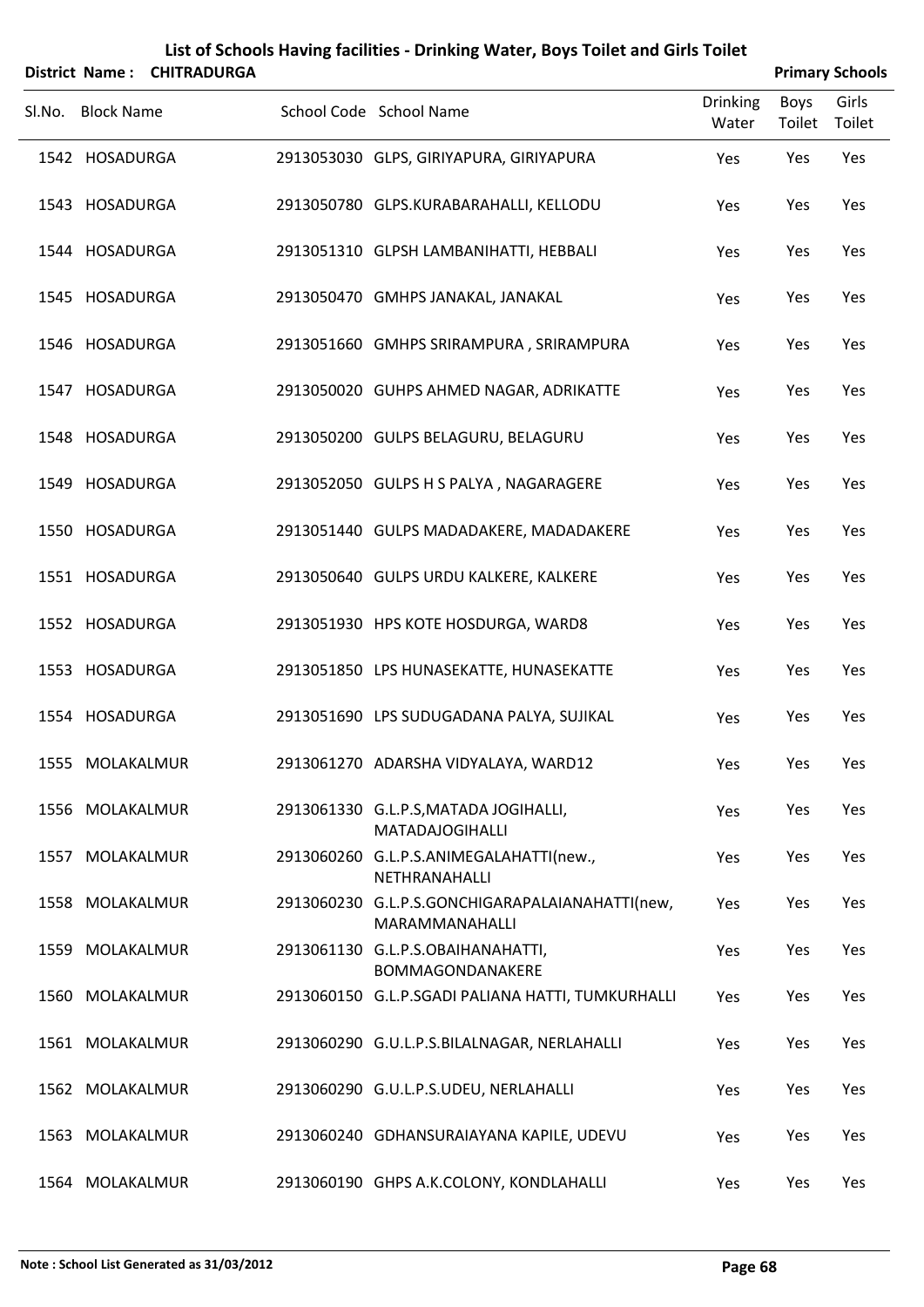# List of Schools Having facilities - Drinking Water, Boys Toilet and Girls Toilet

**District Name : CHITRADURGA** **Primary Schools**

| Sl.No. | Block Name | School Code | School Name | Drinking Water | Boys Toilet | Girls Toilet |
|---|---|---|---|---|---|---|
| 1542 | HOSADURGA | 2913053030 | GLPS, GIRIYAPURA, GIRIYAPURA | Yes | Yes | Yes |
| 1543 | HOSADURGA | 2913050780 | GLPS.KURABARAHALLI, KELLODU | Yes | Yes | Yes |
| 1544 | HOSADURGA | 2913051310 | GLPSH LAMBANIHATTI, HEBBALI | Yes | Yes | Yes |
| 1545 | HOSADURGA | 2913050470 | GMHPS JANAKAL, JANAKAL | Yes | Yes | Yes |
| 1546 | HOSADURGA | 2913051660 | GMHPS SRIRAMPURA , SRIRAMPURA | Yes | Yes | Yes |
| 1547 | HOSADURGA | 2913050020 | GUHPS AHMED NAGAR, ADRIKATTE | Yes | Yes | Yes |
| 1548 | HOSADURGA | 2913050200 | GULPS BELAGURU, BELAGURU | Yes | Yes | Yes |
| 1549 | HOSADURGA | 2913052050 | GULPS H S PALYA , NAGARAGERE | Yes | Yes | Yes |
| 1550 | HOSADURGA | 2913051440 | GULPS MADADAKERE, MADADAKERE | Yes | Yes | Yes |
| 1551 | HOSADURGA | 2913050640 | GULPS URDU KALKERE, KALKERE | Yes | Yes | Yes |
| 1552 | HOSADURGA | 2913051930 | HPS KOTE HOSDURGA, WARD8 | Yes | Yes | Yes |
| 1553 | HOSADURGA | 2913051850 | LPS HUNASEKATTE, HUNASEKATTE | Yes | Yes | Yes |
| 1554 | HOSADURGA | 2913051690 | LPS SUDUGADANA PALYA, SUJIKAL | Yes | Yes | Yes |
| 1555 | MOLAKALMUR | 2913061270 | ADARSHA VIDYALAYA, WARD12 | Yes | Yes | Yes |
| 1556 | MOLAKALMUR | 2913061330 | G.L.P.S,MATADA JOGIHALLI, MATADAJOGIHALLI | Yes | Yes | Yes |
| 1557 | MOLAKALMUR | 2913060260 | G.L.P.S.ANIMEGALAHATTI(new., NETHRANAHALLI | Yes | Yes | Yes |
| 1558 | MOLAKALMUR | 2913060230 | G.L.P.S.GONCHIGARAPALAIANAHATTI(new, MARAMMANAHALLI | Yes | Yes | Yes |
| 1559 | MOLAKALMUR | 2913061130 | G.L.P.S.OBAIHANAHATTI, BOMMAGONDANAKERE | Yes | Yes | Yes |
| 1560 | MOLAKALMUR | 2913060150 | G.L.P.SGADI PALIANA HATTI, TUMKURHALLI | Yes | Yes | Yes |
| 1561 | MOLAKALMUR | 2913060290 | G.U.L.P.S.BILALNAGAR, NERLAHALLI | Yes | Yes | Yes |
| 1562 | MOLAKALMUR | 2913060290 | G.U.L.P.S.UDEU, NERLAHALLI | Yes | Yes | Yes |
| 1563 | MOLAKALMUR | 2913060240 | GDHANSURAIAYANA KAPILE, UDEVU | Yes | Yes | Yes |
| 1564 | MOLAKALMUR | 2913060190 | GHPS A.K.COLONY, KONDLAHALLI | Yes | Yes | Yes |

**Note : School List Generated as 31/03/2012**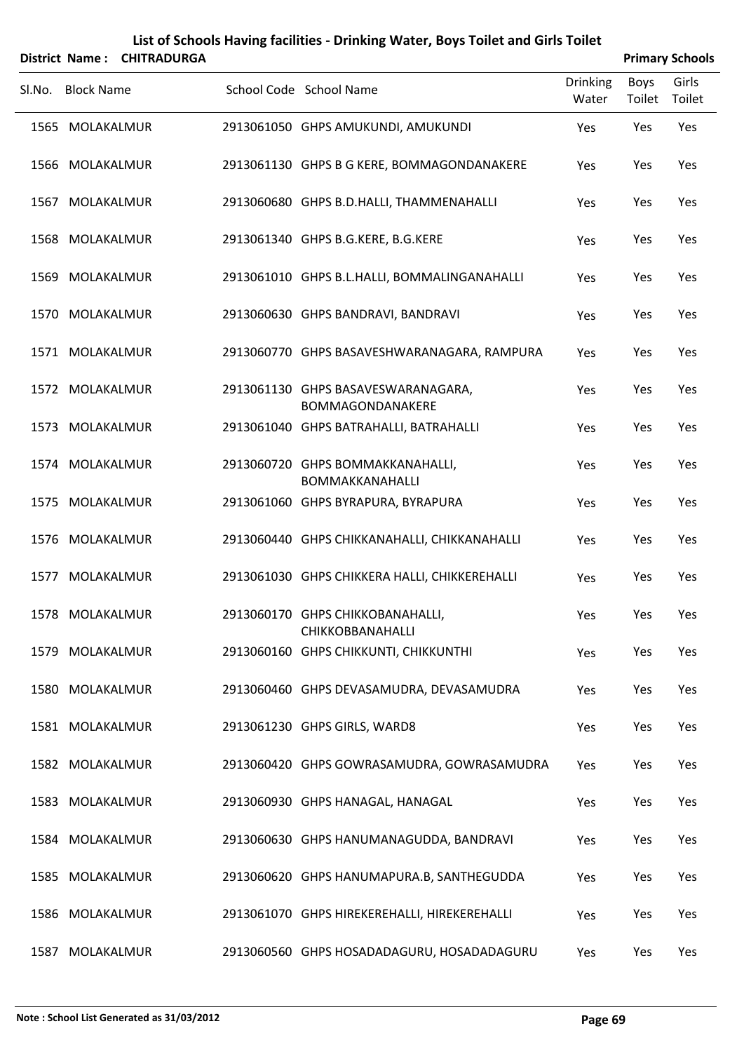# List of Schools Having facilities - Drinking Water, Boys Toilet and Girls Toilet

**District Name : CHITRADURGA** **Primary Schools**

| Sl.No. | Block Name | School Code | School Name | Drinking Water | Boys Toilet | Girls Toilet |
|---|---|---|---|---|---|---|
| 1565 | MOLAKALMUR | 2913061050 | GHPS AMUKUNDI, AMUKUNDI | Yes | Yes | Yes |
| 1566 | MOLAKALMUR | 2913061130 | GHPS B G KERE, BOMMAGONDANAKERE | Yes | Yes | Yes |
| 1567 | MOLAKALMUR | 2913060680 | GHPS B.D.HALLI, THAMMENAHALLI | Yes | Yes | Yes |
| 1568 | MOLAKALMUR | 2913061340 | GHPS B.G.KERE, B.G.KERE | Yes | Yes | Yes |
| 1569 | MOLAKALMUR | 2913061010 | GHPS B.L.HALLI, BOMMALINGANAHALLI | Yes | Yes | Yes |
| 1570 | MOLAKALMUR | 2913060630 | GHPS BANDRAVI, BANDRAVI | Yes | Yes | Yes |
| 1571 | MOLAKALMUR | 2913060770 | GHPS BASAVESHWARANAGARA, RAMPURA | Yes | Yes | Yes |
| 1572 | MOLAKALMUR | 2913061130 | GHPS BASAVESWARANAGARA, BOMMAGONDANAKERE | Yes | Yes | Yes |
| 1573 | MOLAKALMUR | 2913061040 | GHPS BATRAHALLI, BATRAHALLI | Yes | Yes | Yes |
| 1574 | MOLAKALMUR | 2913060720 | GHPS BOMMAKKANAHALLI, BOMMAKKANAHALLI | Yes | Yes | Yes |
| 1575 | MOLAKALMUR | 2913061060 | GHPS BYRAPURA, BYRAPURA | Yes | Yes | Yes |
| 1576 | MOLAKALMUR | 2913060440 | GHPS CHIKKANAHALLI, CHIKKANAHALLI | Yes | Yes | Yes |
| 1577 | MOLAKALMUR | 2913061030 | GHPS CHIKKERA HALLI, CHIKKEREHALLI | Yes | Yes | Yes |
| 1578 | MOLAKALMUR | 2913060170 | GHPS CHIKKOBANAHALLI, CHIKKOBBANAHALLI | Yes | Yes | Yes |
| 1579 | MOLAKALMUR | 2913060160 | GHPS CHIKKUNTI, CHIKKUNTHI | Yes | Yes | Yes |
| 1580 | MOLAKALMUR | 2913060460 | GHPS DEVASAMUDRA, DEVASAMUDRA | Yes | Yes | Yes |
| 1581 | MOLAKALMUR | 2913061230 | GHPS GIRLS, WARD8 | Yes | Yes | Yes |
| 1582 | MOLAKALMUR | 2913060420 | GHPS GOWRASAMUDRA, GOWRASAMUDRA | Yes | Yes | Yes |
| 1583 | MOLAKALMUR | 2913060930 | GHPS HANAGAL, HANAGAL | Yes | Yes | Yes |
| 1584 | MOLAKALMUR | 2913060630 | GHPS HANUMANAGUDDA, BANDRAVI | Yes | Yes | Yes |
| 1585 | MOLAKALMUR | 2913060620 | GHPS HANUMAPURA.B, SANTHEGUDDA | Yes | Yes | Yes |
| 1586 | MOLAKALMUR | 2913061070 | GHPS HIREKEREHALLI, HIREKEREHALLI | Yes | Yes | Yes |
| 1587 | MOLAKALMUR | 2913060560 | GHPS HOSADADAGURU, HOSADADAGURU | Yes | Yes | Yes |

Note : School List Generated as 31/03/2012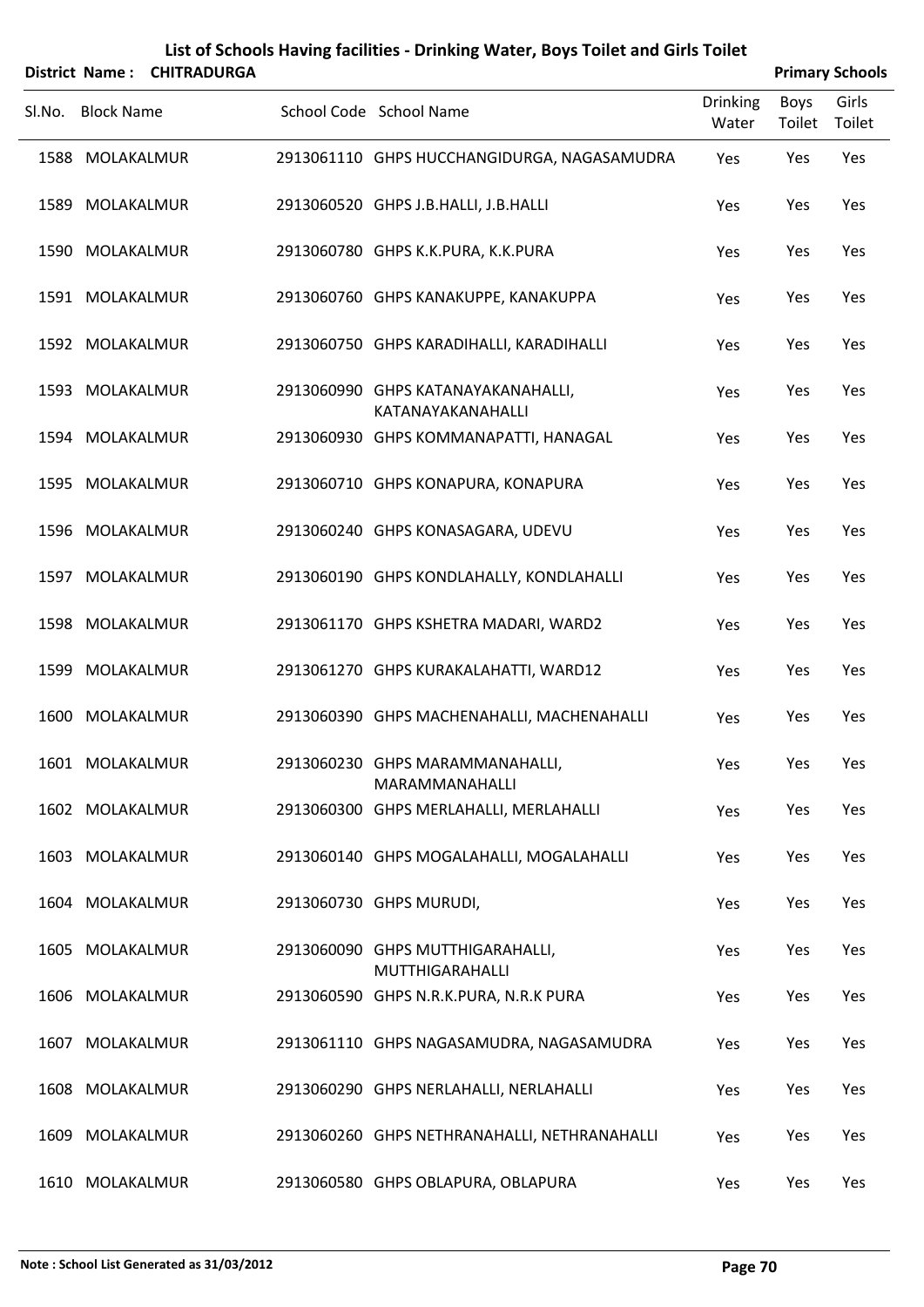# List of Schools Having facilities - Drinking Water, Boys Toilet and Girls Toilet

**District Name : CHITRADURGA** **Primary Schools**

| Sl.No. | Block Name | School Code | School Name | Drinking Water | Boys Toilet | Girls Toilet |
|---|---|---|---|---|---|---|
| 1588 | MOLAKALMUR | 2913061110 | GHPS HUCCHANGIDURGA, NAGASAMUDRA | Yes | Yes | Yes |
| 1589 | MOLAKALMUR | 2913060520 | GHPS J.B.HALLI, J.B.HALLI | Yes | Yes | Yes |
| 1590 | MOLAKALMUR | 2913060780 | GHPS K.K.PURA, K.K.PURA | Yes | Yes | Yes |
| 1591 | MOLAKALMUR | 2913060760 | GHPS KANAKUPPE, KANAKUPPA | Yes | Yes | Yes |
| 1592 | MOLAKALMUR | 2913060750 | GHPS KARADIHALLI, KARADIHALLI | Yes | Yes | Yes |
| 1593 | MOLAKALMUR | 2913060990 | GHPS KATANAYAKANAHALLI, KATANAYAKANAHALLI | Yes | Yes | Yes |
| 1594 | MOLAKALMUR | 2913060930 | GHPS KOMMANAPATTI, HANAGAL | Yes | Yes | Yes |
| 1595 | MOLAKALMUR | 2913060710 | GHPS KONAPURA, KONAPURA | Yes | Yes | Yes |
| 1596 | MOLAKALMUR | 2913060240 | GHPS KONASAGARA, UDEVU | Yes | Yes | Yes |
| 1597 | MOLAKALMUR | 2913060190 | GHPS KONDLAHALLY, KONDLAHALLI | Yes | Yes | Yes |
| 1598 | MOLAKALMUR | 2913061170 | GHPS KSHETRA MADARI, WARD2 | Yes | Yes | Yes |
| 1599 | MOLAKALMUR | 2913061270 | GHPS KURAKALAHATTI, WARD12 | Yes | Yes | Yes |
| 1600 | MOLAKALMUR | 2913060390 | GHPS MACHENAHALLI, MACHENAHALLI | Yes | Yes | Yes |
| 1601 | MOLAKALMUR | 2913060230 | GHPS MARAMMANAHALLI, MARAMMANAHALLI | Yes | Yes | Yes |
| 1602 | MOLAKALMUR | 2913060300 | GHPS MERLAHALLI, MERLAHALLI | Yes | Yes | Yes |
| 1603 | MOLAKALMUR | 2913060140 | GHPS MOGALAHALLI, MOGALAHALLI | Yes | Yes | Yes |
| 1604 | MOLAKALMUR | 2913060730 | GHPS MURUDI, | Yes | Yes | Yes |
| 1605 | MOLAKALMUR | 2913060090 | GHPS MUTTHIGARAHALLI, MUTTHIGARAHALLI | Yes | Yes | Yes |
| 1606 | MOLAKALMUR | 2913060590 | GHPS N.R.K.PURA, N.R.K PURA | Yes | Yes | Yes |
| 1607 | MOLAKALMUR | 2913061110 | GHPS NAGASAMUDRA, NAGASAMUDRA | Yes | Yes | Yes |
| 1608 | MOLAKALMUR | 2913060290 | GHPS NERLAHALLI, NERLAHALLI | Yes | Yes | Yes |
| 1609 | MOLAKALMUR | 2913060260 | GHPS NETHRANAHALLI, NETHRANAHALLI | Yes | Yes | Yes |
| 1610 | MOLAKALMUR | 2913060580 | GHPS OBLAPURA, OBLAPURA | Yes | Yes | Yes |

**Note : School List Generated as 31/03/2012**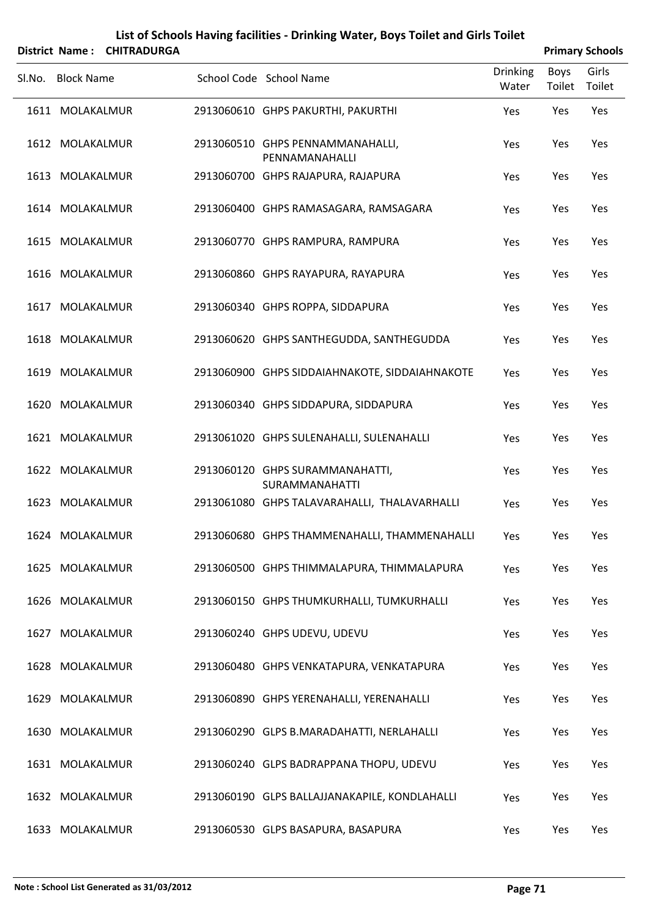# List of Schools Having facilities - Drinking Water, Boys Toilet and Girls Toilet

**District Name : CHITRADURGA** **Primary Schools**

| Sl.No. | Block Name | School Code | School Name | Drinking Water | Boys Toilet | Girls Toilet |
|---|---|---|---|---|---|---|
| 1611 | MOLAKALMUR | 2913060610 | GHPS PAKURTHI, PAKURTHI | Yes | Yes | Yes |
| 1612 | MOLAKALMUR | 2913060510 | GHPS PENNAMMANAHALLI, PENNAMANAHALLI | Yes | Yes | Yes |
| 1613 | MOLAKALMUR | 2913060700 | GHPS RAJAPURA, RAJAPURA | Yes | Yes | Yes |
| 1614 | MOLAKALMUR | 2913060400 | GHPS RAMASAGARA, RAMSAGARA | Yes | Yes | Yes |
| 1615 | MOLAKALMUR | 2913060770 | GHPS RAMPURA, RAMPURA | Yes | Yes | Yes |
| 1616 | MOLAKALMUR | 2913060860 | GHPS RAYAPURA, RAYAPURA | Yes | Yes | Yes |
| 1617 | MOLAKALMUR | 2913060340 | GHPS ROPPA, SIDDAPURA | Yes | Yes | Yes |
| 1618 | MOLAKALMUR | 2913060620 | GHPS SANTHEGUDDA, SANTHEGUDDA | Yes | Yes | Yes |
| 1619 | MOLAKALMUR | 2913060900 | GHPS SIDDAIAHNAKOTE, SIDDAIAHNAKOTE | Yes | Yes | Yes |
| 1620 | MOLAKALMUR | 2913060340 | GHPS SIDDAPURA, SIDDAPURA | Yes | Yes | Yes |
| 1621 | MOLAKALMUR | 2913061020 | GHPS SULENAHALLI, SULENAHALLI | Yes | Yes | Yes |
| 1622 | MOLAKALMUR | 2913060120 | GHPS SURAMMANAHATTI, SURAMMANAHATTI | Yes | Yes | Yes |
| 1623 | MOLAKALMUR | 2913061080 | GHPS TALAVARAHALLI, THALAVARHALLI | Yes | Yes | Yes |
| 1624 | MOLAKALMUR | 2913060680 | GHPS THAMMENAHALLI, THAMMENAHALLI | Yes | Yes | Yes |
| 1625 | MOLAKALMUR | 2913060500 | GHPS THIMMALAPURA, THIMMALAPURA | Yes | Yes | Yes |
| 1626 | MOLAKALMUR | 2913060150 | GHPS THUMKURHALLI, TUMKURHALLI | Yes | Yes | Yes |
| 1627 | MOLAKALMUR | 2913060240 | GHPS UDEVU, UDEVU | Yes | Yes | Yes |
| 1628 | MOLAKALMUR | 2913060480 | GHPS VENKATAPURA, VENKATAPURA | Yes | Yes | Yes |
| 1629 | MOLAKALMUR | 2913060890 | GHPS YERENAHALLI, YERENAHALLI | Yes | Yes | Yes |
| 1630 | MOLAKALMUR | 2913060290 | GLPS B.MARADAHATTI, NERLAHALLI | Yes | Yes | Yes |
| 1631 | MOLAKALMUR | 2913060240 | GLPS BADRAPPANA THOPU, UDEVU | Yes | Yes | Yes |
| 1632 | MOLAKALMUR | 2913060190 | GLPS BALLAJJANAKAPILE, KONDLAHALLI | Yes | Yes | Yes |
| 1633 | MOLAKALMUR | 2913060530 | GLPS BASAPURA, BASAPURA | Yes | Yes | Yes |

**Note : School List Generated as 31/03/2012**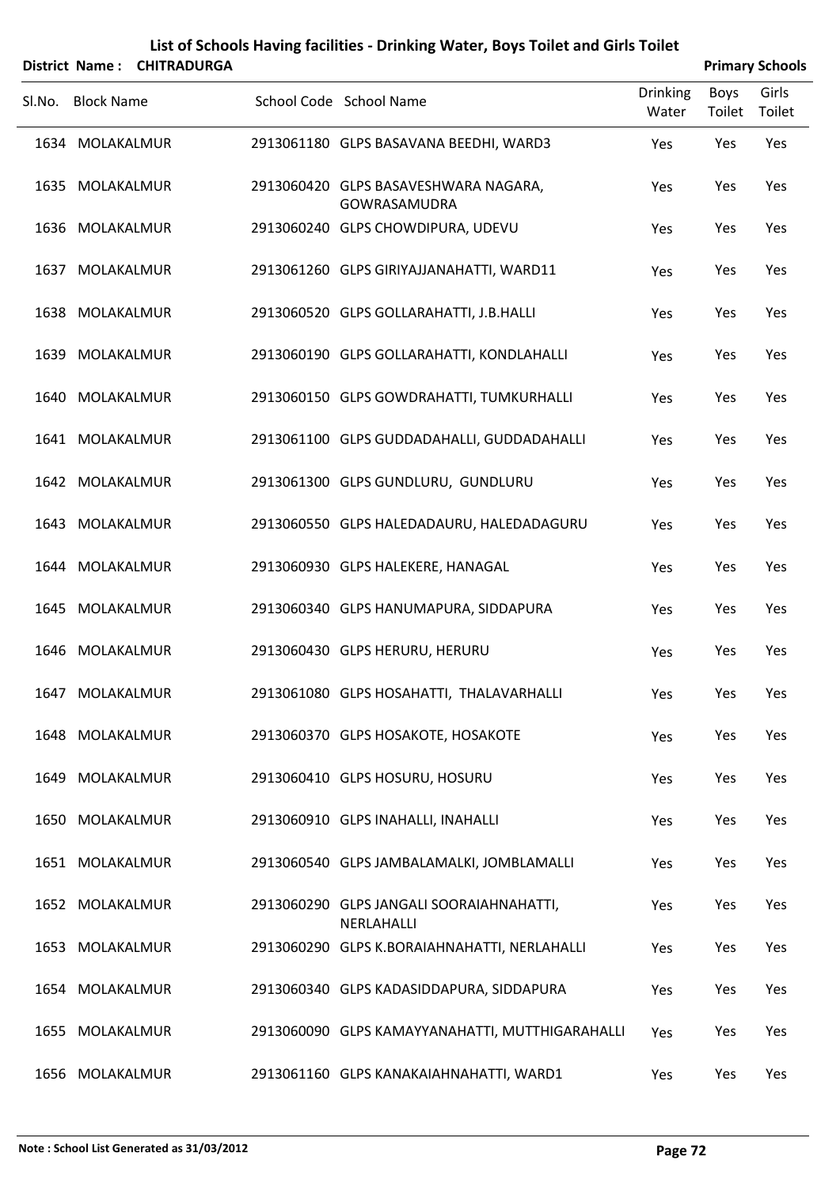# List of Schools Having facilities - Drinking Water, Boys Toilet and Girls Toilet

**District Name : CHITRADURGA** **Primary Schools**

| Sl.No. | Block Name | School Code | School Name | Drinking Water | Boys Toilet | Girls Toilet |
|---|---|---|---|---|---|---|
| 1634 | MOLAKALMUR | 2913061180 | GLPS BASAVANA BEEDHI, WARD3 | Yes | Yes | Yes |
| 1635 | MOLAKALMUR | 2913060420 | GLPS BASAVESHWARA NAGARA, GOWRASAMUDRA | Yes | Yes | Yes |
| 1636 | MOLAKALMUR | 2913060240 | GLPS CHOWDIPURA, UDEVU | Yes | Yes | Yes |
| 1637 | MOLAKALMUR | 2913061260 | GLPS GIRIYAJJANAHATTI, WARD11 | Yes | Yes | Yes |
| 1638 | MOLAKALMUR | 2913060520 | GLPS GOLLARAHATTI, J.B.HALLI | Yes | Yes | Yes |
| 1639 | MOLAKALMUR | 2913060190 | GLPS GOLLARAHATTI, KONDLAHALLI | Yes | Yes | Yes |
| 1640 | MOLAKALMUR | 2913060150 | GLPS GOWDRAHATTI, TUMKURHALLI | Yes | Yes | Yes |
| 1641 | MOLAKALMUR | 2913061100 | GLPS GUDDADAHALLI, GUDDADAHALLI | Yes | Yes | Yes |
| 1642 | MOLAKALMUR | 2913061300 | GLPS GUNDLURU, GUNDLURU | Yes | Yes | Yes |
| 1643 | MOLAKALMUR | 2913060550 | GLPS HALEDADAURU, HALEDADAGURU | Yes | Yes | Yes |
| 1644 | MOLAKALMUR | 2913060930 | GLPS HALEKERE, HANAGAL | Yes | Yes | Yes |
| 1645 | MOLAKALMUR | 2913060340 | GLPS HANUMAPURA, SIDDAPURA | Yes | Yes | Yes |
| 1646 | MOLAKALMUR | 2913060430 | GLPS HERURU, HERURU | Yes | Yes | Yes |
| 1647 | MOLAKALMUR | 2913061080 | GLPS HOSAHATTI, THALAVARHALLI | Yes | Yes | Yes |
| 1648 | MOLAKALMUR | 2913060370 | GLPS HOSAKOTE, HOSAKOTE | Yes | Yes | Yes |
| 1649 | MOLAKALMUR | 2913060410 | GLPS HOSURU, HOSURU | Yes | Yes | Yes |
| 1650 | MOLAKALMUR | 2913060910 | GLPS INAHALLI, INAHALLI | Yes | Yes | Yes |
| 1651 | MOLAKALMUR | 2913060540 | GLPS JAMBALAMALKI, JOMBLAMALLI | Yes | Yes | Yes |
| 1652 | MOLAKALMUR | 2913060290 | GLPS JANGALI SOORAIAHNAHATTI, NERLAHALLI | Yes | Yes | Yes |
| 1653 | MOLAKALMUR | 2913060290 | GLPS K.BORAIAHNAHATTI, NERLAHALLI | Yes | Yes | Yes |
| 1654 | MOLAKALMUR | 2913060340 | GLPS KADASIDDAPURA, SIDDAPURA | Yes | Yes | Yes |
| 1655 | MOLAKALMUR | 2913060090 | GLPS KAMAYYANAHATTI, MUTTHIGARAHALLI | Yes | Yes | Yes |
| 1656 | MOLAKALMUR | 2913061160 | GLPS KANAKAIAHNAHATTI, WARD1 | Yes | Yes | Yes |

**Note : School List Generated as 31/03/2012**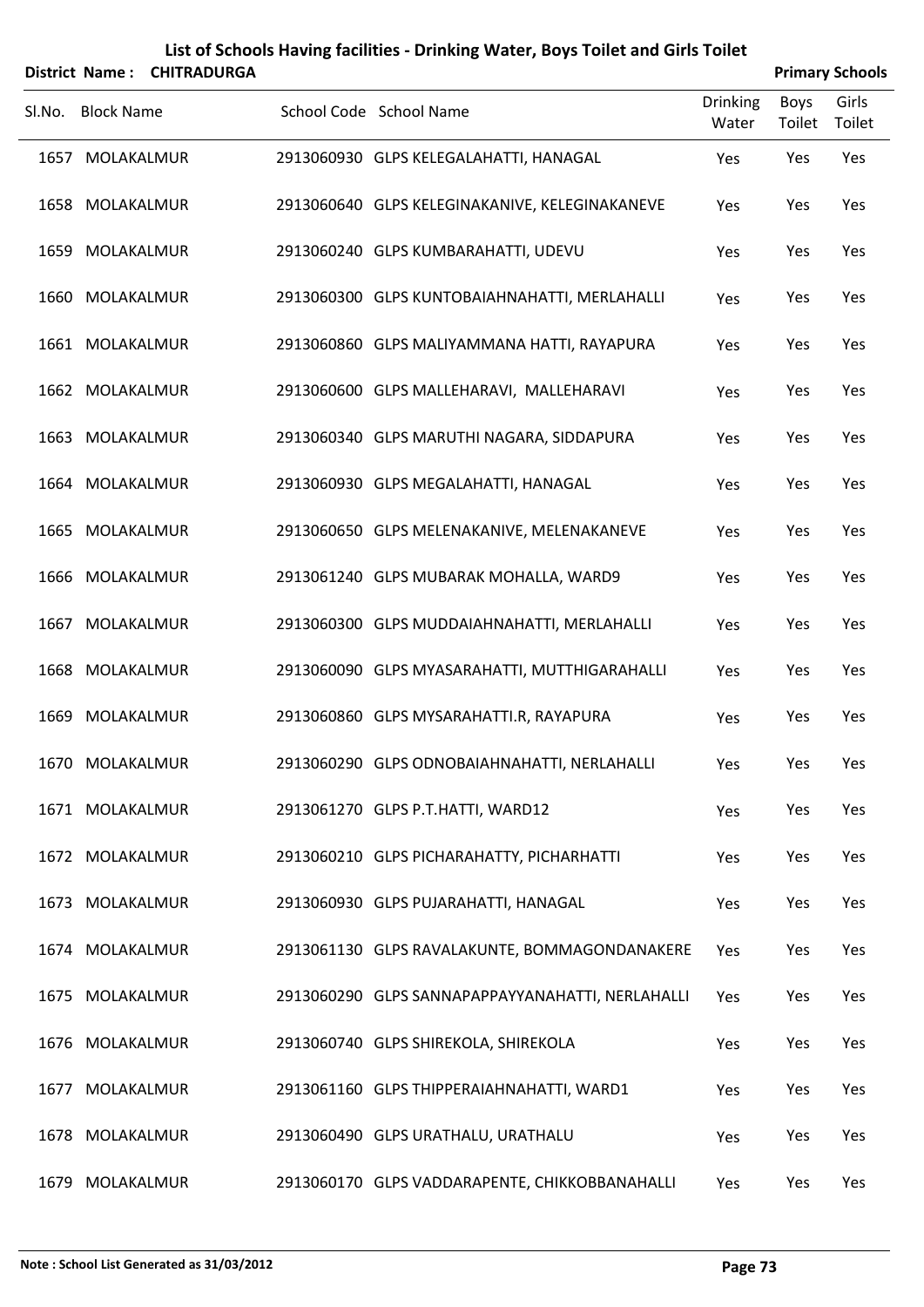# List of Schools Having facilities - Drinking Water, Boys Toilet and Girls Toilet

**District Name : CHITRADURGA** **Primary Schools**

| Sl.No. | Block Name | School Code | School Name | Drinking Water | Boys Toilet | Girls Toilet |
|---|---|---|---|---|---|---|
| 1657 | MOLAKALMUR | 2913060930 | GLPS KELEGALAHATTI, HANAGAL | Yes | Yes | Yes |
| 1658 | MOLAKALMUR | 2913060640 | GLPS KELEGINAKANIVE, KELEGINAKANEVE | Yes | Yes | Yes |
| 1659 | MOLAKALMUR | 2913060240 | GLPS KUMBARAHATTI, UDEVU | Yes | Yes | Yes |
| 1660 | MOLAKALMUR | 2913060300 | GLPS KUNTOBAIAHNAHATTI, MERLAHALLI | Yes | Yes | Yes |
| 1661 | MOLAKALMUR | 2913060860 | GLPS MALIYAMMANA HATTI, RAYAPURA | Yes | Yes | Yes |
| 1662 | MOLAKALMUR | 2913060600 | GLPS MALLEHARAVI, MALLEHARAVI | Yes | Yes | Yes |
| 1663 | MOLAKALMUR | 2913060340 | GLPS MARUTHI NAGARA, SIDDAPURA | Yes | Yes | Yes |
| 1664 | MOLAKALMUR | 2913060930 | GLPS MEGALAHATTI, HANAGAL | Yes | Yes | Yes |
| 1665 | MOLAKALMUR | 2913060650 | GLPS MELENAKANIVE, MELENAKANEVE | Yes | Yes | Yes |
| 1666 | MOLAKALMUR | 2913061240 | GLPS MUBARAK MOHALLA, WARD9 | Yes | Yes | Yes |
| 1667 | MOLAKALMUR | 2913060300 | GLPS MUDDAIAHNAHATTI, MERLAHALLI | Yes | Yes | Yes |
| 1668 | MOLAKALMUR | 2913060090 | GLPS MYASARAHATTI, MUTTHIGARAHALLI | Yes | Yes | Yes |
| 1669 | MOLAKALMUR | 2913060860 | GLPS MYSARAHATTI.R, RAYAPURA | Yes | Yes | Yes |
| 1670 | MOLAKALMUR | 2913060290 | GLPS ODNOBAIAHNAHATTI, NERLAHALLI | Yes | Yes | Yes |
| 1671 | MOLAKALMUR | 2913061270 | GLPS P.T.HATTI, WARD12 | Yes | Yes | Yes |
| 1672 | MOLAKALMUR | 2913060210 | GLPS PICHARAHATTY, PICHARHATTI | Yes | Yes | Yes |
| 1673 | MOLAKALMUR | 2913060930 | GLPS PUJARAHATTI, HANAGAL | Yes | Yes | Yes |
| 1674 | MOLAKALMUR | 2913061130 | GLPS RAVALAKUNTE, BOMMAGONDANAKERE | Yes | Yes | Yes |
| 1675 | MOLAKALMUR | 2913060290 | GLPS SANNAPAPPAYYANAHATTI, NERLAHALLI | Yes | Yes | Yes |
| 1676 | MOLAKALMUR | 2913060740 | GLPS SHIREKOLA, SHIREKOLA | Yes | Yes | Yes |
| 1677 | MOLAKALMUR | 2913061160 | GLPS THIPPERAIAHNAHATTI, WARD1 | Yes | Yes | Yes |
| 1678 | MOLAKALMUR | 2913060490 | GLPS URATHALU, URATHALU | Yes | Yes | Yes |
| 1679 | MOLAKALMUR | 2913060170 | GLPS VADDARAPENTE, CHIKKOBBANAHALLI | Yes | Yes | Yes |

**Note : School List Generated as 31/03/2012**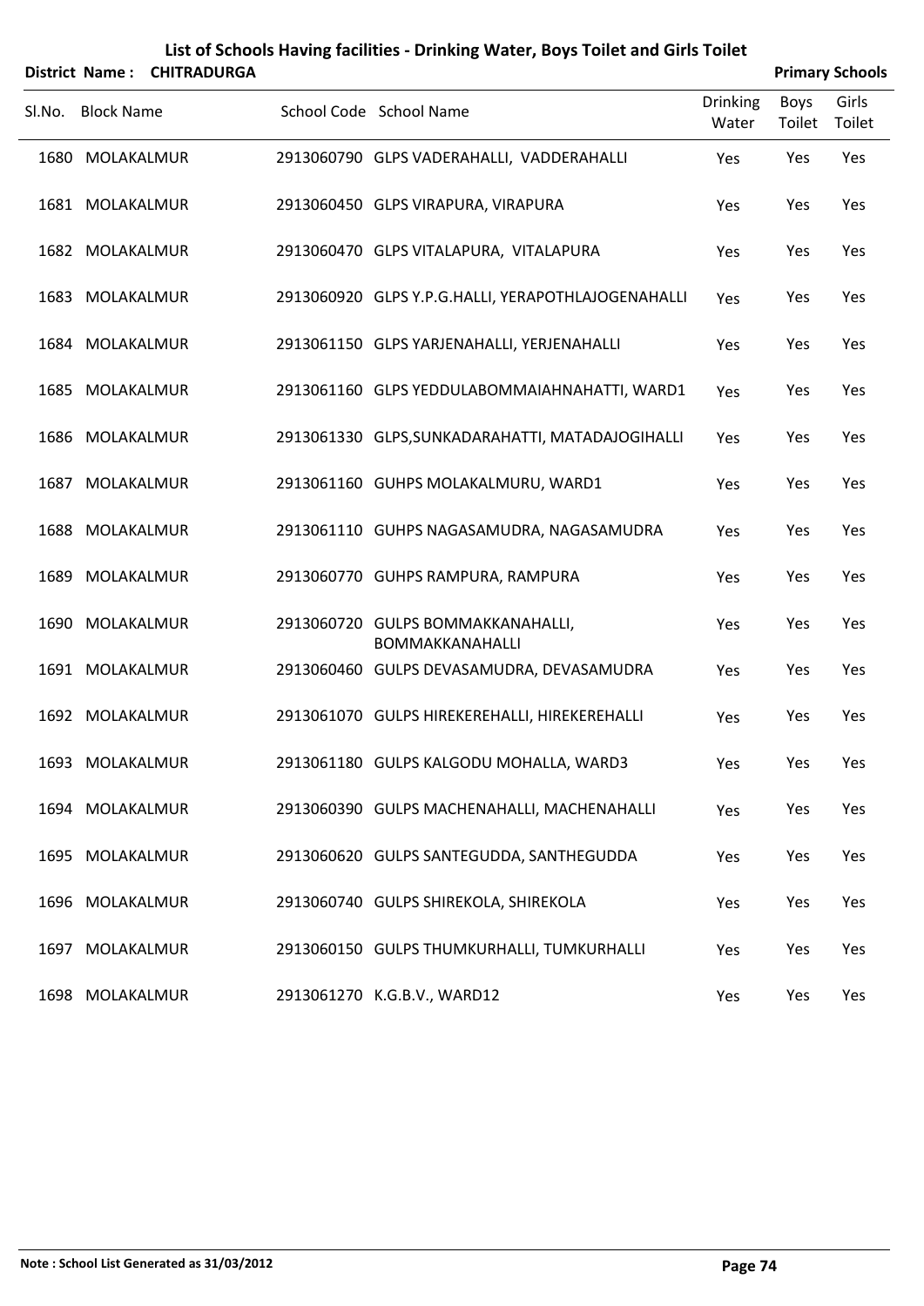# List of Schools Having facilities - Drinking Water, Boys Toilet and Girls Toilet

**District Name : CHITRADURGA** **Primary Schools**

| Sl.No. | Block Name | School Code | School Name | Drinking Water | Boys Toilet | Girls Toilet |
|---|---|---|---|---|---|---|
| 1680 | MOLAKALMUR | 2913060790 | GLPS VADERAHALLI, VADDERAHALLI | Yes | Yes | Yes |
| 1681 | MOLAKALMUR | 2913060450 | GLPS VIRAPURA, VIRAPURA | Yes | Yes | Yes |
| 1682 | MOLAKALMUR | 2913060470 | GLPS VITALAPURA, VITALAPURA | Yes | Yes | Yes |
| 1683 | MOLAKALMUR | 2913060920 | GLPS Y.P.G.HALLI, YERAPOTHLAJOGENAHALLI | Yes | Yes | Yes |
| 1684 | MOLAKALMUR | 2913061150 | GLPS YARJENAHALLI, YERJENAHALLI | Yes | Yes | Yes |
| 1685 | MOLAKALMUR | 2913061160 | GLPS YEDDULABOMMAIAHNAHATTI, WARD1 | Yes | Yes | Yes |
| 1686 | MOLAKALMUR | 2913061330 | GLPS,SUNKADARAHATTI, MATADAJOGIHALLI | Yes | Yes | Yes |
| 1687 | MOLAKALMUR | 2913061160 | GUHPS MOLAKALMURU, WARD1 | Yes | Yes | Yes |
| 1688 | MOLAKALMUR | 2913061110 | GUHPS NAGASAMUDRA, NAGASAMUDRA | Yes | Yes | Yes |
| 1689 | MOLAKALMUR | 2913060770 | GUHPS RAMPURA, RAMPURA | Yes | Yes | Yes |
| 1690 | MOLAKALMUR | 2913060720 | GULPS BOMMAKKANAHALLI, BOMMAKKANAHALLI | Yes | Yes | Yes |
| 1691 | MOLAKALMUR | 2913060460 | GULPS DEVASAMUDRA, DEVASAMUDRA | Yes | Yes | Yes |
| 1692 | MOLAKALMUR | 2913061070 | GULPS HIREKEREHALLI, HIREKEREHALLI | Yes | Yes | Yes |
| 1693 | MOLAKALMUR | 2913061180 | GULPS KALGODU MOHALLA, WARD3 | Yes | Yes | Yes |
| 1694 | MOLAKALMUR | 2913060390 | GULPS MACHENAHALLI, MACHENAHALLI | Yes | Yes | Yes |
| 1695 | MOLAKALMUR | 2913060620 | GULPS SANTEGUDDA, SANTHEGUDDA | Yes | Yes | Yes |
| 1696 | MOLAKALMUR | 2913060740 | GULPS SHIREKOLA, SHIREKOLA | Yes | Yes | Yes |
| 1697 | MOLAKALMUR | 2913060150 | GULPS THUMKURHALLI, TUMKURHALLI | Yes | Yes | Yes |
| 1698 | MOLAKALMUR | 2913061270 | K.G.B.V., WARD12 | Yes | Yes | Yes |

**Note : School List Generated as 31/03/2012**